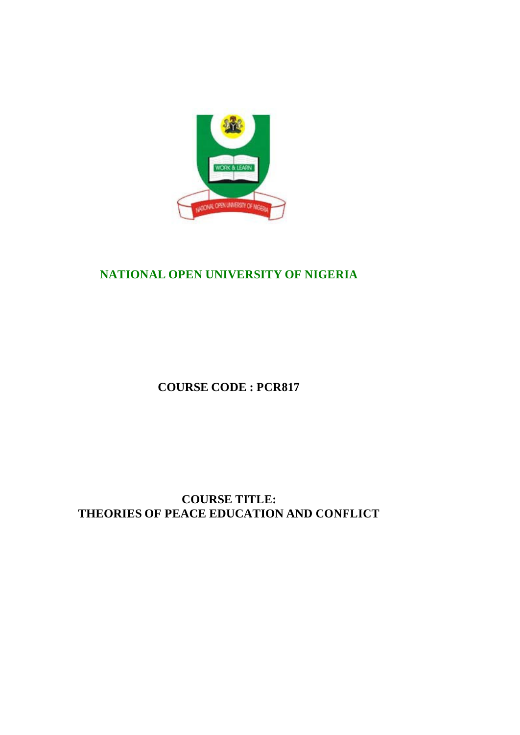**NATIONAL OPEN UNIVERSITY OF NIGERIA**

**COURSE CODE : PCR817**

**COURSE TITLE:**
**THEORIES OF PEACE EDUCATION AND CONFLICT**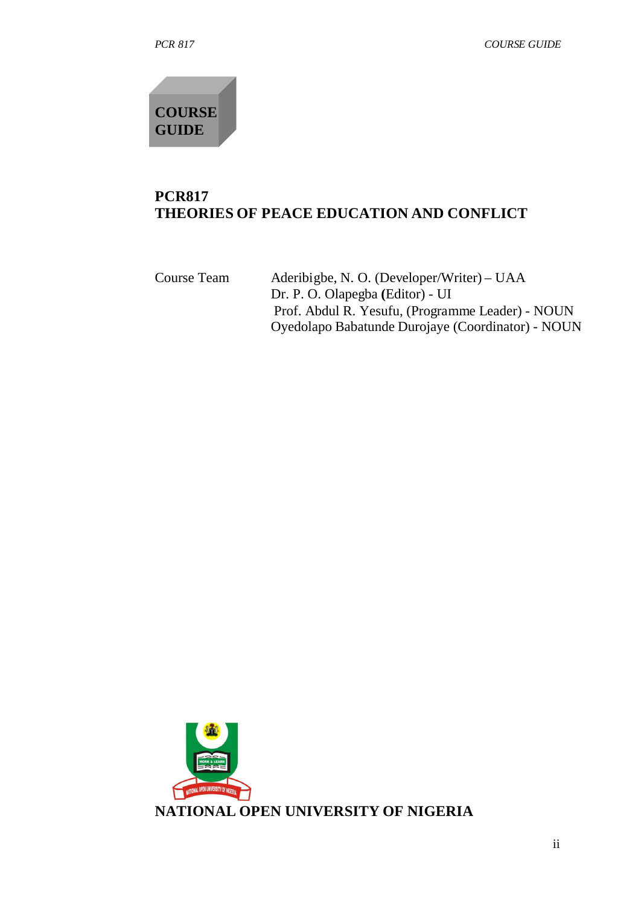**COURSE GUIDE**

# PCR817
# THEORIES OF PEACE EDUCATION AND CONFLICT

| | |
|---|---|
| Course Team | Aderibigbe, N. O. (Developer/Writer) – UAA |
| | Dr. P. O. Olapegba **(**Editor) - UI |
| | Prof. Abdul R. Yesufu, (Programme Leader) - NOUN |
| | Oyedolapo Babatunde Durojaye (Coordinator) - NOUN |

**NATIONAL OPEN UNIVERSITY OF NIGERIA**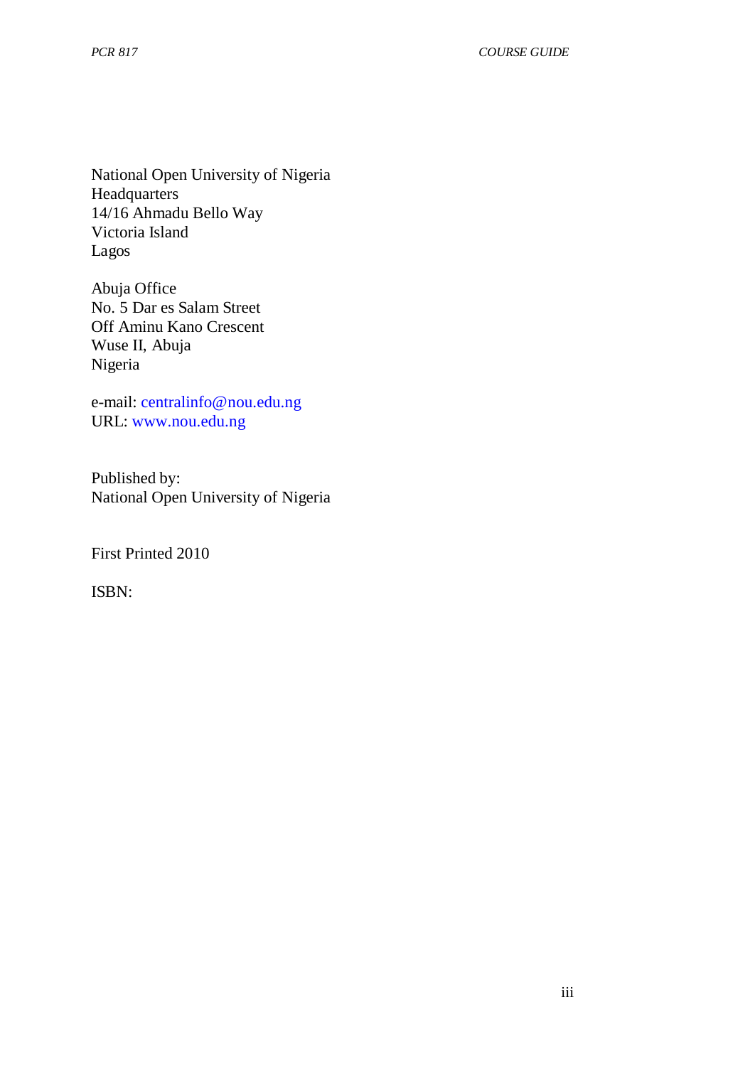National Open University of Nigeria
Headquarters
14/16 Ahmadu Bello Way
Victoria Island
Lagos

Abuja Office
No. 5 Dar es Salam Street
Off Aminu Kano Crescent
Wuse II, Abuja
Nigeria

e-mail: centralinfo@nou.edu.ng
URL: www.nou.edu.ng

Published by:
National Open University of Nigeria

First Printed 2010

ISBN: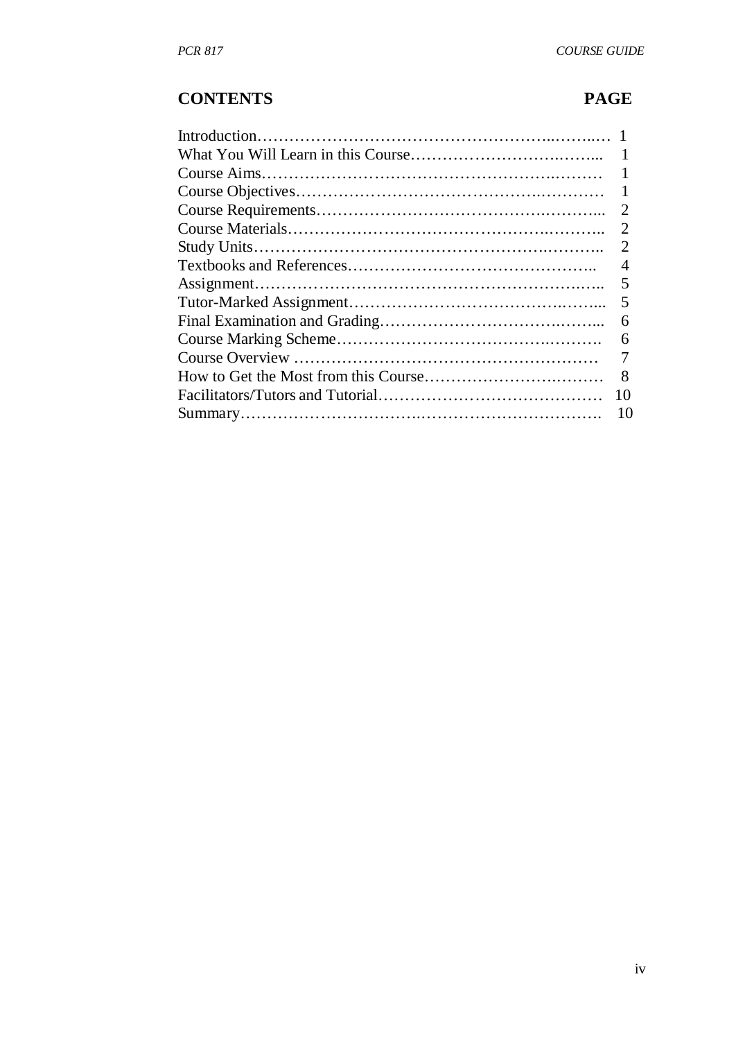## CONTENTS PAGE

| CONTENTS | PAGE |
| --- | --- |
| Introduction | 1 |
| What You Will Learn in this Course | 1 |
| Course Aims | 1 |
| Course Objectives | 1 |
| Course Requirements | 2 |
| Course Materials | 2 |
| Study Units | 2 |
| Textbooks and References | 4 |
| Assignment | 5 |
| Tutor-Marked Assignment | 5 |
| Final Examination and Grading | 6 |
| Course Marking Scheme | 6 |
| Course Overview | 7 |
| How to Get the Most from this Course | 8 |
| Facilitators/Tutors and Tutorial | 10 |
| Summary | 10 |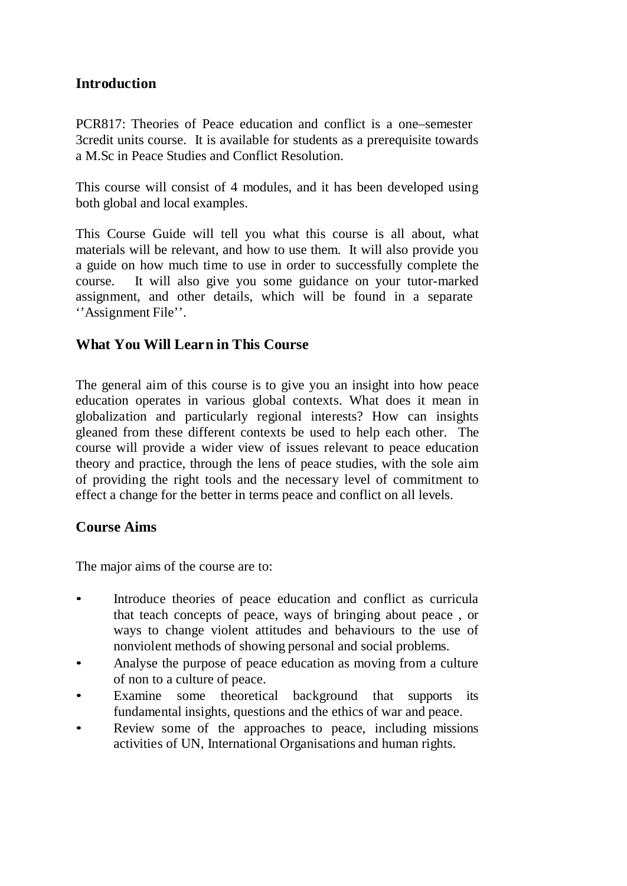## Introduction

PCR817: Theories of Peace education and conflict is a one–semester 3credit units course. It is available for students as a prerequisite towards a M.Sc in Peace Studies and Conflict Resolution.

This course will consist of 4 modules, and it has been developed using both global and local examples.

This Course Guide will tell you what this course is all about, what materials will be relevant, and how to use them. It will also provide you a guide on how much time to use in order to successfully complete the course. It will also give you some guidance on your tutor-marked assignment, and other details, which will be found in a separate ''Assignment File''.

## What You Will Learn in This Course

The general aim of this course is to give you an insight into how peace education operates in various global contexts. What does it mean in globalization and particularly regional interests? How can insights gleaned from these different contexts be used to help each other. The course will provide a wider view of issues relevant to peace education theory and practice, through the lens of peace studies, with the sole aim of providing the right tools and the necessary level of commitment to effect a change for the better in terms peace and conflict on all levels.

## Course Aims

The major aims of the course are to:

- Introduce theories of peace education and conflict as curricula that teach concepts of peace, ways of bringing about peace , or ways to change violent attitudes and behaviours to the use of nonviolent methods of showing personal and social problems.
- Analyse the purpose of peace education as moving from a culture of non to a culture of peace.
- Examine some theoretical background that supports its fundamental insights, questions and the ethics of war and peace.
- Review some of the approaches to peace, including missions activities of UN, International Organisations and human rights.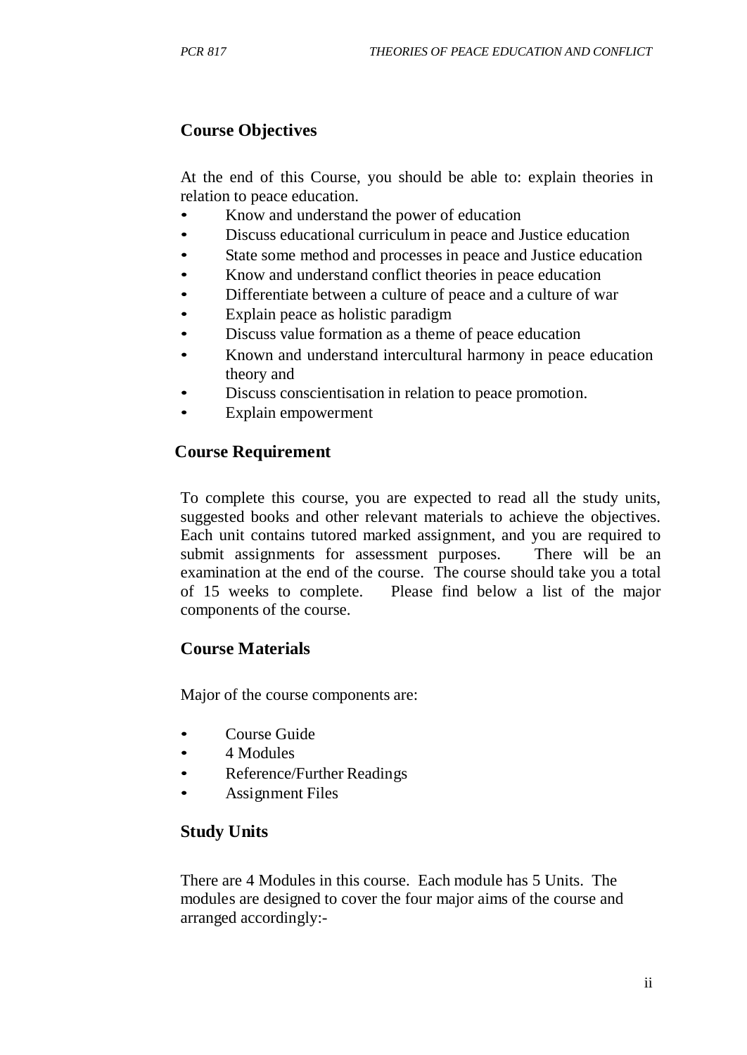## Course Objectives

At the end of this Course, you should be able to: explain theories in relation to peace education.

- Know and understand the power of education
- Discuss educational curriculum in peace and Justice education
- State some method and processes in peace and Justice education
- Know and understand conflict theories in peace education
- Differentiate between a culture of peace and a culture of war
- Explain peace as holistic paradigm
- Discuss value formation as a theme of peace education
- Known and understand intercultural harmony in peace education theory and
- Discuss conscientisation in relation to peace promotion.
- Explain empowerment

## Course Requirement

To complete this course, you are expected to read all the study units, suggested books and other relevant materials to achieve the objectives. Each unit contains tutored marked assignment, and you are required to submit assignments for assessment purposes. There will be an examination at the end of the course. The course should take you a total of 15 weeks to complete. Please find below a list of the major components of the course.

## Course Materials

Major of the course components are:

- Course Guide
- 4 Modules
- Reference/Further Readings
- Assignment Files

## Study Units

There are 4 Modules in this course. Each module has 5 Units. The modules are designed to cover the four major aims of the course and arranged accordingly:-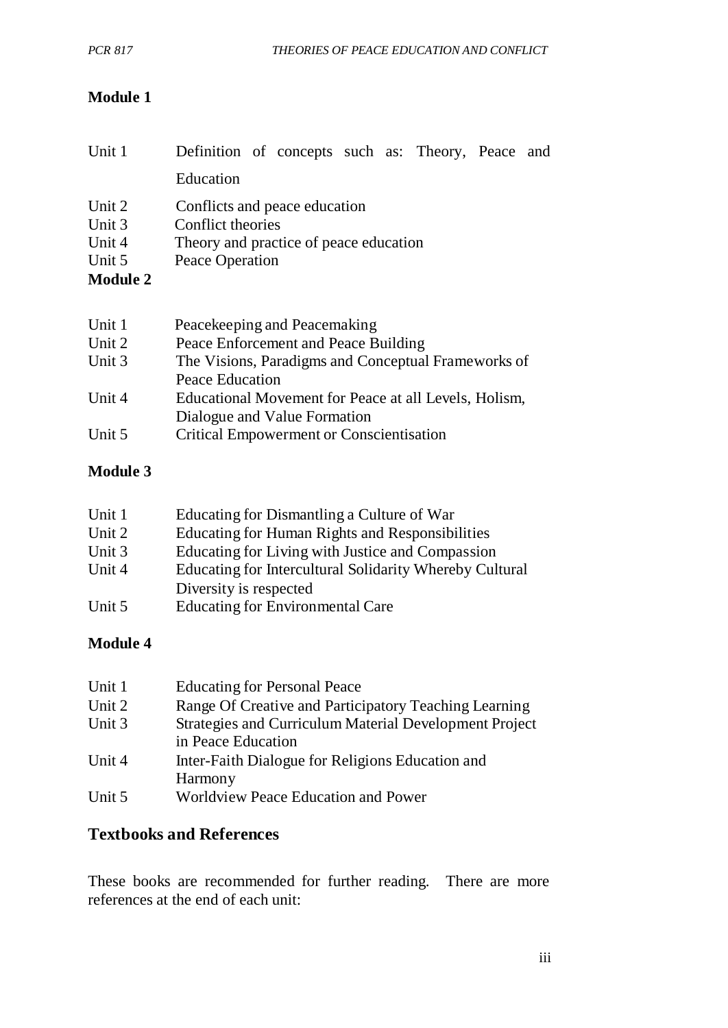**Module 1**

| | |
|---|---|
| Unit 1 | Definition of concepts such as: Theory, Peace and Education |
| Unit 2 | Conflicts and peace education |
| Unit 3 | Conflict theories |
| Unit 4 | Theory and practice of peace education |
| Unit 5 | Peace Operation |

**Module 2**

| | |
|---|---|
| Unit 1 | Peacekeeping and Peacemaking |
| Unit 2 | Peace Enforcement and Peace Building |
| Unit 3 | The Visions, Paradigms and Conceptual Frameworks of Peace Education |
| Unit 4 | Educational Movement for Peace at all Levels, Holism, Dialogue and Value Formation |
| Unit 5 | Critical Empowerment or Conscientisation |

**Module 3**

| | |
|---|---|
| Unit 1 | Educating for Dismantling a Culture of War |
| Unit 2 | Educating for Human Rights and Responsibilities |
| Unit 3 | Educating for Living with Justice and Compassion |
| Unit 4 | Educating for Intercultural Solidarity Whereby Cultural Diversity is respected |
| Unit 5 | Educating for Environmental Care |

**Module 4**

| | |
|---|---|
| Unit 1 | Educating for Personal Peace |
| Unit 2 | Range Of Creative and Participatory Teaching Learning |
| Unit 3 | Strategies and Curriculum Material Development Project in Peace Education |
| Unit 4 | Inter-Faith Dialogue for Religions Education and Harmony |
| Unit 5 | Worldview Peace Education and Power |

## Textbooks and References

These books are recommended for further reading. There are more references at the end of each unit: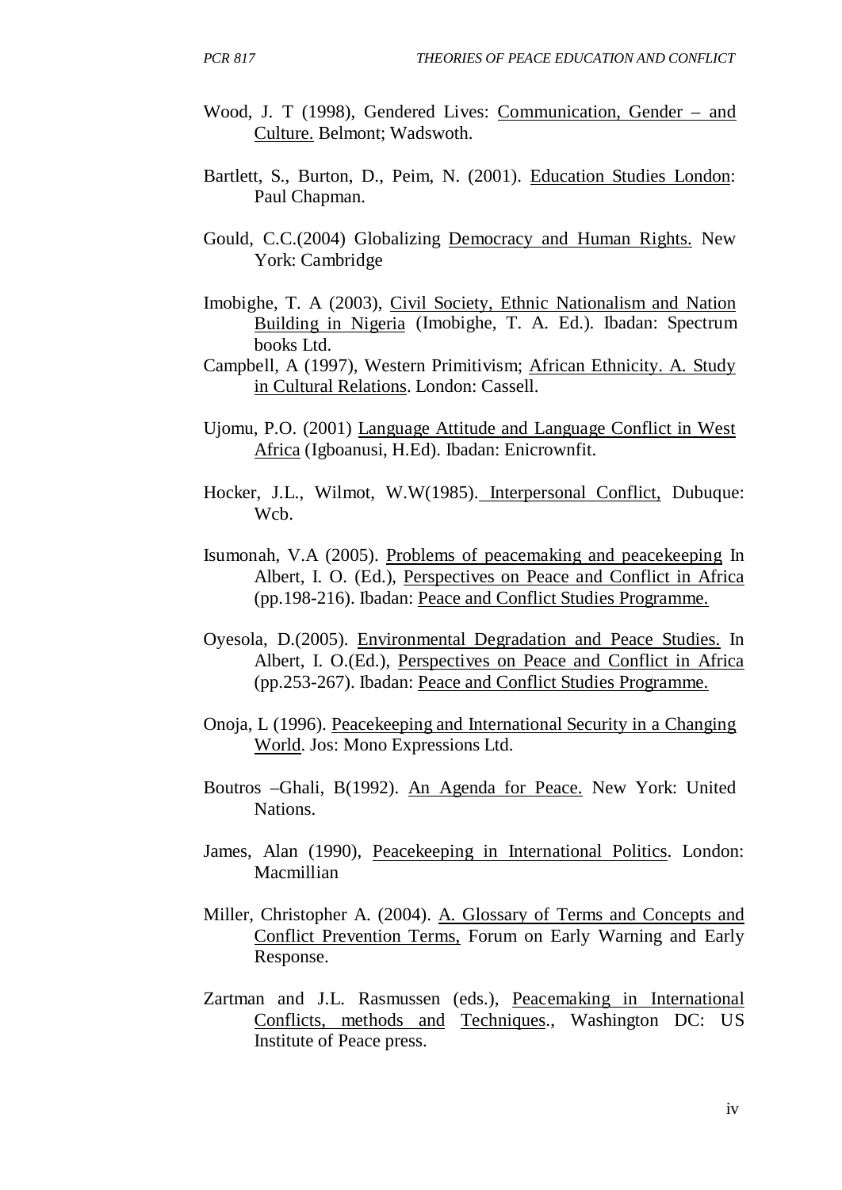Wood, J. T (1998), Gendered Lives: Communication, Gender – and Culture. Belmont; Wadswoth.

Bartlett, S., Burton, D., Peim, N. (2001). Education Studies London: Paul Chapman.

Gould, C.C.(2004) Globalizing Democracy and Human Rights. New York: Cambridge

Imobighe, T. A (2003), Civil Society, Ethnic Nationalism and Nation Building in Nigeria (Imobighe, T. A. Ed.). Ibadan: Spectrum books Ltd.

Campbell, A (1997), Western Primitivism; African Ethnicity. A. Study in Cultural Relations. London: Cassell.

Ujomu, P.O. (2001) Language Attitude and Language Conflict in West Africa (Igboanusi, H.Ed). Ibadan: Enicrownfit.

Hocker, J.L., Wilmot, W.W(1985). Interpersonal Conflict, Dubuque: Wcb.

Isumonah, V.A (2005). Problems of peacemaking and peacekeeping In Albert, I. O. (Ed.), Perspectives on Peace and Conflict in Africa (pp.198-216). Ibadan: Peace and Conflict Studies Programme.

Oyesola, D.(2005). Environmental Degradation and Peace Studies. In Albert, I. O.(Ed.), Perspectives on Peace and Conflict in Africa (pp.253-267). Ibadan: Peace and Conflict Studies Programme.

Onoja, L (1996). Peacekeeping and International Security in a Changing World. Jos: Mono Expressions Ltd.

Boutros –Ghali, B(1992). An Agenda for Peace. New York: United Nations.

James, Alan (1990), Peacekeeping in International Politics. London: Macmillian

Miller, Christopher A. (2004). A. Glossary of Terms and Concepts and Conflict Prevention Terms, Forum on Early Warning and Early Response.

Zartman and J.L. Rasmussen (eds.), Peacemaking in International Conflicts, methods and Techniques., Washington DC: US Institute of Peace press.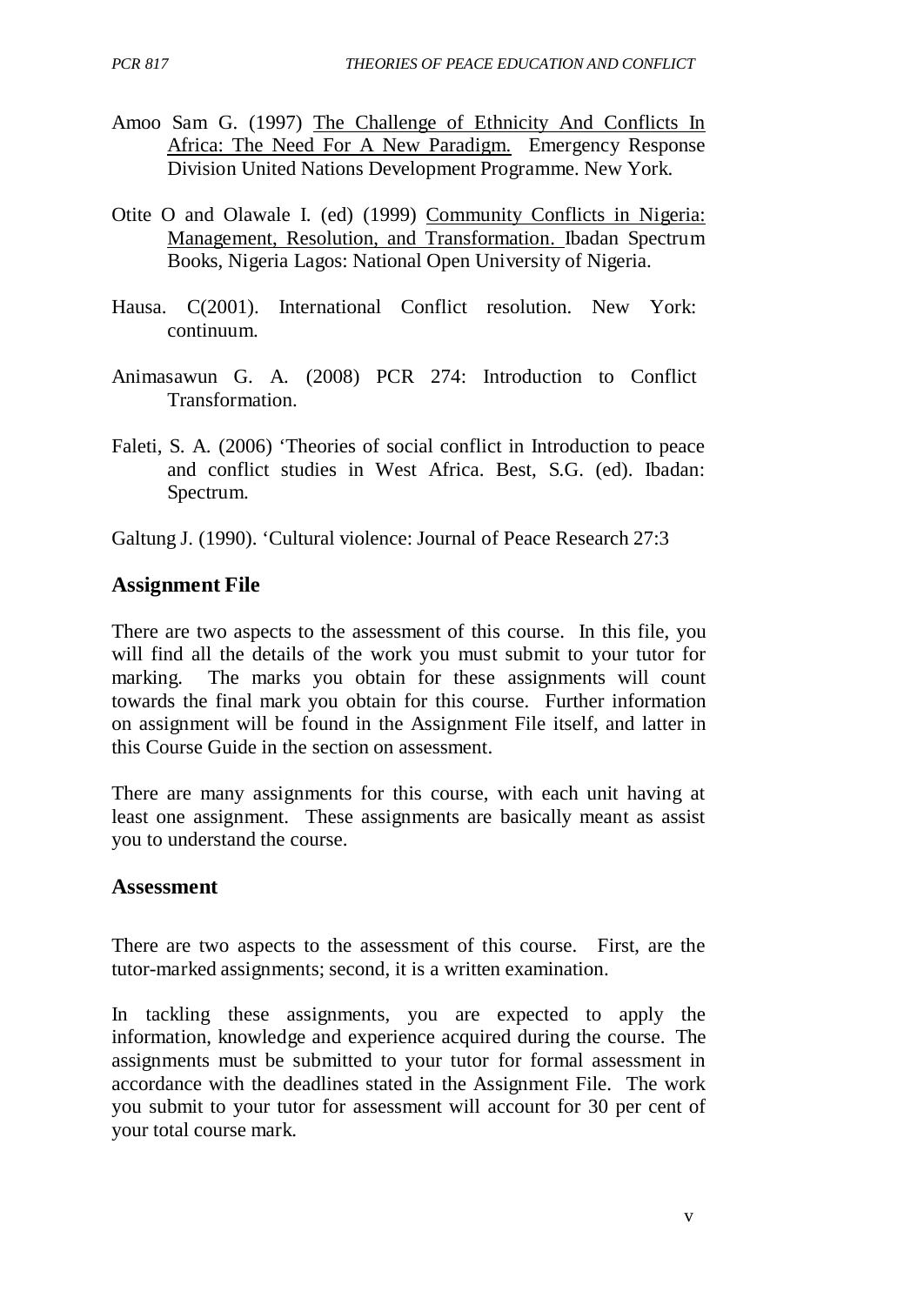Amoo Sam G. (1997) <u>The Challenge of Ethnicity And Conflicts In Africa: The Need For A New Paradigm.</u> Emergency Response Division United Nations Development Programme. New York.

Otite O and Olawale I. (ed) (1999) <u>Community Conflicts in Nigeria: Management, Resolution, and Transformation.</u> Ibadan Spectrum Books, Nigeria Lagos: National Open University of Nigeria.

Hausa. C(2001). International Conflict resolution. New York: continuum.

Animasawun G. A. (2008) PCR 274: Introduction to Conflict Transformation.

Faleti, S. A. (2006) 'Theories of social conflict in Introduction to peace and conflict studies in West Africa. Best, S.G. (ed). Ibadan: Spectrum.

Galtung J. (1990). 'Cultural violence: Journal of Peace Research 27:3

## Assignment File

There are two aspects to the assessment of this course. In this file, you will find all the details of the work you must submit to your tutor for marking. The marks you obtain for these assignments will count towards the final mark you obtain for this course. Further information on assignment will be found in the Assignment File itself, and latter in this Course Guide in the section on assessment.

There are many assignments for this course, with each unit having at least one assignment. These assignments are basically meant as assist you to understand the course.

## Assessment

There are two aspects to the assessment of this course. First, are the tutor-marked assignments; second, it is a written examination.

In tackling these assignments, you are expected to apply the information, knowledge and experience acquired during the course. The assignments must be submitted to your tutor for formal assessment in accordance with the deadlines stated in the Assignment File. The work you submit to your tutor for assessment will account for 30 per cent of your total course mark.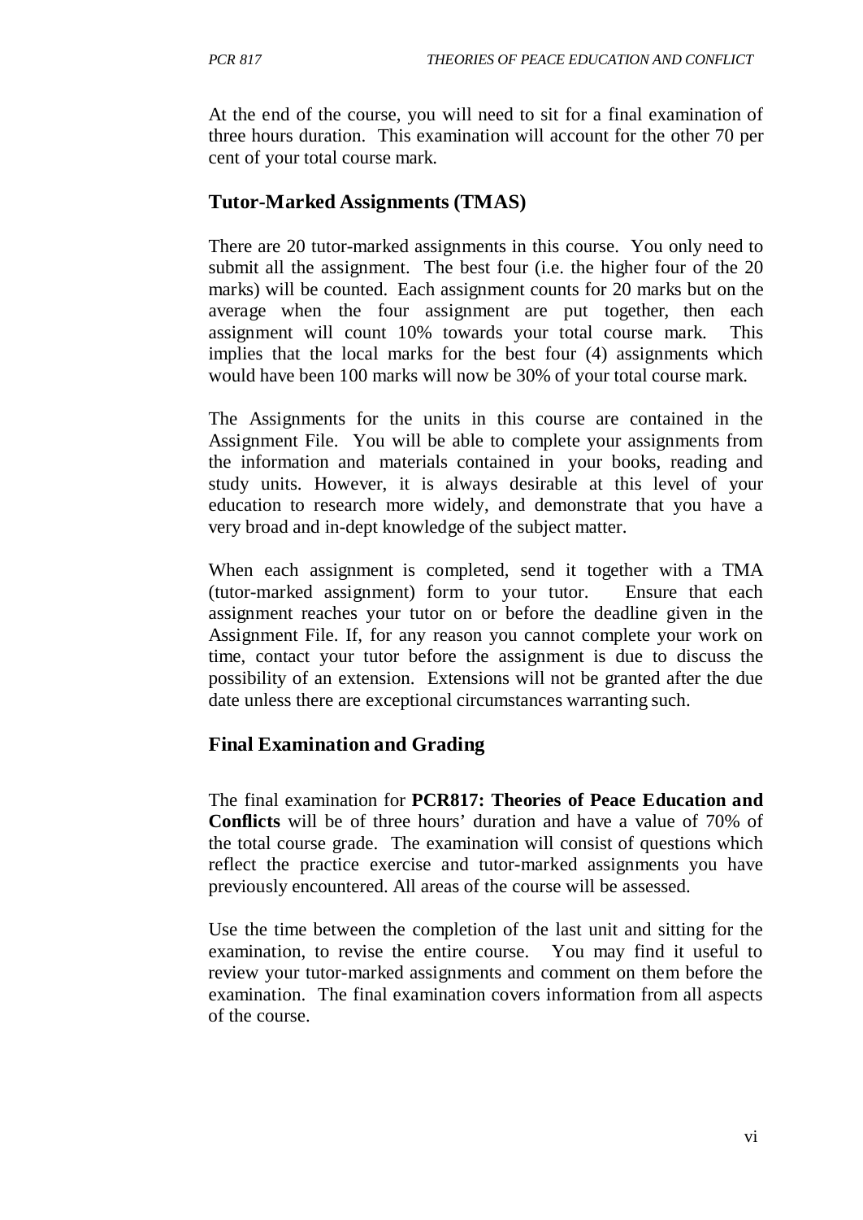At the end of the course, you will need to sit for a final examination of three hours duration. This examination will account for the other 70 per cent of your total course mark.

## Tutor-Marked Assignments (TMAS)

There are 20 tutor-marked assignments in this course. You only need to submit all the assignment. The best four (i.e. the higher four of the 20 marks) will be counted. Each assignment counts for 20 marks but on the average when the four assignment are put together, then each assignment will count 10% towards your total course mark. This implies that the local marks for the best four (4) assignments which would have been 100 marks will now be 30% of your total course mark.

The Assignments for the units in this course are contained in the Assignment File. You will be able to complete your assignments from the information and materials contained in your books, reading and study units. However, it is always desirable at this level of your education to research more widely, and demonstrate that you have a very broad and in-dept knowledge of the subject matter.

When each assignment is completed, send it together with a TMA (tutor-marked assignment) form to your tutor. Ensure that each assignment reaches your tutor on or before the deadline given in the Assignment File. If, for any reason you cannot complete your work on time, contact your tutor before the assignment is due to discuss the possibility of an extension. Extensions will not be granted after the due date unless there are exceptional circumstances warranting such.

## Final Examination and Grading

The final examination for **PCR817: Theories of Peace Education and Conflicts** will be of three hours' duration and have a value of 70% of the total course grade. The examination will consist of questions which reflect the practice exercise and tutor-marked assignments you have previously encountered. All areas of the course will be assessed.

Use the time between the completion of the last unit and sitting for the examination, to revise the entire course. You may find it useful to review your tutor-marked assignments and comment on them before the examination. The final examination covers information from all aspects of the course.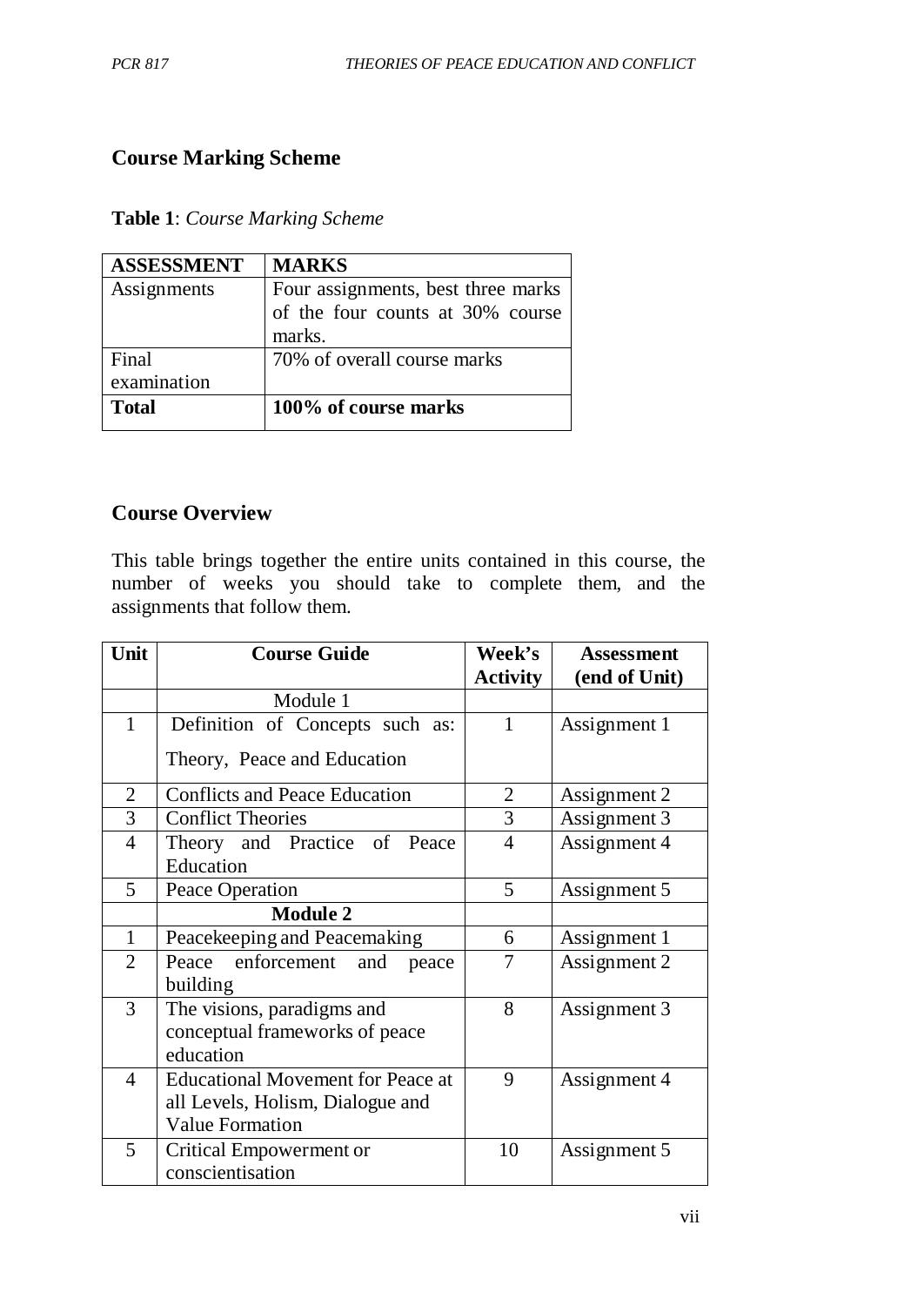## Course Marking Scheme

**Table 1**: *Course Marking Scheme*

| ASSESSMENT | MARKS |
|---|---|
| Assignments | Four assignments, best three marks of the four counts at 30% course marks. |
| Final examination | 70% of overall course marks |
| **Total** | **100% of course marks** |

## Course Overview

This table brings together the entire units contained in this course, the number of weeks you should take to complete them, and the assignments that follow them.

| Unit | Course Guide | Week's Activity | Assessment (end of Unit) |
|---|---|---|---|
| | Module 1 | | |
| 1 | Definition of Concepts such as: Theory, Peace and Education | 1 | Assignment 1 |
| 2 | Conflicts and Peace Education | 2 | Assignment 2 |
| 3 | Conflict Theories | 3 | Assignment 3 |
| 4 | Theory and Practice of Peace Education | 4 | Assignment 4 |
| 5 | Peace Operation | 5 | Assignment 5 |
| | **Module 2** | | |
| 1 | Peacekeeping and Peacemaking | 6 | Assignment 1 |
| 2 | Peace enforcement and peace building | 7 | Assignment 2 |
| 3 | The visions, paradigms and conceptual frameworks of peace education | 8 | Assignment 3 |
| 4 | Educational Movement for Peace at all Levels, Holism, Dialogue and Value Formation | 9 | Assignment 4 |
| 5 | Critical Empowerment or conscientisation | 10 | Assignment 5 |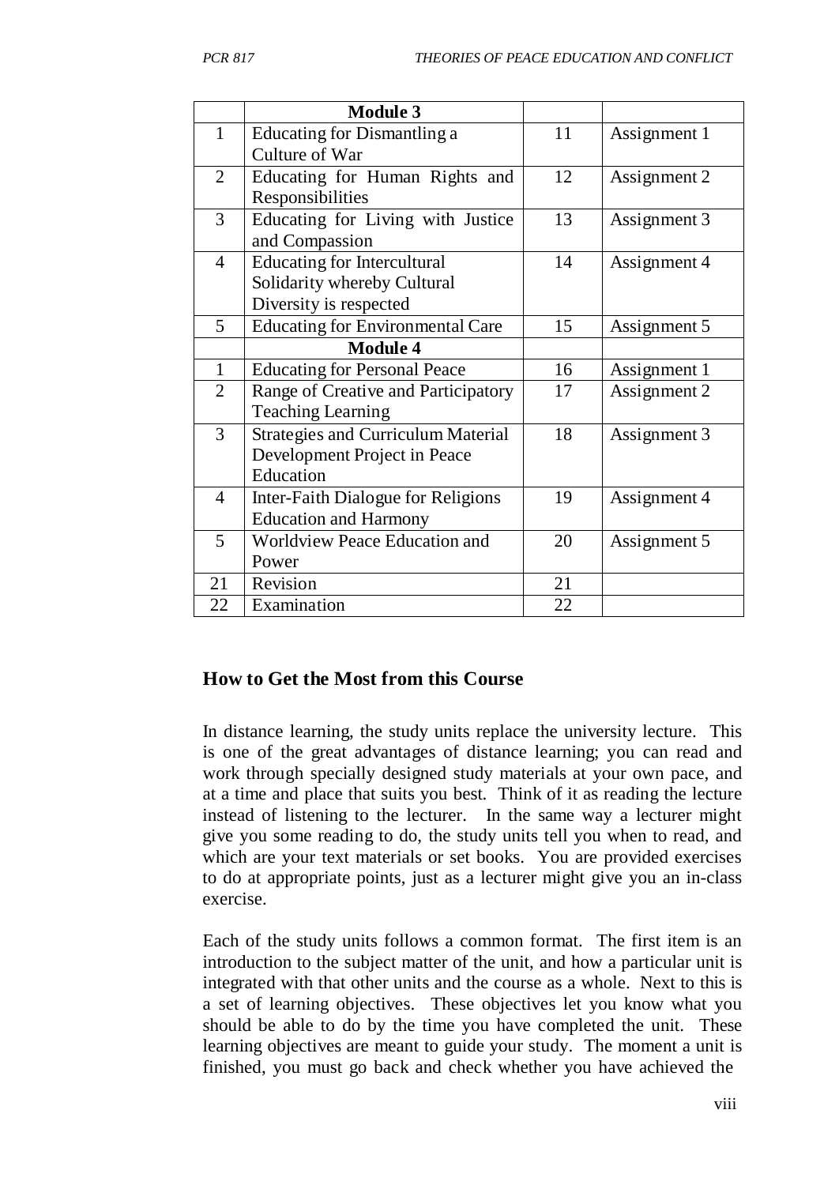| | | | |
|---|---|---|---|
| | **Module 3** | | |
| 1 | Educating for Dismantling a Culture of War | 11 | Assignment 1 |
| 2 | Educating for Human Rights and Responsibilities | 12 | Assignment 2 |
| 3 | Educating for Living with Justice and Compassion | 13 | Assignment 3 |
| 4 | Educating for Intercultural Solidarity whereby Cultural Diversity is respected | 14 | Assignment 4 |
| 5 | Educating for Environmental Care | 15 | Assignment 5 |
| | **Module 4** | | |
| 1 | Educating for Personal Peace | 16 | Assignment 1 |
| 2 | Range of Creative and Participatory Teaching Learning | 17 | Assignment 2 |
| 3 | Strategies and Curriculum Material Development Project in Peace Education | 18 | Assignment 3 |
| 4 | Inter-Faith Dialogue for Religions Education and Harmony | 19 | Assignment 4 |
| 5 | Worldview Peace Education and Power | 20 | Assignment 5 |
| 21 | Revision | 21 | |
| 22 | Examination | 22 | |

## How to Get the Most from this Course

In distance learning, the study units replace the university lecture. This is one of the great advantages of distance learning; you can read and work through specially designed study materials at your own pace, and at a time and place that suits you best. Think of it as reading the lecture instead of listening to the lecturer. In the same way a lecturer might give you some reading to do, the study units tell you when to read, and which are your text materials or set books. You are provided exercises to do at appropriate points, just as a lecturer might give you an in-class exercise.

Each of the study units follows a common format. The first item is an introduction to the subject matter of the unit, and how a particular unit is integrated with that other units and the course as a whole. Next to this is a set of learning objectives. These objectives let you know what you should be able to do by the time you have completed the unit. These learning objectives are meant to guide your study. The moment a unit is finished, you must go back and check whether you have achieved the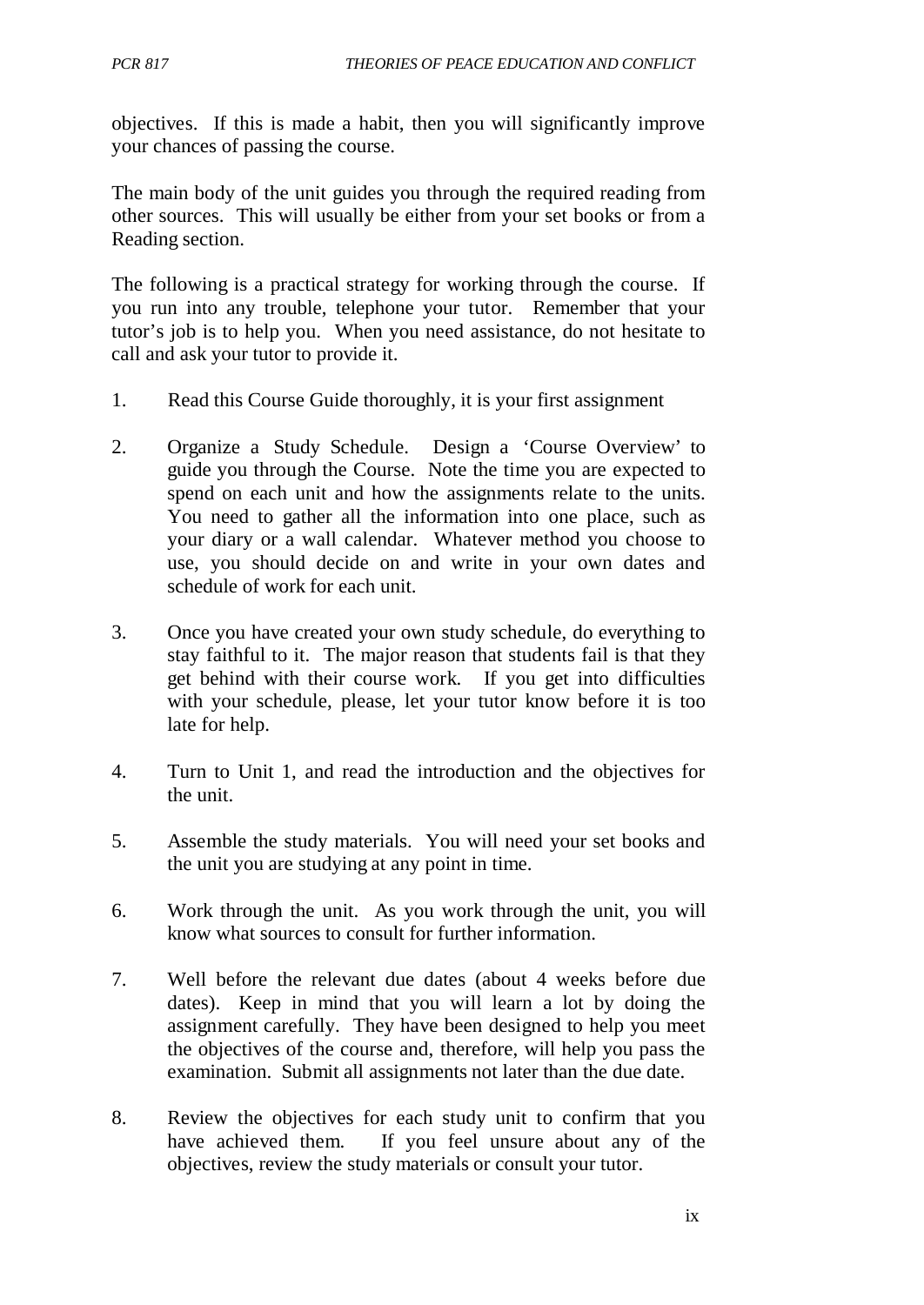objectives. If this is made a habit, then you will significantly improve your chances of passing the course.

The main body of the unit guides you through the required reading from other sources. This will usually be either from your set books or from a Reading section.

The following is a practical strategy for working through the course. If you run into any trouble, telephone your tutor. Remember that your tutor's job is to help you. When you need assistance, do not hesitate to call and ask your tutor to provide it.

1. Read this Course Guide thoroughly, it is your first assignment

2. Organize a Study Schedule. Design a 'Course Overview' to guide you through the Course. Note the time you are expected to spend on each unit and how the assignments relate to the units. You need to gather all the information into one place, such as your diary or a wall calendar. Whatever method you choose to use, you should decide on and write in your own dates and schedule of work for each unit.

3. Once you have created your own study schedule, do everything to stay faithful to it. The major reason that students fail is that they get behind with their course work. If you get into difficulties with your schedule, please, let your tutor know before it is too late for help.

4. Turn to Unit 1, and read the introduction and the objectives for the unit.

5. Assemble the study materials. You will need your set books and the unit you are studying at any point in time.

6. Work through the unit. As you work through the unit, you will know what sources to consult for further information.

7. Well before the relevant due dates (about 4 weeks before due dates). Keep in mind that you will learn a lot by doing the assignment carefully. They have been designed to help you meet the objectives of the course and, therefore, will help you pass the examination. Submit all assignments not later than the due date.

8. Review the objectives for each study unit to confirm that you have achieved them. If you feel unsure about any of the objectives, review the study materials or consult your tutor.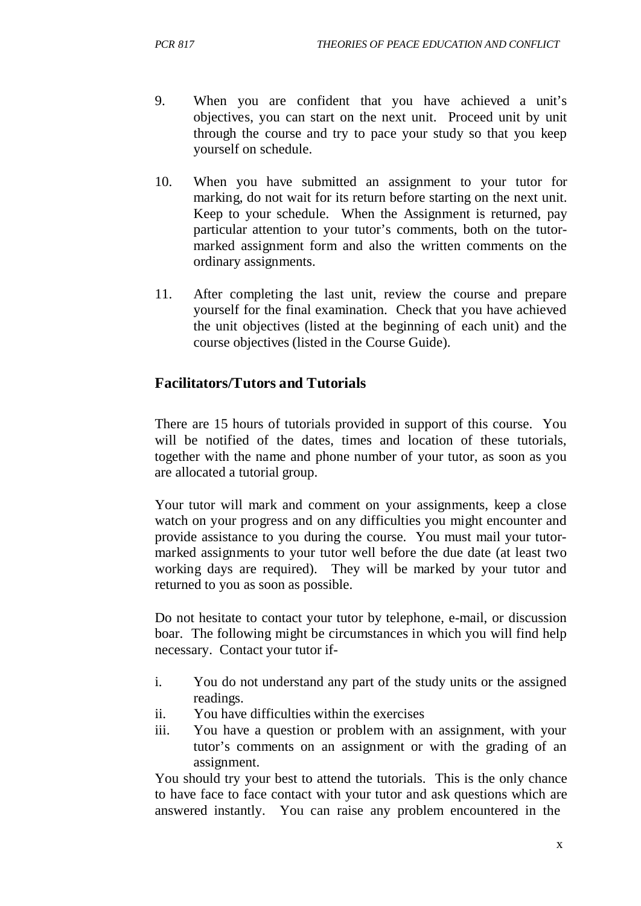9. When you are confident that you have achieved a unit's objectives, you can start on the next unit. Proceed unit by unit through the course and try to pace your study so that you keep yourself on schedule.

10. When you have submitted an assignment to your tutor for marking, do not wait for its return before starting on the next unit. Keep to your schedule. When the Assignment is returned, pay particular attention to your tutor's comments, both on the tutor-marked assignment form and also the written comments on the ordinary assignments.

11. After completing the last unit, review the course and prepare yourself for the final examination. Check that you have achieved the unit objectives (listed at the beginning of each unit) and the course objectives (listed in the Course Guide).

## Facilitators/Tutors and Tutorials

There are 15 hours of tutorials provided in support of this course. You will be notified of the dates, times and location of these tutorials, together with the name and phone number of your tutor, as soon as you are allocated a tutorial group.

Your tutor will mark and comment on your assignments, keep a close watch on your progress and on any difficulties you might encounter and provide assistance to you during the course. You must mail your tutor-marked assignments to your tutor well before the due date (at least two working days are required). They will be marked by your tutor and returned to you as soon as possible.

Do not hesitate to contact your tutor by telephone, e-mail, or discussion boar. The following might be circumstances in which you will find help necessary. Contact your tutor if-

i. You do not understand any part of the study units or the assigned readings.
ii. You have difficulties within the exercises
iii. You have a question or problem with an assignment, with your tutor's comments on an assignment or with the grading of an assignment.

You should try your best to attend the tutorials. This is the only chance to have face to face contact with your tutor and ask questions which are answered instantly. You can raise any problem encountered in the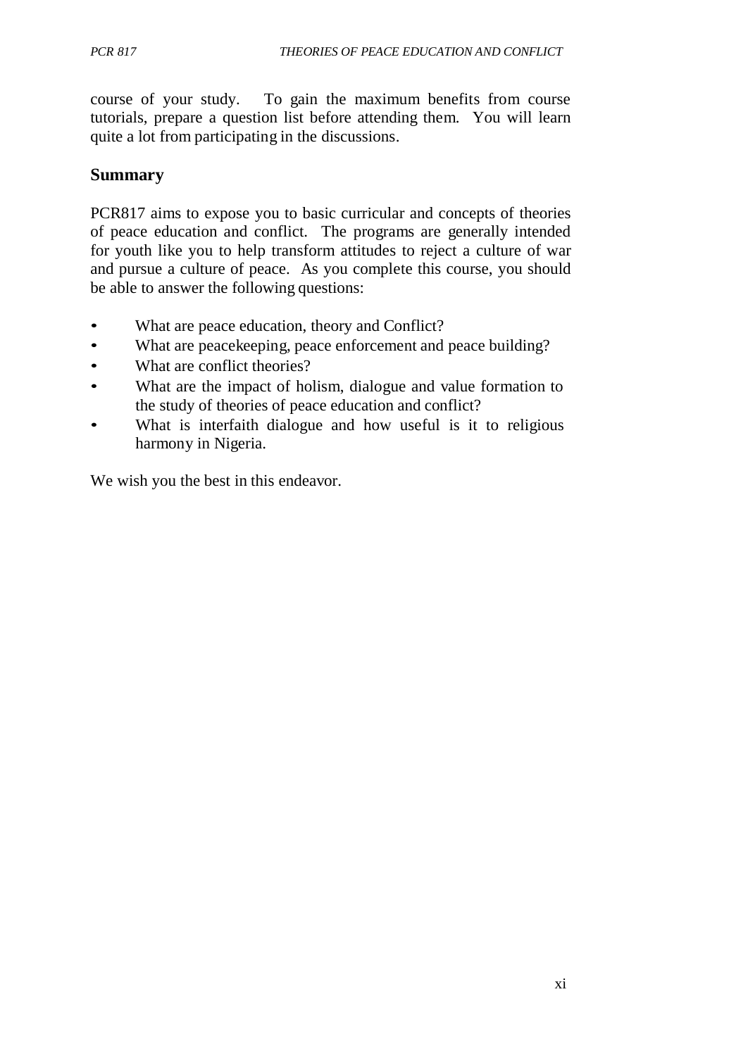course of your study. To gain the maximum benefits from course tutorials, prepare a question list before attending them. You will learn quite a lot from participating in the discussions.

## Summary

PCR817 aims to expose you to basic curricular and concepts of theories of peace education and conflict. The programs are generally intended for youth like you to help transform attitudes to reject a culture of war and pursue a culture of peace. As you complete this course, you should be able to answer the following questions:

- What are peace education, theory and Conflict?
- What are peacekeeping, peace enforcement and peace building?
- What are conflict theories?
- What are the impact of holism, dialogue and value formation to the study of theories of peace education and conflict?
- What is interfaith dialogue and how useful is it to religious harmony in Nigeria.

We wish you the best in this endeavor.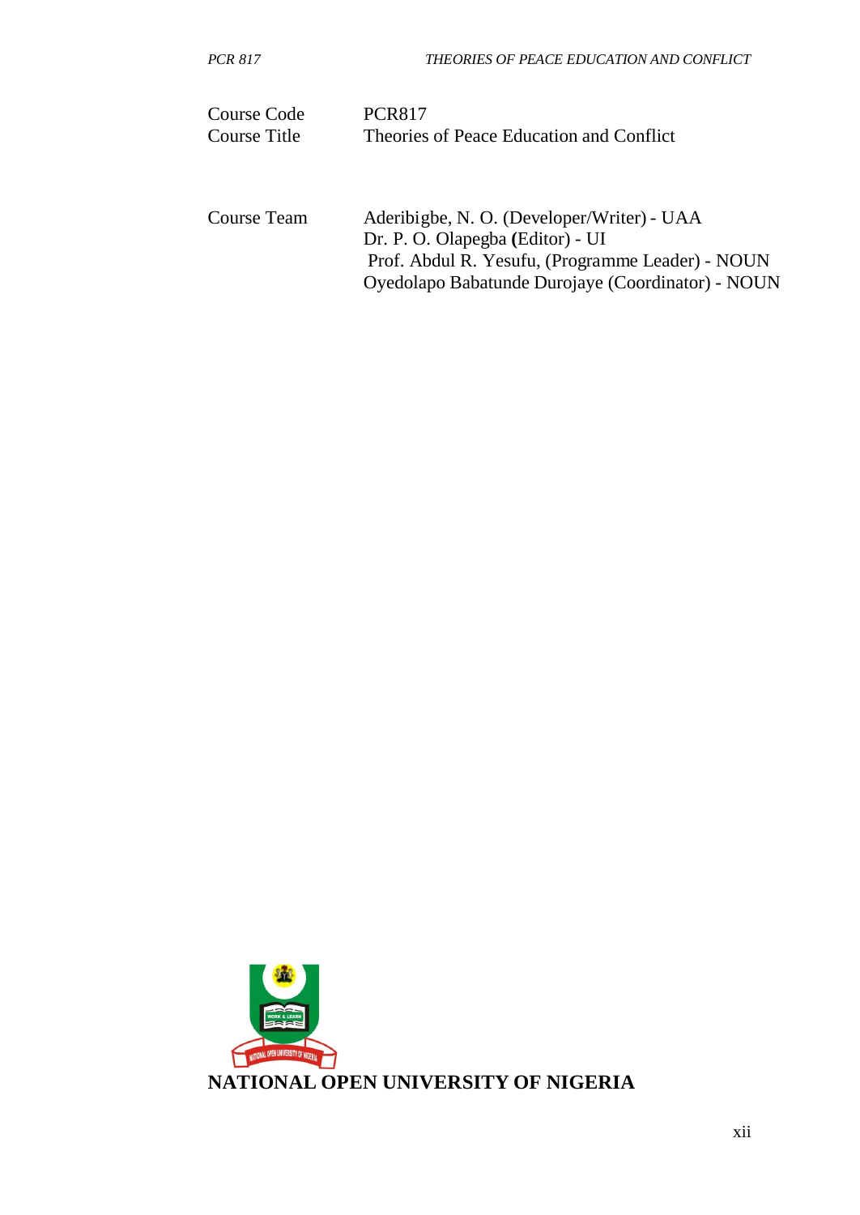| | |
|---|---|
| Course Code | PCR817 |
| Course Title | Theories of Peace Education and Conflict |

| | |
|---|---|
| Course Team | Aderibigbe, N. O. (Developer/Writer) - UAA |
| | Dr. P. O. Olapegba **(**Editor) - UI |
| | Prof. Abdul R. Yesufu, (Programme Leader) - NOUN |
| | Oyedolapo Babatunde Durojaye (Coordinator) - NOUN |

**NATIONAL OPEN UNIVERSITY OF NIGERIA**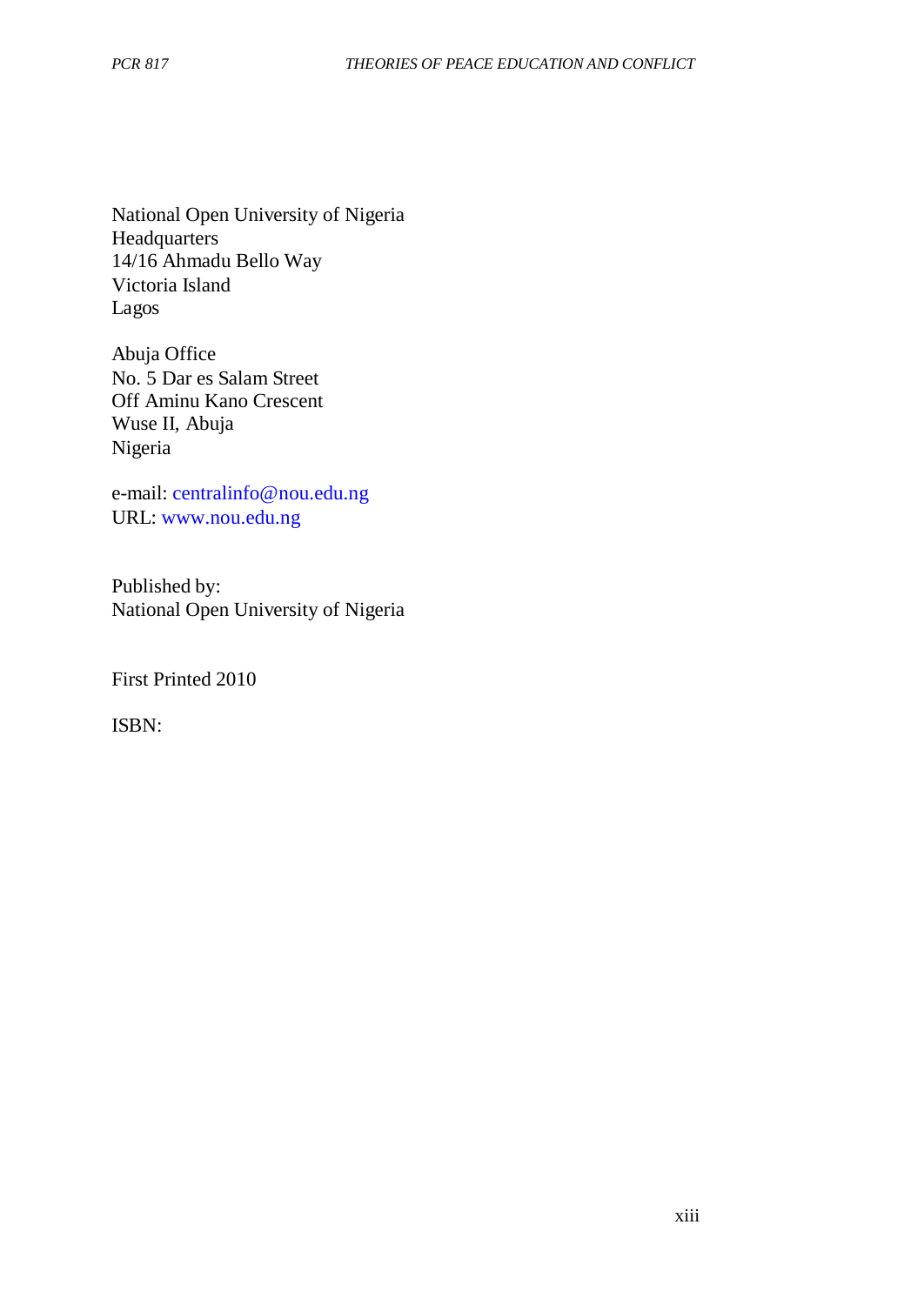National Open University of Nigeria
Headquarters
14/16 Ahmadu Bello Way
Victoria Island
Lagos

Abuja Office
No. 5 Dar es Salam Street
Off Aminu Kano Crescent
Wuse II, Abuja
Nigeria

e-mail: centralinfo@nou.edu.ng
URL: www.nou.edu.ng

Published by:
National Open University of Nigeria

First Printed 2010

ISBN: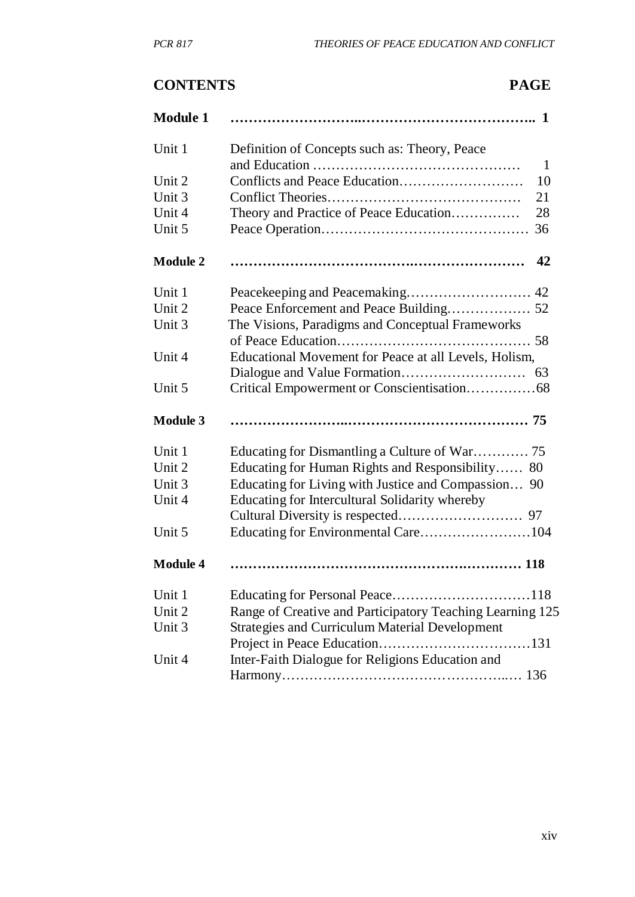## CONTENTS PAGE

| | | |
|---|---|---|
| **Module 1** | | **1** |
| Unit 1 | Definition of Concepts such as: Theory, Peace and Education | 1 |
| Unit 2 | Conflicts and Peace Education | 10 |
| Unit 3 | Conflict Theories | 21 |
| Unit 4 | Theory and Practice of Peace Education | 28 |
| Unit 5 | Peace Operation | 36 |
| **Module 2** | | **42** |
| Unit 1 | Peacekeeping and Peacemaking | 42 |
| Unit 2 | Peace Enforcement and Peace Building | 52 |
| Unit 3 | The Visions, Paradigms and Conceptual Frameworks of Peace Education | 58 |
| Unit 4 | Educational Movement for Peace at all Levels, Holism, Dialogue and Value Formation | 63 |
| Unit 5 | Critical Empowerment or Conscientisation | 68 |
| **Module 3** | | **75** |
| Unit 1 | Educating for Dismantling a Culture of War | 75 |
| Unit 2 | Educating for Human Rights and Responsibility | 80 |
| Unit 3 | Educating for Living with Justice and Compassion | 90 |
| Unit 4 | Educating for Intercultural Solidarity whereby Cultural Diversity is respected | 97 |
| Unit 5 | Educating for Environmental Care | 104 |
| **Module 4** | | **118** |
| Unit 1 | Educating for Personal Peace | 118 |
| Unit 2 | Range of Creative and Participatory Teaching Learning | 125 |
| Unit 3 | Strategies and Curriculum Material Development Project in Peace Education | 131 |
| Unit 4 | Inter-Faith Dialogue for Religions Education and Harmony | 136 |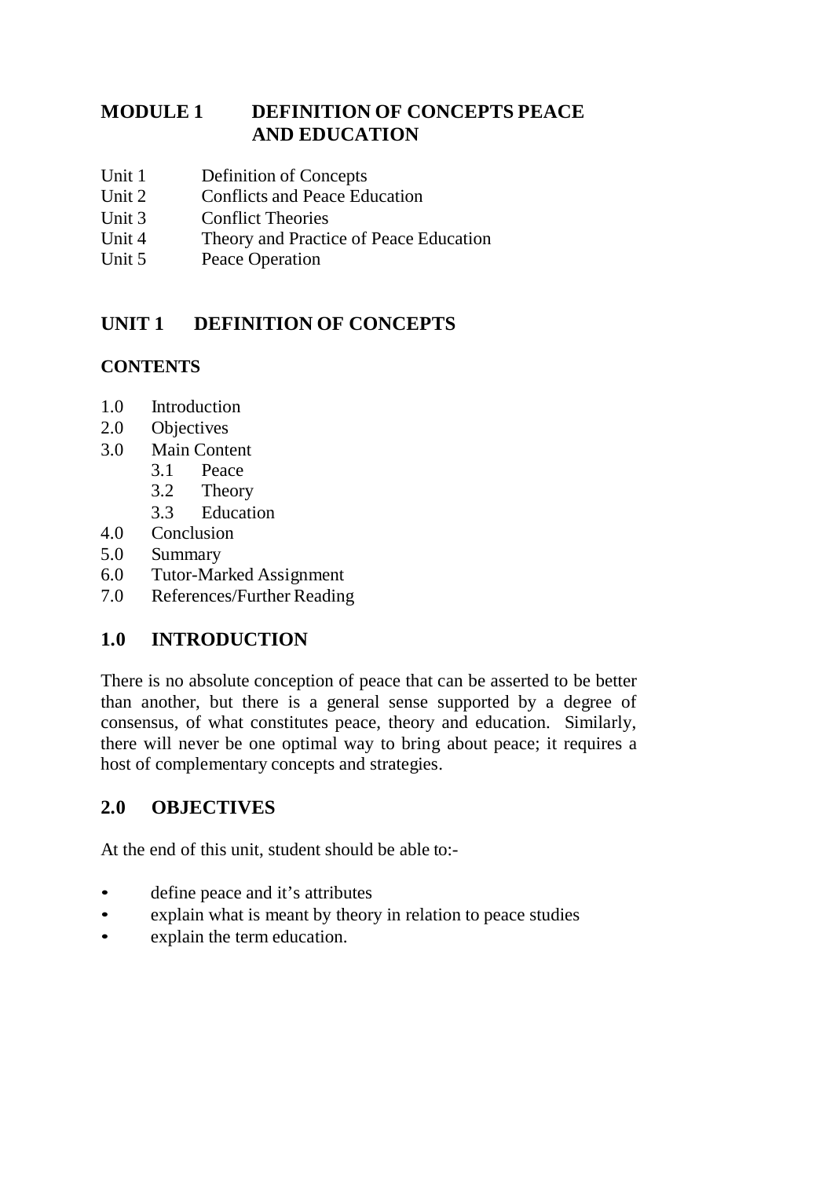# MODULE 1 DEFINITION OF CONCEPTS PEACE AND EDUCATION

Unit 1 Definition of Concepts
Unit 2 Conflicts and Peace Education
Unit 3 Conflict Theories
Unit 4 Theory and Practice of Peace Education
Unit 5 Peace Operation

## UNIT 1 DEFINITION OF CONCEPTS

### CONTENTS

1.0 Introduction
2.0 Objectives
3.0 Main Content
- 3.1 Peace
- 3.2 Theory
- 3.3 Education

4.0 Conclusion
5.0 Summary
6.0 Tutor-Marked Assignment
7.0 References/Further Reading

## 1.0 INTRODUCTION

There is no absolute conception of peace that can be asserted to be better than another, but there is a general sense supported by a degree of consensus, of what constitutes peace, theory and education. Similarly, there will never be one optimal way to bring about peace; it requires a host of complementary concepts and strategies.

## 2.0 OBJECTIVES

At the end of this unit, student should be able to:-

- define peace and it's attributes
- explain what is meant by theory in relation to peace studies
- explain the term education.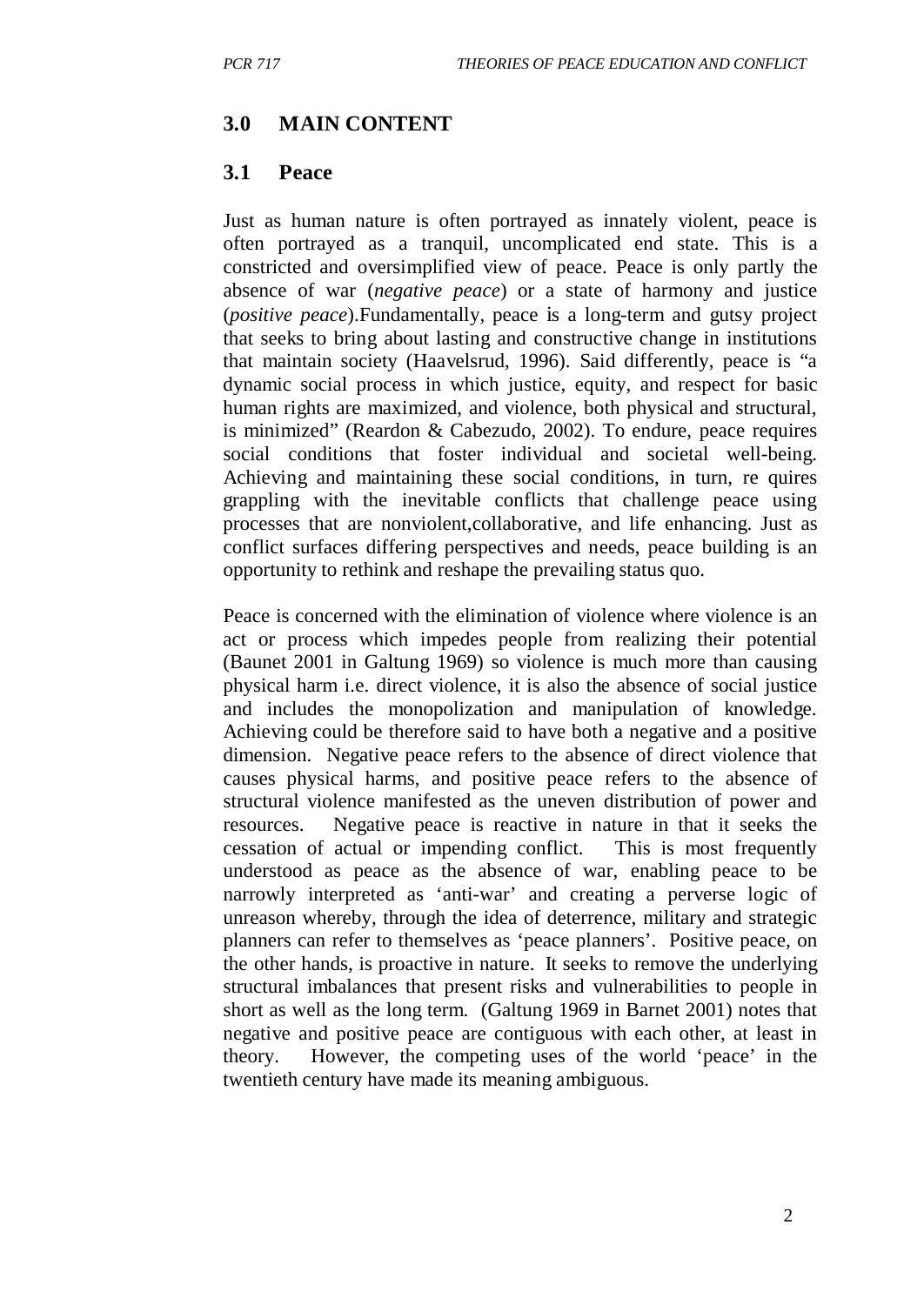## 3.0 MAIN CONTENT

### 3.1 Peace

Just as human nature is often portrayed as innately violent, peace is often portrayed as a tranquil, uncomplicated end state. This is a constricted and oversimplified view of peace. Peace is only partly the absence of war (*negative peace*) or a state of harmony and justice (*positive peace*).Fundamentally, peace is a long-term and gutsy project that seeks to bring about lasting and constructive change in institutions that maintain society (Haavelsrud, 1996). Said differently, peace is "a dynamic social process in which justice, equity, and respect for basic human rights are maximized, and violence, both physical and structural, is minimized" (Reardon & Cabezudo, 2002). To endure, peace requires social conditions that foster individual and societal well-being. Achieving and maintaining these social conditions, in turn, re quires grappling with the inevitable conflicts that challenge peace using processes that are nonviolent,collaborative, and life enhancing. Just as conflict surfaces differing perspectives and needs, peace building is an opportunity to rethink and reshape the prevailing status quo.

Peace is concerned with the elimination of violence where violence is an act or process which impedes people from realizing their potential (Baunet 2001 in Galtung 1969) so violence is much more than causing physical harm i.e. direct violence, it is also the absence of social justice and includes the monopolization and manipulation of knowledge. Achieving could be therefore said to have both a negative and a positive dimension. Negative peace refers to the absence of direct violence that causes physical harms, and positive peace refers to the absence of structural violence manifested as the uneven distribution of power and resources. Negative peace is reactive in nature in that it seeks the cessation of actual or impending conflict. This is most frequently understood as peace as the absence of war, enabling peace to be narrowly interpreted as 'anti-war' and creating a perverse logic of unreason whereby, through the idea of deterrence, military and strategic planners can refer to themselves as 'peace planners'. Positive peace, on the other hands, is proactive in nature. It seeks to remove the underlying structural imbalances that present risks and vulnerabilities to people in short as well as the long term. (Galtung 1969 in Barnet 2001) notes that negative and positive peace are contiguous with each other, at least in theory. However, the competing uses of the world 'peace' in the twentieth century have made its meaning ambiguous.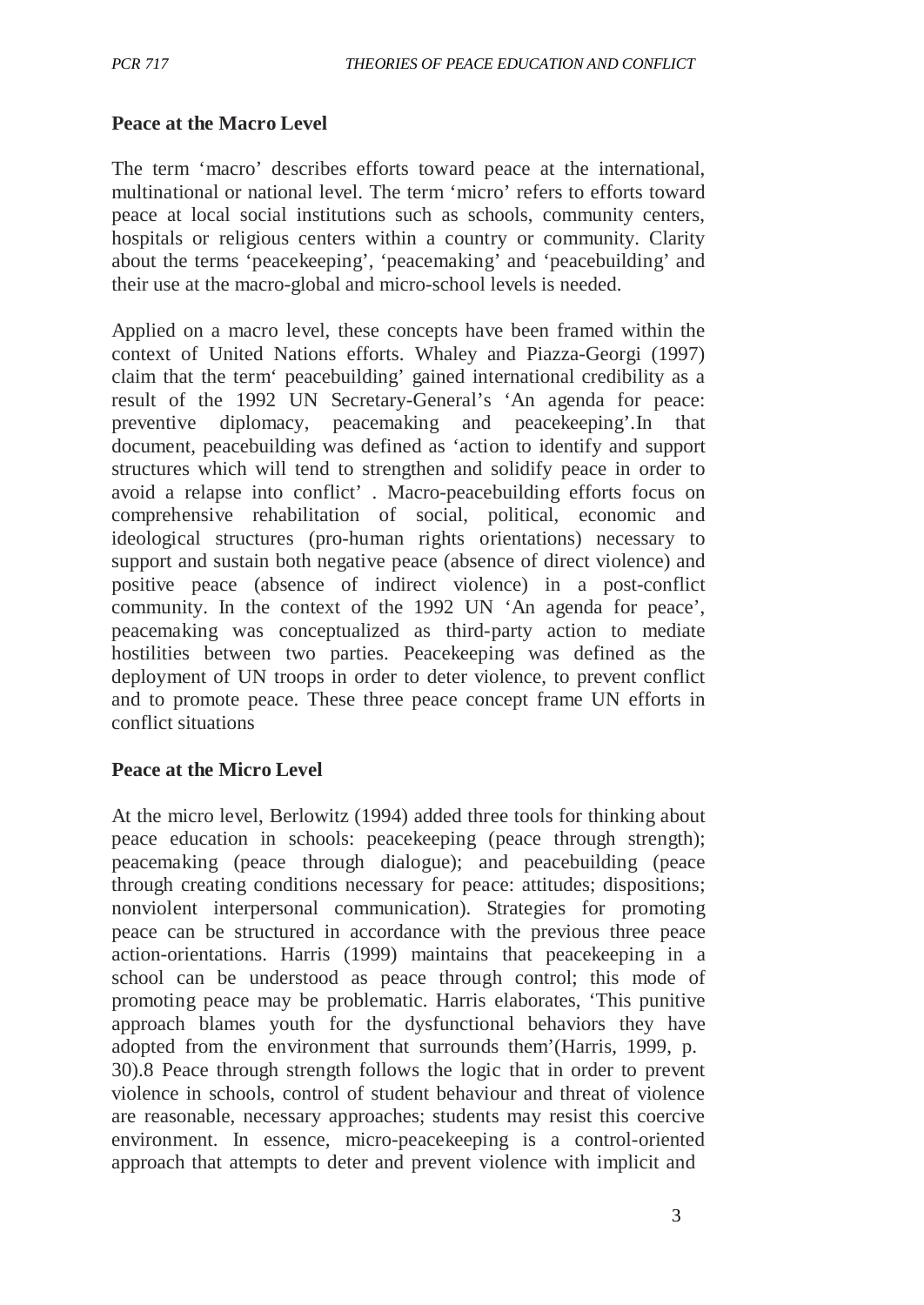## Peace at the Macro Level

The term 'macro' describes efforts toward peace at the international, multinational or national level. The term 'micro' refers to efforts toward peace at local social institutions such as schools, community centers, hospitals or religious centers within a country or community. Clarity about the terms 'peacekeeping', 'peacemaking' and 'peacebuilding' and their use at the macro-global and micro-school levels is needed.

Applied on a macro level, these concepts have been framed within the context of United Nations efforts. Whaley and Piazza-Georgi (1997) claim that the term' peacebuilding' gained international credibility as a result of the 1992 UN Secretary-General's 'An agenda for peace: preventive diplomacy, peacemaking and peacekeeping'.In that document, peacebuilding was defined as 'action to identify and support structures which will tend to strengthen and solidify peace in order to avoid a relapse into conflict' . Macro-peacebuilding efforts focus on comprehensive rehabilitation of social, political, economic and ideological structures (pro-human rights orientations) necessary to support and sustain both negative peace (absence of direct violence) and positive peace (absence of indirect violence) in a post-conflict community. In the context of the 1992 UN 'An agenda for peace', peacemaking was conceptualized as third-party action to mediate hostilities between two parties. Peacekeeping was defined as the deployment of UN troops in order to deter violence, to prevent conflict and to promote peace. These three peace concept frame UN efforts in conflict situations

## Peace at the Micro Level

At the micro level, Berlowitz (1994) added three tools for thinking about peace education in schools: peacekeeping (peace through strength); peacemaking (peace through dialogue); and peacebuilding (peace through creating conditions necessary for peace: attitudes; dispositions; nonviolent interpersonal communication). Strategies for promoting peace can be structured in accordance with the previous three peace action-orientations. Harris (1999) maintains that peacekeeping in a school can be understood as peace through control; this mode of promoting peace may be problematic. Harris elaborates, 'This punitive approach blames youth for the dysfunctional behaviors they have adopted from the environment that surrounds them'(Harris, 1999, p. 30).8 Peace through strength follows the logic that in order to prevent violence in schools, control of student behaviour and threat of violence are reasonable, necessary approaches; students may resist this coercive environment. In essence, micro-peacekeeping is a control-oriented approach that attempts to deter and prevent violence with implicit and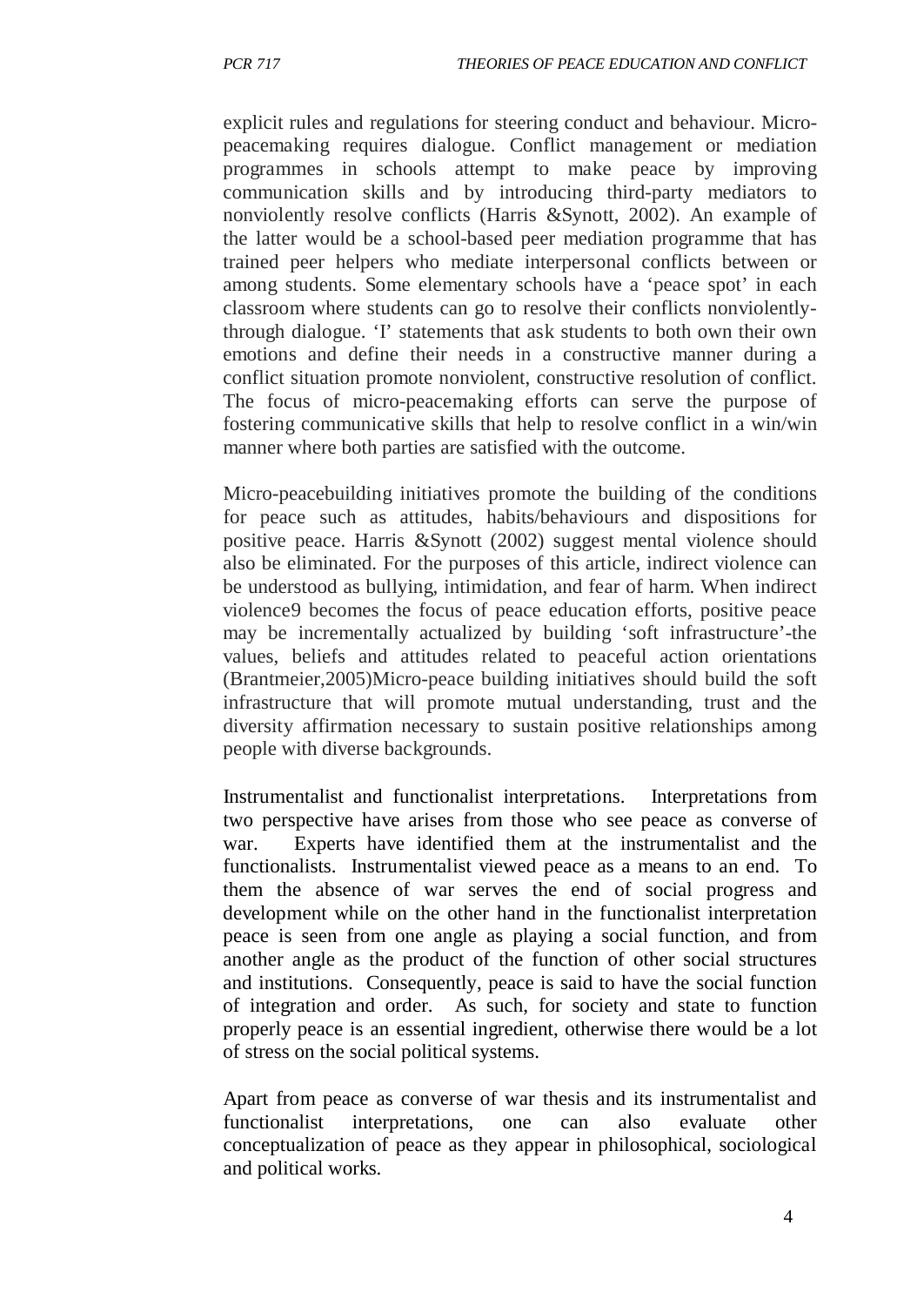explicit rules and regulations for steering conduct and behaviour. Micro-peacemaking requires dialogue. Conflict management or mediation programmes in schools attempt to make peace by improving communication skills and by introducing third-party mediators to nonviolently resolve conflicts (Harris &Synott, 2002). An example of the latter would be a school-based peer mediation programme that has trained peer helpers who mediate interpersonal conflicts between or among students. Some elementary schools have a 'peace spot' in each classroom where students can go to resolve their conflicts nonviolently-through dialogue. 'I' statements that ask students to both own their own emotions and define their needs in a constructive manner during a conflict situation promote nonviolent, constructive resolution of conflict. The focus of micro-peacemaking efforts can serve the purpose of fostering communicative skills that help to resolve conflict in a win/win manner where both parties are satisfied with the outcome.

Micro-peacebuilding initiatives promote the building of the conditions for peace such as attitudes, habits/behaviours and dispositions for positive peace. Harris &Synott (2002) suggest mental violence should also be eliminated. For the purposes of this article, indirect violence can be understood as bullying, intimidation, and fear of harm. When indirect violence9 becomes the focus of peace education efforts, positive peace may be incrementally actualized by building 'soft infrastructure'-the values, beliefs and attitudes related to peaceful action orientations (Brantmeier,2005)Micro-peace building initiatives should build the soft infrastructure that will promote mutual understanding, trust and the diversity affirmation necessary to sustain positive relationships among people with diverse backgrounds.

Instrumentalist and functionalist interpretations. Interpretations from two perspective have arises from those who see peace as converse of war. Experts have identified them at the instrumentalist and the functionalists. Instrumentalist viewed peace as a means to an end. To them the absence of war serves the end of social progress and development while on the other hand in the functionalist interpretation peace is seen from one angle as playing a social function, and from another angle as the product of the function of other social structures and institutions. Consequently, peace is said to have the social function of integration and order. As such, for society and state to function properly peace is an essential ingredient, otherwise there would be a lot of stress on the social political systems.

Apart from peace as converse of war thesis and its instrumentalist and functionalist interpretations, one can also evaluate other conceptualization of peace as they appear in philosophical, sociological and political works.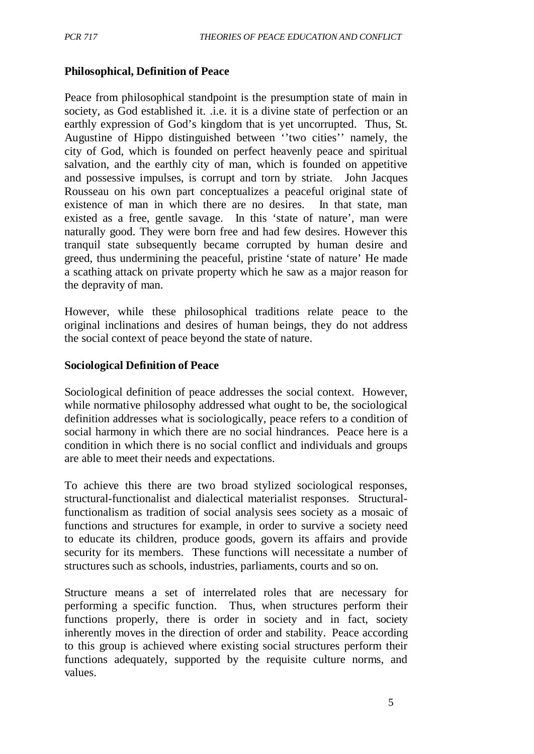**Philosophical, Definition of Peace**

Peace from philosophical standpoint is the presumption state of main in society, as God established it. .i.e. it is a divine state of perfection or an earthly expression of God's kingdom that is yet uncorrupted. Thus, St. Augustine of Hippo distinguished between ''two cities'' namely, the city of God, which is founded on perfect heavenly peace and spiritual salvation, and the earthly city of man, which is founded on appetitive and possessive impulses, is corrupt and torn by striate. John Jacques Rousseau on his own part conceptualizes a peaceful original state of existence of man in which there are no desires. In that state, man existed as a free, gentle savage. In this 'state of nature', man were naturally good. They were born free and had few desires. However this tranquil state subsequently became corrupted by human desire and greed, thus undermining the peaceful, pristine 'state of nature' He made a scathing attack on private property which he saw as a major reason for the depravity of man.

However, while these philosophical traditions relate peace to the original inclinations and desires of human beings, they do not address the social context of peace beyond the state of nature.

**Sociological Definition of Peace**

Sociological definition of peace addresses the social context. However, while normative philosophy addressed what ought to be, the sociological definition addresses what is sociologically, peace refers to a condition of social harmony in which there are no social hindrances. Peace here is a condition in which there is no social conflict and individuals and groups are able to meet their needs and expectations.

To achieve this there are two broad stylized sociological responses, structural-functionalist and dialectical materialist responses. Structural-functionalism as tradition of social analysis sees society as a mosaic of functions and structures for example, in order to survive a society need to educate its children, produce goods, govern its affairs and provide security for its members. These functions will necessitate a number of structures such as schools, industries, parliaments, courts and so on.

Structure means a set of interrelated roles that are necessary for performing a specific function. Thus, when structures perform their functions properly, there is order in society and in fact, society inherently moves in the direction of order and stability. Peace according to this group is achieved where existing social structures perform their functions adequately, supported by the requisite culture norms, and values.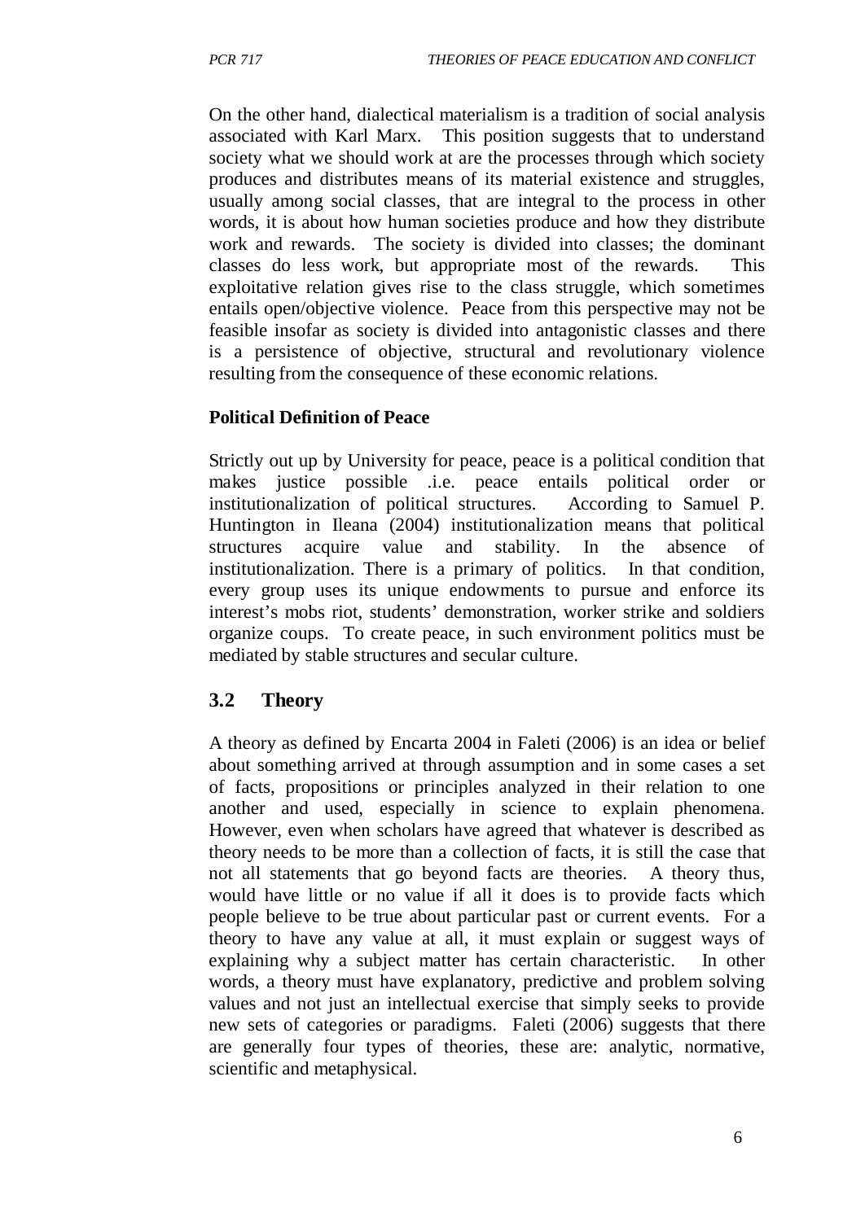On the other hand, dialectical materialism is a tradition of social analysis associated with Karl Marx. This position suggests that to understand society what we should work at are the processes through which society produces and distributes means of its material existence and struggles, usually among social classes, that are integral to the process in other words, it is about how human societies produce and how they distribute work and rewards. The society is divided into classes; the dominant classes do less work, but appropriate most of the rewards. This exploitative relation gives rise to the class struggle, which sometimes entails open/objective violence. Peace from this perspective may not be feasible insofar as society is divided into antagonistic classes and there is a persistence of objective, structural and revolutionary violence resulting from the consequence of these economic relations.

**Political Definition of Peace**

Strictly out up by University for peace, peace is a political condition that makes justice possible .i.e. peace entails political order or institutionalization of political structures. According to Samuel P. Huntington in Ileana (2004) institutionalization means that political structures acquire value and stability. In the absence of institutionalization. There is a primary of politics. In that condition, every group uses its unique endowments to pursue and enforce its interest's mobs riot, students' demonstration, worker strike and soldiers organize coups. To create peace, in such environment politics must be mediated by stable structures and secular culture.

## 3.2 Theory

A theory as defined by Encarta 2004 in Faleti (2006) is an idea or belief about something arrived at through assumption and in some cases a set of facts, propositions or principles analyzed in their relation to one another and used, especially in science to explain phenomena. However, even when scholars have agreed that whatever is described as theory needs to be more than a collection of facts, it is still the case that not all statements that go beyond facts are theories. A theory thus, would have little or no value if all it does is to provide facts which people believe to be true about particular past or current events. For a theory to have any value at all, it must explain or suggest ways of explaining why a subject matter has certain characteristic. In other words, a theory must have explanatory, predictive and problem solving values and not just an intellectual exercise that simply seeks to provide new sets of categories or paradigms. Faleti (2006) suggests that there are generally four types of theories, these are: analytic, normative, scientific and metaphysical.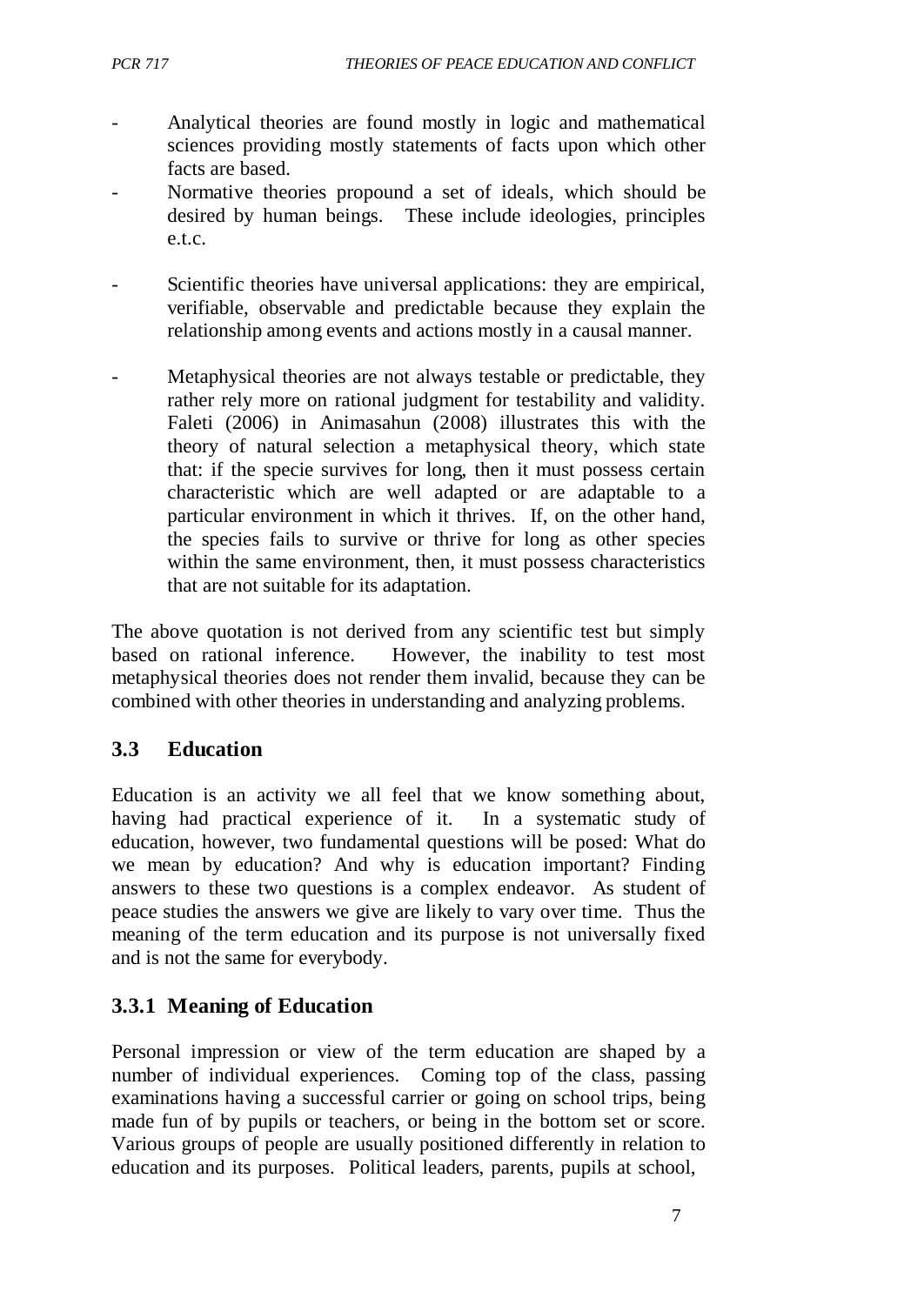- Analytical theories are found mostly in logic and mathematical sciences providing mostly statements of facts upon which other facts are based.
- Normative theories propound a set of ideals, which should be desired by human beings. These include ideologies, principles e.t.c.
- Scientific theories have universal applications: they are empirical, verifiable, observable and predictable because they explain the relationship among events and actions mostly in a causal manner.
- Metaphysical theories are not always testable or predictable, they rather rely more on rational judgment for testability and validity. Faleti (2006) in Animasahun (2008) illustrates this with the theory of natural selection a metaphysical theory, which state that: if the specie survives for long, then it must possess certain characteristic which are well adapted or are adaptable to a particular environment in which it thrives. If, on the other hand, the species fails to survive or thrive for long as other species within the same environment, then, it must possess characteristics that are not suitable for its adaptation.

The above quotation is not derived from any scientific test but simply based on rational inference. However, the inability to test most metaphysical theories does not render them invalid, because they can be combined with other theories in understanding and analyzing problems.

## 3.3 Education

Education is an activity we all feel that we know something about, having had practical experience of it. In a systematic study of education, however, two fundamental questions will be posed: What do we mean by education? And why is education important? Finding answers to these two questions is a complex endeavor. As student of peace studies the answers we give are likely to vary over time. Thus the meaning of the term education and its purpose is not universally fixed and is not the same for everybody.

### 3.3.1 Meaning of Education

Personal impression or view of the term education are shaped by a number of individual experiences. Coming top of the class, passing examinations having a successful carrier or going on school trips, being made fun of by pupils or teachers, or being in the bottom set or score. Various groups of people are usually positioned differently in relation to education and its purposes. Political leaders, parents, pupils at school,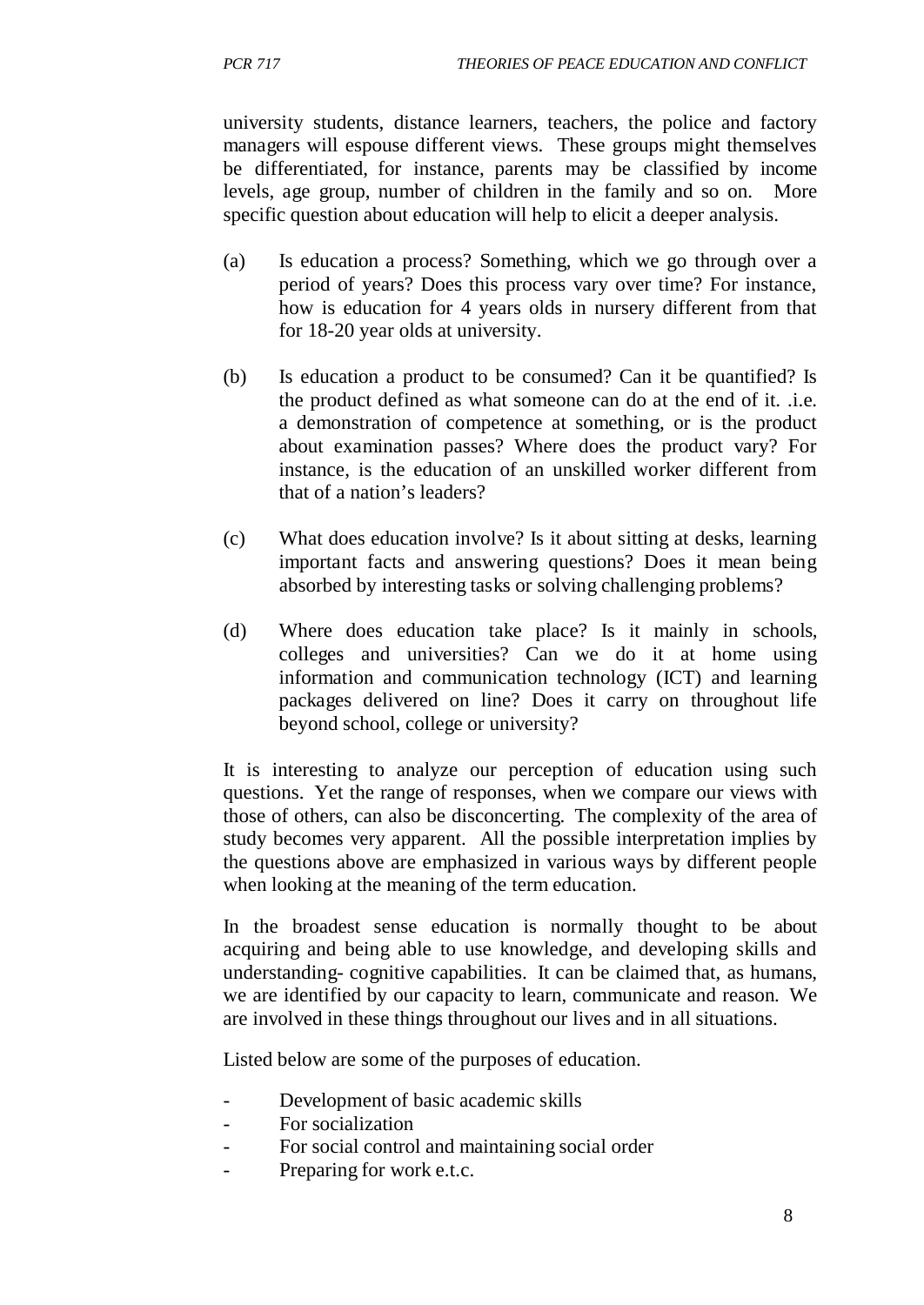university students, distance learners, teachers, the police and factory managers will espouse different views. These groups might themselves be differentiated, for instance, parents may be classified by income levels, age group, number of children in the family and so on. More specific question about education will help to elicit a deeper analysis.

(a) Is education a process? Something, which we go through over a period of years? Does this process vary over time? For instance, how is education for 4 years olds in nursery different from that for 18-20 year olds at university.

(b) Is education a product to be consumed? Can it be quantified? Is the product defined as what someone can do at the end of it. .i.e. a demonstration of competence at something, or is the product about examination passes? Where does the product vary? For instance, is the education of an unskilled worker different from that of a nation's leaders?

(c) What does education involve? Is it about sitting at desks, learning important facts and answering questions? Does it mean being absorbed by interesting tasks or solving challenging problems?

(d) Where does education take place? Is it mainly in schools, colleges and universities? Can we do it at home using information and communication technology (ICT) and learning packages delivered on line? Does it carry on throughout life beyond school, college or university?

It is interesting to analyze our perception of education using such questions. Yet the range of responses, when we compare our views with those of others, can also be disconcerting. The complexity of the area of study becomes very apparent. All the possible interpretation implies by the questions above are emphasized in various ways by different people when looking at the meaning of the term education.

In the broadest sense education is normally thought to be about acquiring and being able to use knowledge, and developing skills and understanding- cognitive capabilities. It can be claimed that, as humans, we are identified by our capacity to learn, communicate and reason. We are involved in these things throughout our lives and in all situations.

Listed below are some of the purposes of education.

- Development of basic academic skills
- For socialization
- For social control and maintaining social order
- Preparing for work e.t.c.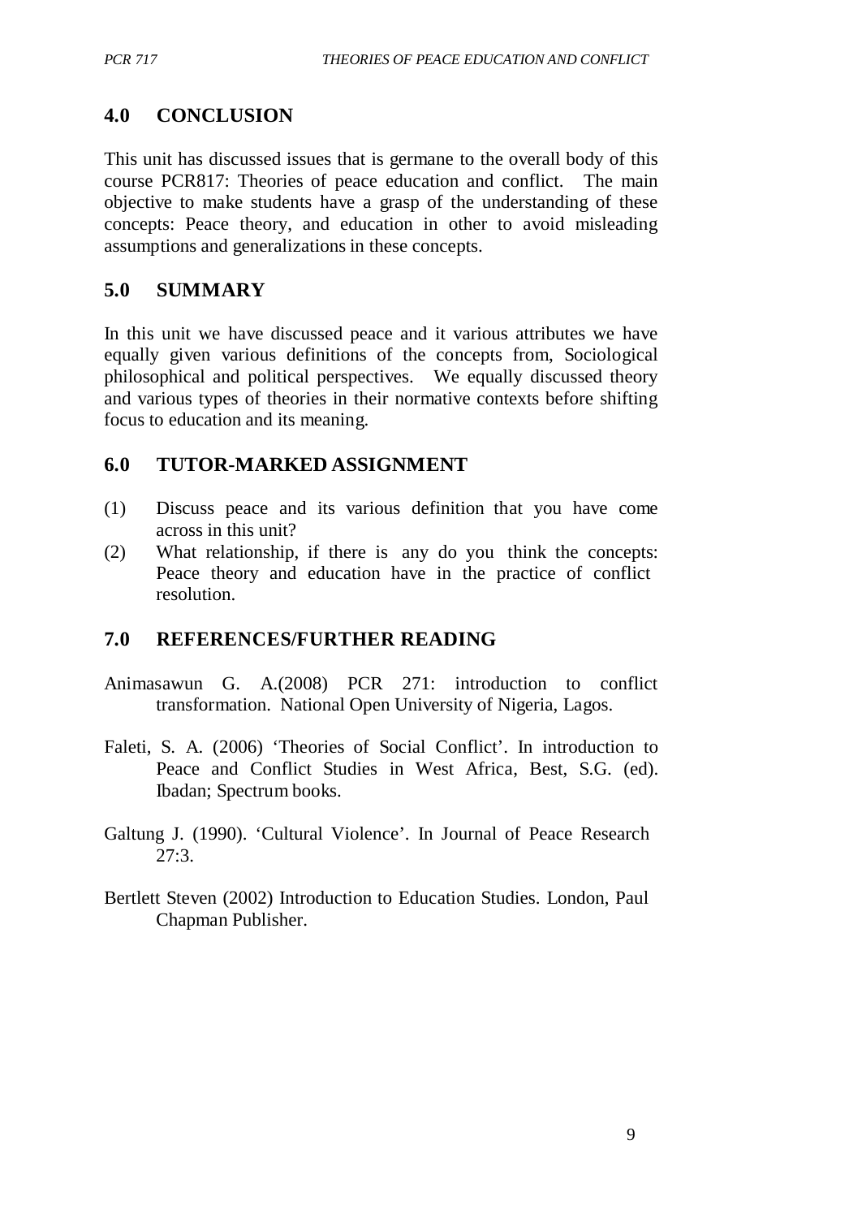## 4.0 CONCLUSION

This unit has discussed issues that is germane to the overall body of this course PCR817: Theories of peace education and conflict. The main objective to make students have a grasp of the understanding of these concepts: Peace theory, and education in other to avoid misleading assumptions and generalizations in these concepts.

## 5.0 SUMMARY

In this unit we have discussed peace and it various attributes we have equally given various definitions of the concepts from, Sociological philosophical and political perspectives. We equally discussed theory and various types of theories in their normative contexts before shifting focus to education and its meaning.

## 6.0 TUTOR-MARKED ASSIGNMENT

(1) Discuss peace and its various definition that you have come across in this unit?

(2) What relationship, if there is any do you think the concepts: Peace theory and education have in the practice of conflict resolution.

## 7.0 REFERENCES/FURTHER READING

Animasawun G. A.(2008) PCR 271: introduction to conflict transformation. National Open University of Nigeria, Lagos.

Faleti, S. A. (2006) 'Theories of Social Conflict'. In introduction to Peace and Conflict Studies in West Africa, Best, S.G. (ed). Ibadan; Spectrum books.

Galtung J. (1990). 'Cultural Violence'. In Journal of Peace Research 27:3.

Bertlett Steven (2002) Introduction to Education Studies. London, Paul Chapman Publisher.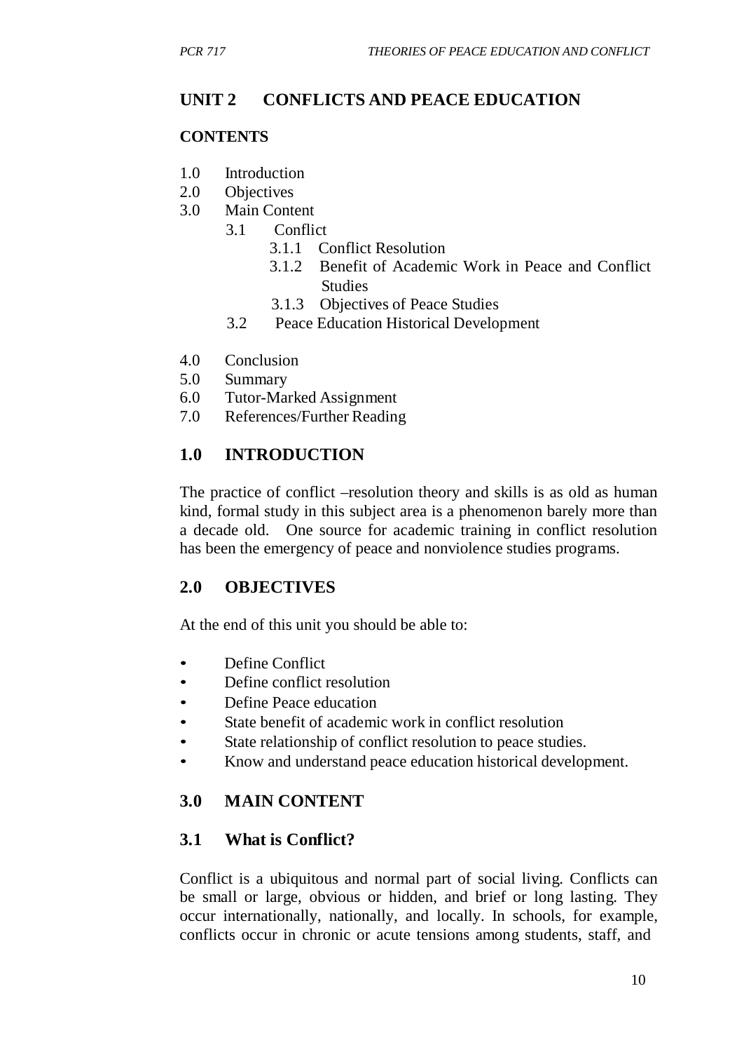## UNIT 2 CONFLICTS AND PEACE EDUCATION

### CONTENTS

- 1.0 Introduction
- 2.0 Objectives
- 3.0 Main Content
  - 3.1 Conflict
    - 3.1.1 Conflict Resolution
    - 3.1.2 Benefit of Academic Work in Peace and Conflict Studies
    - 3.1.3 Objectives of Peace Studies
  - 3.2 Peace Education Historical Development
- 4.0 Conclusion
- 5.0 Summary
- 6.0 Tutor-Marked Assignment
- 7.0 References/Further Reading

## 1.0 INTRODUCTION

The practice of conflict –resolution theory and skills is as old as human kind, formal study in this subject area is a phenomenon barely more than a decade old. One source for academic training in conflict resolution has been the emergency of peace and nonviolence studies programs.

## 2.0 OBJECTIVES

At the end of this unit you should be able to:

- Define Conflict
- Define conflict resolution
- Define Peace education
- State benefit of academic work in conflict resolution
- State relationship of conflict resolution to peace studies.
- Know and understand peace education historical development.

## 3.0 MAIN CONTENT

### 3.1 What is Conflict?

Conflict is a ubiquitous and normal part of social living. Conflicts can be small or large, obvious or hidden, and brief or long lasting. They occur internationally, nationally, and locally. In schools, for example, conflicts occur in chronic or acute tensions among students, staff, and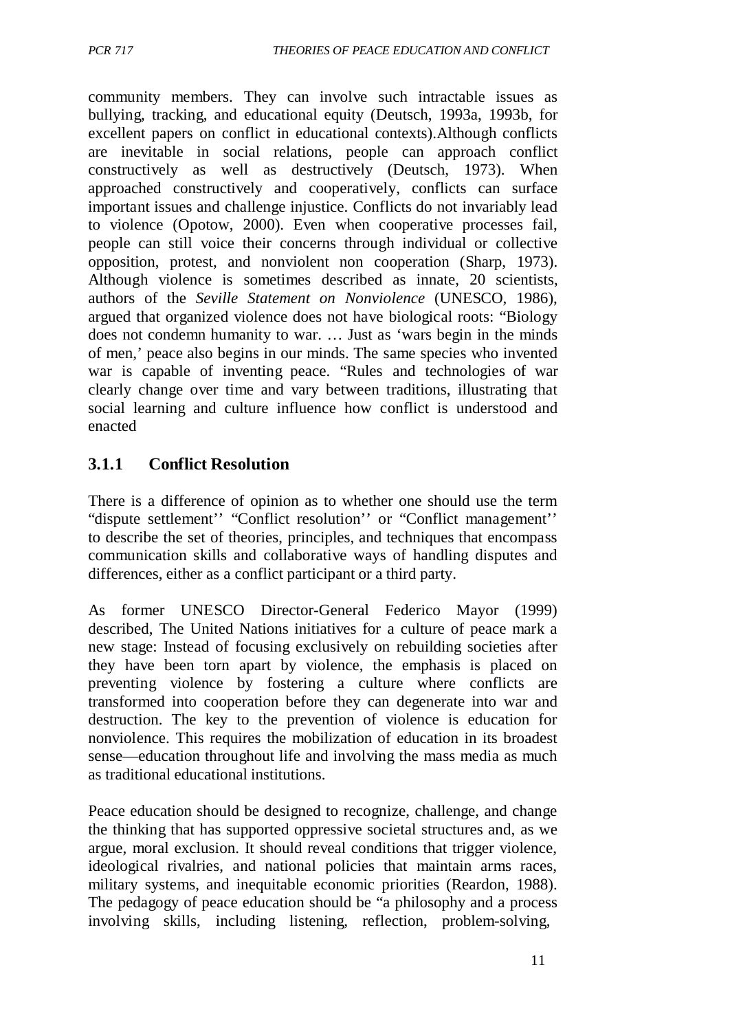community members. They can involve such intractable issues as bullying, tracking, and educational equity (Deutsch, 1993a, 1993b, for excellent papers on conflict in educational contexts).Although conflicts are inevitable in social relations, people can approach conflict constructively as well as destructively (Deutsch, 1973). When approached constructively and cooperatively, conflicts can surface important issues and challenge injustice. Conflicts do not invariably lead to violence (Opotow, 2000). Even when cooperative processes fail, people can still voice their concerns through individual or collective opposition, protest, and nonviolent non cooperation (Sharp, 1973). Although violence is sometimes described as innate, 20 scientists, authors of the *Seville Statement on Nonviolence* (UNESCO, 1986), argued that organized violence does not have biological roots: "Biology does not condemn humanity to war. … Just as 'wars begin in the minds of men,' peace also begins in our minds. The same species who invented war is capable of inventing peace. "Rules and technologies of war clearly change over time and vary between traditions, illustrating that social learning and culture influence how conflict is understood and enacted

### 3.1.1 Conflict Resolution

There is a difference of opinion as to whether one should use the term "dispute settlement'' "Conflict resolution'' or "Conflict management'' to describe the set of theories, principles, and techniques that encompass communication skills and collaborative ways of handling disputes and differences, either as a conflict participant or a third party.

As former UNESCO Director-General Federico Mayor (1999) described, The United Nations initiatives for a culture of peace mark a new stage: Instead of focusing exclusively on rebuilding societies after they have been torn apart by violence, the emphasis is placed on preventing violence by fostering a culture where conflicts are transformed into cooperation before they can degenerate into war and destruction. The key to the prevention of violence is education for nonviolence. This requires the mobilization of education in its broadest sense—education throughout life and involving the mass media as much as traditional educational institutions.

Peace education should be designed to recognize, challenge, and change the thinking that has supported oppressive societal structures and, as we argue, moral exclusion. It should reveal conditions that trigger violence, ideological rivalries, and national policies that maintain arms races, military systems, and inequitable economic priorities (Reardon, 1988). The pedagogy of peace education should be "a philosophy and a process involving skills, including listening, reflection, problem-solving,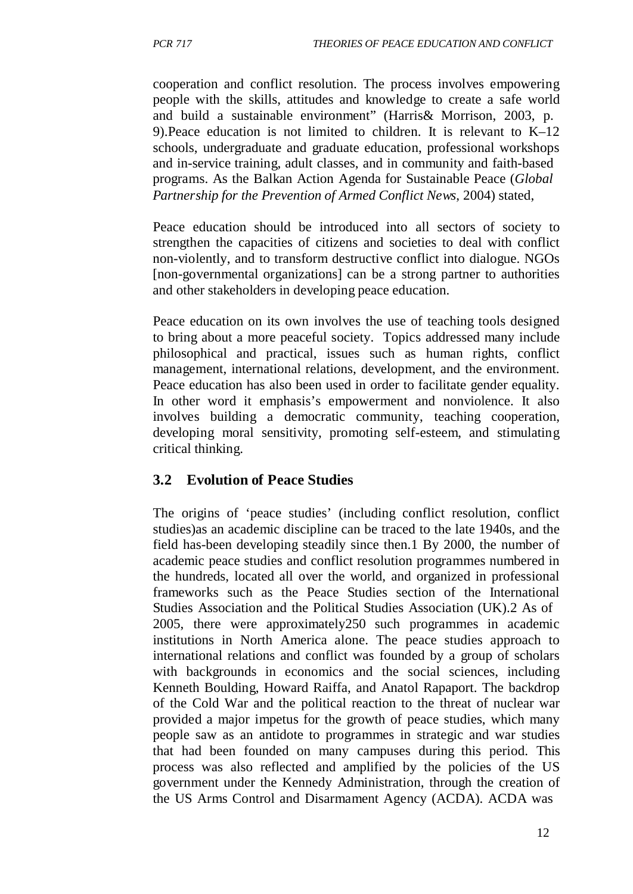cooperation and conflict resolution. The process involves empowering people with the skills, attitudes and knowledge to create a safe world and build a sustainable environment" (Harris& Morrison, 2003, p. 9).Peace education is not limited to children. It is relevant to K–12 schools, undergraduate and graduate education, professional workshops and in-service training, adult classes, and in community and faith-based programs. As the Balkan Action Agenda for Sustainable Peace (*Global Partnership for the Prevention of Armed Conflict News*, 2004) stated,

Peace education should be introduced into all sectors of society to strengthen the capacities of citizens and societies to deal with conflict non-violently, and to transform destructive conflict into dialogue. NGOs [non-governmental organizations] can be a strong partner to authorities and other stakeholders in developing peace education.

Peace education on its own involves the use of teaching tools designed to bring about a more peaceful society. Topics addressed many include philosophical and practical, issues such as human rights, conflict management, international relations, development, and the environment. Peace education has also been used in order to facilitate gender equality. In other word it emphasis's empowerment and nonviolence. It also involves building a democratic community, teaching cooperation, developing moral sensitivity, promoting self-esteem, and stimulating critical thinking.

## 3.2 Evolution of Peace Studies

The origins of 'peace studies' (including conflict resolution, conflict studies)as an academic discipline can be traced to the late 1940s, and the field has-been developing steadily since then.1 By 2000, the number of academic peace studies and conflict resolution programmes numbered in the hundreds, located all over the world, and organized in professional frameworks such as the Peace Studies section of the International Studies Association and the Political Studies Association (UK).2 As of 2005, there were approximately250 such programmes in academic institutions in North America alone. The peace studies approach to international relations and conflict was founded by a group of scholars with backgrounds in economics and the social sciences, including Kenneth Boulding, Howard Raiffa, and Anatol Rapaport. The backdrop of the Cold War and the political reaction to the threat of nuclear war provided a major impetus for the growth of peace studies, which many people saw as an antidote to programmes in strategic and war studies that had been founded on many campuses during this period. This process was also reflected and amplified by the policies of the US government under the Kennedy Administration, through the creation of the US Arms Control and Disarmament Agency (ACDA). ACDA was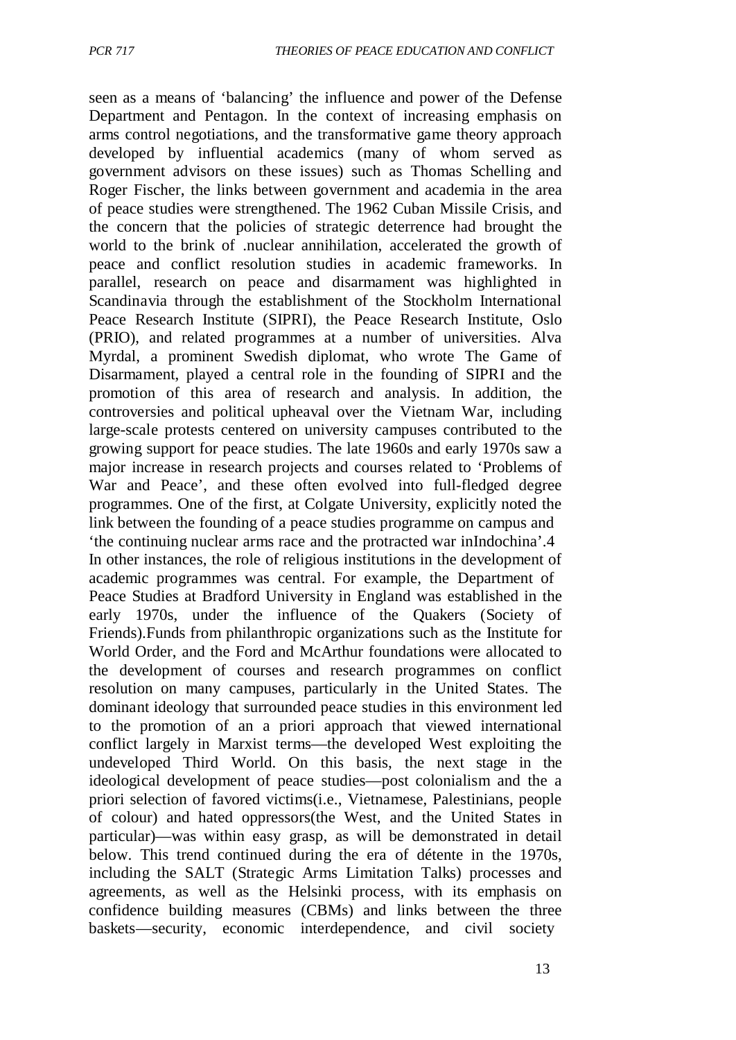seen as a means of 'balancing' the influence and power of the Defense Department and Pentagon. In the context of increasing emphasis on arms control negotiations, and the transformative game theory approach developed by influential academics (many of whom served as government advisors on these issues) such as Thomas Schelling and Roger Fischer, the links between government and academia in the area of peace studies were strengthened. The 1962 Cuban Missile Crisis, and the concern that the policies of strategic deterrence had brought the world to the brink of .nuclear annihilation, accelerated the growth of peace and conflict resolution studies in academic frameworks. In parallel, research on peace and disarmament was highlighted in Scandinavia through the establishment of the Stockholm International Peace Research Institute (SIPRI), the Peace Research Institute, Oslo (PRIO), and related programmes at a number of universities. Alva Myrdal, a prominent Swedish diplomat, who wrote The Game of Disarmament, played a central role in the founding of SIPRI and the promotion of this area of research and analysis. In addition, the controversies and political upheaval over the Vietnam War, including large-scale protests centered on university campuses contributed to the growing support for peace studies. The late 1960s and early 1970s saw a major increase in research projects and courses related to 'Problems of War and Peace', and these often evolved into full-fledged degree programmes. One of the first, at Colgate University, explicitly noted the link between the founding of a peace studies programme on campus and 'the continuing nuclear arms race and the protracted war inIndochina'.4 In other instances, the role of religious institutions in the development of academic programmes was central. For example, the Department of Peace Studies at Bradford University in England was established in the early 1970s, under the influence of the Quakers (Society of Friends).Funds from philanthropic organizations such as the Institute for World Order, and the Ford and McArthur foundations were allocated to the development of courses and research programmes on conflict resolution on many campuses, particularly in the United States. The dominant ideology that surrounded peace studies in this environment led to the promotion of an a priori approach that viewed international conflict largely in Marxist terms—the developed West exploiting the undeveloped Third World. On this basis, the next stage in the ideological development of peace studies—post colonialism and the a priori selection of favored victims(i.e., Vietnamese, Palestinians, people of colour) and hated oppressors(the West, and the United States in particular)—was within easy grasp, as will be demonstrated in detail below. This trend continued during the era of détente in the 1970s, including the SALT (Strategic Arms Limitation Talks) processes and agreements, as well as the Helsinki process, with its emphasis on confidence building measures (CBMs) and links between the three baskets—security, economic interdependence, and civil society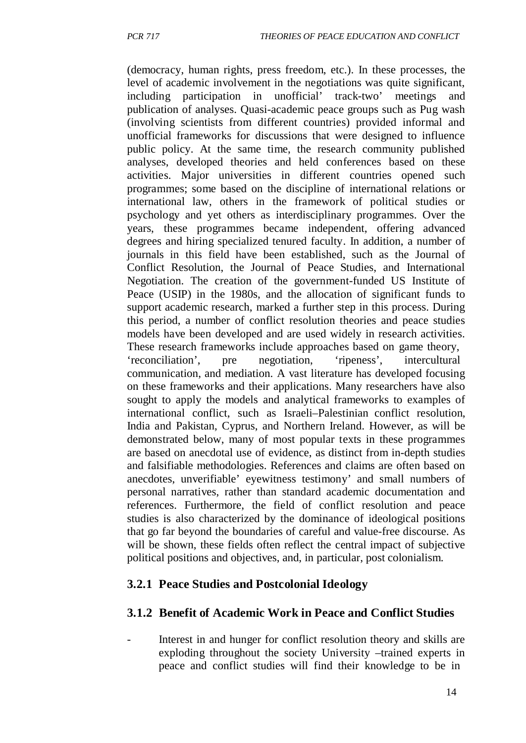(democracy, human rights, press freedom, etc.). In these processes, the level of academic involvement in the negotiations was quite significant, including participation in unofficial' track-two' meetings and publication of analyses. Quasi-academic peace groups such as Pug wash (involving scientists from different countries) provided informal and unofficial frameworks for discussions that were designed to influence public policy. At the same time, the research community published analyses, developed theories and held conferences based on these activities. Major universities in different countries opened such programmes; some based on the discipline of international relations or international law, others in the framework of political studies or psychology and yet others as interdisciplinary programmes. Over the years, these programmes became independent, offering advanced degrees and hiring specialized tenured faculty. In addition, a number of journals in this field have been established, such as the Journal of Conflict Resolution, the Journal of Peace Studies, and International Negotiation. The creation of the government-funded US Institute of Peace (USIP) in the 1980s, and the allocation of significant funds to support academic research, marked a further step in this process. During this period, a number of conflict resolution theories and peace studies models have been developed and are used widely in research activities. These research frameworks include approaches based on game theory, 'reconciliation', pre negotiation, 'ripeness', intercultural communication, and mediation. A vast literature has developed focusing on these frameworks and their applications. Many researchers have also sought to apply the models and analytical frameworks to examples of international conflict, such as Israeli–Palestinian conflict resolution, India and Pakistan, Cyprus, and Northern Ireland. However, as will be demonstrated below, many of most popular texts in these programmes are based on anecdotal use of evidence, as distinct from in-depth studies and falsifiable methodologies. References and claims are often based on anecdotes, unverifiable' eyewitness testimony' and small numbers of personal narratives, rather than standard academic documentation and references. Furthermore, the field of conflict resolution and peace studies is also characterized by the dominance of ideological positions that go far beyond the boundaries of careful and value-free discourse. As will be shown, these fields often reflect the central impact of subjective political positions and objectives, and, in particular, post colonialism.

### 3.2.1 Peace Studies and Postcolonial Ideology

### 3.1.2 Benefit of Academic Work in Peace and Conflict Studies

- Interest in and hunger for conflict resolution theory and skills are exploding throughout the society University –trained experts in peace and conflict studies will find their knowledge to be in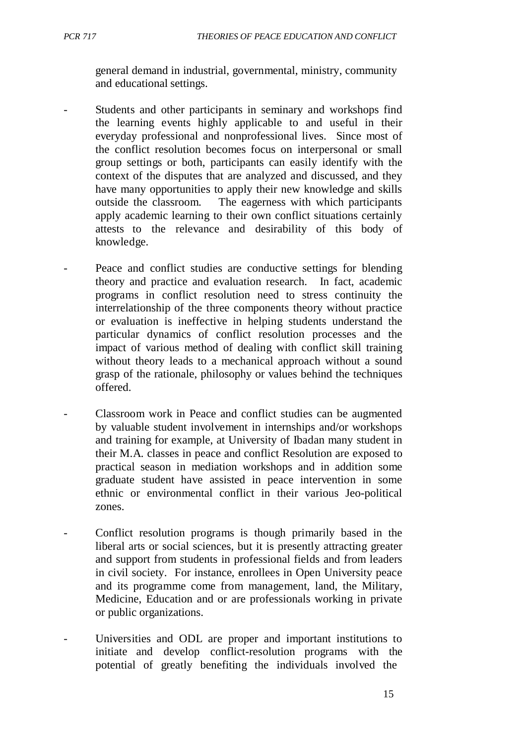general demand in industrial, governmental, ministry, community and educational settings.

- Students and other participants in seminary and workshops find the learning events highly applicable to and useful in their everyday professional and nonprofessional lives. Since most of the conflict resolution becomes focus on interpersonal or small group settings or both, participants can easily identify with the context of the disputes that are analyzed and discussed, and they have many opportunities to apply their new knowledge and skills outside the classroom. The eagerness with which participants apply academic learning to their own conflict situations certainly attests to the relevance and desirability of this body of knowledge.

- Peace and conflict studies are conductive settings for blending theory and practice and evaluation research. In fact, academic programs in conflict resolution need to stress continuity the interrelationship of the three components theory without practice or evaluation is ineffective in helping students understand the particular dynamics of conflict resolution processes and the impact of various method of dealing with conflict skill training without theory leads to a mechanical approach without a sound grasp of the rationale, philosophy or values behind the techniques offered.

- Classroom work in Peace and conflict studies can be augmented by valuable student involvement in internships and/or workshops and training for example, at University of Ibadan many student in their M.A. classes in peace and conflict Resolution are exposed to practical season in mediation workshops and in addition some graduate student have assisted in peace intervention in some ethnic or environmental conflict in their various Jeo-political zones.

- Conflict resolution programs is though primarily based in the liberal arts or social sciences, but it is presently attracting greater and support from students in professional fields and from leaders in civil society. For instance, enrollees in Open University peace and its programme come from management, land, the Military, Medicine, Education and or are professionals working in private or public organizations.

- Universities and ODL are proper and important institutions to initiate and develop conflict-resolution programs with the potential of greatly benefiting the individuals involved the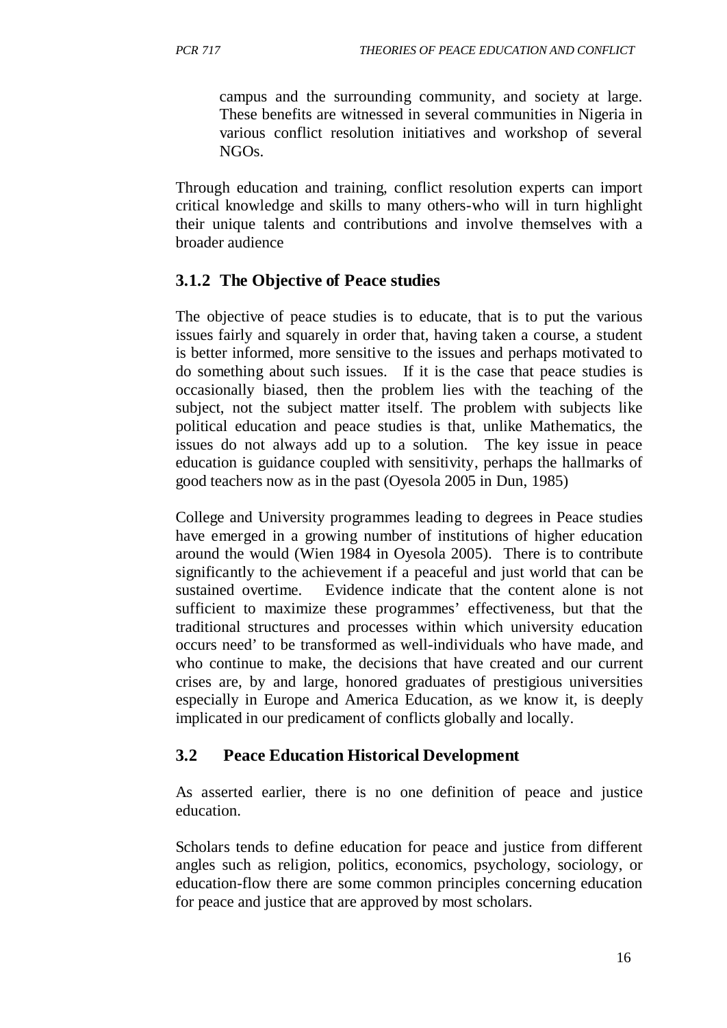campus and the surrounding community, and society at large. These benefits are witnessed in several communities in Nigeria in various conflict resolution initiatives and workshop of several NGOs.

Through education and training, conflict resolution experts can import critical knowledge and skills to many others-who will in turn highlight their unique talents and contributions and involve themselves with a broader audience

### 3.1.2 The Objective of Peace studies

The objective of peace studies is to educate, that is to put the various issues fairly and squarely in order that, having taken a course, a student is better informed, more sensitive to the issues and perhaps motivated to do something about such issues. If it is the case that peace studies is occasionally biased, then the problem lies with the teaching of the subject, not the subject matter itself. The problem with subjects like political education and peace studies is that, unlike Mathematics, the issues do not always add up to a solution. The key issue in peace education is guidance coupled with sensitivity, perhaps the hallmarks of good teachers now as in the past (Oyesola 2005 in Dun, 1985)

College and University programmes leading to degrees in Peace studies have emerged in a growing number of institutions of higher education around the would (Wien 1984 in Oyesola 2005). There is to contribute significantly to the achievement if a peaceful and just world that can be sustained overtime. Evidence indicate that the content alone is not sufficient to maximize these programmes' effectiveness, but that the traditional structures and processes within which university education occurs need' to be transformed as well-individuals who have made, and who continue to make, the decisions that have created and our current crises are, by and large, honored graduates of prestigious universities especially in Europe and America Education, as we know it, is deeply implicated in our predicament of conflicts globally and locally.

## 3.2 Peace Education Historical Development

As asserted earlier, there is no one definition of peace and justice education.

Scholars tends to define education for peace and justice from different angles such as religion, politics, economics, psychology, sociology, or education-flow there are some common principles concerning education for peace and justice that are approved by most scholars.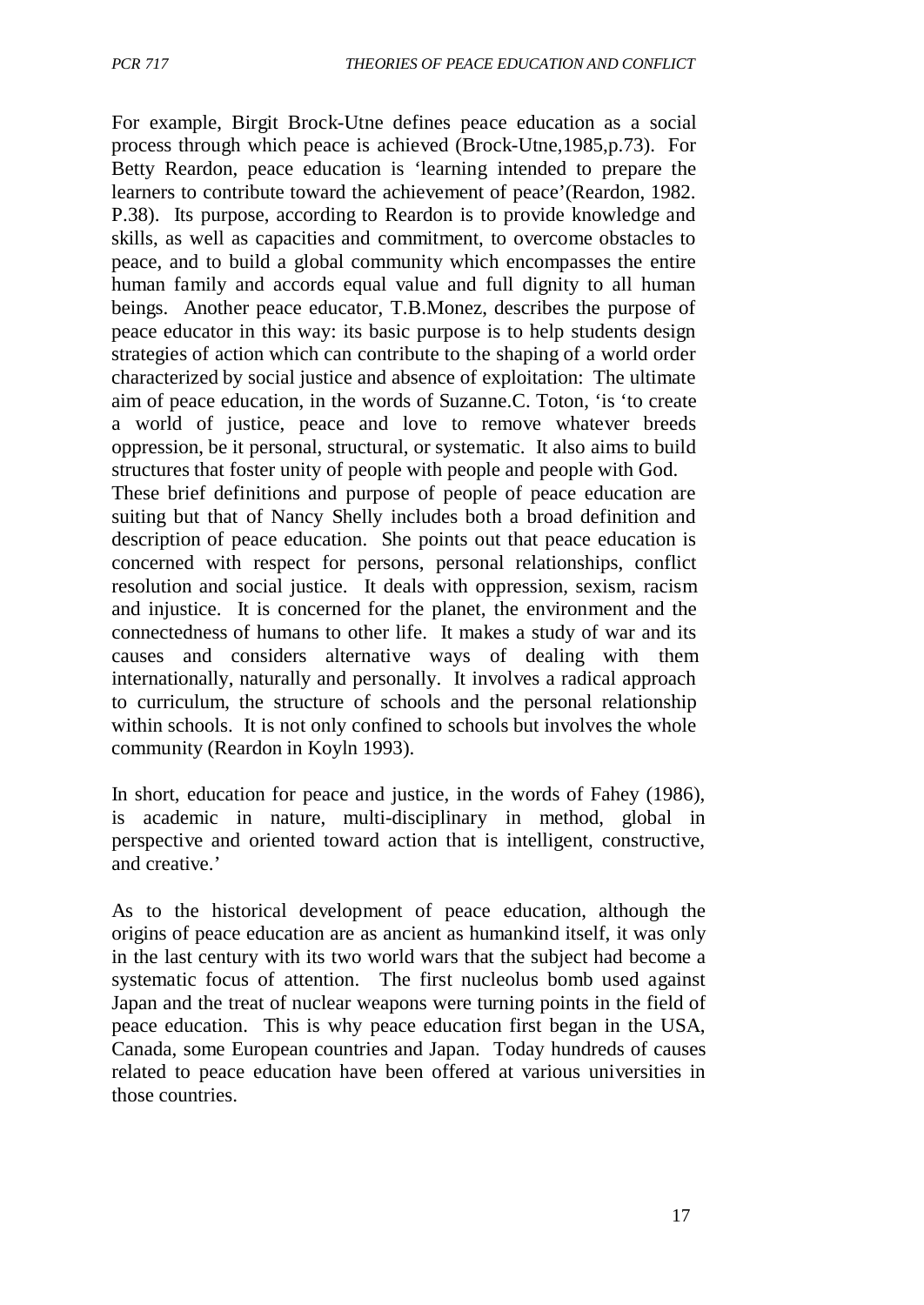For example, Birgit Brock-Utne defines peace education as a social process through which peace is achieved (Brock-Utne,1985,p.73). For Betty Reardon, peace education is 'learning intended to prepare the learners to contribute toward the achievement of peace'(Reardon, 1982. P.38). Its purpose, according to Reardon is to provide knowledge and skills, as well as capacities and commitment, to overcome obstacles to peace, and to build a global community which encompasses the entire human family and accords equal value and full dignity to all human beings. Another peace educator, T.B.Monez, describes the purpose of peace educator in this way: its basic purpose is to help students design strategies of action which can contribute to the shaping of a world order characterized by social justice and absence of exploitation: The ultimate aim of peace education, in the words of Suzanne.C. Toton, 'is 'to create a world of justice, peace and love to remove whatever breeds oppression, be it personal, structural, or systematic. It also aims to build structures that foster unity of people with people and people with God.

These brief definitions and purpose of people of peace education are suiting but that of Nancy Shelly includes both a broad definition and description of peace education. She points out that peace education is concerned with respect for persons, personal relationships, conflict resolution and social justice. It deals with oppression, sexism, racism and injustice. It is concerned for the planet, the environment and the connectedness of humans to other life. It makes a study of war and its causes and considers alternative ways of dealing with them internationally, naturally and personally. It involves a radical approach to curriculum, the structure of schools and the personal relationship within schools. It is not only confined to schools but involves the whole community (Reardon in Koyln 1993).

In short, education for peace and justice, in the words of Fahey (1986), is academic in nature, multi-disciplinary in method, global in perspective and oriented toward action that is intelligent, constructive, and creative.'

As to the historical development of peace education, although the origins of peace education are as ancient as humankind itself, it was only in the last century with its two world wars that the subject had become a systematic focus of attention. The first nucleolus bomb used against Japan and the treat of nuclear weapons were turning points in the field of peace education. This is why peace education first began in the USA, Canada, some European countries and Japan. Today hundreds of causes related to peace education have been offered at various universities in those countries.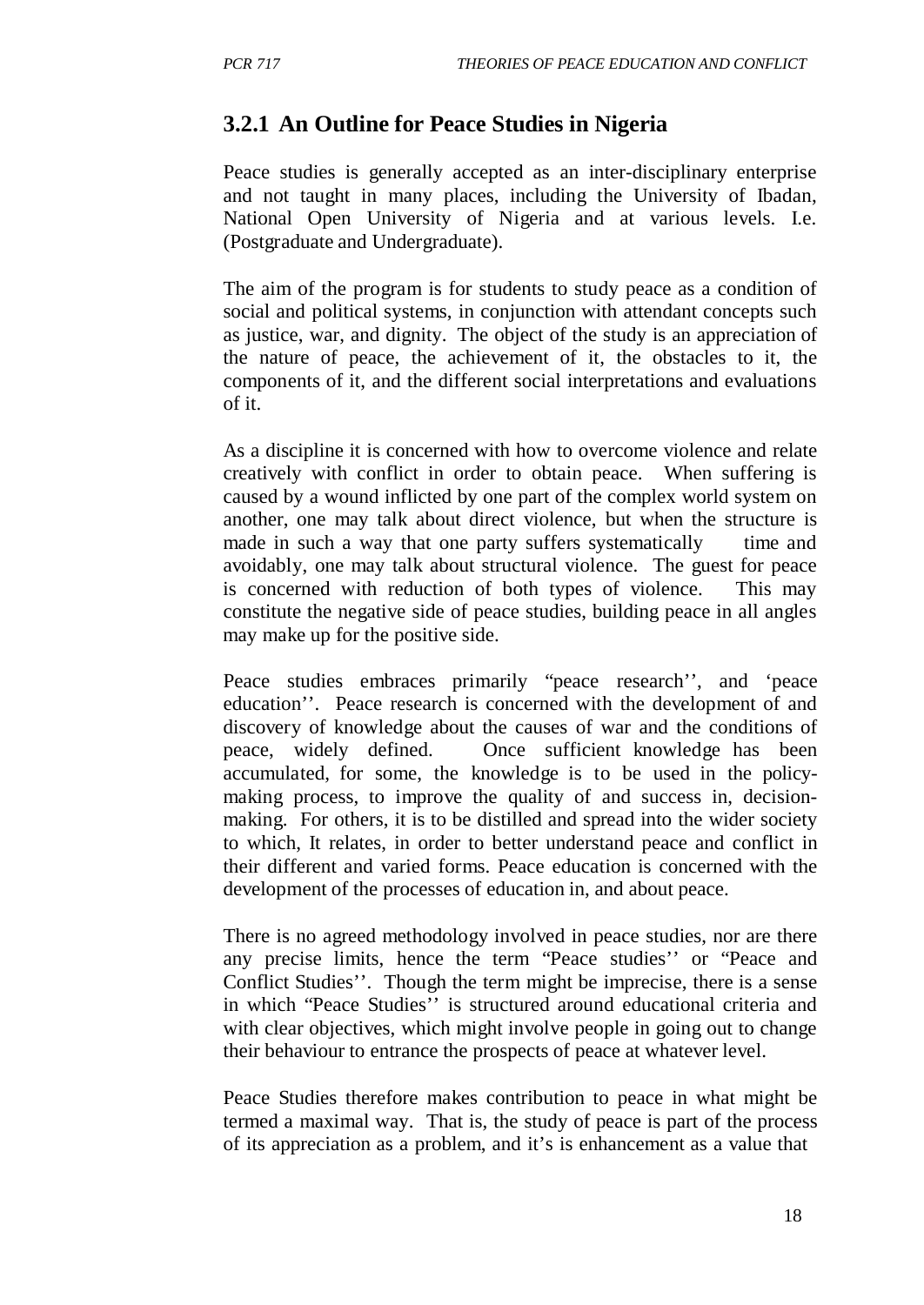## 3.2.1 An Outline for Peace Studies in Nigeria

Peace studies is generally accepted as an inter-disciplinary enterprise and not taught in many places, including the University of Ibadan, National Open University of Nigeria and at various levels. I.e. (Postgraduate and Undergraduate).

The aim of the program is for students to study peace as a condition of social and political systems, in conjunction with attendant concepts such as justice, war, and dignity. The object of the study is an appreciation of the nature of peace, the achievement of it, the obstacles to it, the components of it, and the different social interpretations and evaluations of it.

As a discipline it is concerned with how to overcome violence and relate creatively with conflict in order to obtain peace. When suffering is caused by a wound inflicted by one part of the complex world system on another, one may talk about direct violence, but when the structure is made in such a way that one party suffers systematically time and avoidably, one may talk about structural violence. The guest for peace is concerned with reduction of both types of violence. This may constitute the negative side of peace studies, building peace in all angles may make up for the positive side.

Peace studies embraces primarily "peace research'', and 'peace education''. Peace research is concerned with the development of and discovery of knowledge about the causes of war and the conditions of peace, widely defined. Once sufficient knowledge has been accumulated, for some, the knowledge is to be used in the policy-making process, to improve the quality of and success in, decision-making. For others, it is to be distilled and spread into the wider society to which, It relates, in order to better understand peace and conflict in their different and varied forms. Peace education is concerned with the development of the processes of education in, and about peace.

There is no agreed methodology involved in peace studies, nor are there any precise limits, hence the term "Peace studies'' or "Peace and Conflict Studies''. Though the term might be imprecise, there is a sense in which "Peace Studies'' is structured around educational criteria and with clear objectives, which might involve people in going out to change their behaviour to entrance the prospects of peace at whatever level.

Peace Studies therefore makes contribution to peace in what might be termed a maximal way. That is, the study of peace is part of the process of its appreciation as a problem, and it's is enhancement as a value that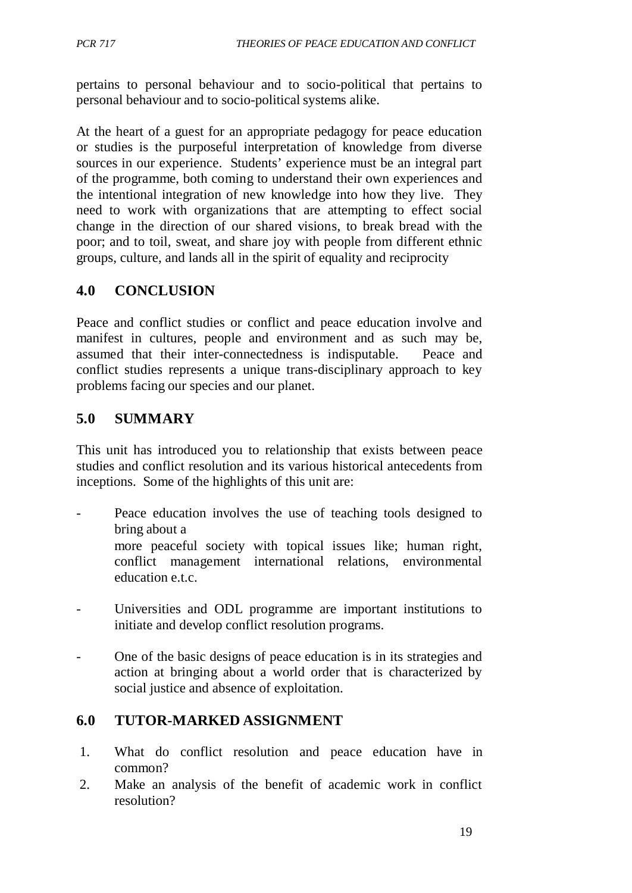pertains to personal behaviour and to socio-political that pertains to personal behaviour and to socio-political systems alike.

At the heart of a guest for an appropriate pedagogy for peace education or studies is the purposeful interpretation of knowledge from diverse sources in our experience. Students' experience must be an integral part of the programme, both coming to understand their own experiences and the intentional integration of new knowledge into how they live. They need to work with organizations that are attempting to effect social change in the direction of our shared visions, to break bread with the poor; and to toil, sweat, and share joy with people from different ethnic groups, culture, and lands all in the spirit of equality and reciprocity

## 4.0 CONCLUSION

Peace and conflict studies or conflict and peace education involve and manifest in cultures, people and environment and as such may be, assumed that their inter-connectedness is indisputable. Peace and conflict studies represents a unique trans-disciplinary approach to key problems facing our species and our planet.

## 5.0 SUMMARY

This unit has introduced you to relationship that exists between peace studies and conflict resolution and its various historical antecedents from inceptions. Some of the highlights of this unit are:

- Peace education involves the use of teaching tools designed to bring about a
  more peaceful society with topical issues like; human right, conflict management international relations, environmental education e.t.c.
- Universities and ODL programme are important institutions to initiate and develop conflict resolution programs.
- One of the basic designs of peace education is in its strategies and action at bringing about a world order that is characterized by social justice and absence of exploitation.

## 6.0 TUTOR-MARKED ASSIGNMENT

1. What do conflict resolution and peace education have in common?
2. Make an analysis of the benefit of academic work in conflict resolution?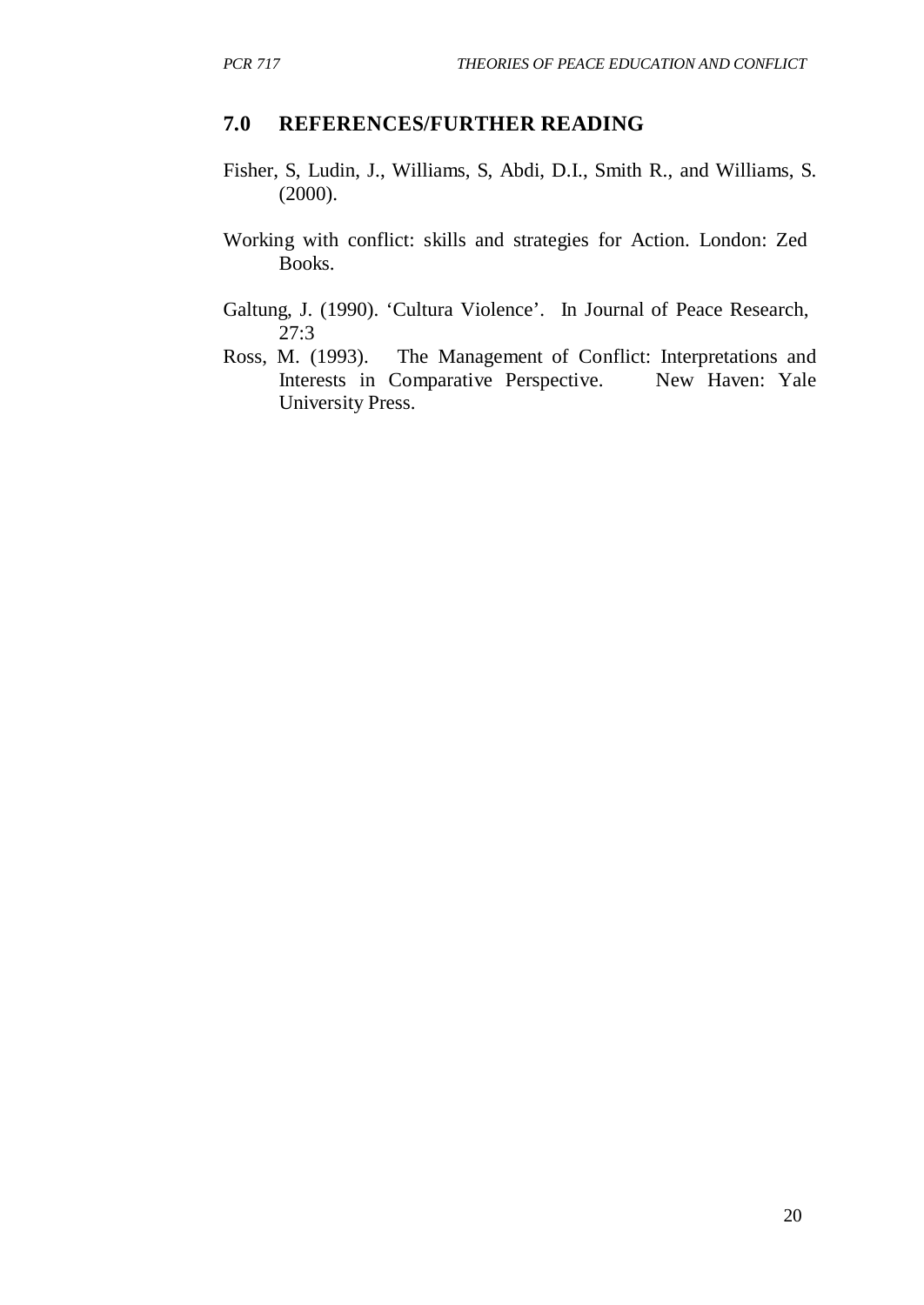## 7.0 REFERENCES/FURTHER READING

Fisher, S, Ludin, J., Williams, S, Abdi, D.I., Smith R., and Williams, S. (2000).

Working with conflict: skills and strategies for Action. London: Zed Books.

Galtung, J. (1990). 'Cultura Violence'. In Journal of Peace Research, 27:3

Ross, M. (1993). The Management of Conflict: Interpretations and Interests in Comparative Perspective. New Haven: Yale University Press.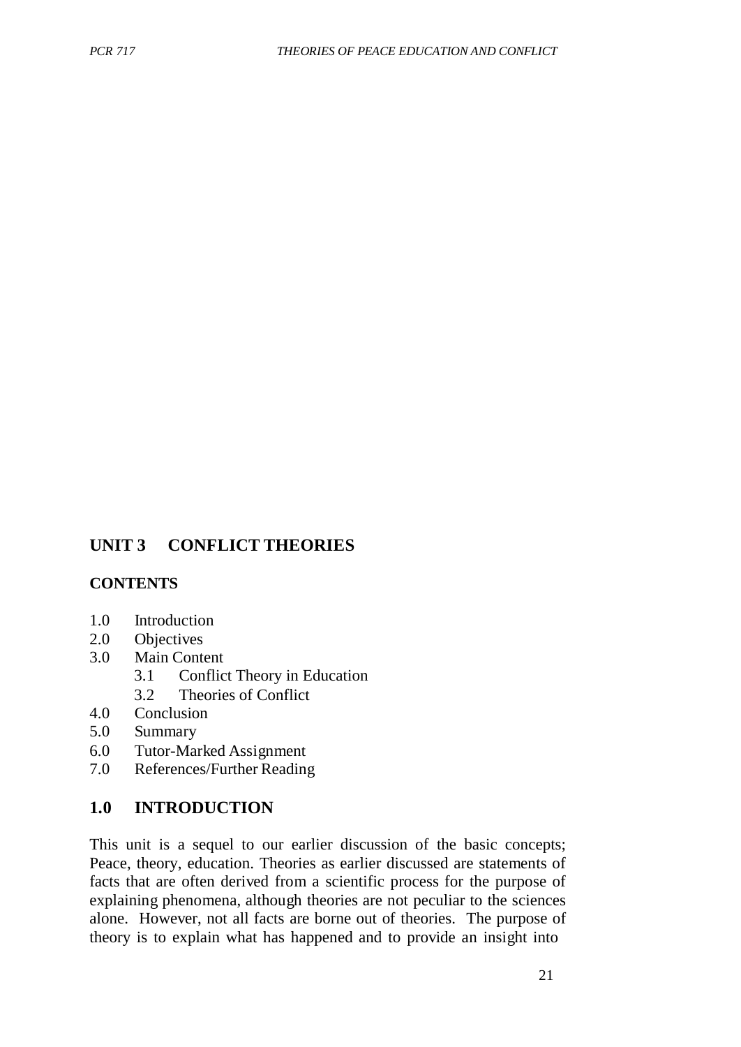## UNIT 3 CONFLICT THEORIES

### CONTENTS

1.0 Introduction
2.0 Objectives
3.0 Main Content
   3.1 Conflict Theory in Education
   3.2 Theories of Conflict
4.0 Conclusion
5.0 Summary
6.0 Tutor-Marked Assignment
7.0 References/Further Reading

### 1.0 INTRODUCTION

This unit is a sequel to our earlier discussion of the basic concepts; Peace, theory, education. Theories as earlier discussed are statements of facts that are often derived from a scientific process for the purpose of explaining phenomena, although theories are not peculiar to the sciences alone. However, not all facts are borne out of theories. The purpose of theory is to explain what has happened and to provide an insight into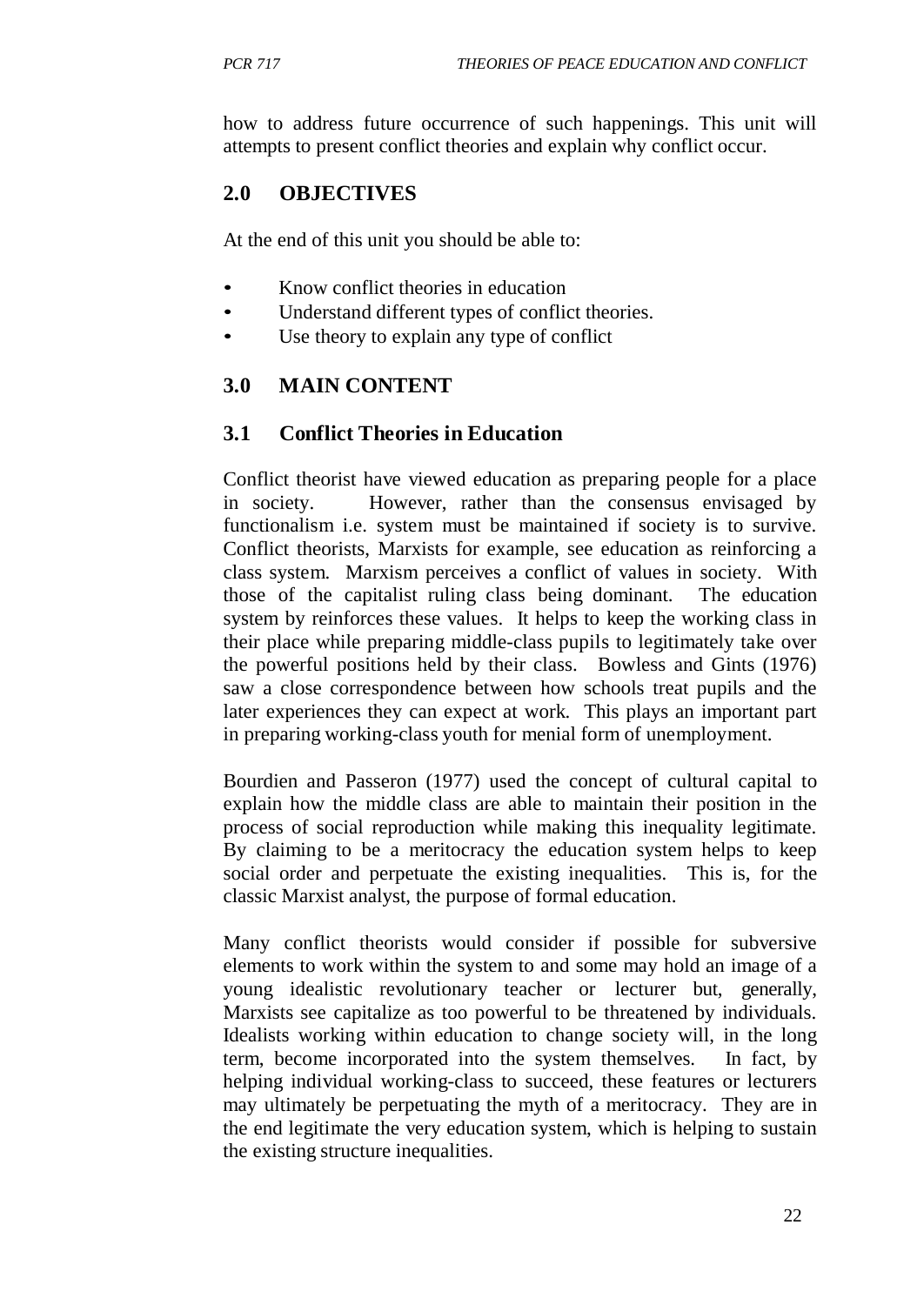how to address future occurrence of such happenings. This unit will attempts to present conflict theories and explain why conflict occur.

## 2.0 OBJECTIVES

At the end of this unit you should be able to:

- Know conflict theories in education
- Understand different types of conflict theories.
- Use theory to explain any type of conflict

## 3.0 MAIN CONTENT

### 3.1 Conflict Theories in Education

Conflict theorist have viewed education as preparing people for a place in society. However, rather than the consensus envisaged by functionalism i.e. system must be maintained if society is to survive. Conflict theorists, Marxists for example, see education as reinforcing a class system. Marxism perceives a conflict of values in society. With those of the capitalist ruling class being dominant. The education system by reinforces these values. It helps to keep the working class in their place while preparing middle-class pupils to legitimately take over the powerful positions held by their class. Bowless and Gints (1976) saw a close correspondence between how schools treat pupils and the later experiences they can expect at work. This plays an important part in preparing working-class youth for menial form of unemployment.

Bourdien and Passeron (1977) used the concept of cultural capital to explain how the middle class are able to maintain their position in the process of social reproduction while making this inequality legitimate. By claiming to be a meritocracy the education system helps to keep social order and perpetuate the existing inequalities. This is, for the classic Marxist analyst, the purpose of formal education.

Many conflict theorists would consider if possible for subversive elements to work within the system to and some may hold an image of a young idealistic revolutionary teacher or lecturer but, generally, Marxists see capitalize as too powerful to be threatened by individuals. Idealists working within education to change society will, in the long term, become incorporated into the system themselves. In fact, by helping individual working-class to succeed, these features or lecturers may ultimately be perpetuating the myth of a meritocracy. They are in the end legitimate the very education system, which is helping to sustain the existing structure inequalities.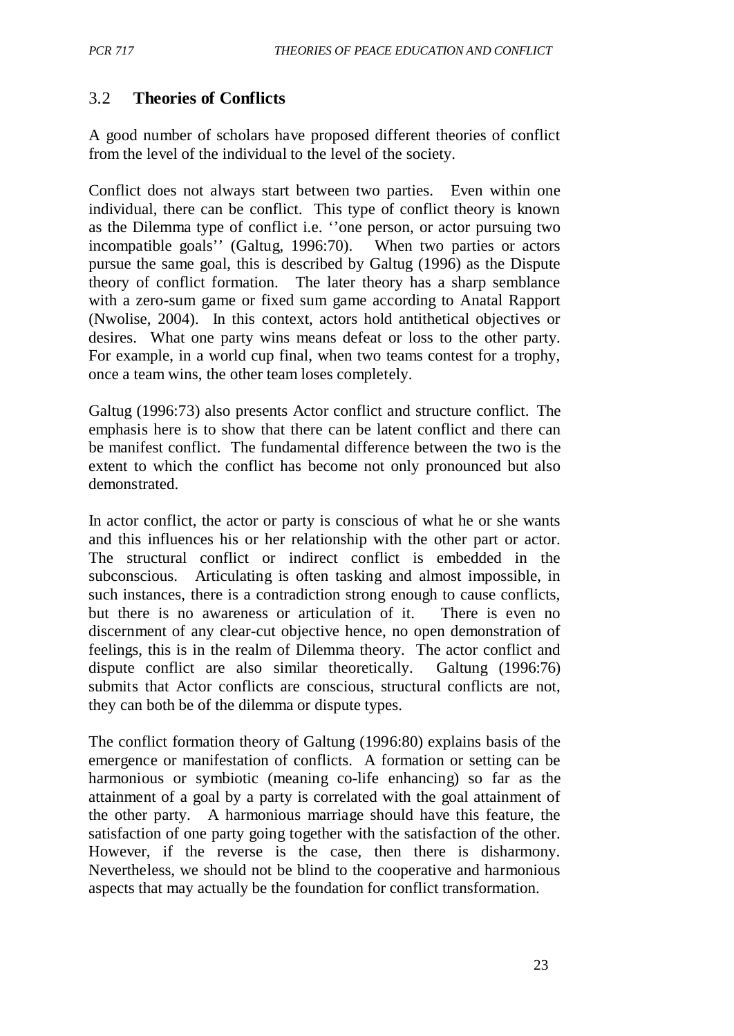## 3.2 Theories of Conflicts

A good number of scholars have proposed different theories of conflict from the level of the individual to the level of the society.

Conflict does not always start between two parties. Even within one individual, there can be conflict. This type of conflict theory is known as the Dilemma type of conflict i.e. ''one person, or actor pursuing two incompatible goals'' (Galtug, 1996:70). When two parties or actors pursue the same goal, this is described by Galtug (1996) as the Dispute theory of conflict formation. The later theory has a sharp semblance with a zero-sum game or fixed sum game according to Anatal Rapport (Nwolise, 2004). In this context, actors hold antithetical objectives or desires. What one party wins means defeat or loss to the other party. For example, in a world cup final, when two teams contest for a trophy, once a team wins, the other team loses completely.

Galtug (1996:73) also presents Actor conflict and structure conflict. The emphasis here is to show that there can be latent conflict and there can be manifest conflict. The fundamental difference between the two is the extent to which the conflict has become not only pronounced but also demonstrated.

In actor conflict, the actor or party is conscious of what he or she wants and this influences his or her relationship with the other part or actor. The structural conflict or indirect conflict is embedded in the subconscious. Articulating is often tasking and almost impossible, in such instances, there is a contradiction strong enough to cause conflicts, but there is no awareness or articulation of it. There is even no discernment of any clear-cut objective hence, no open demonstration of feelings, this is in the realm of Dilemma theory. The actor conflict and dispute conflict are also similar theoretically. Galtung (1996:76) submits that Actor conflicts are conscious, structural conflicts are not, they can both be of the dilemma or dispute types.

The conflict formation theory of Galtung (1996:80) explains basis of the emergence or manifestation of conflicts. A formation or setting can be harmonious or symbiotic (meaning co-life enhancing) so far as the attainment of a goal by a party is correlated with the goal attainment of the other party. A harmonious marriage should have this feature, the satisfaction of one party going together with the satisfaction of the other. However, if the reverse is the case, then there is disharmony. Nevertheless, we should not be blind to the cooperative and harmonious aspects that may actually be the foundation for conflict transformation.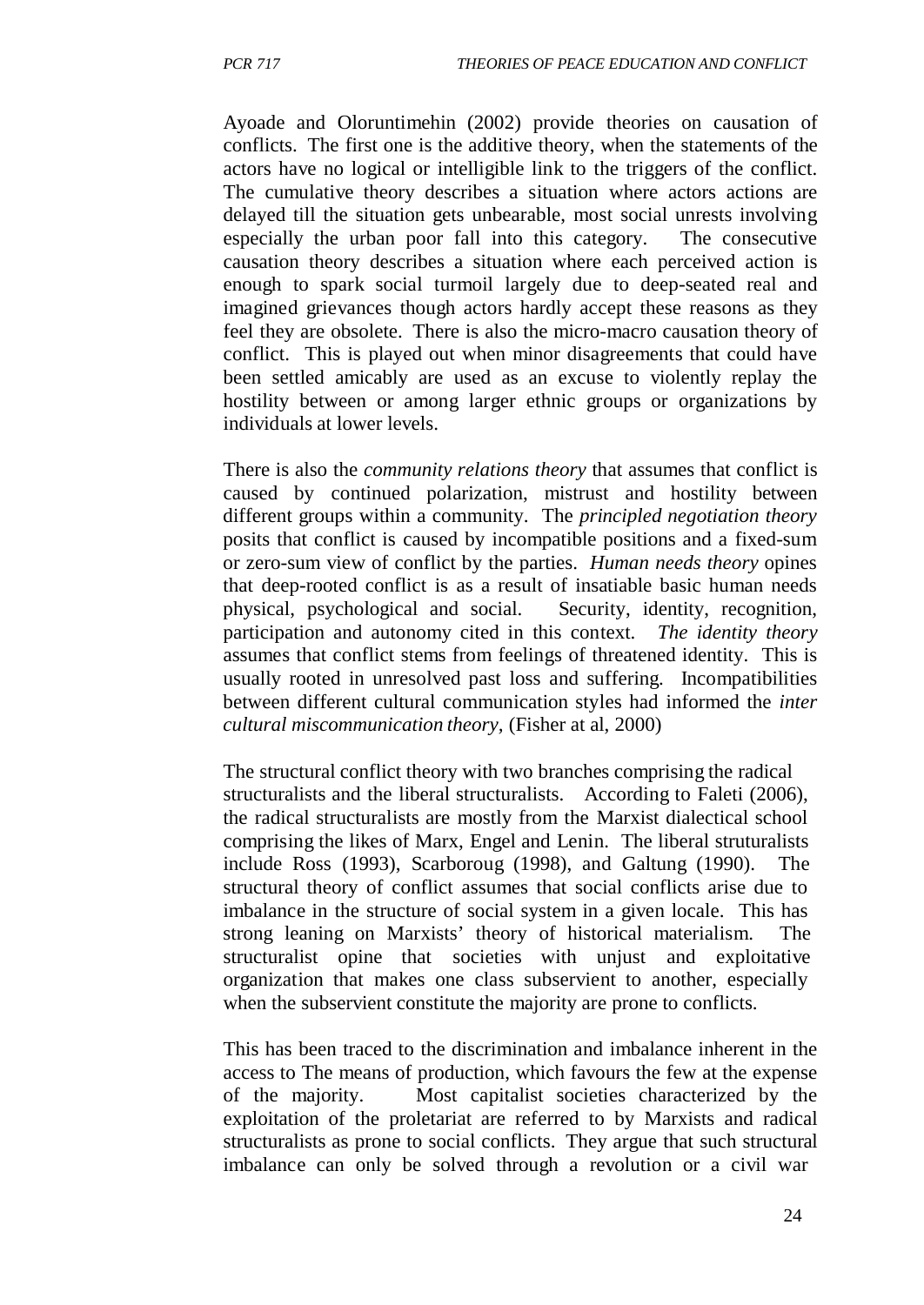Ayoade and Oloruntimehin (2002) provide theories on causation of conflicts. The first one is the additive theory, when the statements of the actors have no logical or intelligible link to the triggers of the conflict. The cumulative theory describes a situation where actors actions are delayed till the situation gets unbearable, most social unrests involving especially the urban poor fall into this category. The consecutive causation theory describes a situation where each perceived action is enough to spark social turmoil largely due to deep-seated real and imagined grievances though actors hardly accept these reasons as they feel they are obsolete. There is also the micro-macro causation theory of conflict. This is played out when minor disagreements that could have been settled amicably are used as an excuse to violently replay the hostility between or among larger ethnic groups or organizations by individuals at lower levels.

There is also the *community relations theory* that assumes that conflict is caused by continued polarization, mistrust and hostility between different groups within a community. The *principled negotiation theory* posits that conflict is caused by incompatible positions and a fixed-sum or zero-sum view of conflict by the parties. *Human needs theory* opines that deep-rooted conflict is as a result of insatiable basic human needs physical, psychological and social. Security, identity, recognition, participation and autonomy cited in this context. *The identity theory* assumes that conflict stems from feelings of threatened identity. This is usually rooted in unresolved past loss and suffering. Incompatibilities between different cultural communication styles had informed the *inter cultural miscommunication theory*, (Fisher at al, 2000)

The structural conflict theory with two branches comprising the radical structuralists and the liberal structuralists. According to Faleti (2006), the radical structuralists are mostly from the Marxist dialectical school comprising the likes of Marx, Engel and Lenin. The liberal struturalists include Ross (1993), Scarboroug (1998), and Galtung (1990). The structural theory of conflict assumes that social conflicts arise due to imbalance in the structure of social system in a given locale. This has strong leaning on Marxists' theory of historical materialism. The structuralist opine that societies with unjust and exploitative organization that makes one class subservient to another, especially when the subservient constitute the majority are prone to conflicts.

This has been traced to the discrimination and imbalance inherent in the access to The means of production, which favours the few at the expense of the majority. Most capitalist societies characterized by the exploitation of the proletariat are referred to by Marxists and radical structuralists as prone to social conflicts. They argue that such structural imbalance can only be solved through a revolution or a civil war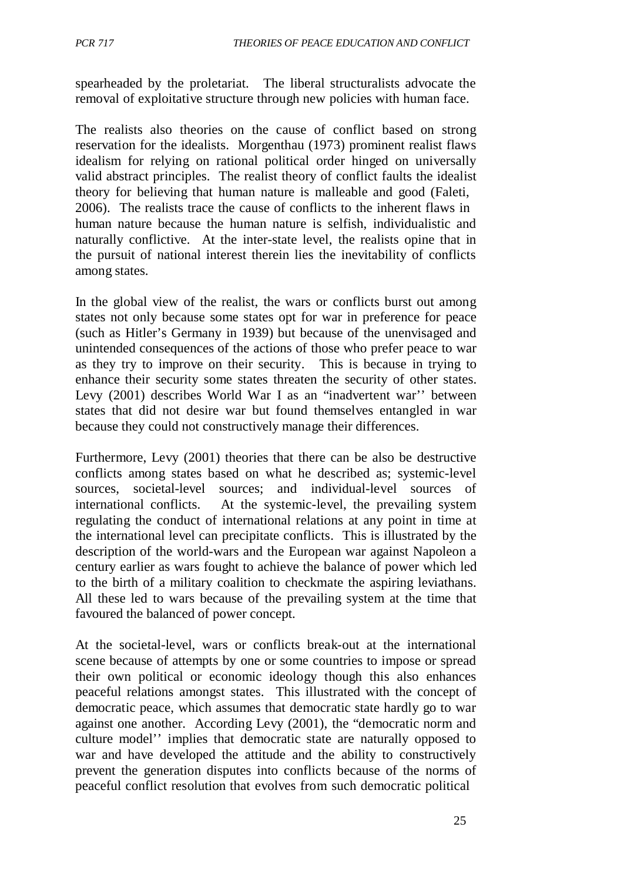spearheaded by the proletariat. The liberal structuralists advocate the removal of exploitative structure through new policies with human face.

The realists also theories on the cause of conflict based on strong reservation for the idealists. Morgenthau (1973) prominent realist flaws idealism for relying on rational political order hinged on universally valid abstract principles. The realist theory of conflict faults the idealist theory for believing that human nature is malleable and good (Faleti, 2006). The realists trace the cause of conflicts to the inherent flaws in human nature because the human nature is selfish, individualistic and naturally conflictive. At the inter-state level, the realists opine that in the pursuit of national interest therein lies the inevitability of conflicts among states.

In the global view of the realist, the wars or conflicts burst out among states not only because some states opt for war in preference for peace (such as Hitler's Germany in 1939) but because of the unenvisaged and unintended consequences of the actions of those who prefer peace to war as they try to improve on their security. This is because in trying to enhance their security some states threaten the security of other states. Levy (2001) describes World War I as an "inadvertent war'' between states that did not desire war but found themselves entangled in war because they could not constructively manage their differences.

Furthermore, Levy (2001) theories that there can be also be destructive conflicts among states based on what he described as; systemic-level sources, societal-level sources; and individual-level sources of international conflicts. At the systemic-level, the prevailing system regulating the conduct of international relations at any point in time at the international level can precipitate conflicts. This is illustrated by the description of the world-wars and the European war against Napoleon a century earlier as wars fought to achieve the balance of power which led to the birth of a military coalition to checkmate the aspiring leviathans. All these led to wars because of the prevailing system at the time that favoured the balanced of power concept.

At the societal-level, wars or conflicts break-out at the international scene because of attempts by one or some countries to impose or spread their own political or economic ideology though this also enhances peaceful relations amongst states. This illustrated with the concept of democratic peace, which assumes that democratic state hardly go to war against one another. According Levy (2001), the "democratic norm and culture model'' implies that democratic state are naturally opposed to war and have developed the attitude and the ability to constructively prevent the generation disputes into conflicts because of the norms of peaceful conflict resolution that evolves from such democratic political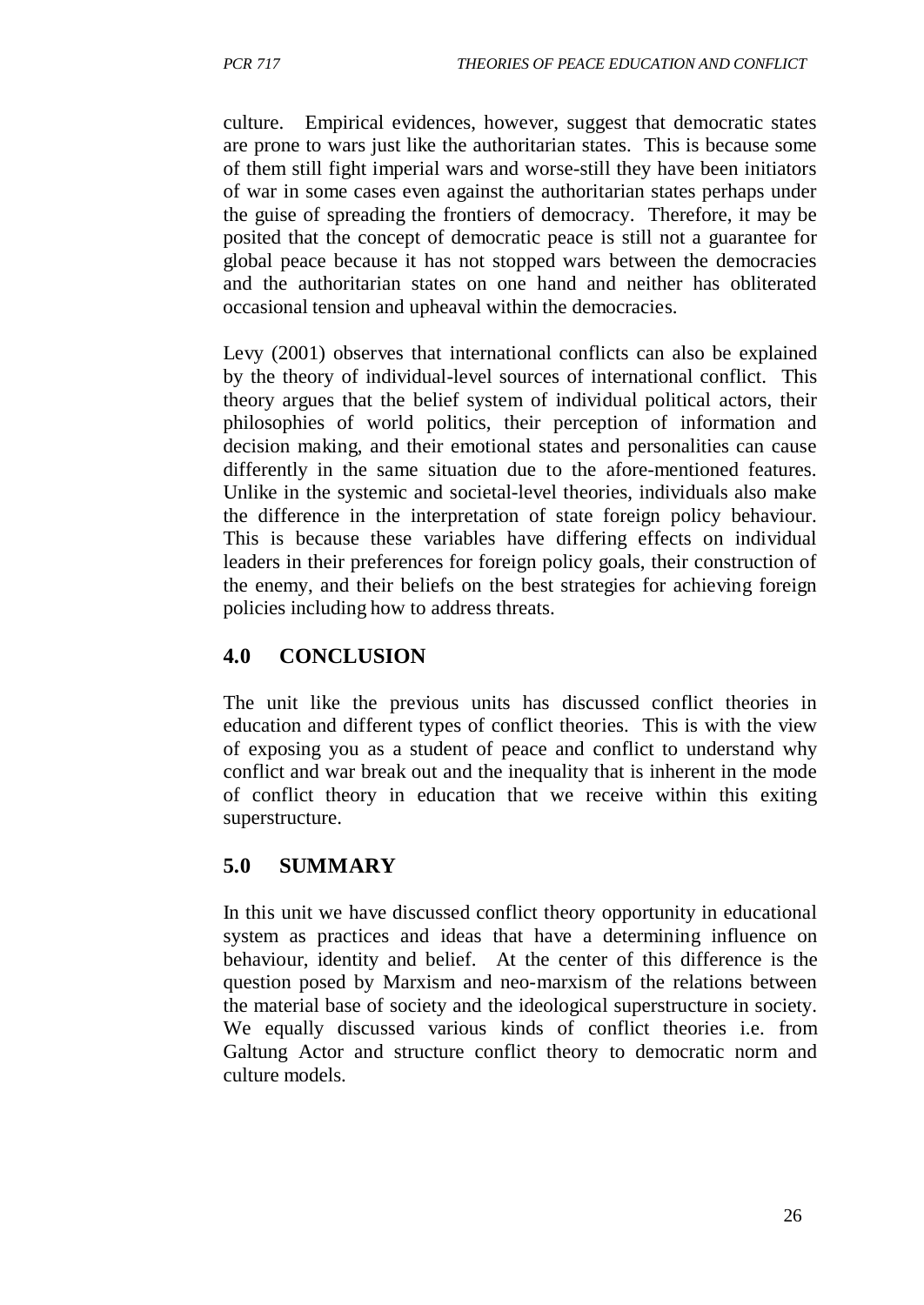culture. Empirical evidences, however, suggest that democratic states are prone to wars just like the authoritarian states. This is because some of them still fight imperial wars and worse-still they have been initiators of war in some cases even against the authoritarian states perhaps under the guise of spreading the frontiers of democracy. Therefore, it may be posited that the concept of democratic peace is still not a guarantee for global peace because it has not stopped wars between the democracies and the authoritarian states on one hand and neither has obliterated occasional tension and upheaval within the democracies.

Levy (2001) observes that international conflicts can also be explained by the theory of individual-level sources of international conflict. This theory argues that the belief system of individual political actors, their philosophies of world politics, their perception of information and decision making, and their emotional states and personalities can cause differently in the same situation due to the afore-mentioned features. Unlike in the systemic and societal-level theories, individuals also make the difference in the interpretation of state foreign policy behaviour. This is because these variables have differing effects on individual leaders in their preferences for foreign policy goals, their construction of the enemy, and their beliefs on the best strategies for achieving foreign policies including how to address threats.

## 4.0 CONCLUSION

The unit like the previous units has discussed conflict theories in education and different types of conflict theories. This is with the view of exposing you as a student of peace and conflict to understand why conflict and war break out and the inequality that is inherent in the mode of conflict theory in education that we receive within this exiting superstructure.

## 5.0 SUMMARY

In this unit we have discussed conflict theory opportunity in educational system as practices and ideas that have a determining influence on behaviour, identity and belief. At the center of this difference is the question posed by Marxism and neo-marxism of the relations between the material base of society and the ideological superstructure in society. We equally discussed various kinds of conflict theories i.e. from Galtung Actor and structure conflict theory to democratic norm and culture models.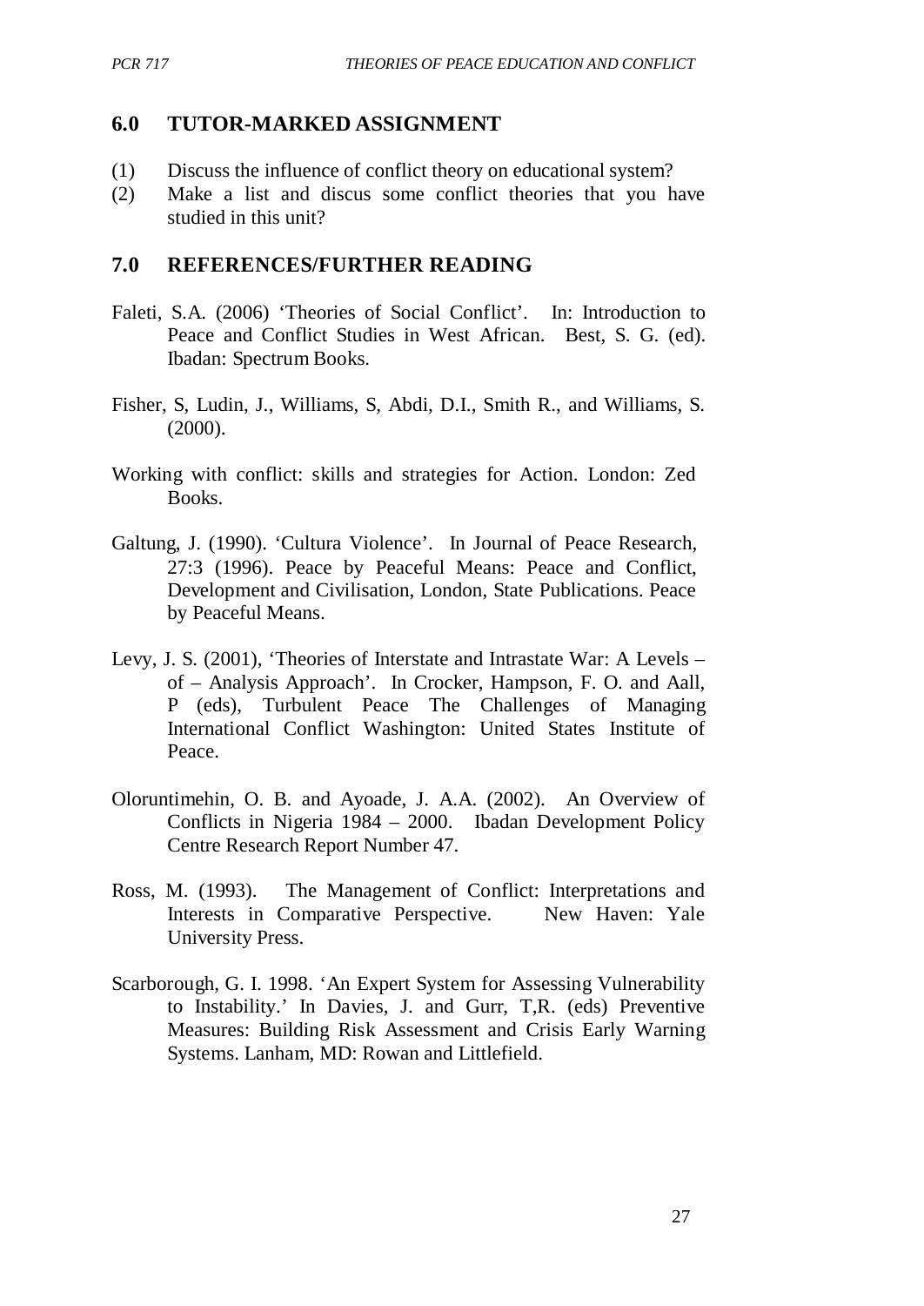## 6.0 TUTOR-MARKED ASSIGNMENT

(1) Discuss the influence of conflict theory on educational system?
(2) Make a list and discus some conflict theories that you have studied in this unit?

## 7.0 REFERENCES/FURTHER READING

Faleti, S.A. (2006) 'Theories of Social Conflict'. In: Introduction to Peace and Conflict Studies in West African. Best, S. G. (ed). Ibadan: Spectrum Books.

Fisher, S, Ludin, J., Williams, S, Abdi, D.I., Smith R., and Williams, S. (2000).

Working with conflict: skills and strategies for Action. London: Zed Books.

Galtung, J. (1990). 'Cultura Violence'. In Journal of Peace Research, 27:3 (1996). Peace by Peaceful Means: Peace and Conflict, Development and Civilisation, London, State Publications. Peace by Peaceful Means.

Levy, J. S. (2001), 'Theories of Interstate and Intrastate War: A Levels – of – Analysis Approach'. In Crocker, Hampson, F. O. and Aall, P (eds), Turbulent Peace The Challenges of Managing International Conflict Washington: United States Institute of Peace.

Oloruntimehin, O. B. and Ayoade, J. A.A. (2002). An Overview of Conflicts in Nigeria 1984 – 2000. Ibadan Development Policy Centre Research Report Number 47.

Ross, M. (1993). The Management of Conflict: Interpretations and Interests in Comparative Perspective. New Haven: Yale University Press.

Scarborough, G. I. 1998. 'An Expert System for Assessing Vulnerability to Instability.' In Davies, J. and Gurr, T,R. (eds) Preventive Measures: Building Risk Assessment and Crisis Early Warning Systems. Lanham, MD: Rowan and Littlefield.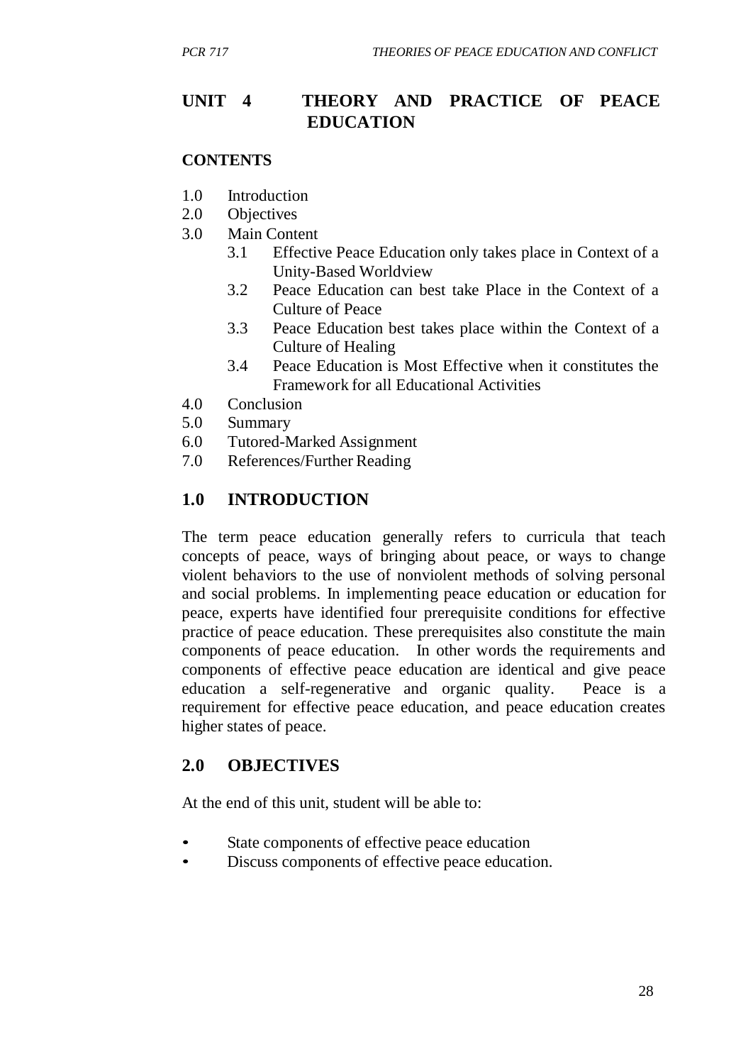## UNIT 4 THEORY AND PRACTICE OF PEACE EDUCATION

**CONTENTS**

1.0 Introduction
2.0 Objectives
3.0 Main Content
   3.1 Effective Peace Education only takes place in Context of a Unity-Based Worldview
   3.2 Peace Education can best take Place in the Context of a Culture of Peace
   3.3 Peace Education best takes place within the Context of a Culture of Healing
   3.4 Peace Education is Most Effective when it constitutes the Framework for all Educational Activities
4.0 Conclusion
5.0 Summary
6.0 Tutored-Marked Assignment
7.0 References/Further Reading

## 1.0 INTRODUCTION

The term peace education generally refers to curricula that teach concepts of peace, ways of bringing about peace, or ways to change violent behaviors to the use of nonviolent methods of solving personal and social problems. In implementing peace education or education for peace, experts have identified four prerequisite conditions for effective practice of peace education. These prerequisites also constitute the main components of peace education. In other words the requirements and components of effective peace education are identical and give peace education a self-regenerative and organic quality. Peace is a requirement for effective peace education, and peace education creates higher states of peace.

## 2.0 OBJECTIVES

At the end of this unit, student will be able to:

- State components of effective peace education
- Discuss components of effective peace education.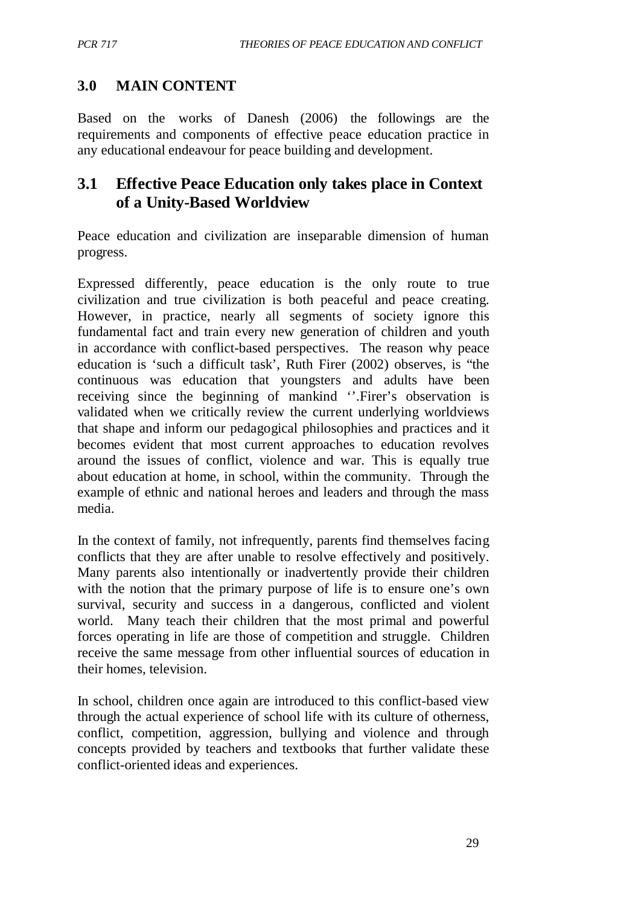## 3.0 MAIN CONTENT

Based on the works of Danesh (2006) the followings are the requirements and components of effective peace education practice in any educational endeavour for peace building and development.

### 3.1 Effective Peace Education only takes place in Context of a Unity-Based Worldview

Peace education and civilization are inseparable dimension of human progress.

Expressed differently, peace education is the only route to true civilization and true civilization is both peaceful and peace creating. However, in practice, nearly all segments of society ignore this fundamental fact and train every new generation of children and youth in accordance with conflict-based perspectives. The reason why peace education is 'such a difficult task', Ruth Firer (2002) observes, is "the continuous was education that youngsters and adults have been receiving since the beginning of mankind ''.Firer's observation is validated when we critically review the current underlying worldviews that shape and inform our pedagogical philosophies and practices and it becomes evident that most current approaches to education revolves around the issues of conflict, violence and war. This is equally true about education at home, in school, within the community. Through the example of ethnic and national heroes and leaders and through the mass media.

In the context of family, not infrequently, parents find themselves facing conflicts that they are after unable to resolve effectively and positively. Many parents also intentionally or inadvertently provide their children with the notion that the primary purpose of life is to ensure one's own survival, security and success in a dangerous, conflicted and violent world. Many teach their children that the most primal and powerful forces operating in life are those of competition and struggle. Children receive the same message from other influential sources of education in their homes, television.

In school, children once again are introduced to this conflict-based view through the actual experience of school life with its culture of otherness, conflict, competition, aggression, bullying and violence and through concepts provided by teachers and textbooks that further validate these conflict-oriented ideas and experiences.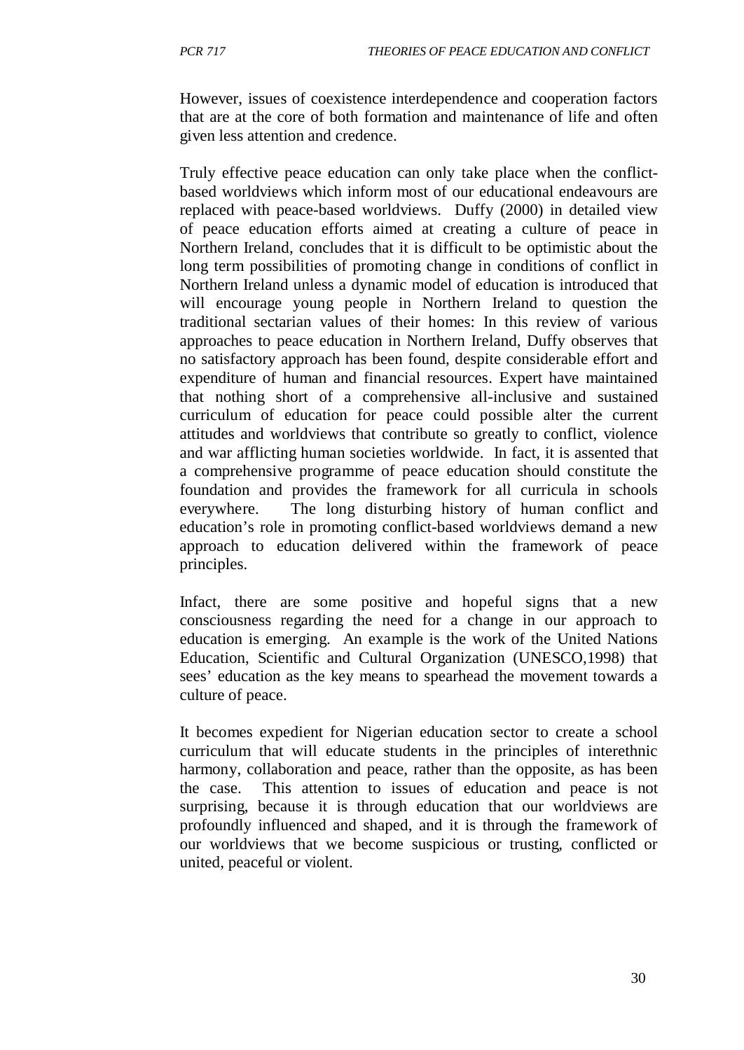However, issues of coexistence interdependence and cooperation factors that are at the core of both formation and maintenance of life and often given less attention and credence.

Truly effective peace education can only take place when the conflict-based worldviews which inform most of our educational endeavours are replaced with peace-based worldviews. Duffy (2000) in detailed view of peace education efforts aimed at creating a culture of peace in Northern Ireland, concludes that it is difficult to be optimistic about the long term possibilities of promoting change in conditions of conflict in Northern Ireland unless a dynamic model of education is introduced that will encourage young people in Northern Ireland to question the traditional sectarian values of their homes: In this review of various approaches to peace education in Northern Ireland, Duffy observes that no satisfactory approach has been found, despite considerable effort and expenditure of human and financial resources. Expert have maintained that nothing short of a comprehensive all-inclusive and sustained curriculum of education for peace could possible alter the current attitudes and worldviews that contribute so greatly to conflict, violence and war afflicting human societies worldwide. In fact, it is assented that a comprehensive programme of peace education should constitute the foundation and provides the framework for all curricula in schools everywhere. The long disturbing history of human conflict and education's role in promoting conflict-based worldviews demand a new approach to education delivered within the framework of peace principles.

Infact, there are some positive and hopeful signs that a new consciousness regarding the need for a change in our approach to education is emerging. An example is the work of the United Nations Education, Scientific and Cultural Organization (UNESCO,1998) that sees' education as the key means to spearhead the movement towards a culture of peace.

It becomes expedient for Nigerian education sector to create a school curriculum that will educate students in the principles of interethnic harmony, collaboration and peace, rather than the opposite, as has been the case. This attention to issues of education and peace is not surprising, because it is through education that our worldviews are profoundly influenced and shaped, and it is through the framework of our worldviews that we become suspicious or trusting, conflicted or united, peaceful or violent.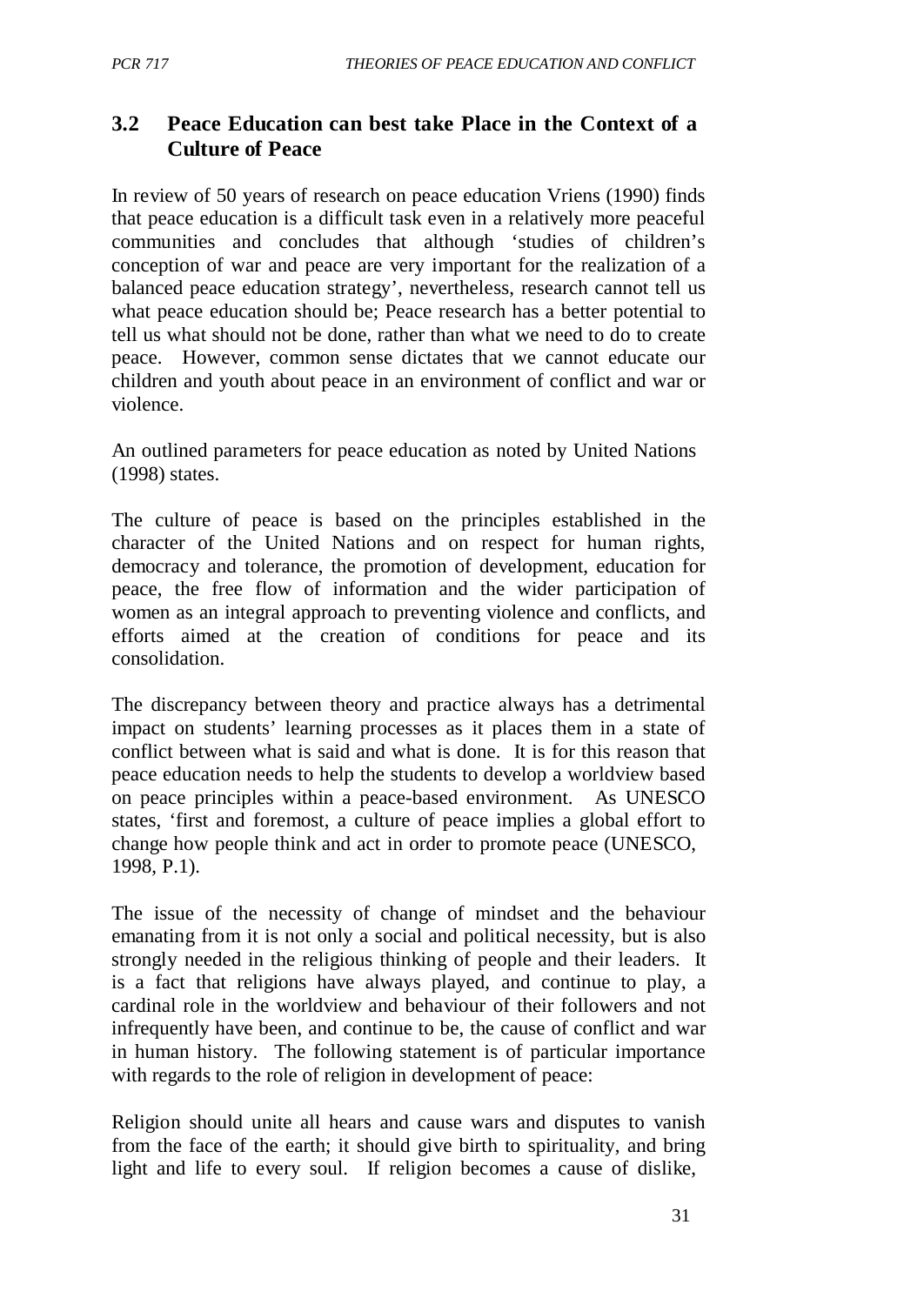### 3.2 Peace Education can best take Place in the Context of a Culture of Peace

In review of 50 years of research on peace education Vriens (1990) finds that peace education is a difficult task even in a relatively more peaceful communities and concludes that although 'studies of children's conception of war and peace are very important for the realization of a balanced peace education strategy', nevertheless, research cannot tell us what peace education should be; Peace research has a better potential to tell us what should not be done, rather than what we need to do to create peace. However, common sense dictates that we cannot educate our children and youth about peace in an environment of conflict and war or violence.

An outlined parameters for peace education as noted by United Nations (1998) states.

The culture of peace is based on the principles established in the character of the United Nations and on respect for human rights, democracy and tolerance, the promotion of development, education for peace, the free flow of information and the wider participation of women as an integral approach to preventing violence and conflicts, and efforts aimed at the creation of conditions for peace and its consolidation.

The discrepancy between theory and practice always has a detrimental impact on students' learning processes as it places them in a state of conflict between what is said and what is done. It is for this reason that peace education needs to help the students to develop a worldview based on peace principles within a peace-based environment. As UNESCO states, 'first and foremost, a culture of peace implies a global effort to change how people think and act in order to promote peace (UNESCO, 1998, P.1).

The issue of the necessity of change of mindset and the behaviour emanating from it is not only a social and political necessity, but is also strongly needed in the religious thinking of people and their leaders. It is a fact that religions have always played, and continue to play, a cardinal role in the worldview and behaviour of their followers and not infrequently have been, and continue to be, the cause of conflict and war in human history. The following statement is of particular importance with regards to the role of religion in development of peace:

Religion should unite all hears and cause wars and disputes to vanish from the face of the earth; it should give birth to spirituality, and bring light and life to every soul. If religion becomes a cause of dislike,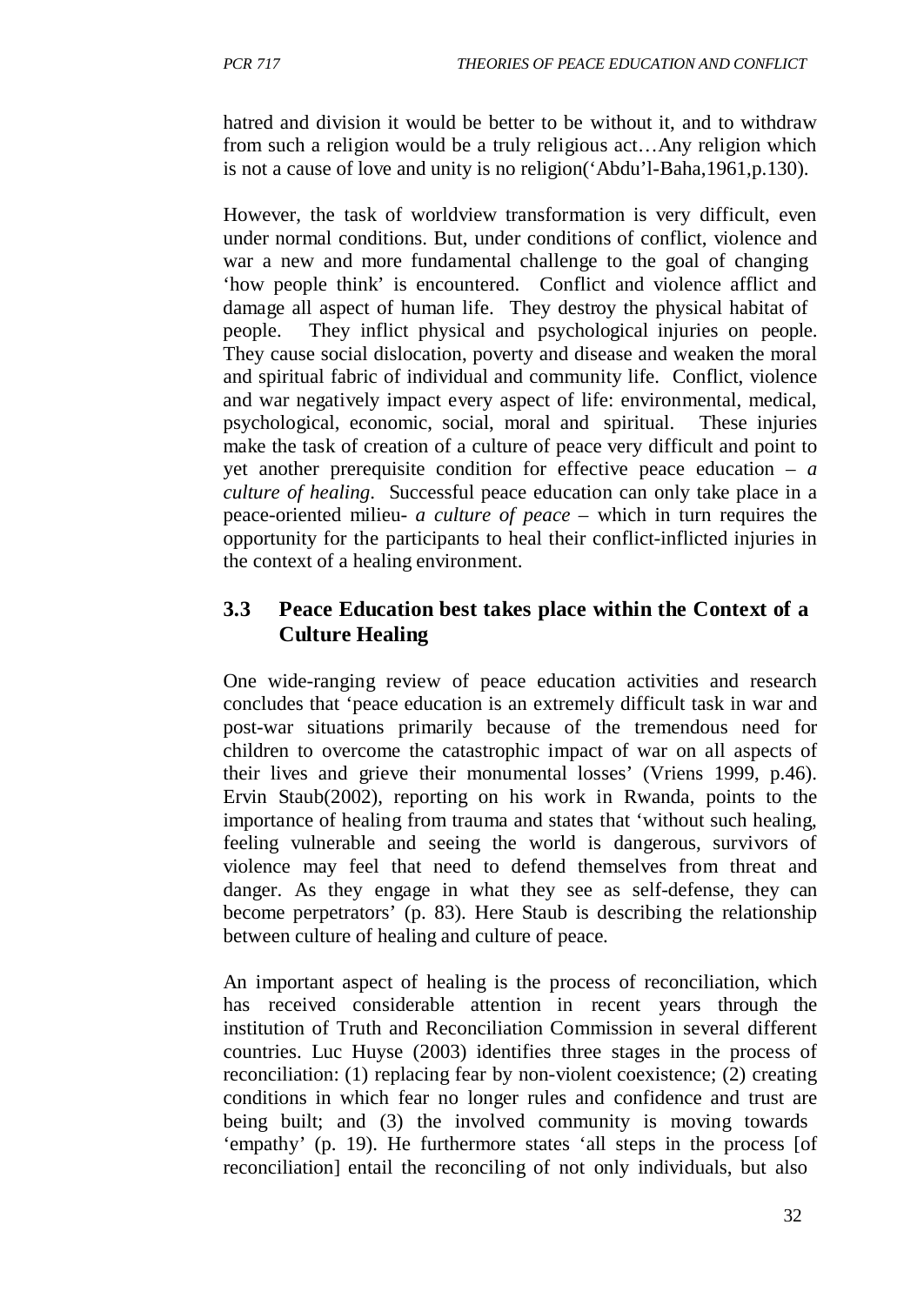hatred and division it would be better to be without it, and to withdraw from such a religion would be a truly religious act…Any religion which is not a cause of love and unity is no religion('Abdu'l-Baha,1961,p.130).

However, the task of worldview transformation is very difficult, even under normal conditions. But, under conditions of conflict, violence and war a new and more fundamental challenge to the goal of changing 'how people think' is encountered. Conflict and violence afflict and damage all aspect of human life. They destroy the physical habitat of people. They inflict physical and psychological injuries on people. They cause social dislocation, poverty and disease and weaken the moral and spiritual fabric of individual and community life. Conflict, violence and war negatively impact every aspect of life: environmental, medical, psychological, economic, social, moral and spiritual. These injuries make the task of creation of a culture of peace very difficult and point to yet another prerequisite condition for effective peace education – *a culture of healing*. Successful peace education can only take place in a peace-oriented milieu- *a culture of peace* – which in turn requires the opportunity for the participants to heal their conflict-inflicted injuries in the context of a healing environment.

### 3.3 Peace Education best takes place within the Context of a Culture Healing

One wide-ranging review of peace education activities and research concludes that 'peace education is an extremely difficult task in war and post-war situations primarily because of the tremendous need for children to overcome the catastrophic impact of war on all aspects of their lives and grieve their monumental losses' (Vriens 1999, p.46). Ervin Staub(2002), reporting on his work in Rwanda, points to the importance of healing from trauma and states that 'without such healing, feeling vulnerable and seeing the world is dangerous, survivors of violence may feel that need to defend themselves from threat and danger. As they engage in what they see as self-defense, they can become perpetrators' (p. 83). Here Staub is describing the relationship between culture of healing and culture of peace.

An important aspect of healing is the process of reconciliation, which has received considerable attention in recent years through the institution of Truth and Reconciliation Commission in several different countries. Luc Huyse (2003) identifies three stages in the process of reconciliation: (1) replacing fear by non-violent coexistence; (2) creating conditions in which fear no longer rules and confidence and trust are being built; and (3) the involved community is moving towards 'empathy' (p. 19). He furthermore states 'all steps in the process [of reconciliation] entail the reconciling of not only individuals, but also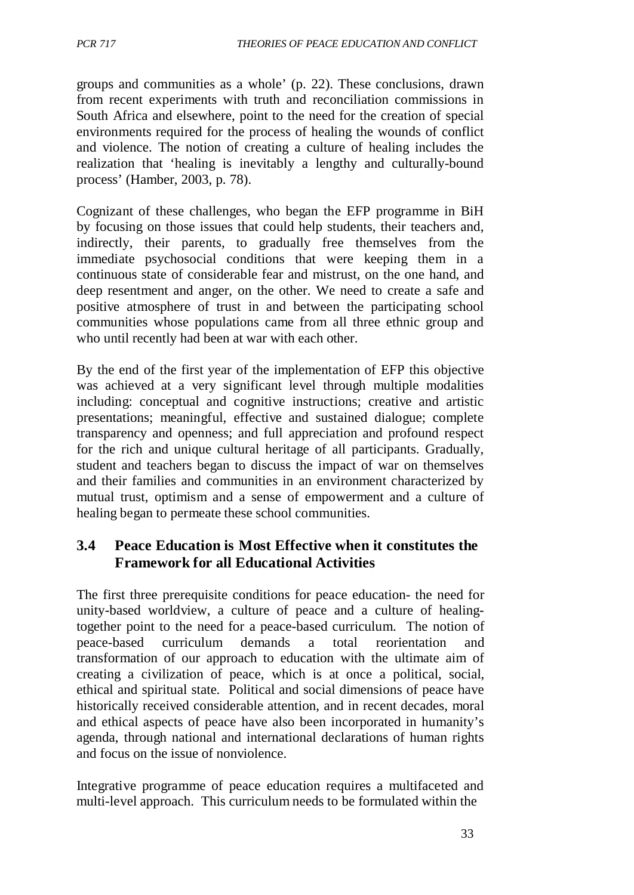groups and communities as a whole' (p. 22). These conclusions, drawn from recent experiments with truth and reconciliation commissions in South Africa and elsewhere, point to the need for the creation of special environments required for the process of healing the wounds of conflict and violence. The notion of creating a culture of healing includes the realization that 'healing is inevitably a lengthy and culturally-bound process' (Hamber, 2003, p. 78).

Cognizant of these challenges, who began the EFP programme in BiH by focusing on those issues that could help students, their teachers and, indirectly, their parents, to gradually free themselves from the immediate psychosocial conditions that were keeping them in a continuous state of considerable fear and mistrust, on the one hand, and deep resentment and anger, on the other. We need to create a safe and positive atmosphere of trust in and between the participating school communities whose populations came from all three ethnic group and who until recently had been at war with each other.

By the end of the first year of the implementation of EFP this objective was achieved at a very significant level through multiple modalities including: conceptual and cognitive instructions; creative and artistic presentations; meaningful, effective and sustained dialogue; complete transparency and openness; and full appreciation and profound respect for the rich and unique cultural heritage of all participants. Gradually, student and teachers began to discuss the impact of war on themselves and their families and communities in an environment characterized by mutual trust, optimism and a sense of empowerment and a culture of healing began to permeate these school communities.

### 3.4 Peace Education is Most Effective when it constitutes the Framework for all Educational Activities

The first three prerequisite conditions for peace education- the need for unity-based worldview, a culture of peace and a culture of healing-together point to the need for a peace-based curriculum. The notion of peace-based curriculum demands a total reorientation and transformation of our approach to education with the ultimate aim of creating a civilization of peace, which is at once a political, social, ethical and spiritual state. Political and social dimensions of peace have historically received considerable attention, and in recent decades, moral and ethical aspects of peace have also been incorporated in humanity's agenda, through national and international declarations of human rights and focus on the issue of nonviolence.

Integrative programme of peace education requires a multifaceted and multi-level approach. This curriculum needs to be formulated within the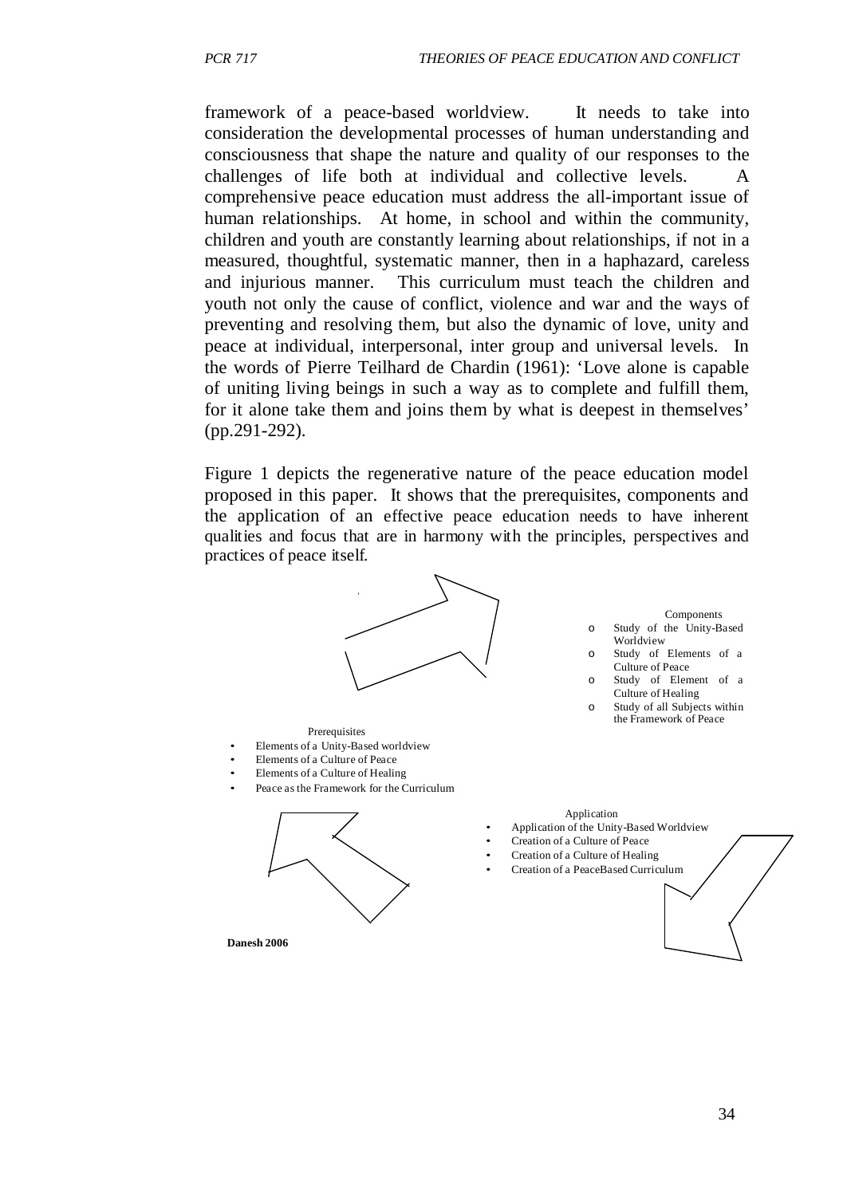framework of a peace-based worldview. It needs to take into consideration the developmental processes of human understanding and consciousness that shape the nature and quality of our responses to the challenges of life both at individual and collective levels. A comprehensive peace education must address the all-important issue of human relationships. At home, in school and within the community, children and youth are constantly learning about relationships, if not in a measured, thoughtful, systematic manner, then in a haphazard, careless and injurious manner. This curriculum must teach the children and youth not only the cause of conflict, violence and war and the ways of preventing and resolving them, but also the dynamic of love, unity and peace at individual, interpersonal, inter group and universal levels. In the words of Pierre Teilhard de Chardin (1961): 'Love alone is capable of uniting living beings in such a way as to complete and fulfill them, for it alone take them and joins them by what is deepest in themselves' (pp.291-292).

Figure 1 depicts the regenerative nature of the peace education model proposed in this paper. It shows that the prerequisites, components and the application of an effective peace education needs to have inherent qualities and focus that are in harmony with the principles, perspectives and practices of peace itself.

Components

- Study of the Unity-Based Worldview
- Study of Elements of a Culture of Peace
- Study of Element of a Culture of Healing
- Study of all Subjects within the Framework of Peace

Prerequisites

- Elements of a Unity-Based worldview
- Elements of a Culture of Peace
- Elements of a Culture of Healing
- Peace as the Framework for the Curriculum

Application

- Application of the Unity-Based Worldview
- Creation of a Culture of Peace
- Creation of a Culture of Healing
- Creation of a PeaceBased Curriculum

**Danesh 2006**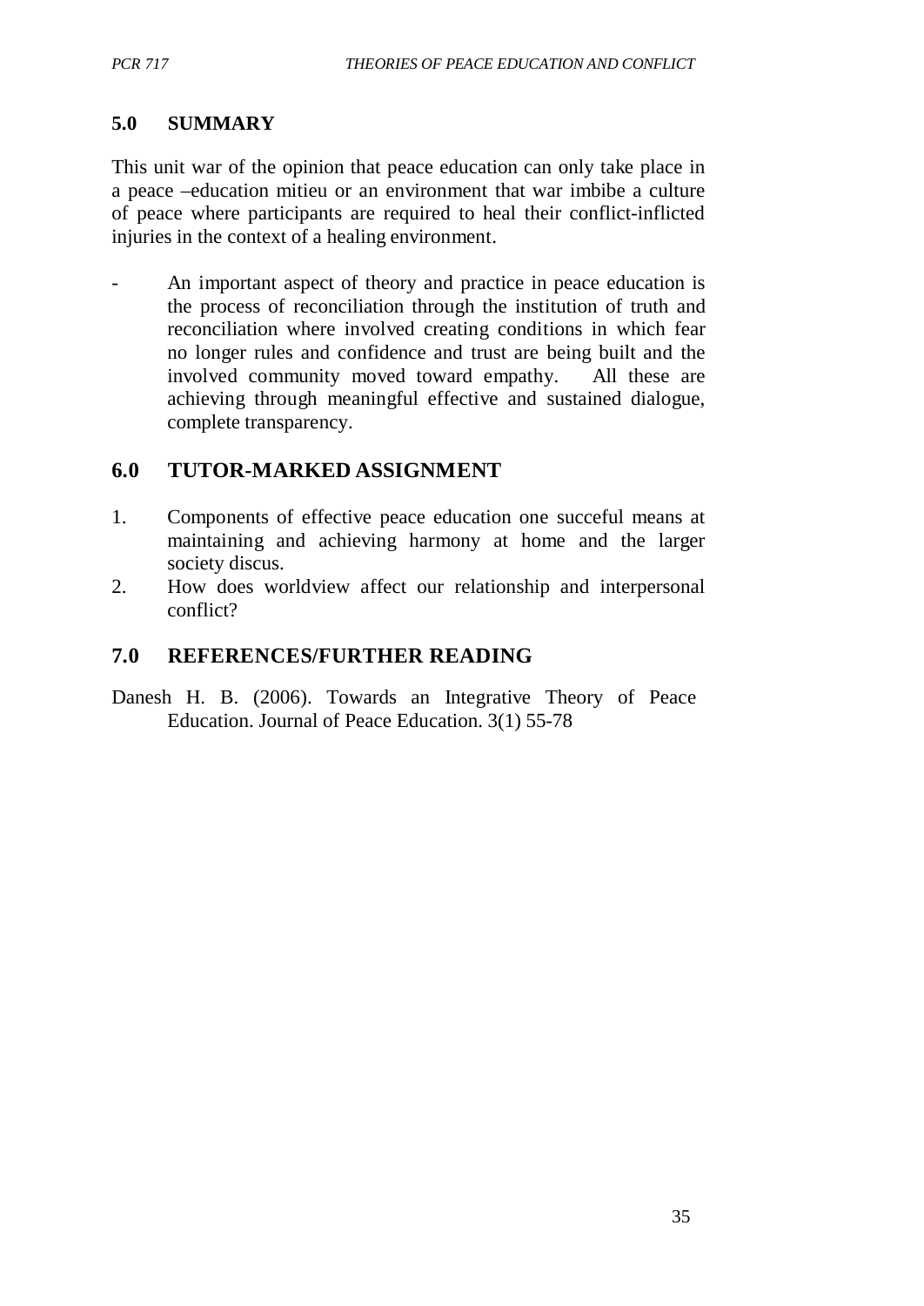## 5.0 SUMMARY

This unit war of the opinion that peace education can only take place in a peace –education mitieu or an environment that war imbibe a culture of peace where participants are required to heal their conflict-inflicted injuries in the context of a healing environment.

- An important aspect of theory and practice in peace education is the process of reconciliation through the institution of truth and reconciliation where involved creating conditions in which fear no longer rules and confidence and trust are being built and the involved community moved toward empathy. All these are achieving through meaningful effective and sustained dialogue, complete transparency.

## 6.0 TUTOR-MARKED ASSIGNMENT

1. Components of effective peace education one succeful means at maintaining and achieving harmony at home and the larger society discus.
2. How does worldview affect our relationship and interpersonal conflict?

## 7.0 REFERENCES/FURTHER READING

Danesh H. B. (2006). Towards an Integrative Theory of Peace Education. Journal of Peace Education. 3(1) 55-78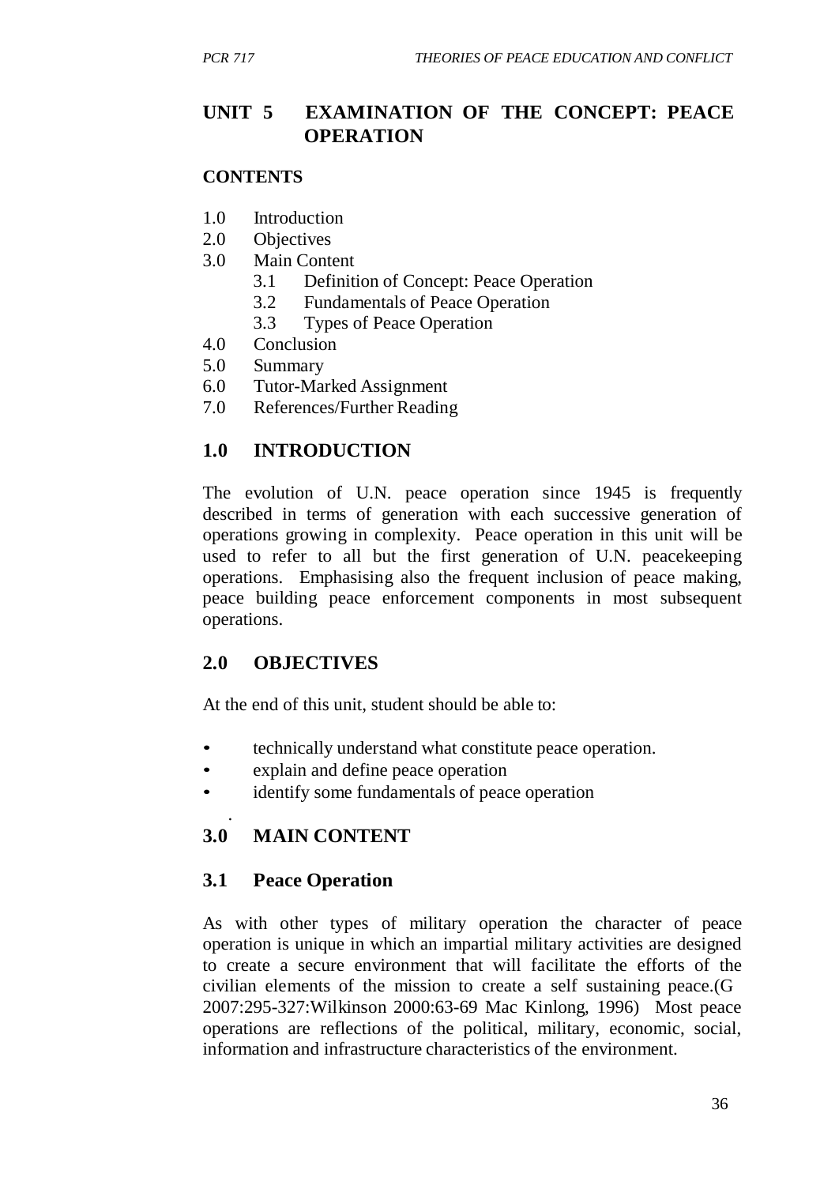## UNIT 5 EXAMINATION OF THE CONCEPT: PEACE OPERATION

### CONTENTS

1.0 Introduction
2.0 Objectives
3.0 Main Content
    3.1 Definition of Concept: Peace Operation
    3.2 Fundamentals of Peace Operation
    3.3 Types of Peace Operation
4.0 Conclusion
5.0 Summary
6.0 Tutor-Marked Assignment
7.0 References/Further Reading

### 1.0 INTRODUCTION

The evolution of U.N. peace operation since 1945 is frequently described in terms of generation with each successive generation of operations growing in complexity. Peace operation in this unit will be used to refer to all but the first generation of U.N. peacekeeping operations. Emphasising also the frequent inclusion of peace making, peace building peace enforcement components in most subsequent operations.

### 2.0 OBJECTIVES

At the end of this unit, student should be able to:

- technically understand what constitute peace operation.
- explain and define peace operation
- identify some fundamentals of peace operation

### 3.0 MAIN CONTENT

### 3.1 Peace Operation

As with other types of military operation the character of peace operation is unique in which an impartial military activities are designed to create a secure environment that will facilitate the efforts of the civilian elements of the mission to create a self sustaining peace.(G 2007:295-327:Wilkinson 2000:63-69 Mac Kinlong, 1996) Most peace operations are reflections of the political, military, economic, social, information and infrastructure characteristics of the environment.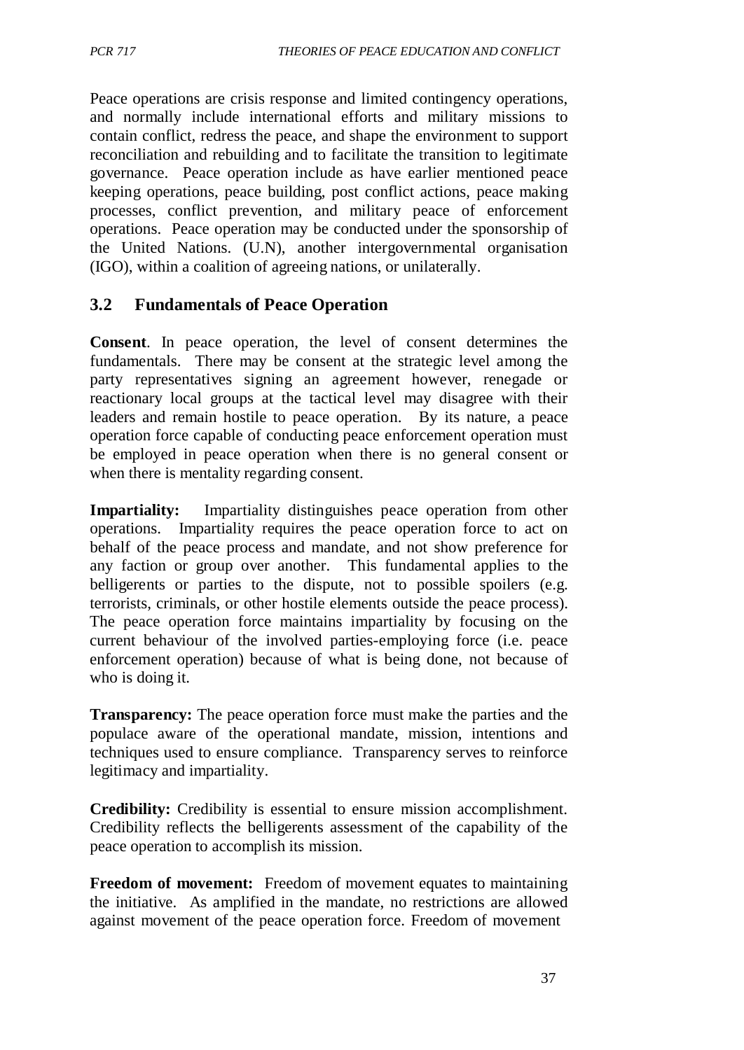Peace operations are crisis response and limited contingency operations, and normally include international efforts and military missions to contain conflict, redress the peace, and shape the environment to support reconciliation and rebuilding and to facilitate the transition to legitimate governance. Peace operation include as have earlier mentioned peace keeping operations, peace building, post conflict actions, peace making processes, conflict prevention, and military peace of enforcement operations. Peace operation may be conducted under the sponsorship of the United Nations. (U.N), another intergovernmental organisation (IGO), within a coalition of agreeing nations, or unilaterally.

## 3.2 Fundamentals of Peace Operation

**Consent**. In peace operation, the level of consent determines the fundamentals. There may be consent at the strategic level among the party representatives signing an agreement however, renegade or reactionary local groups at the tactical level may disagree with their leaders and remain hostile to peace operation. By its nature, a peace operation force capable of conducting peace enforcement operation must be employed in peace operation when there is no general consent or when there is mentality regarding consent.

**Impartiality:** Impartiality distinguishes peace operation from other operations. Impartiality requires the peace operation force to act on behalf of the peace process and mandate, and not show preference for any faction or group over another. This fundamental applies to the belligerents or parties to the dispute, not to possible spoilers (e.g. terrorists, criminals, or other hostile elements outside the peace process). The peace operation force maintains impartiality by focusing on the current behaviour of the involved parties-employing force (i.e. peace enforcement operation) because of what is being done, not because of who is doing it.

**Transparency:** The peace operation force must make the parties and the populace aware of the operational mandate, mission, intentions and techniques used to ensure compliance. Transparency serves to reinforce legitimacy and impartiality.

**Credibility:** Credibility is essential to ensure mission accomplishment. Credibility reflects the belligerents assessment of the capability of the peace operation to accomplish its mission.

**Freedom of movement:** Freedom of movement equates to maintaining the initiative. As amplified in the mandate, no restrictions are allowed against movement of the peace operation force. Freedom of movement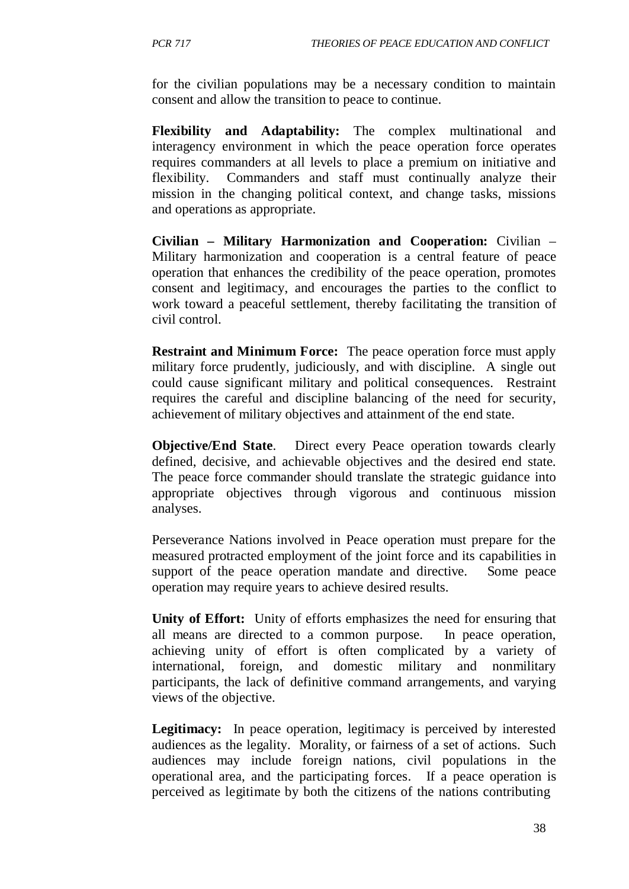for the civilian populations may be a necessary condition to maintain consent and allow the transition to peace to continue.

**Flexibility and Adaptability:** The complex multinational and interagency environment in which the peace operation force operates requires commanders at all levels to place a premium on initiative and flexibility. Commanders and staff must continually analyze their mission in the changing political context, and change tasks, missions and operations as appropriate.

**Civilian – Military Harmonization and Cooperation:** Civilian – Military harmonization and cooperation is a central feature of peace operation that enhances the credibility of the peace operation, promotes consent and legitimacy, and encourages the parties to the conflict to work toward a peaceful settlement, thereby facilitating the transition of civil control.

**Restraint and Minimum Force:** The peace operation force must apply military force prudently, judiciously, and with discipline. A single out could cause significant military and political consequences. Restraint requires the careful and discipline balancing of the need for security, achievement of military objectives and attainment of the end state.

**Objective/End State**. Direct every Peace operation towards clearly defined, decisive, and achievable objectives and the desired end state. The peace force commander should translate the strategic guidance into appropriate objectives through vigorous and continuous mission analyses.

Perseverance Nations involved in Peace operation must prepare for the measured protracted employment of the joint force and its capabilities in support of the peace operation mandate and directive. Some peace operation may require years to achieve desired results.

**Unity of Effort:** Unity of efforts emphasizes the need for ensuring that all means are directed to a common purpose. In peace operation, achieving unity of effort is often complicated by a variety of international, foreign, and domestic military and nonmilitary participants, the lack of definitive command arrangements, and varying views of the objective.

**Legitimacy:** In peace operation, legitimacy is perceived by interested audiences as the legality. Morality, or fairness of a set of actions. Such audiences may include foreign nations, civil populations in the operational area, and the participating forces. If a peace operation is perceived as legitimate by both the citizens of the nations contributing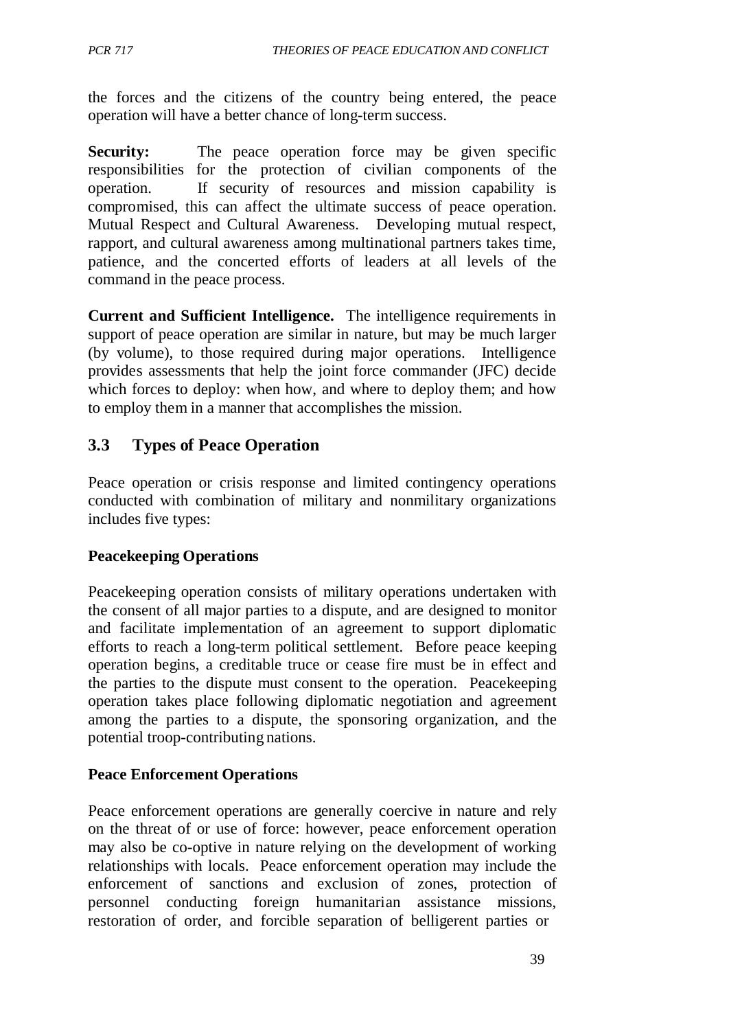the forces and the citizens of the country being entered, the peace operation will have a better chance of long-term success.

**Security:** The peace operation force may be given specific responsibilities for the protection of civilian components of the operation. If security of resources and mission capability is compromised, this can affect the ultimate success of peace operation. Mutual Respect and Cultural Awareness. Developing mutual respect, rapport, and cultural awareness among multinational partners takes time, patience, and the concerted efforts of leaders at all levels of the command in the peace process.

**Current and Sufficient Intelligence.** The intelligence requirements in support of peace operation are similar in nature, but may be much larger (by volume), to those required during major operations. Intelligence provides assessments that help the joint force commander (JFC) decide which forces to deploy: when how, and where to deploy them; and how to employ them in a manner that accomplishes the mission.

## 3.3 Types of Peace Operation

Peace operation or crisis response and limited contingency operations conducted with combination of military and nonmilitary organizations includes five types:

**Peacekeeping Operations**

Peacekeeping operation consists of military operations undertaken with the consent of all major parties to a dispute, and are designed to monitor and facilitate implementation of an agreement to support diplomatic efforts to reach a long-term political settlement. Before peace keeping operation begins, a creditable truce or cease fire must be in effect and the parties to the dispute must consent to the operation. Peacekeeping operation takes place following diplomatic negotiation and agreement among the parties to a dispute, the sponsoring organization, and the potential troop-contributing nations.

**Peace Enforcement Operations**

Peace enforcement operations are generally coercive in nature and rely on the threat of or use of force: however, peace enforcement operation may also be co-optive in nature relying on the development of working relationships with locals. Peace enforcement operation may include the enforcement of sanctions and exclusion of zones, protection of personnel conducting foreign humanitarian assistance missions, restoration of order, and forcible separation of belligerent parties or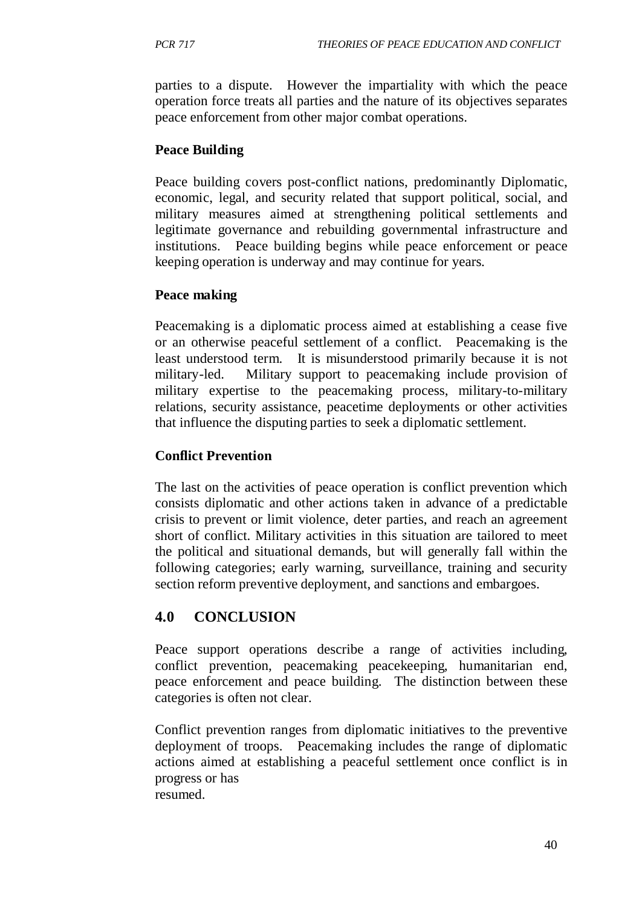parties to a dispute. However the impartiality with which the peace operation force treats all parties and the nature of its objectives separates peace enforcement from other major combat operations.

**Peace Building**

Peace building covers post-conflict nations, predominantly Diplomatic, economic, legal, and security related that support political, social, and military measures aimed at strengthening political settlements and legitimate governance and rebuilding governmental infrastructure and institutions. Peace building begins while peace enforcement or peace keeping operation is underway and may continue for years.

**Peace making**

Peacemaking is a diplomatic process aimed at establishing a cease five or an otherwise peaceful settlement of a conflict. Peacemaking is the least understood term. It is misunderstood primarily because it is not military-led. Military support to peacemaking include provision of military expertise to the peacemaking process, military-to-military relations, security assistance, peacetime deployments or other activities that influence the disputing parties to seek a diplomatic settlement.

**Conflict Prevention**

The last on the activities of peace operation is conflict prevention which consists diplomatic and other actions taken in advance of a predictable crisis to prevent or limit violence, deter parties, and reach an agreement short of conflict. Military activities in this situation are tailored to meet the political and situational demands, but will generally fall within the following categories; early warning, surveillance, training and security section reform preventive deployment, and sanctions and embargoes.

## 4.0 CONCLUSION

Peace support operations describe a range of activities including, conflict prevention, peacemaking peacekeeping, humanitarian end, peace enforcement and peace building. The distinction between these categories is often not clear.

Conflict prevention ranges from diplomatic initiatives to the preventive deployment of troops. Peacemaking includes the range of diplomatic actions aimed at establishing a peaceful settlement once conflict is in progress or has resumed.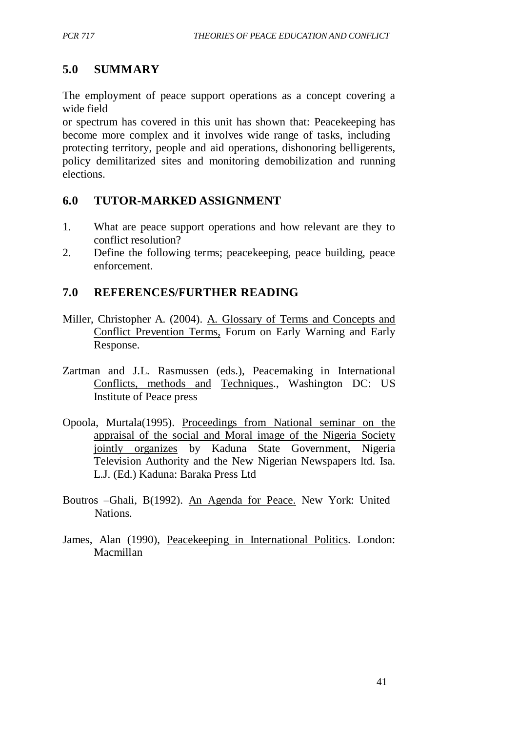## 5.0 SUMMARY

The employment of peace support operations as a concept covering a wide field
or spectrum has covered in this unit has shown that: Peacekeeping has become more complex and it involves wide range of tasks, including protecting territory, people and aid operations, dishonoring belligerents, policy demilitarized sites and monitoring demobilization and running elections.

## 6.0 TUTOR-MARKED ASSIGNMENT

1. What are peace support operations and how relevant are they to conflict resolution?
2. Define the following terms; peacekeeping, peace building, peace enforcement.

## 7.0 REFERENCES/FURTHER READING

Miller, Christopher A. (2004). A. Glossary of Terms and Concepts and Conflict Prevention Terms, Forum on Early Warning and Early Response.

Zartman and J.L. Rasmussen (eds.), Peacemaking in International Conflicts, methods and Techniques., Washington DC: US Institute of Peace press

Opoola, Murtala(1995). Proceedings from National seminar on the appraisal of the social and Moral image of the Nigeria Society jointly organizes by Kaduna State Government, Nigeria Television Authority and the New Nigerian Newspapers ltd. Isa. L.J. (Ed.) Kaduna: Baraka Press Ltd

Boutros –Ghali, B(1992). An Agenda for Peace. New York: United Nations.

James, Alan (1990), Peacekeeping in International Politics. London: Macmillan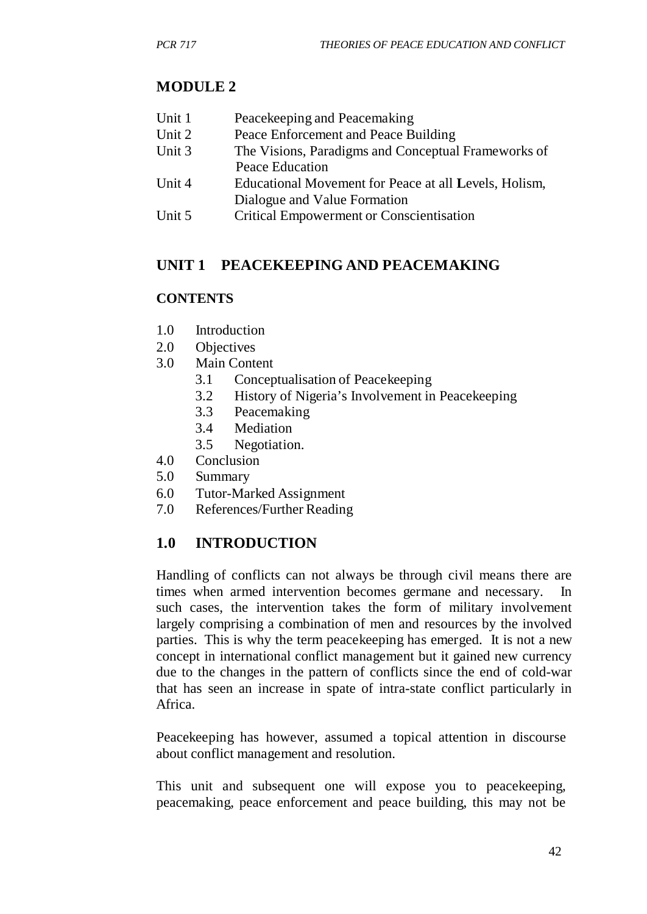## MODULE 2

| | |
|---|---|
| Unit 1 | Peacekeeping and Peacemaking |
| Unit 2 | Peace Enforcement and Peace Building |
| Unit 3 | The Visions, Paradigms and Conceptual Frameworks of Peace Education |
| Unit 4 | Educational Movement for Peace at all **L**evels, Holism, Dialogue and Value Formation |
| Unit 5 | Critical Empowerment or Conscientisation |

## UNIT 1 PEACEKEEPING AND PEACEMAKING

### CONTENTS

- 1.0 Introduction
- 2.0 Objectives
- 3.0 Main Content
  - 3.1 Conceptualisation of Peacekeeping
  - 3.2 History of Nigeria's Involvement in Peacekeeping
  - 3.3 Peacemaking
  - 3.4 Mediation
  - 3.5 Negotiation.
- 4.0 Conclusion
- 5.0 Summary
- 6.0 Tutor-Marked Assignment
- 7.0 References/Further Reading

## 1.0 INTRODUCTION

Handling of conflicts can not always be through civil means there are times when armed intervention becomes germane and necessary. In such cases, the intervention takes the form of military involvement largely comprising a combination of men and resources by the involved parties. This is why the term peacekeeping has emerged. It is not a new concept in international conflict management but it gained new currency due to the changes in the pattern of conflicts since the end of cold-war that has seen an increase in spate of intra-state conflict particularly in Africa.

Peacekeeping has however, assumed a topical attention in discourse about conflict management and resolution.

This unit and subsequent one will expose you to peacekeeping, peacemaking, peace enforcement and peace building, this may not be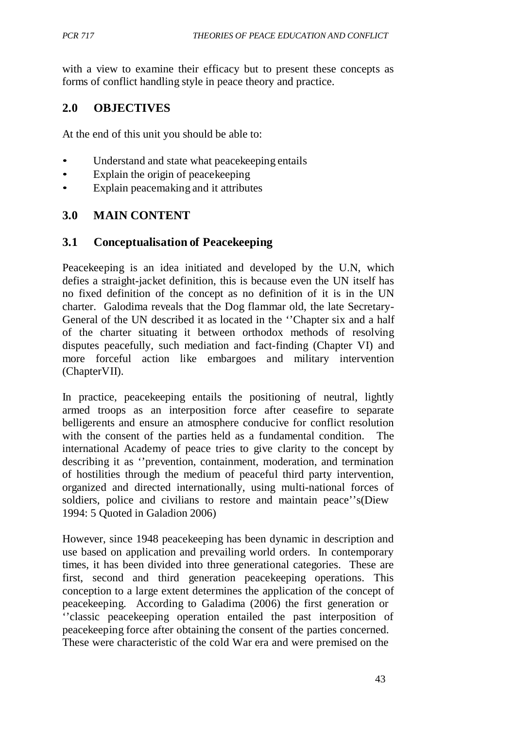with a view to examine their efficacy but to present these concepts as forms of conflict handling style in peace theory and practice.

## 2.0 OBJECTIVES

At the end of this unit you should be able to:

- Understand and state what peacekeeping entails
- Explain the origin of peacekeeping
- Explain peacemaking and it attributes

## 3.0 MAIN CONTENT

### 3.1 Conceptualisation of Peacekeeping

Peacekeeping is an idea initiated and developed by the U.N, which defies a straight-jacket definition, this is because even the UN itself has no fixed definition of the concept as no definition of it is in the UN charter. Galodima reveals that the Dog flammar old, the late Secretary-General of the UN described it as located in the ''Chapter six and a half of the charter situating it between orthodox methods of resolving disputes peacefully, such mediation and fact-finding (Chapter VI) and more forceful action like embargoes and military intervention (ChapterVII).

In practice, peacekeeping entails the positioning of neutral, lightly armed troops as an interposition force after ceasefire to separate belligerents and ensure an atmosphere conducive for conflict resolution with the consent of the parties held as a fundamental condition. The international Academy of peace tries to give clarity to the concept by describing it as ''prevention, containment, moderation, and termination of hostilities through the medium of peaceful third party intervention, organized and directed internationally, using multi-national forces of soldiers, police and civilians to restore and maintain peace''s(Diew 1994: 5 Quoted in Galadion 2006)

However, since 1948 peacekeeping has been dynamic in description and use based on application and prevailing world orders. In contemporary times, it has been divided into three generational categories. These are first, second and third generation peacekeeping operations. This conception to a large extent determines the application of the concept of peacekeeping. According to Galadima (2006) the first generation or ''classic peacekeeping operation entailed the past interposition of peacekeeping force after obtaining the consent of the parties concerned. These were characteristic of the cold War era and were premised on the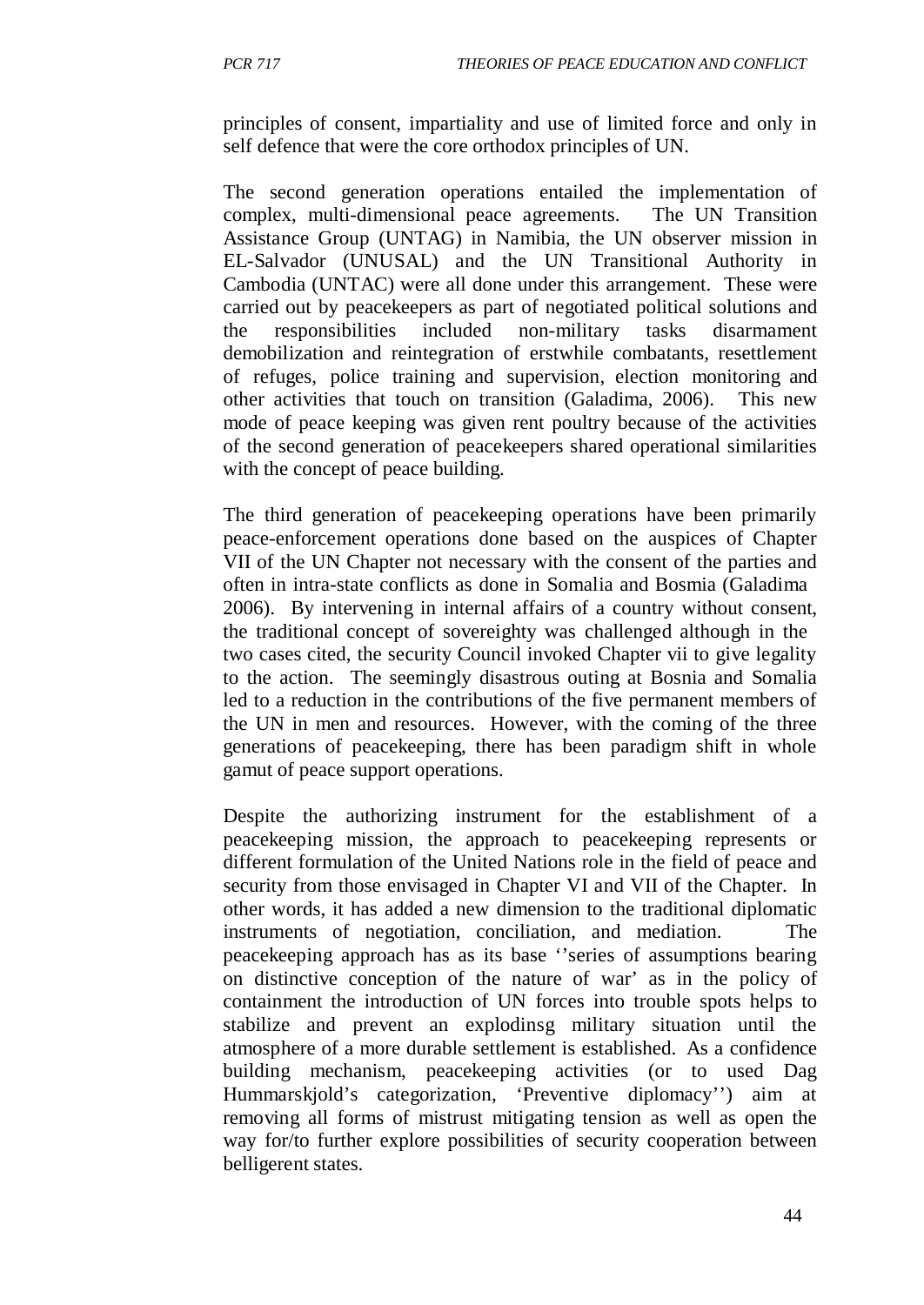principles of consent, impartiality and use of limited force and only in self defence that were the core orthodox principles of UN.

The second generation operations entailed the implementation of complex, multi-dimensional peace agreements. The UN Transition Assistance Group (UNTAG) in Namibia, the UN observer mission in EL-Salvador (UNUSAL) and the UN Transitional Authority in Cambodia (UNTAC) were all done under this arrangement. These were carried out by peacekeepers as part of negotiated political solutions and the responsibilities included non-military tasks disarmament demobilization and reintegration of erstwhile combatants, resettlement of refuges, police training and supervision, election monitoring and other activities that touch on transition (Galadima, 2006). This new mode of peace keeping was given rent poultry because of the activities of the second generation of peacekeepers shared operational similarities with the concept of peace building.

The third generation of peacekeeping operations have been primarily peace-enforcement operations done based on the auspices of Chapter VII of the UN Chapter not necessary with the consent of the parties and often in intra-state conflicts as done in Somalia and Bosmia (Galadima 2006). By intervening in internal affairs of a country without consent, the traditional concept of sovereighty was challenged although in the two cases cited, the security Council invoked Chapter vii to give legality to the action. The seemingly disastrous outing at Bosnia and Somalia led to a reduction in the contributions of the five permanent members of the UN in men and resources. However, with the coming of the three generations of peacekeeping, there has been paradigm shift in whole gamut of peace support operations.

Despite the authorizing instrument for the establishment of a peacekeeping mission, the approach to peacekeeping represents or different formulation of the United Nations role in the field of peace and security from those envisaged in Chapter VI and VII of the Chapter. In other words, it has added a new dimension to the traditional diplomatic instruments of negotiation, conciliation, and mediation. The peacekeeping approach has as its base ''series of assumptions bearing on distinctive conception of the nature of war' as in the policy of containment the introduction of UN forces into trouble spots helps to stabilize and prevent an explodinsg military situation until the atmosphere of a more durable settlement is established. As a confidence building mechanism, peacekeeping activities (or to used Dag Hummarskjold's categorization, 'Preventive diplomacy'') aim at removing all forms of mistrust mitigating tension as well as open the way for/to further explore possibilities of security cooperation between belligerent states.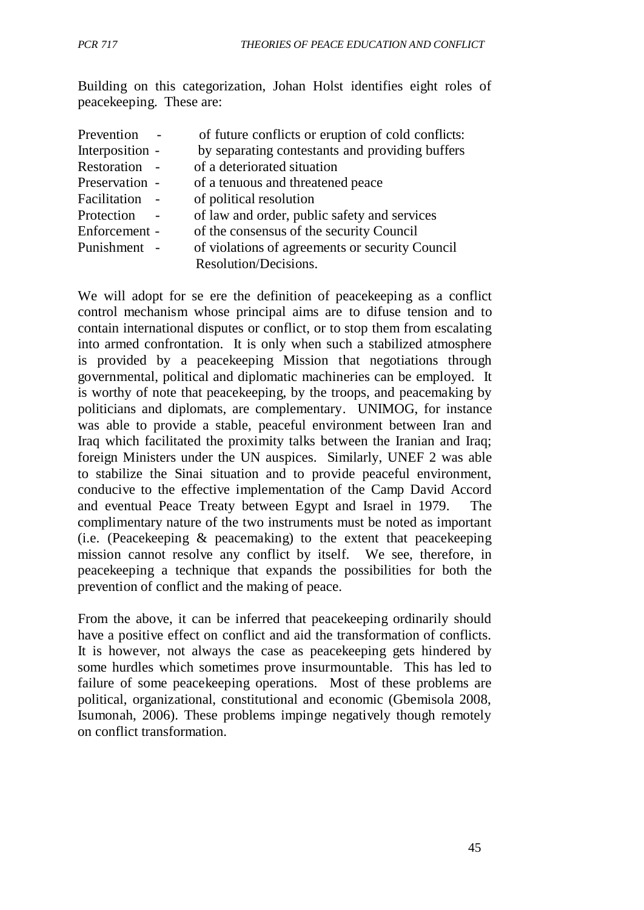Building on this categorization, Johan Holst identifies eight roles of peacekeeping. These are:

Prevention - of future conflicts or eruption of cold conflicts:
Interposition - by separating contestants and providing buffers
Restoration - of a deteriorated situation
Preservation - of a tenuous and threatened peace
Facilitation - of political resolution
Protection - of law and order, public safety and services
Enforcement - of the consensus of the security Council
Punishment - of violations of agreements or security Council Resolution/Decisions.

We will adopt for se ere the definition of peacekeeping as a conflict control mechanism whose principal aims are to difuse tension and to contain international disputes or conflict, or to stop them from escalating into armed confrontation. It is only when such a stabilized atmosphere is provided by a peacekeeping Mission that negotiations through governmental, political and diplomatic machineries can be employed. It is worthy of note that peacekeeping, by the troops, and peacemaking by politicians and diplomats, are complementary. UNIMOG, for instance was able to provide a stable, peaceful environment between Iran and Iraq which facilitated the proximity talks between the Iranian and Iraq; foreign Ministers under the UN auspices. Similarly, UNEF 2 was able to stabilize the Sinai situation and to provide peaceful environment, conducive to the effective implementation of the Camp David Accord and eventual Peace Treaty between Egypt and Israel in 1979. The complimentary nature of the two instruments must be noted as important (i.e. (Peacekeeping & peacemaking) to the extent that peacekeeping mission cannot resolve any conflict by itself. We see, therefore, in peacekeeping a technique that expands the possibilities for both the prevention of conflict and the making of peace.

From the above, it can be inferred that peacekeeping ordinarily should have a positive effect on conflict and aid the transformation of conflicts. It is however, not always the case as peacekeeping gets hindered by some hurdles which sometimes prove insurmountable. This has led to failure of some peacekeeping operations. Most of these problems are political, organizational, constitutional and economic (Gbemisola 2008, Isumonah, 2006). These problems impinge negatively though remotely on conflict transformation.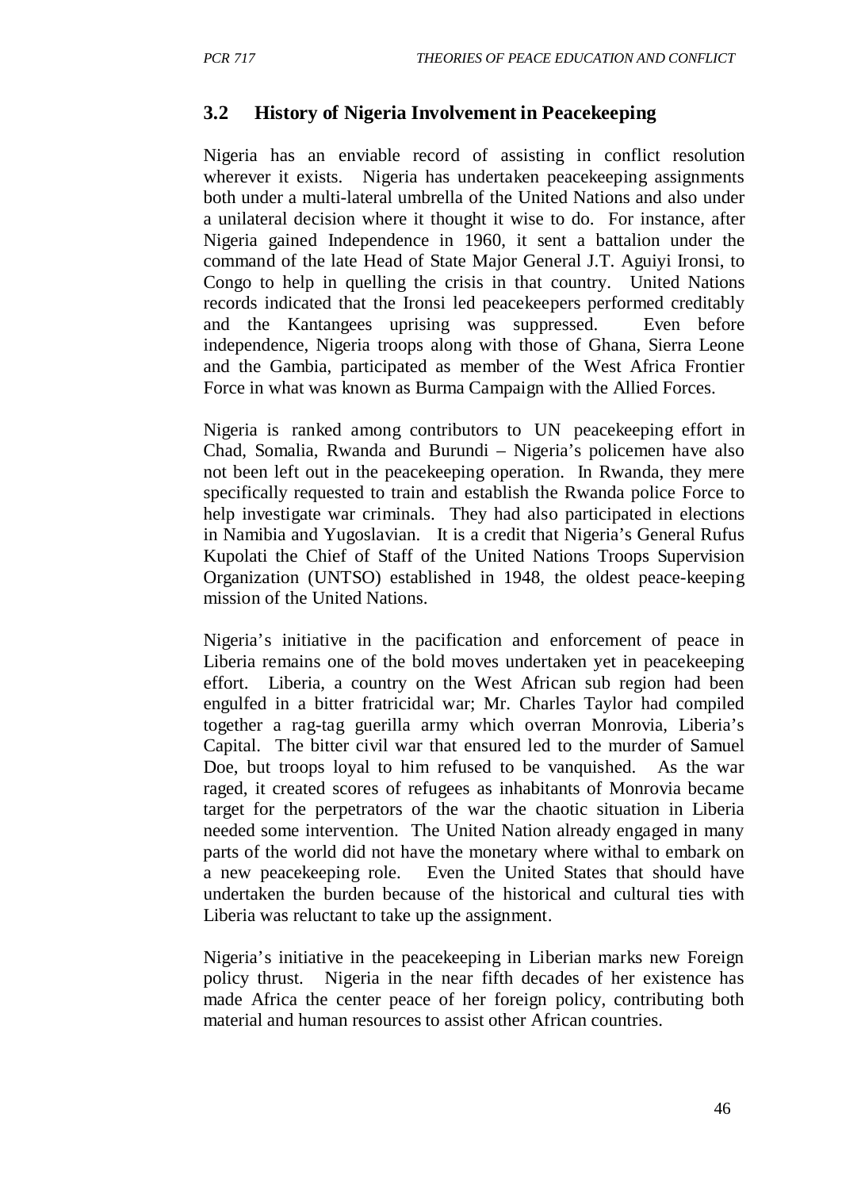### 3.2 History of Nigeria Involvement in Peacekeeping

Nigeria has an enviable record of assisting in conflict resolution wherever it exists. Nigeria has undertaken peacekeeping assignments both under a multi-lateral umbrella of the United Nations and also under a unilateral decision where it thought it wise to do. For instance, after Nigeria gained Independence in 1960, it sent a battalion under the command of the late Head of State Major General J.T. Aguiyi Ironsi, to Congo to help in quelling the crisis in that country. United Nations records indicated that the Ironsi led peacekeepers performed creditably and the Kantangees uprising was suppressed. Even before independence, Nigeria troops along with those of Ghana, Sierra Leone and the Gambia, participated as member of the West Africa Frontier Force in what was known as Burma Campaign with the Allied Forces.

Nigeria is ranked among contributors to UN peacekeeping effort in Chad, Somalia, Rwanda and Burundi – Nigeria's policemen have also not been left out in the peacekeeping operation. In Rwanda, they mere specifically requested to train and establish the Rwanda police Force to help investigate war criminals. They had also participated in elections in Namibia and Yugoslavian. It is a credit that Nigeria's General Rufus Kupolati the Chief of Staff of the United Nations Troops Supervision Organization (UNTSO) established in 1948, the oldest peace-keeping mission of the United Nations.

Nigeria's initiative in the pacification and enforcement of peace in Liberia remains one of the bold moves undertaken yet in peacekeeping effort. Liberia, a country on the West African sub region had been engulfed in a bitter fratricidal war; Mr. Charles Taylor had compiled together a rag-tag guerilla army which overran Monrovia, Liberia's Capital. The bitter civil war that ensured led to the murder of Samuel Doe, but troops loyal to him refused to be vanquished. As the war raged, it created scores of refugees as inhabitants of Monrovia became target for the perpetrators of the war the chaotic situation in Liberia needed some intervention. The United Nation already engaged in many parts of the world did not have the monetary where withal to embark on a new peacekeeping role. Even the United States that should have undertaken the burden because of the historical and cultural ties with Liberia was reluctant to take up the assignment.

Nigeria's initiative in the peacekeeping in Liberian marks new Foreign policy thrust. Nigeria in the near fifth decades of her existence has made Africa the center peace of her foreign policy, contributing both material and human resources to assist other African countries.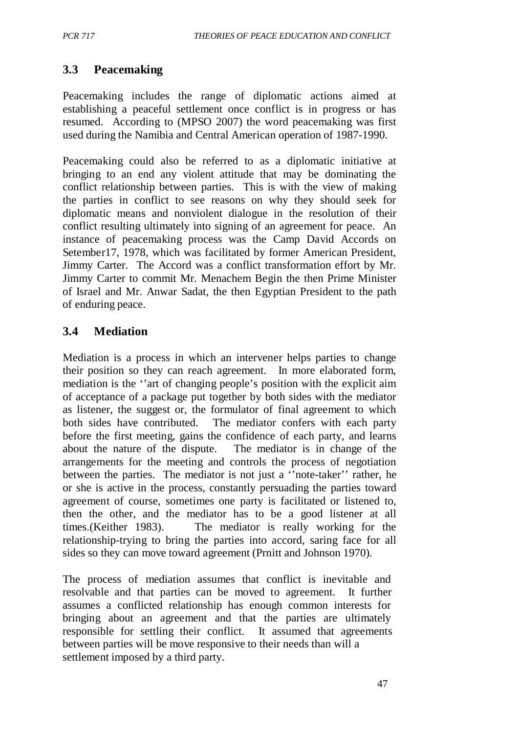## 3.3 Peacemaking

Peacemaking includes the range of diplomatic actions aimed at establishing a peaceful settlement once conflict is in progress or has resumed. According to (MPSO 2007) the word peacemaking was first used during the Namibia and Central American operation of 1987-1990.

Peacemaking could also be referred to as a diplomatic initiative at bringing to an end any violent attitude that may be dominating the conflict relationship between parties. This is with the view of making the parties in conflict to see reasons on why they should seek for diplomatic means and nonviolent dialogue in the resolution of their conflict resulting ultimately into signing of an agreement for peace. An instance of peacemaking process was the Camp David Accords on Setember17, 1978, which was facilitated by former American President, Jimmy Carter. The Accord was a conflict transformation effort by Mr. Jimmy Carter to commit Mr. Menachem Begin the then Prime Minister of Israel and Mr. Anwar Sadat, the then Egyptian President to the path of enduring peace.

## 3.4 Mediation

Mediation is a process in which an intervener helps parties to change their position so they can reach agreement. In more elaborated form, mediation is the ''art of changing people's position with the explicit aim of acceptance of a package put together by both sides with the mediator as listener, the suggest or, the formulator of final agreement to which both sides have contributed. The mediator confers with each party before the first meeting, gains the confidence of each party, and learns about the nature of the dispute. The mediator is in change of the arrangements for the meeting and controls the process of negotiation between the parties. The mediator is not just a ''note-taker'' rather, he or she is active in the process, constantly persuading the parties toward agreement of course, sometimes one party is facilitated or listened to, then the other, and the mediator has to be a good listener at all times.(Keither 1983). The mediator is really working for the relationship-trying to bring the parties into accord, saring face for all sides so they can move toward agreement (Prnitt and Johnson 1970).

The process of mediation assumes that conflict is inevitable and resolvable and that parties can be moved to agreement. It further assumes a conflicted relationship has enough common interests for bringing about an agreement and that the parties are ultimately responsible for settling their conflict. It assumed that agreements between parties will be move responsive to their needs than will a settlement imposed by a third party.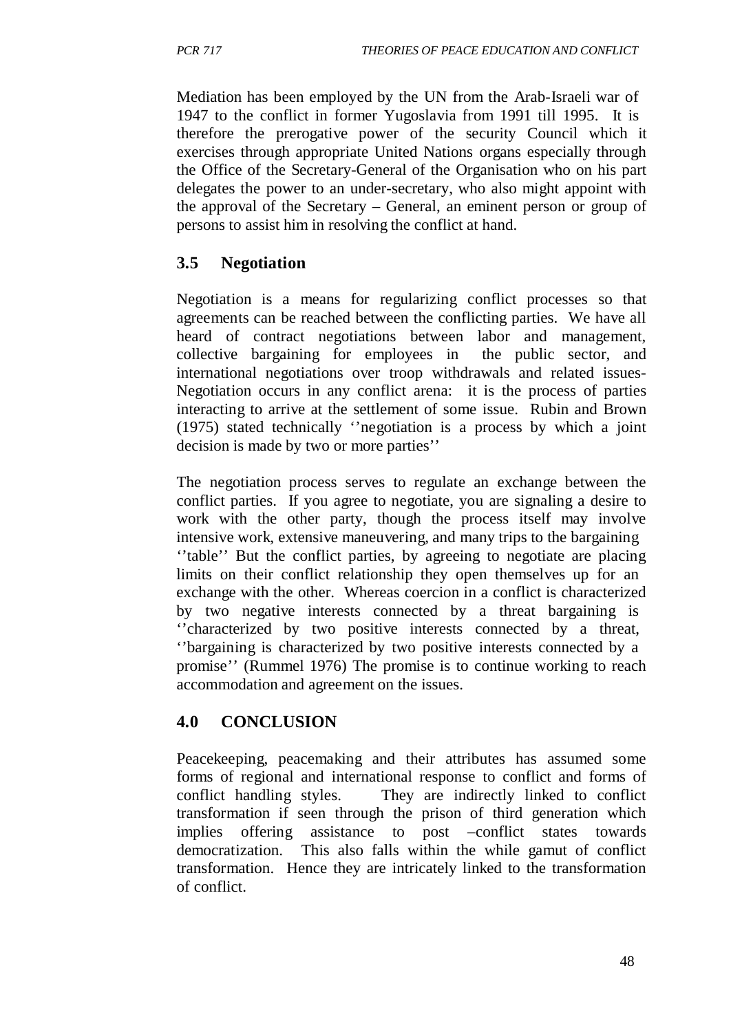Mediation has been employed by the UN from the Arab-Israeli war of 1947 to the conflict in former Yugoslavia from 1991 till 1995. It is therefore the prerogative power of the security Council which it exercises through appropriate United Nations organs especially through the Office of the Secretary-General of the Organisation who on his part delegates the power to an under-secretary, who also might appoint with the approval of the Secretary – General, an eminent person or group of persons to assist him in resolving the conflict at hand.

## 3.5 Negotiation

Negotiation is a means for regularizing conflict processes so that agreements can be reached between the conflicting parties. We have all heard of contract negotiations between labor and management, collective bargaining for employees in the public sector, and international negotiations over troop withdrawals and related issues- Negotiation occurs in any conflict arena: it is the process of parties interacting to arrive at the settlement of some issue. Rubin and Brown (1975) stated technically ''negotiation is a process by which a joint decision is made by two or more parties''

The negotiation process serves to regulate an exchange between the conflict parties. If you agree to negotiate, you are signaling a desire to work with the other party, though the process itself may involve intensive work, extensive maneuvering, and many trips to the bargaining ''table'' But the conflict parties, by agreeing to negotiate are placing limits on their conflict relationship they open themselves up for an exchange with the other. Whereas coercion in a conflict is characterized by two negative interests connected by a threat bargaining is ''characterized by two positive interests connected by a threat, ''bargaining is characterized by two positive interests connected by a promise'' (Rummel 1976) The promise is to continue working to reach accommodation and agreement on the issues.

## 4.0 CONCLUSION

Peacekeeping, peacemaking and their attributes has assumed some forms of regional and international response to conflict and forms of conflict handling styles. They are indirectly linked to conflict transformation if seen through the prison of third generation which implies offering assistance to post –conflict states towards democratization. This also falls within the while gamut of conflict transformation. Hence they are intricately linked to the transformation of conflict.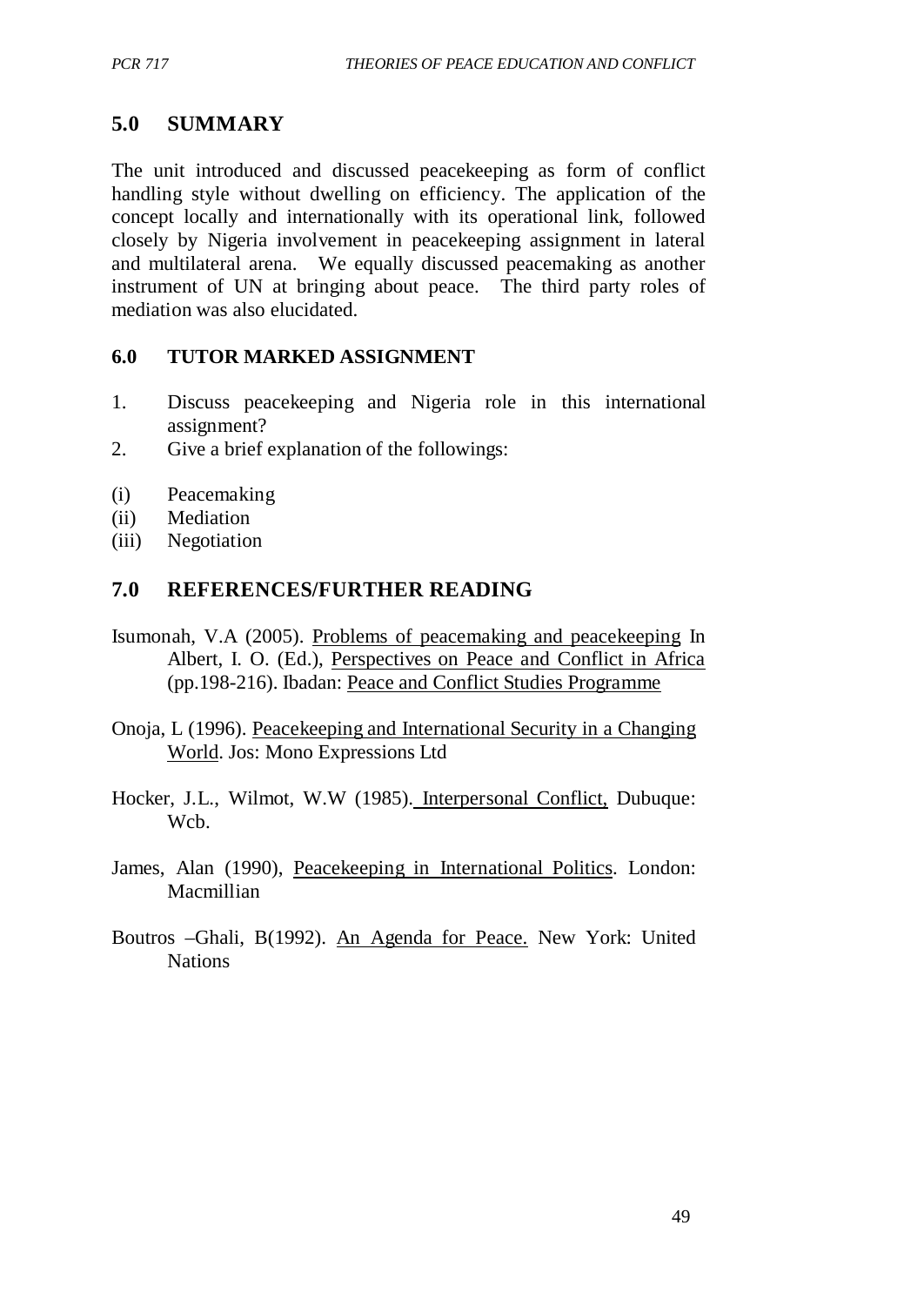## 5.0 SUMMARY

The unit introduced and discussed peacekeeping as form of conflict handling style without dwelling on efficiency. The application of the concept locally and internationally with its operational link, followed closely by Nigeria involvement in peacekeeping assignment in lateral and multilateral arena. We equally discussed peacemaking as another instrument of UN at bringing about peace. The third party roles of mediation was also elucidated.

## 6.0 TUTOR MARKED ASSIGNMENT

1. Discuss peacekeeping and Nigeria role in this international assignment?
2. Give a brief explanation of the followings:

(i) Peacemaking
(ii) Mediation
(iii) Negotiation

## 7.0 REFERENCES/FURTHER READING

Isumonah, V.A (2005). Problems of peacemaking and peacekeeping In Albert, I. O. (Ed.), Perspectives on Peace and Conflict in Africa (pp.198-216). Ibadan: Peace and Conflict Studies Programme

Onoja, L (1996). Peacekeeping and International Security in a Changing World. Jos: Mono Expressions Ltd

Hocker, J.L., Wilmot, W.W (1985). Interpersonal Conflict, Dubuque: Wcb.

James, Alan (1990), Peacekeeping in International Politics. London: Macmillian

Boutros –Ghali, B(1992). An Agenda for Peace. New York: United Nations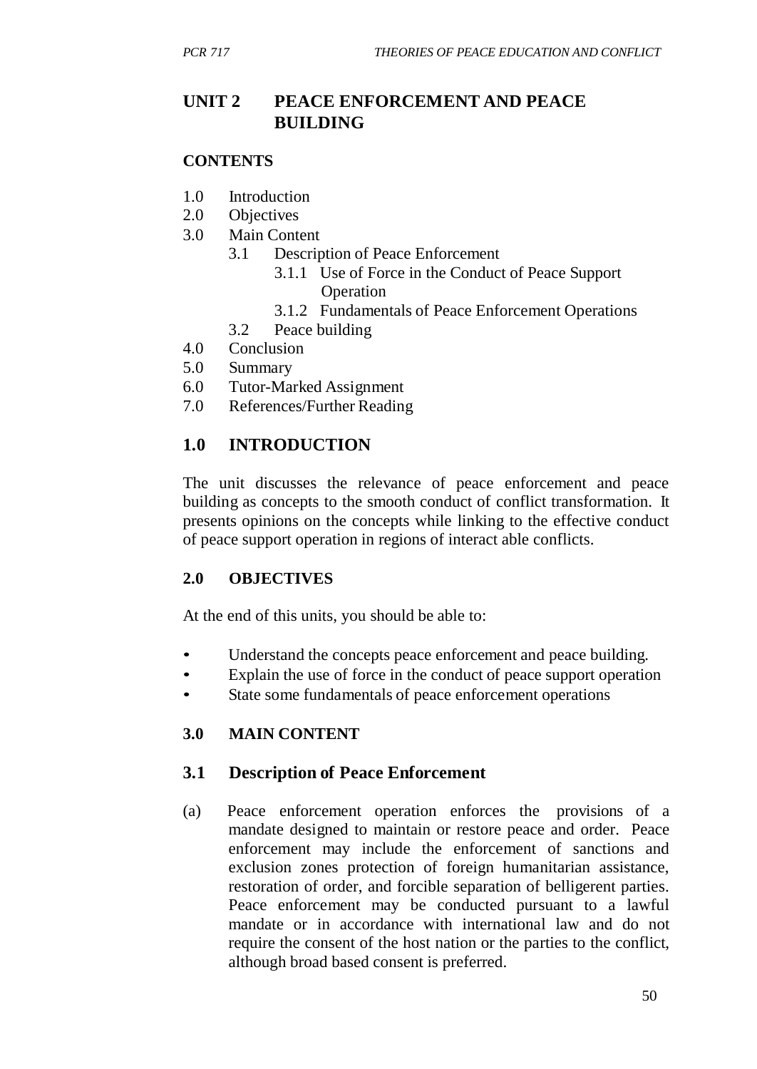## UNIT 2 PEACE ENFORCEMENT AND PEACE BUILDING

### CONTENTS

1.0 Introduction
2.0 Objectives
3.0 Main Content
 3.1 Description of Peace Enforcement
  3.1.1 Use of Force in the Conduct of Peace Support Operation
  3.1.2 Fundamentals of Peace Enforcement Operations
 3.2 Peace building
4.0 Conclusion
5.0 Summary
6.0 Tutor-Marked Assignment
7.0 References/Further Reading

## 1.0 INTRODUCTION

The unit discusses the relevance of peace enforcement and peace building as concepts to the smooth conduct of conflict transformation. It presents opinions on the concepts while linking to the effective conduct of peace support operation in regions of interact able conflicts.

### 2.0 OBJECTIVES

At the end of this units, you should be able to:

- Understand the concepts peace enforcement and peace building.
- Explain the use of force in the conduct of peace support operation
- State some fundamentals of peace enforcement operations

### 3.0 MAIN CONTENT

## 3.1 Description of Peace Enforcement

(a) Peace enforcement operation enforces the provisions of a mandate designed to maintain or restore peace and order. Peace enforcement may include the enforcement of sanctions and exclusion zones protection of foreign humanitarian assistance, restoration of order, and forcible separation of belligerent parties. Peace enforcement may be conducted pursuant to a lawful mandate or in accordance with international law and do not require the consent of the host nation or the parties to the conflict, although broad based consent is preferred.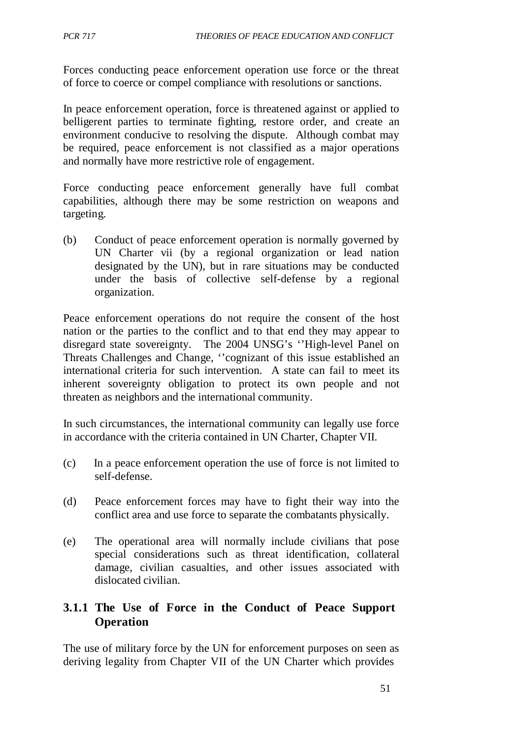Forces conducting peace enforcement operation use force or the threat of force to coerce or compel compliance with resolutions or sanctions.

In peace enforcement operation, force is threatened against or applied to belligerent parties to terminate fighting, restore order, and create an environment conducive to resolving the dispute. Although combat may be required, peace enforcement is not classified as a major operations and normally have more restrictive role of engagement.

Force conducting peace enforcement generally have full combat capabilities, although there may be some restriction on weapons and targeting.

(b) Conduct of peace enforcement operation is normally governed by UN Charter vii (by a regional organization or lead nation designated by the UN), but in rare situations may be conducted under the basis of collective self-defense by a regional organization.

Peace enforcement operations do not require the consent of the host nation or the parties to the conflict and to that end they may appear to disregard state sovereignty. The 2004 UNSG's ''High-level Panel on Threats Challenges and Change, ''cognizant of this issue established an international criteria for such intervention. A state can fail to meet its inherent sovereignty obligation to protect its own people and not threaten as neighbors and the international community.

In such circumstances, the international community can legally use force in accordance with the criteria contained in UN Charter, Chapter VII.

(c) In a peace enforcement operation the use of force is not limited to self-defense.

(d) Peace enforcement forces may have to fight their way into the conflict area and use force to separate the combatants physically.

(e) The operational area will normally include civilians that pose special considerations such as threat identification, collateral damage, civilian casualties, and other issues associated with dislocated civilian.

### 3.1.1 The Use of Force in the Conduct of Peace Support Operation

The use of military force by the UN for enforcement purposes on seen as deriving legality from Chapter VII of the UN Charter which provides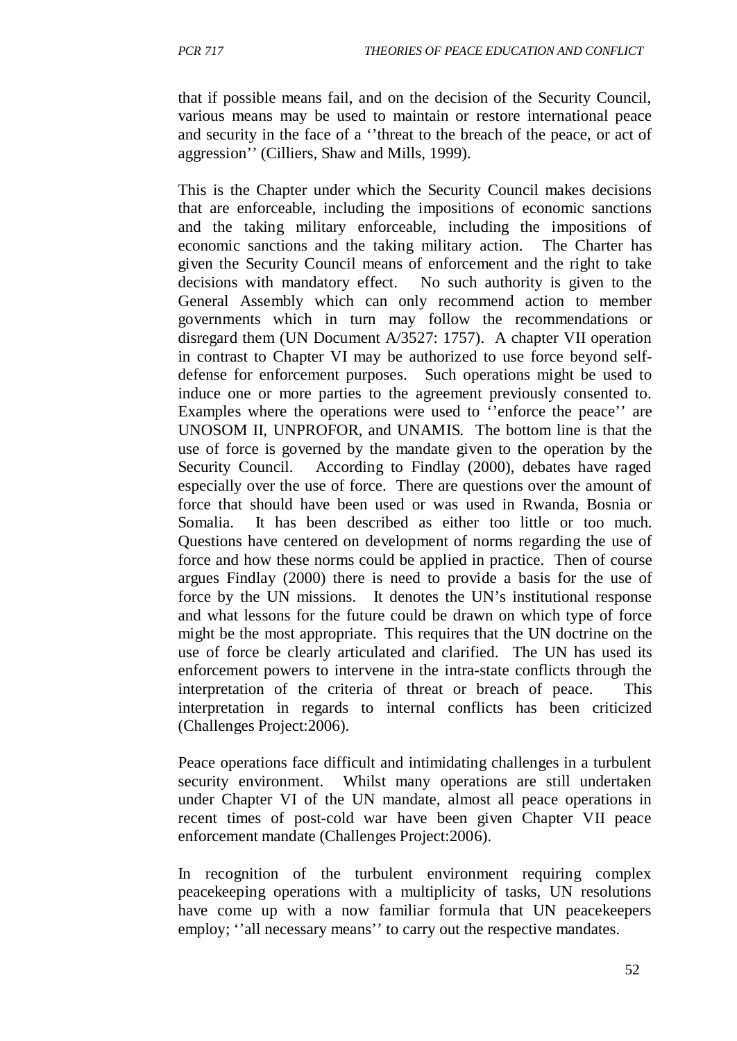that if possible means fail, and on the decision of the Security Council, various means may be used to maintain or restore international peace and security in the face of a ‘’threat to the breach of the peace, or act of aggression’’ (Cilliers, Shaw and Mills, 1999).

This is the Chapter under which the Security Council makes decisions that are enforceable, including the impositions of economic sanctions and the taking military enforceable, including the impositions of economic sanctions and the taking military action. The Charter has given the Security Council means of enforcement and the right to take decisions with mandatory effect. No such authority is given to the General Assembly which can only recommend action to member governments which in turn may follow the recommendations or disregard them (UN Document A/3527: 1757). A chapter VII operation in contrast to Chapter VI may be authorized to use force beyond self-defense for enforcement purposes. Such operations might be used to induce one or more parties to the agreement previously consented to. Examples where the operations were used to ‘’enforce the peace’’ are UNOSOM II, UNPROFOR, and UNAMIS. The bottom line is that the use of force is governed by the mandate given to the operation by the Security Council. According to Findlay (2000), debates have raged especially over the use of force. There are questions over the amount of force that should have been used or was used in Rwanda, Bosnia or Somalia. It has been described as either too little or too much. Questions have centered on development of norms regarding the use of force and how these norms could be applied in practice. Then of course argues Findlay (2000) there is need to provide a basis for the use of force by the UN missions. It denotes the UN’s institutional response and what lessons for the future could be drawn on which type of force might be the most appropriate. This requires that the UN doctrine on the use of force be clearly articulated and clarified. The UN has used its enforcement powers to intervene in the intra-state conflicts through the interpretation of the criteria of threat or breach of peace. This interpretation in regards to internal conflicts has been criticized (Challenges Project:2006).

Peace operations face difficult and intimidating challenges in a turbulent security environment. Whilst many operations are still undertaken under Chapter VI of the UN mandate, almost all peace operations in recent times of post-cold war have been given Chapter VII peace enforcement mandate (Challenges Project:2006).

In recognition of the turbulent environment requiring complex peacekeeping operations with a multiplicity of tasks, UN resolutions have come up with a now familiar formula that UN peacekeepers employ; ‘’all necessary means’’ to carry out the respective mandates.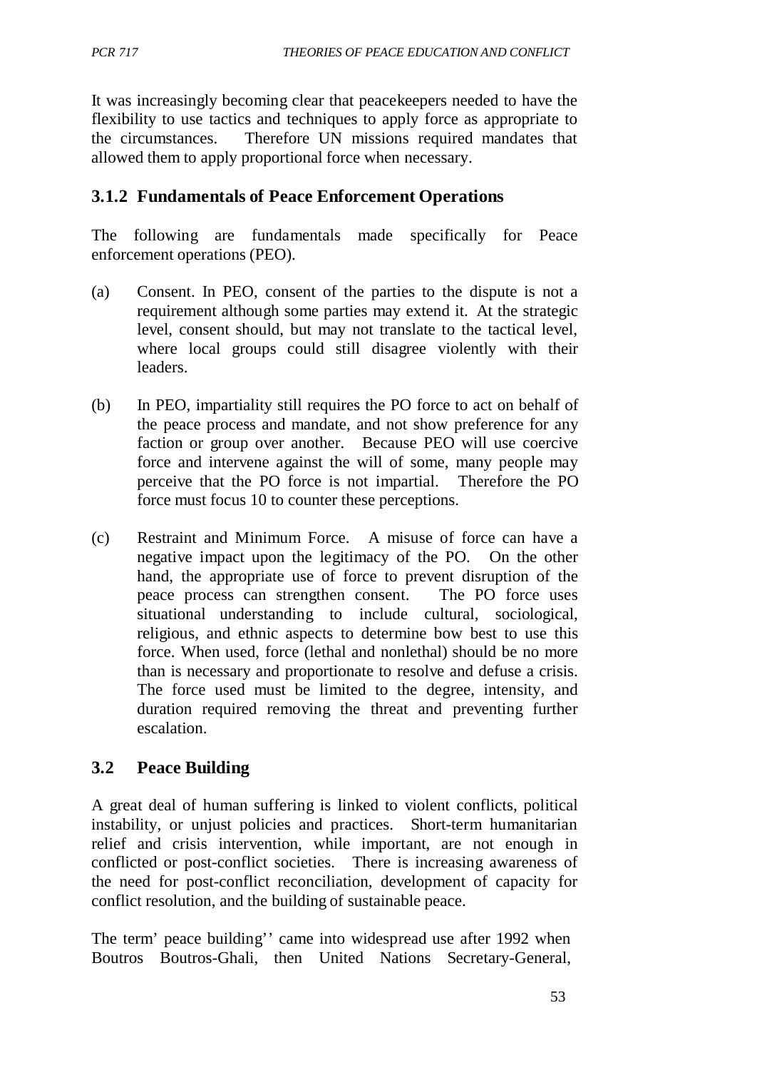It was increasingly becoming clear that peacekeepers needed to have the flexibility to use tactics and techniques to apply force as appropriate to the circumstances. Therefore UN missions required mandates that allowed them to apply proportional force when necessary.

### 3.1.2 Fundamentals of Peace Enforcement Operations

The following are fundamentals made specifically for Peace enforcement operations (PEO).

(a) Consent. In PEO, consent of the parties to the dispute is not a requirement although some parties may extend it. At the strategic level, consent should, but may not translate to the tactical level, where local groups could still disagree violently with their leaders.

(b) In PEO, impartiality still requires the PO force to act on behalf of the peace process and mandate, and not show preference for any faction or group over another. Because PEO will use coercive force and intervene against the will of some, many people may perceive that the PO force is not impartial. Therefore the PO force must focus 10 to counter these perceptions.

(c) Restraint and Minimum Force. A misuse of force can have a negative impact upon the legitimacy of the PO. On the other hand, the appropriate use of force to prevent disruption of the peace process can strengthen consent. The PO force uses situational understanding to include cultural, sociological, religious, and ethnic aspects to determine bow best to use this force. When used, force (lethal and nonlethal) should be no more than is necessary and proportionate to resolve and defuse a crisis. The force used must be limited to the degree, intensity, and duration required removing the threat and preventing further escalation.

## 3.2 Peace Building

A great deal of human suffering is linked to violent conflicts, political instability, or unjust policies and practices. Short-term humanitarian relief and crisis intervention, while important, are not enough in conflicted or post-conflict societies. There is increasing awareness of the need for post-conflict reconciliation, development of capacity for conflict resolution, and the building of sustainable peace.

The term' peace building'' came into widespread use after 1992 when Boutros Boutros-Ghali, then United Nations Secretary-General,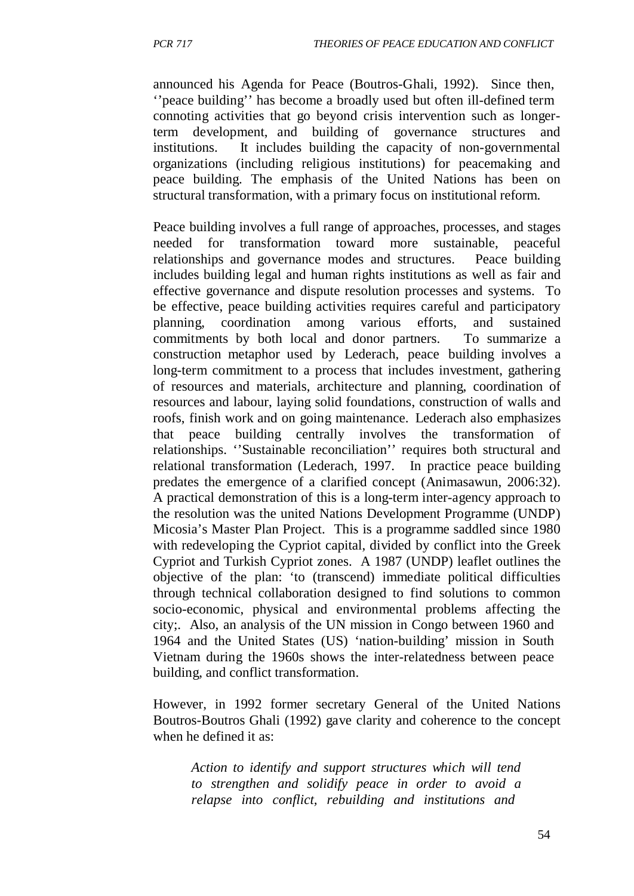announced his Agenda for Peace (Boutros-Ghali, 1992). Since then, ''peace building'' has become a broadly used but often ill-defined term connoting activities that go beyond crisis intervention such as longer-term development, and building of governance structures and institutions. It includes building the capacity of non-governmental organizations (including religious institutions) for peacemaking and peace building. The emphasis of the United Nations has been on structural transformation, with a primary focus on institutional reform.

Peace building involves a full range of approaches, processes, and stages needed for transformation toward more sustainable, peaceful relationships and governance modes and structures. Peace building includes building legal and human rights institutions as well as fair and effective governance and dispute resolution processes and systems. To be effective, peace building activities requires careful and participatory planning, coordination among various efforts, and sustained commitments by both local and donor partners. To summarize a construction metaphor used by Lederach, peace building involves a long-term commitment to a process that includes investment, gathering of resources and materials, architecture and planning, coordination of resources and labour, laying solid foundations, construction of walls and roofs, finish work and on going maintenance. Lederach also emphasizes that peace building centrally involves the transformation of relationships. ''Sustainable reconciliation'' requires both structural and relational transformation (Lederach, 1997. In practice peace building predates the emergence of a clarified concept (Animasawun, 2006:32). A practical demonstration of this is a long-term inter-agency approach to the resolution was the united Nations Development Programme (UNDP) Micosia's Master Plan Project. This is a programme saddled since 1980 with redeveloping the Cypriot capital, divided by conflict into the Greek Cypriot and Turkish Cypriot zones. A 1987 (UNDP) leaflet outlines the objective of the plan: 'to (transcend) immediate political difficulties through technical collaboration designed to find solutions to common socio-economic, physical and environmental problems affecting the city;. Also, an analysis of the UN mission in Congo between 1960 and 1964 and the United States (US) 'nation-building' mission in South Vietnam during the 1960s shows the inter-relatedness between peace building, and conflict transformation.

However, in 1992 former secretary General of the United Nations Boutros-Boutros Ghali (1992) gave clarity and coherence to the concept when he defined it as:

> *Action to identify and support structures which will tend to strengthen and solidify peace in order to avoid a relapse into conflict, rebuilding and institutions and*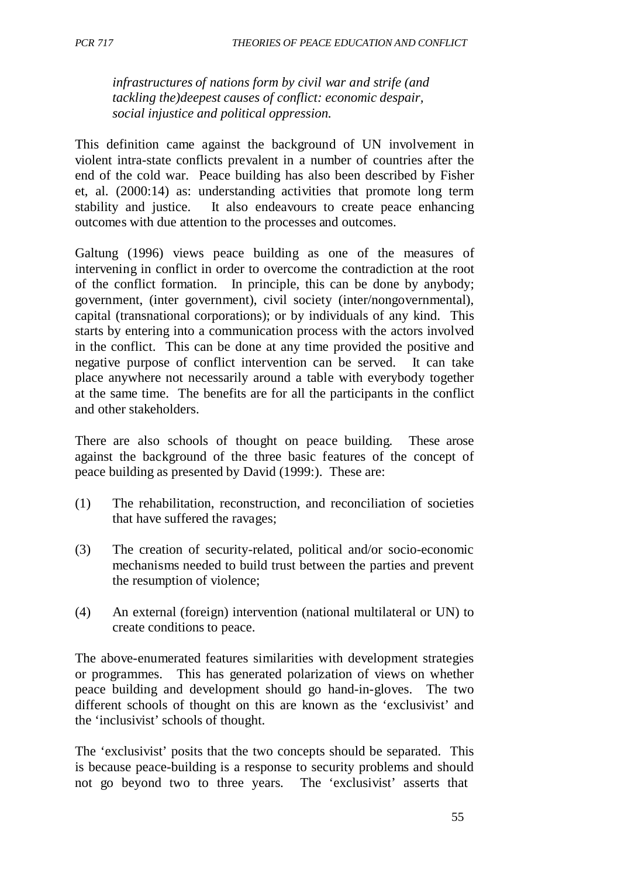*infrastructures of nations form by civil war and strife (and tackling the)deepest causes of conflict: economic despair, social injustice and political oppression.*

This definition came against the background of UN involvement in violent intra-state conflicts prevalent in a number of countries after the end of the cold war. Peace building has also been described by Fisher et, al. (2000:14) as: understanding activities that promote long term stability and justice. It also endeavours to create peace enhancing outcomes with due attention to the processes and outcomes.

Galtung (1996) views peace building as one of the measures of intervening in conflict in order to overcome the contradiction at the root of the conflict formation. In principle, this can be done by anybody; government, (inter government), civil society (inter/nongovernmental), capital (transnational corporations); or by individuals of any kind. This starts by entering into a communication process with the actors involved in the conflict. This can be done at any time provided the positive and negative purpose of conflict intervention can be served. It can take place anywhere not necessarily around a table with everybody together at the same time. The benefits are for all the participants in the conflict and other stakeholders.

There are also schools of thought on peace building. These arose against the background of the three basic features of the concept of peace building as presented by David (1999:). These are:

(1) The rehabilitation, reconstruction, and reconciliation of societies that have suffered the ravages;

(3) The creation of security-related, political and/or socio-economic mechanisms needed to build trust between the parties and prevent the resumption of violence;

(4) An external (foreign) intervention (national multilateral or UN) to create conditions to peace.

The above-enumerated features similarities with development strategies or programmes. This has generated polarization of views on whether peace building and development should go hand-in-gloves. The two different schools of thought on this are known as the 'exclusivist' and the 'inclusivist' schools of thought.

The 'exclusivist' posits that the two concepts should be separated. This is because peace-building is a response to security problems and should not go beyond two to three years. The 'exclusivist' asserts that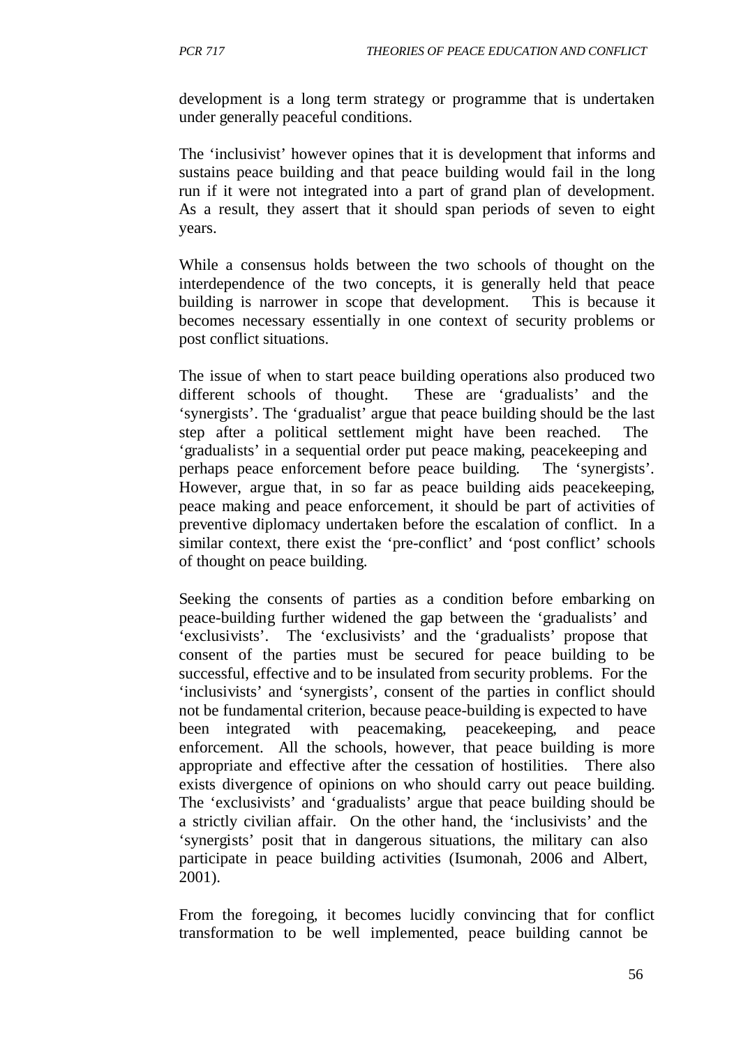development is a long term strategy or programme that is undertaken under generally peaceful conditions.

The 'inclusivist' however opines that it is development that informs and sustains peace building and that peace building would fail in the long run if it were not integrated into a part of grand plan of development. As a result, they assert that it should span periods of seven to eight years.

While a consensus holds between the two schools of thought on the interdependence of the two concepts, it is generally held that peace building is narrower in scope that development. This is because it becomes necessary essentially in one context of security problems or post conflict situations.

The issue of when to start peace building operations also produced two different schools of thought. These are 'gradualists' and the 'synergists'. The 'gradualist' argue that peace building should be the last step after a political settlement might have been reached. The 'gradualists' in a sequential order put peace making, peacekeeping and perhaps peace enforcement before peace building. The 'synergists'. However, argue that, in so far as peace building aids peacekeeping, peace making and peace enforcement, it should be part of activities of preventive diplomacy undertaken before the escalation of conflict. In a similar context, there exist the 'pre-conflict' and 'post conflict' schools of thought on peace building.

Seeking the consents of parties as a condition before embarking on peace-building further widened the gap between the 'gradualists' and 'exclusivists'. The 'exclusivists' and the 'gradualists' propose that consent of the parties must be secured for peace building to be successful, effective and to be insulated from security problems. For the 'inclusivists' and 'synergists', consent of the parties in conflict should not be fundamental criterion, because peace-building is expected to have been integrated with peacemaking, peacekeeping, and peace enforcement. All the schools, however, that peace building is more appropriate and effective after the cessation of hostilities. There also exists divergence of opinions on who should carry out peace building. The 'exclusivists' and 'gradualists' argue that peace building should be a strictly civilian affair. On the other hand, the 'inclusivists' and the 'synergists' posit that in dangerous situations, the military can also participate in peace building activities (Isumonah, 2006 and Albert, 2001).

From the foregoing, it becomes lucidly convincing that for conflict transformation to be well implemented, peace building cannot be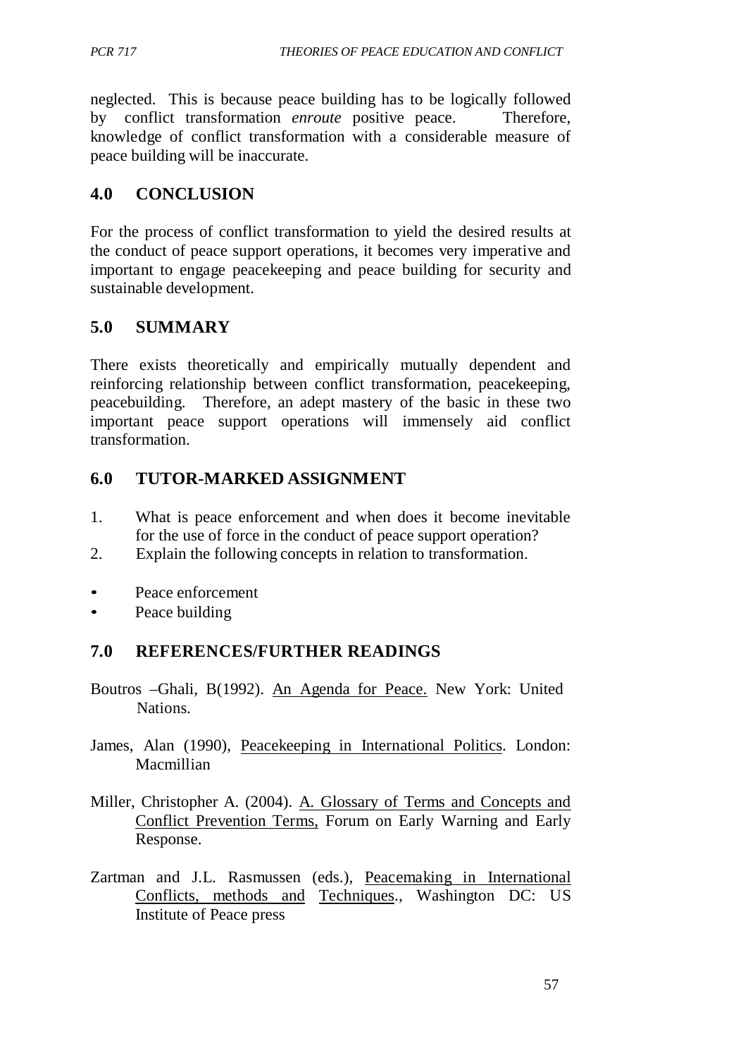neglected. This is because peace building has to be logically followed by conflict transformation *enroute* positive peace. Therefore, knowledge of conflict transformation with a considerable measure of peace building will be inaccurate.

## 4.0 CONCLUSION

For the process of conflict transformation to yield the desired results at the conduct of peace support operations, it becomes very imperative and important to engage peacekeeping and peace building for security and sustainable development.

## 5.0 SUMMARY

There exists theoretically and empirically mutually dependent and reinforcing relationship between conflict transformation, peacekeeping, peacebuilding. Therefore, an adept mastery of the basic in these two important peace support operations will immensely aid conflict transformation.

## 6.0 TUTOR-MARKED ASSIGNMENT

1. What is peace enforcement and when does it become inevitable for the use of force in the conduct of peace support operation?
2. Explain the following concepts in relation to transformation.

- Peace enforcement
- Peace building

## 7.0 REFERENCES/FURTHER READINGS

Boutros –Ghali, B(1992). An Agenda for Peace. New York: United Nations.

James, Alan (1990), Peacekeeping in International Politics. London: Macmillian

Miller, Christopher A. (2004). A. Glossary of Terms and Concepts and Conflict Prevention Terms, Forum on Early Warning and Early Response.

Zartman and J.L. Rasmussen (eds.), Peacemaking in International Conflicts, methods and Techniques., Washington DC: US Institute of Peace press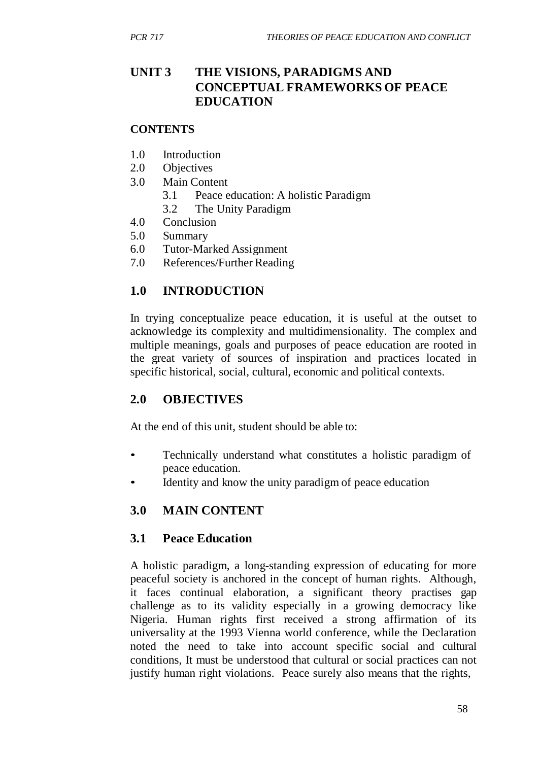## UNIT 3 THE VISIONS, PARADIGMS AND CONCEPTUAL FRAMEWORKS OF PEACE EDUCATION

**CONTENTS**

1.0 Introduction
2.0 Objectives
3.0 Main Content
    3.1 Peace education: A holistic Paradigm
    3.2 The Unity Paradigm
4.0 Conclusion
5.0 Summary
6.0 Tutor-Marked Assignment
7.0 References/Further Reading

## 1.0 INTRODUCTION

In trying conceptualize peace education, it is useful at the outset to acknowledge its complexity and multidimensionality. The complex and multiple meanings, goals and purposes of peace education are rooted in the great variety of sources of inspiration and practices located in specific historical, social, cultural, economic and political contexts.

## 2.0 OBJECTIVES

At the end of this unit, student should be able to:

- Technically understand what constitutes a holistic paradigm of peace education.
- Identity and know the unity paradigm of peace education

## 3.0 MAIN CONTENT

### 3.1 Peace Education

A holistic paradigm, a long-standing expression of educating for more peaceful society is anchored in the concept of human rights. Although, it faces continual elaboration, a significant theory practises gap challenge as to its validity especially in a growing democracy like Nigeria. Human rights first received a strong affirmation of its universality at the 1993 Vienna world conference, while the Declaration noted the need to take into account specific social and cultural conditions, It must be understood that cultural or social practices can not justify human right violations. Peace surely also means that the rights,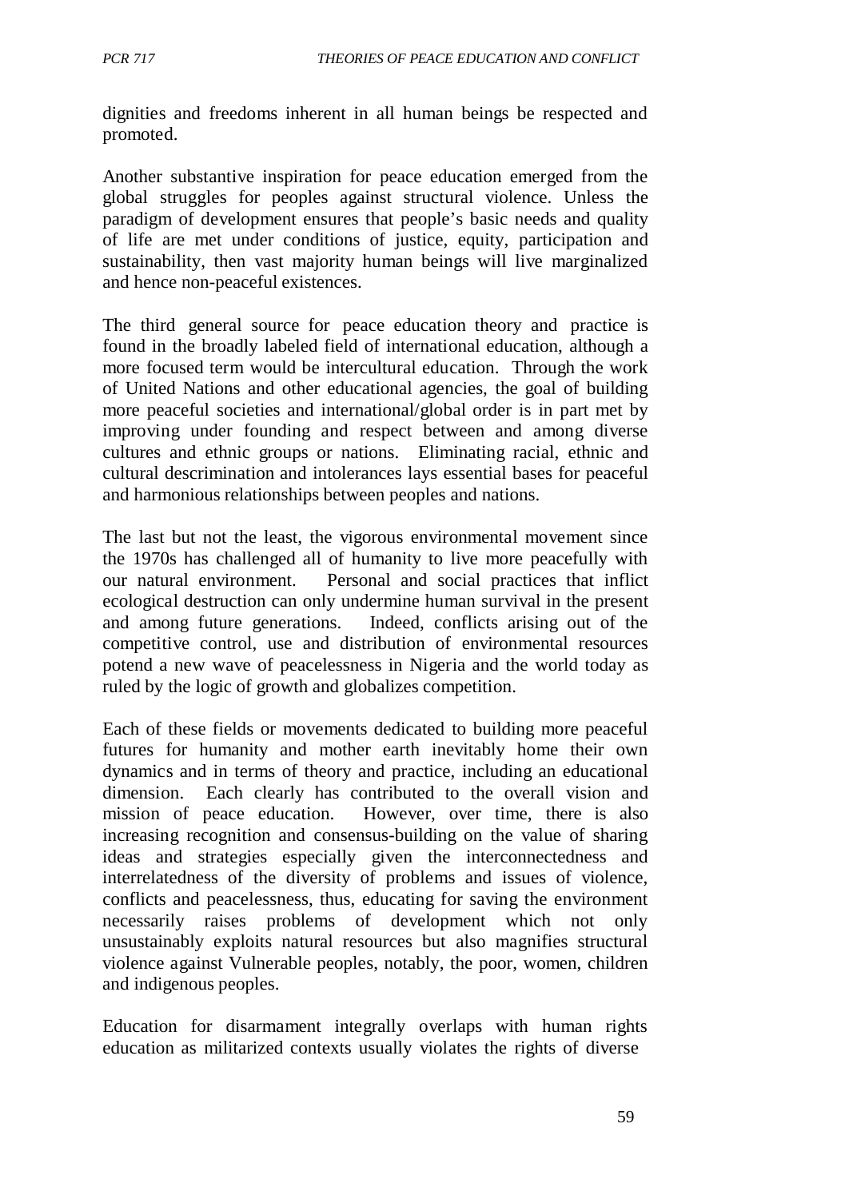dignities and freedoms inherent in all human beings be respected and promoted.

Another substantive inspiration for peace education emerged from the global struggles for peoples against structural violence. Unless the paradigm of development ensures that people's basic needs and quality of life are met under conditions of justice, equity, participation and sustainability, then vast majority human beings will live marginalized and hence non-peaceful existences.

The third general source for peace education theory and practice is found in the broadly labeled field of international education, although a more focused term would be intercultural education. Through the work of United Nations and other educational agencies, the goal of building more peaceful societies and international/global order is in part met by improving under founding and respect between and among diverse cultures and ethnic groups or nations. Eliminating racial, ethnic and cultural descrimination and intolerances lays essential bases for peaceful and harmonious relationships between peoples and nations.

The last but not the least, the vigorous environmental movement since the 1970s has challenged all of humanity to live more peacefully with our natural environment. Personal and social practices that inflict ecological destruction can only undermine human survival in the present and among future generations. Indeed, conflicts arising out of the competitive control, use and distribution of environmental resources potend a new wave of peacelessness in Nigeria and the world today as ruled by the logic of growth and globalizes competition.

Each of these fields or movements dedicated to building more peaceful futures for humanity and mother earth inevitably home their own dynamics and in terms of theory and practice, including an educational dimension. Each clearly has contributed to the overall vision and mission of peace education. However, over time, there is also increasing recognition and consensus-building on the value of sharing ideas and strategies especially given the interconnectedness and interrelatedness of the diversity of problems and issues of violence, conflicts and peacelessness, thus, educating for saving the environment necessarily raises problems of development which not only unsustainably exploits natural resources but also magnifies structural violence against Vulnerable peoples, notably, the poor, women, children and indigenous peoples.

Education for disarmament integrally overlaps with human rights education as militarized contexts usually violates the rights of diverse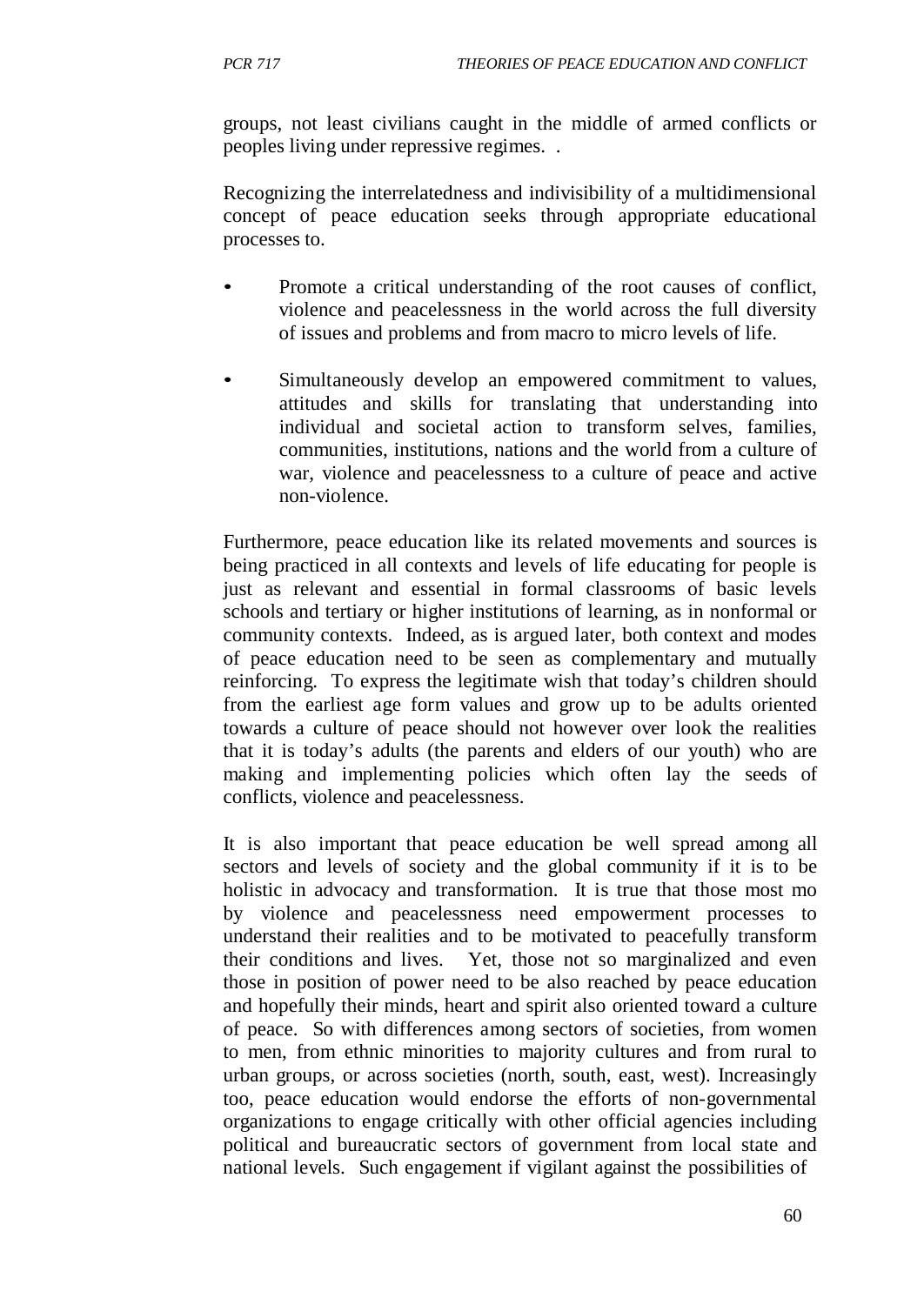groups, not least civilians caught in the middle of armed conflicts or peoples living under repressive regimes. .

Recognizing the interrelatedness and indivisibility of a multidimensional concept of peace education seeks through appropriate educational processes to.

- Promote a critical understanding of the root causes of conflict, violence and peacelessness in the world across the full diversity of issues and problems and from macro to micro levels of life.
- Simultaneously develop an empowered commitment to values, attitudes and skills for translating that understanding into individual and societal action to transform selves, families, communities, institutions, nations and the world from a culture of war, violence and peacelessness to a culture of peace and active non-violence.

Furthermore, peace education like its related movements and sources is being practiced in all contexts and levels of life educating for people is just as relevant and essential in formal classrooms of basic levels schools and tertiary or higher institutions of learning, as in nonformal or community contexts. Indeed, as is argued later, both context and modes of peace education need to be seen as complementary and mutually reinforcing. To express the legitimate wish that today's children should from the earliest age form values and grow up to be adults oriented towards a culture of peace should not however over look the realities that it is today's adults (the parents and elders of our youth) who are making and implementing policies which often lay the seeds of conflicts, violence and peacelessness.

It is also important that peace education be well spread among all sectors and levels of society and the global community if it is to be holistic in advocacy and transformation. It is true that those most mo by violence and peacelessness need empowerment processes to understand their realities and to be motivated to peacefully transform their conditions and lives. Yet, those not so marginalized and even those in position of power need to be also reached by peace education and hopefully their minds, heart and spirit also oriented toward a culture of peace. So with differences among sectors of societies, from women to men, from ethnic minorities to majority cultures and from rural to urban groups, or across societies (north, south, east, west). Increasingly too, peace education would endorse the efforts of non-governmental organizations to engage critically with other official agencies including political and bureaucratic sectors of government from local state and national levels. Such engagement if vigilant against the possibilities of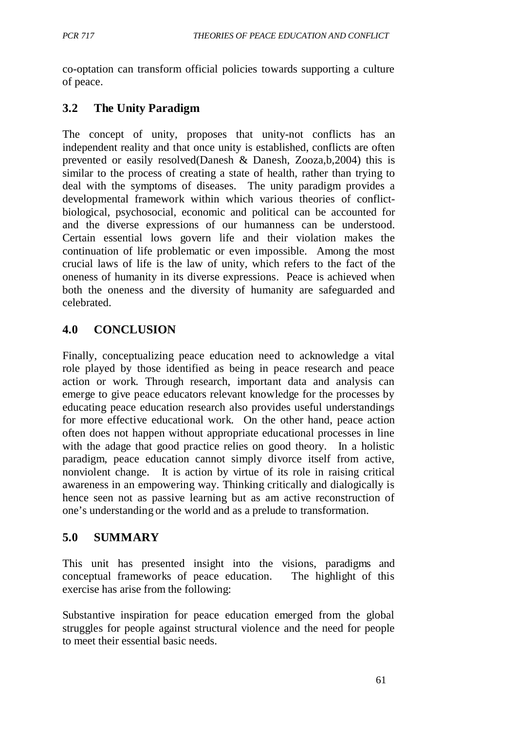co-optation can transform official policies towards supporting a culture of peace.

## 3.2 The Unity Paradigm

The concept of unity, proposes that unity-not conflicts has an independent reality and that once unity is established, conflicts are often prevented or easily resolved(Danesh & Danesh, Zooza,b,2004) this is similar to the process of creating a state of health, rather than trying to deal with the symptoms of diseases. The unity paradigm provides a developmental framework within which various theories of conflict-biological, psychosocial, economic and political can be accounted for and the diverse expressions of our humanness can be understood. Certain essential lows govern life and their violation makes the continuation of life problematic or even impossible. Among the most crucial laws of life is the law of unity, which refers to the fact of the oneness of humanity in its diverse expressions. Peace is achieved when both the oneness and the diversity of humanity are safeguarded and celebrated.

# 4.0 CONCLUSION

Finally, conceptualizing peace education need to acknowledge a vital role played by those identified as being in peace research and peace action or work. Through research, important data and analysis can emerge to give peace educators relevant knowledge for the processes by educating peace education research also provides useful understandings for more effective educational work. On the other hand, peace action often does not happen without appropriate educational processes in line with the adage that good practice relies on good theory. In a holistic paradigm, peace education cannot simply divorce itself from active, nonviolent change. It is action by virtue of its role in raising critical awareness in an empowering way. Thinking critically and dialogically is hence seen not as passive learning but as am active reconstruction of one's understanding or the world and as a prelude to transformation.

# 5.0 SUMMARY

This unit has presented insight into the visions, paradigms and conceptual frameworks of peace education. The highlight of this exercise has arise from the following:

Substantive inspiration for peace education emerged from the global struggles for people against structural violence and the need for people to meet their essential basic needs.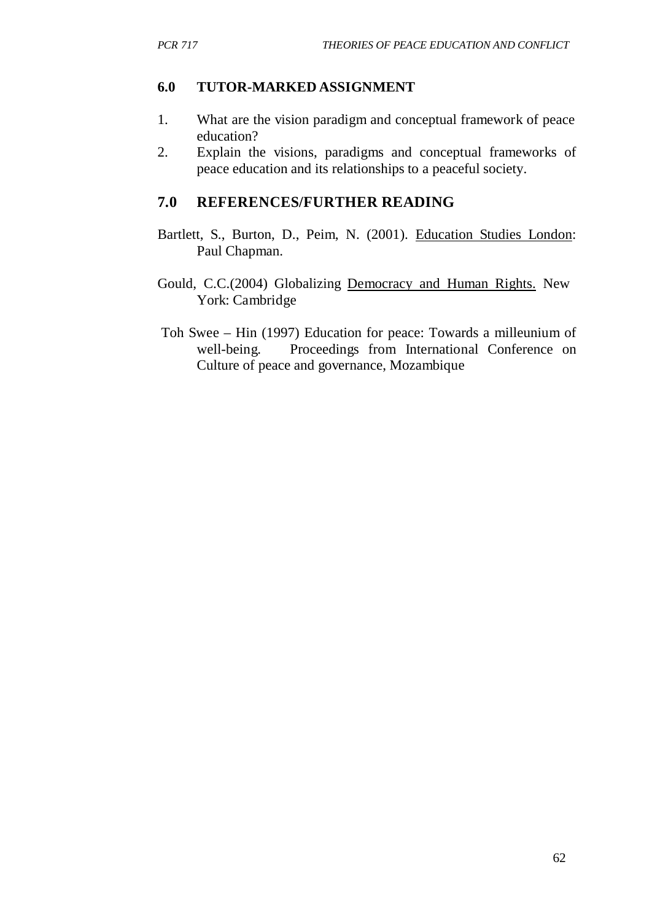## 6.0 TUTOR-MARKED ASSIGNMENT

1. What are the vision paradigm and conceptual framework of peace education?
2. Explain the visions, paradigms and conceptual frameworks of peace education and its relationships to a peaceful society.

## 7.0 REFERENCES/FURTHER READING

Bartlett, S., Burton, D., Peim, N. (2001). Education Studies London: Paul Chapman.

Gould, C.C.(2004) Globalizing Democracy and Human Rights. New York: Cambridge

Toh Swee – Hin (1997) Education for peace: Towards a milleunium of well-being. Proceedings from International Conference on Culture of peace and governance, Mozambique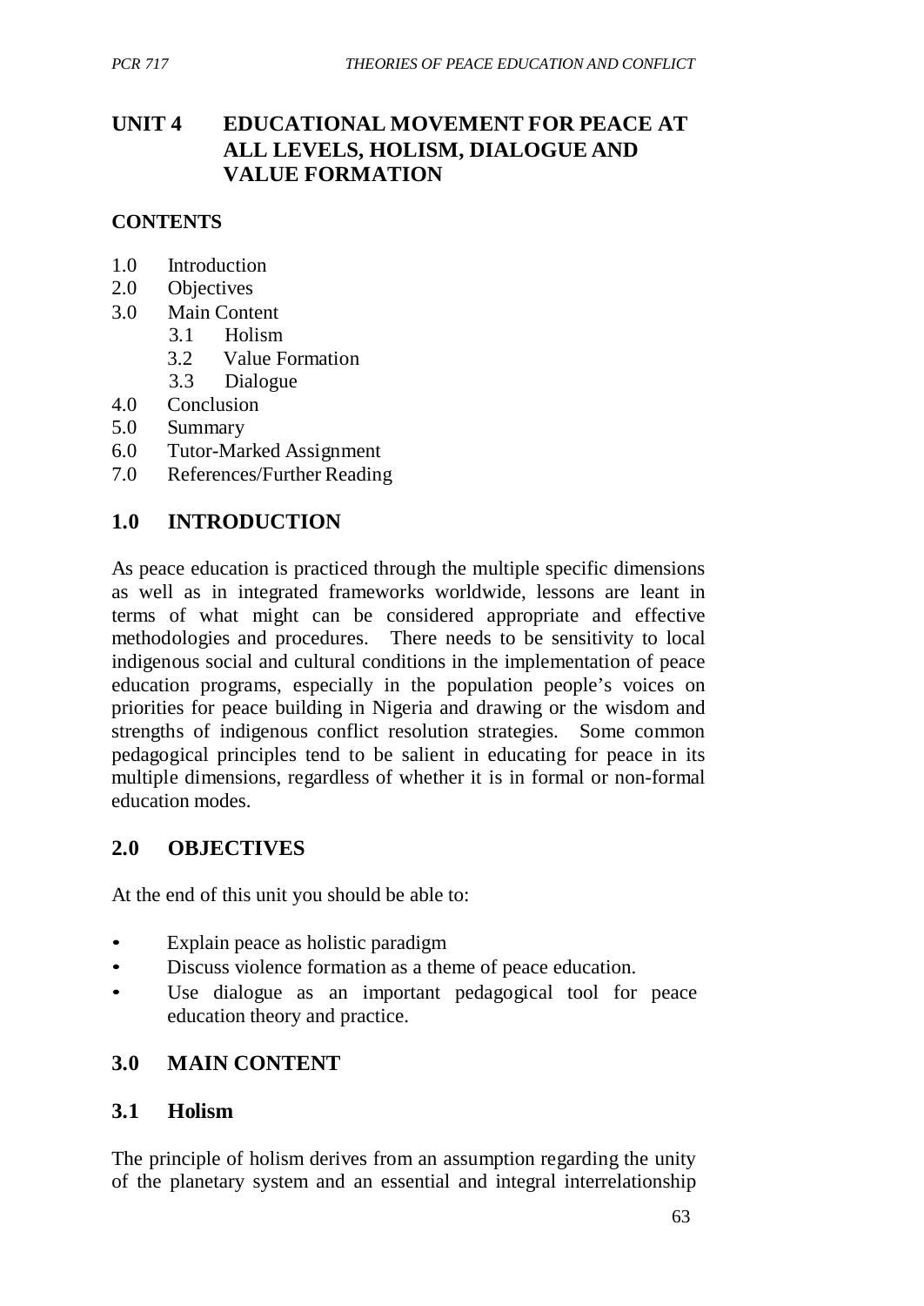# UNIT 4 EDUCATIONAL MOVEMENT FOR PEACE AT ALL LEVELS, HOLISM, DIALOGUE AND VALUE FORMATION

**CONTENTS**

- 1.0 Introduction
- 2.0 Objectives
- 3.0 Main Content
  - 3.1 Holism
  - 3.2 Value Formation
  - 3.3 Dialogue
- 4.0 Conclusion
- 5.0 Summary
- 6.0 Tutor-Marked Assignment
- 7.0 References/Further Reading

## 1.0 INTRODUCTION

As peace education is practiced through the multiple specific dimensions as well as in integrated frameworks worldwide, lessons are leant in terms of what might can be considered appropriate and effective methodologies and procedures. There needs to be sensitivity to local indigenous social and cultural conditions in the implementation of peace education programs, especially in the population people's voices on priorities for peace building in Nigeria and drawing or the wisdom and strengths of indigenous conflict resolution strategies. Some common pedagogical principles tend to be salient in educating for peace in its multiple dimensions, regardless of whether it is in formal or non-formal education modes.

## 2.0 OBJECTIVES

At the end of this unit you should be able to:

- Explain peace as holistic paradigm
- Discuss violence formation as a theme of peace education.
- Use dialogue as an important pedagogical tool for peace education theory and practice.

## 3.0 MAIN CONTENT

### 3.1 Holism

The principle of holism derives from an assumption regarding the unity of the planetary system and an essential and integral interrelationship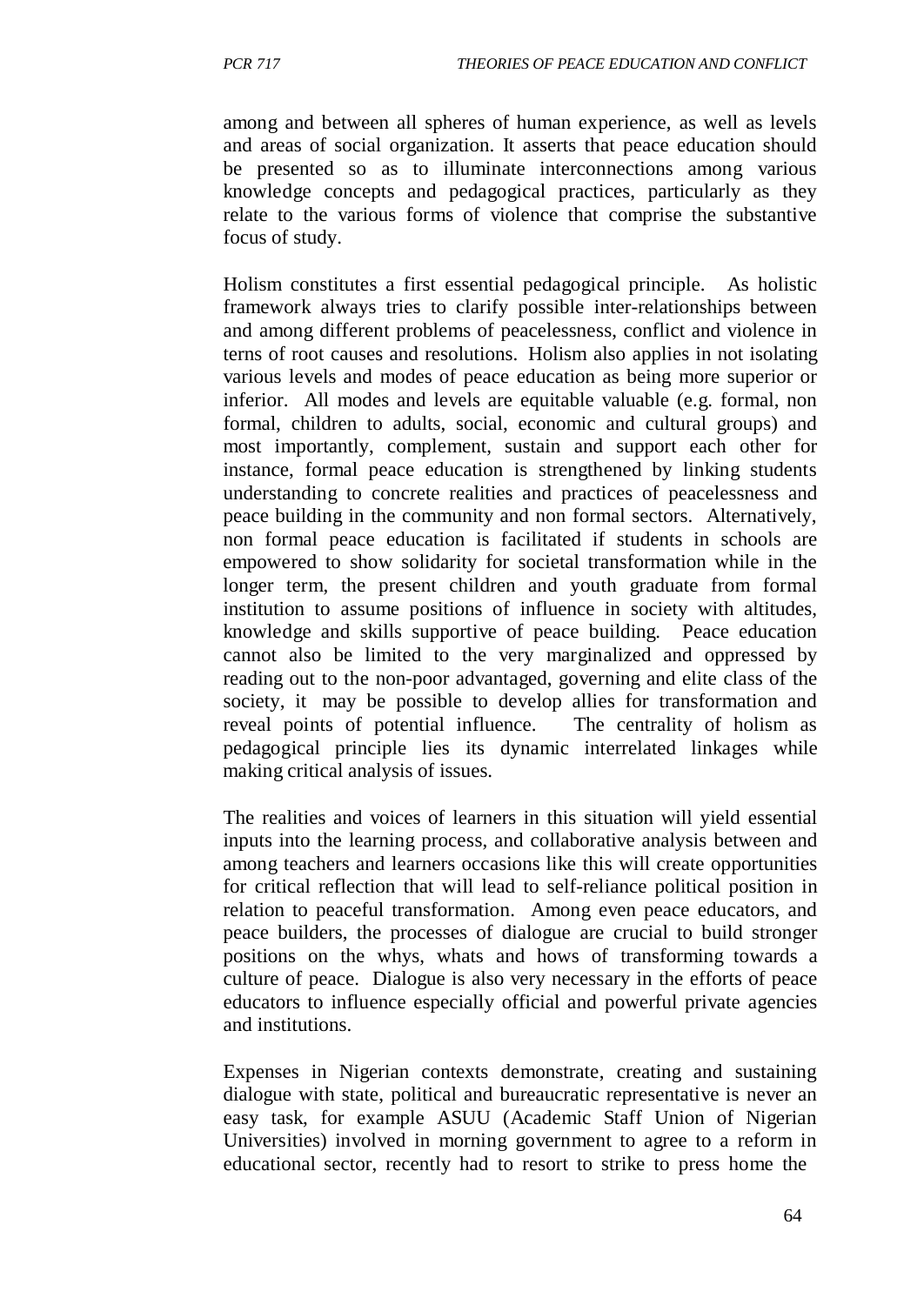among and between all spheres of human experience, as well as levels and areas of social organization. It asserts that peace education should be presented so as to illuminate interconnections among various knowledge concepts and pedagogical practices, particularly as they relate to the various forms of violence that comprise the substantive focus of study.

Holism constitutes a first essential pedagogical principle. As holistic framework always tries to clarify possible inter-relationships between and among different problems of peacelessness, conflict and violence in terns of root causes and resolutions. Holism also applies in not isolating various levels and modes of peace education as being more superior or inferior. All modes and levels are equitable valuable (e.g. formal, non formal, children to adults, social, economic and cultural groups) and most importantly, complement, sustain and support each other for instance, formal peace education is strengthened by linking students understanding to concrete realities and practices of peacelessness and peace building in the community and non formal sectors. Alternatively, non formal peace education is facilitated if students in schools are empowered to show solidarity for societal transformation while in the longer term, the present children and youth graduate from formal institution to assume positions of influence in society with altitudes, knowledge and skills supportive of peace building. Peace education cannot also be limited to the very marginalized and oppressed by reading out to the non-poor advantaged, governing and elite class of the society, it may be possible to develop allies for transformation and reveal points of potential influence. The centrality of holism as pedagogical principle lies its dynamic interrelated linkages while making critical analysis of issues.

The realities and voices of learners in this situation will yield essential inputs into the learning process, and collaborative analysis between and among teachers and learners occasions like this will create opportunities for critical reflection that will lead to self-reliance political position in relation to peaceful transformation. Among even peace educators, and peace builders, the processes of dialogue are crucial to build stronger positions on the whys, whats and hows of transforming towards a culture of peace. Dialogue is also very necessary in the efforts of peace educators to influence especially official and powerful private agencies and institutions.

Expenses in Nigerian contexts demonstrate, creating and sustaining dialogue with state, political and bureaucratic representative is never an easy task, for example ASUU (Academic Staff Union of Nigerian Universities) involved in morning government to agree to a reform in educational sector, recently had to resort to strike to press home the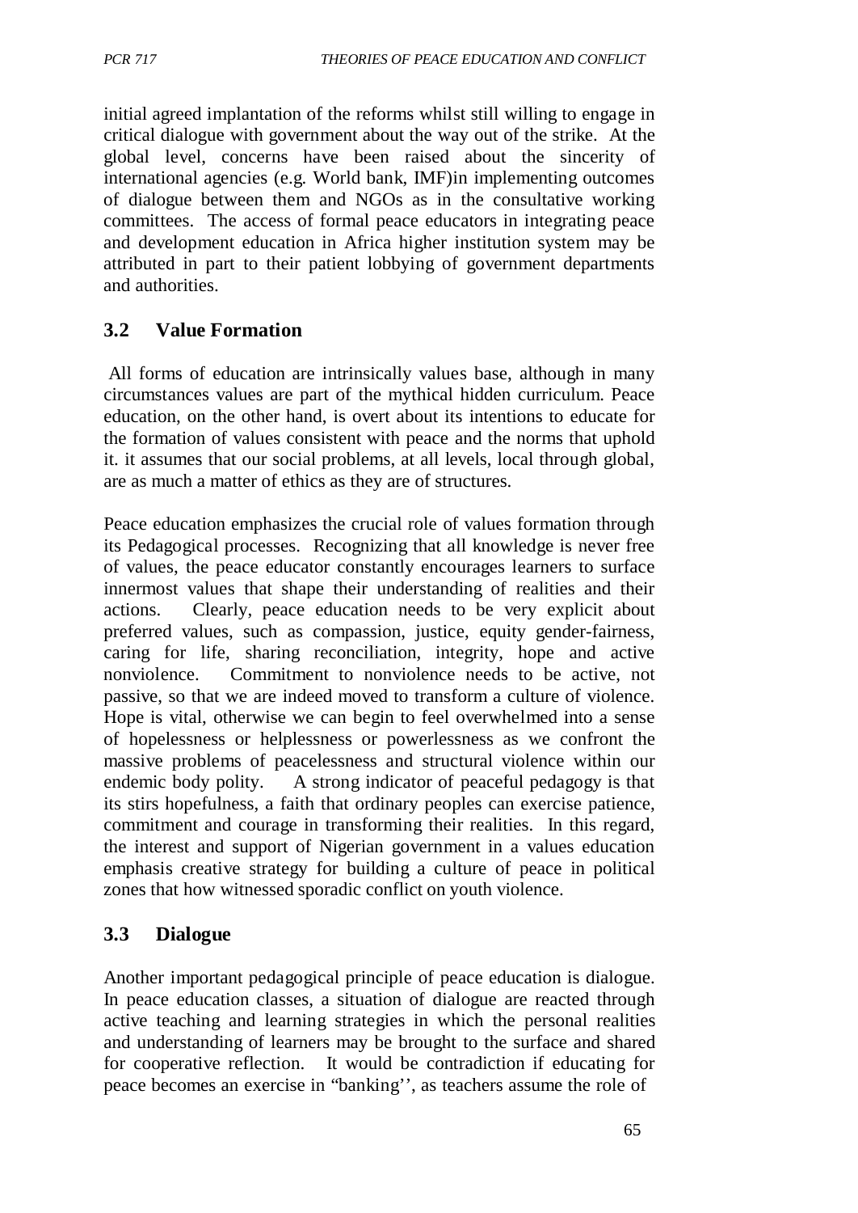initial agreed implantation of the reforms whilst still willing to engage in critical dialogue with government about the way out of the strike. At the global level, concerns have been raised about the sincerity of international agencies (e.g. World bank, IMF)in implementing outcomes of dialogue between them and NGOs as in the consultative working committees. The access of formal peace educators in integrating peace and development education in Africa higher institution system may be attributed in part to their patient lobbying of government departments and authorities.

## 3.2 Value Formation

All forms of education are intrinsically values base, although in many circumstances values are part of the mythical hidden curriculum. Peace education, on the other hand, is overt about its intentions to educate for the formation of values consistent with peace and the norms that uphold it. it assumes that our social problems, at all levels, local through global, are as much a matter of ethics as they are of structures.

Peace education emphasizes the crucial role of values formation through its Pedagogical processes. Recognizing that all knowledge is never free of values, the peace educator constantly encourages learners to surface innermost values that shape their understanding of realities and their actions. Clearly, peace education needs to be very explicit about preferred values, such as compassion, justice, equity gender-fairness, caring for life, sharing reconciliation, integrity, hope and active nonviolence. Commitment to nonviolence needs to be active, not passive, so that we are indeed moved to transform a culture of violence. Hope is vital, otherwise we can begin to feel overwhelmed into a sense of hopelessness or helplessness or powerlessness as we confront the massive problems of peacelessness and structural violence within our endemic body polity. A strong indicator of peaceful pedagogy is that its stirs hopefulness, a faith that ordinary peoples can exercise patience, commitment and courage in transforming their realities. In this regard, the interest and support of Nigerian government in a values education emphasis creative strategy for building a culture of peace in political zones that how witnessed sporadic conflict on youth violence.

## 3.3 Dialogue

Another important pedagogical principle of peace education is dialogue. In peace education classes, a situation of dialogue are reacted through active teaching and learning strategies in which the personal realities and understanding of learners may be brought to the surface and shared for cooperative reflection. It would be contradiction if educating for peace becomes an exercise in "banking'', as teachers assume the role of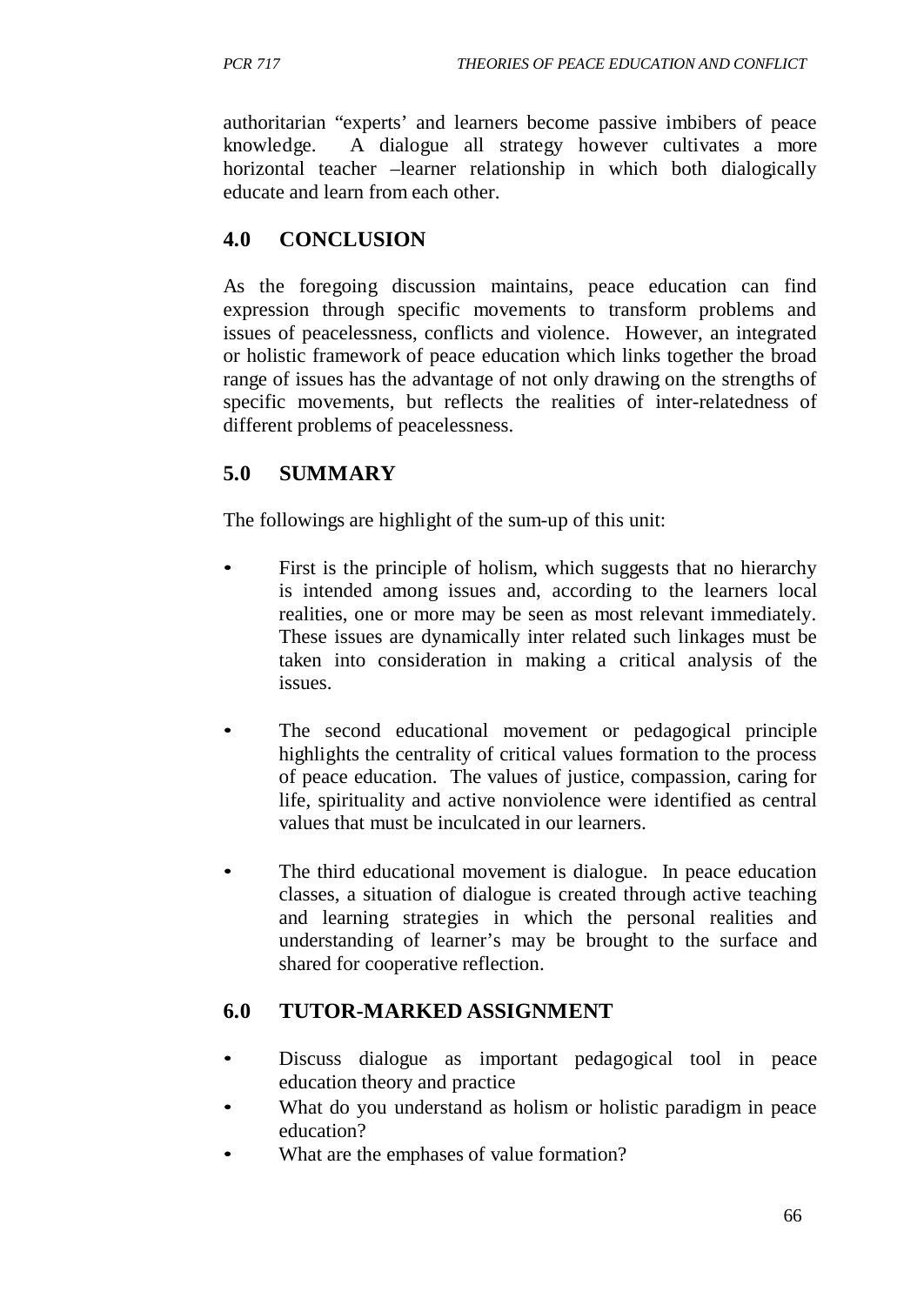authoritarian "experts' and learners become passive imbibers of peace knowledge. A dialogue all strategy however cultivates a more horizontal teacher –learner relationship in which both dialogically educate and learn from each other.

## 4.0 CONCLUSION

As the foregoing discussion maintains, peace education can find expression through specific movements to transform problems and issues of peacelessness, conflicts and violence. However, an integrated or holistic framework of peace education which links together the broad range of issues has the advantage of not only drawing on the strengths of specific movements, but reflects the realities of inter-relatedness of different problems of peacelessness.

## 5.0 SUMMARY

The followings are highlight of the sum-up of this unit:

- First is the principle of holism, which suggests that no hierarchy is intended among issues and, according to the learners local realities, one or more may be seen as most relevant immediately. These issues are dynamically inter related such linkages must be taken into consideration in making a critical analysis of the issues.
- The second educational movement or pedagogical principle highlights the centrality of critical values formation to the process of peace education. The values of justice, compassion, caring for life, spirituality and active nonviolence were identified as central values that must be inculcated in our learners.
- The third educational movement is dialogue. In peace education classes, a situation of dialogue is created through active teaching and learning strategies in which the personal realities and understanding of learner's may be brought to the surface and shared for cooperative reflection.

## 6.0 TUTOR-MARKED ASSIGNMENT

- Discuss dialogue as important pedagogical tool in peace education theory and practice
- What do you understand as holism or holistic paradigm in peace education?
- What are the emphases of value formation?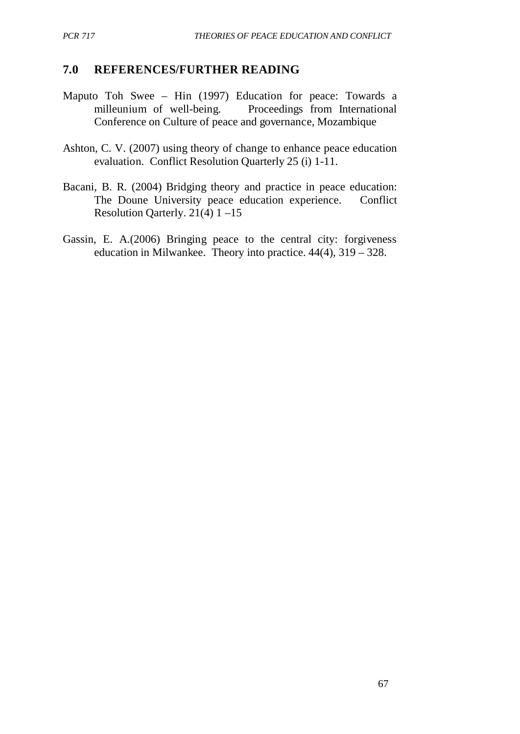## 7.0 REFERENCES/FURTHER READING

Maputo Toh Swee – Hin (1997) Education for peace: Towards a milleunium of well-being. Proceedings from International Conference on Culture of peace and governance, Mozambique

Ashton, C. V. (2007) using theory of change to enhance peace education evaluation. Conflict Resolution Quarterly 25 (i) 1-11.

Bacani, B. R. (2004) Bridging theory and practice in peace education: The Doune University peace education experience. Conflict Resolution Qarterly. 21(4) 1 –15

Gassin, E. A.(2006) Bringing peace to the central city: forgiveness education in Milwankee. Theory into practice. 44(4), 319 – 328.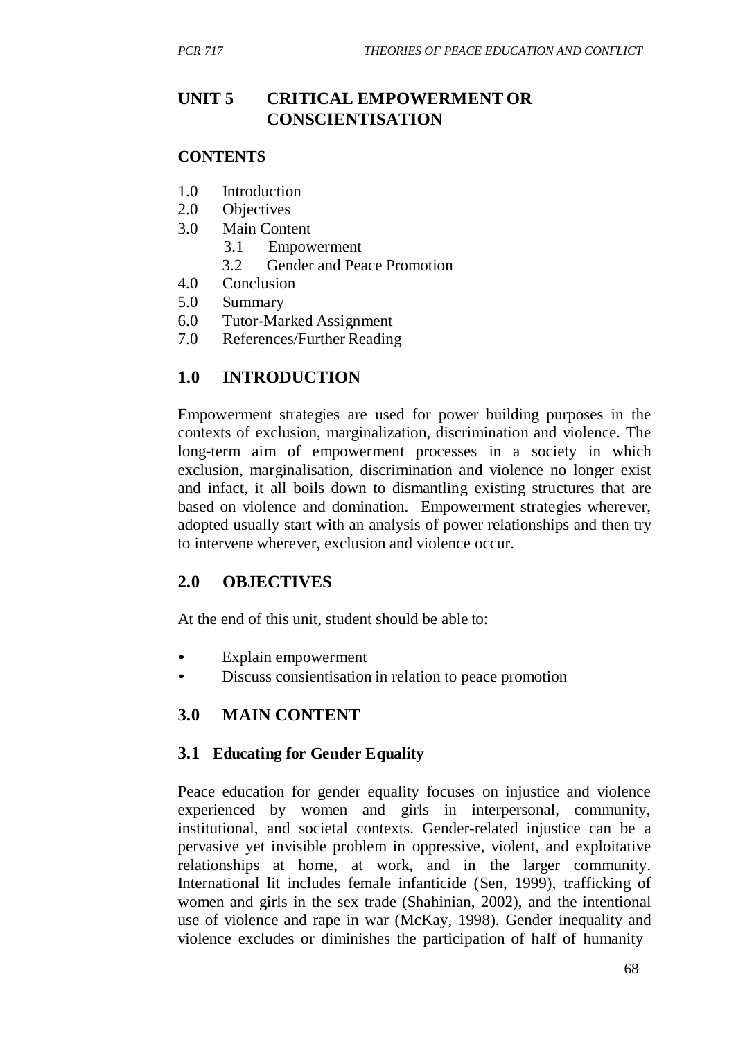# UNIT 5 CRITICAL EMPOWERMENT OR CONSCIENTISATION

**CONTENTS**

1.0 Introduction
2.0 Objectives
3.0 Main Content
  3.1 Empowerment
  3.2 Gender and Peace Promotion
4.0 Conclusion
5.0 Summary
6.0 Tutor-Marked Assignment
7.0 References/Further Reading

## 1.0 INTRODUCTION

Empowerment strategies are used for power building purposes in the contexts of exclusion, marginalization, discrimination and violence. The long-term aim of empowerment processes in a society in which exclusion, marginalisation, discrimination and violence no longer exist and infact, it all boils down to dismantling existing structures that are based on violence and domination. Empowerment strategies wherever, adopted usually start with an analysis of power relationships and then try to intervene wherever, exclusion and violence occur.

## 2.0 OBJECTIVES

At the end of this unit, student should be able to:

- Explain empowerment
- Discuss consientisation in relation to peace promotion

## 3.0 MAIN CONTENT

### 3.1 Educating for Gender Equality

Peace education for gender equality focuses on injustice and violence experienced by women and girls in interpersonal, community, institutional, and societal contexts. Gender-related injustice can be a pervasive yet invisible problem in oppressive, violent, and exploitative relationships at home, at work, and in the larger community. International lit includes female infanticide (Sen, 1999), trafficking of women and girls in the sex trade (Shahinian, 2002), and the intentional use of violence and rape in war (McKay, 1998). Gender inequality and violence excludes or diminishes the participation of half of humanity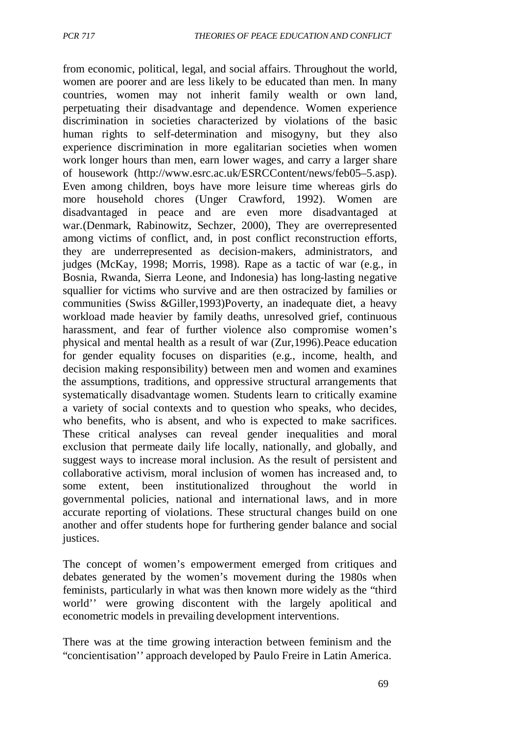from economic, political, legal, and social affairs. Throughout the world, women are poorer and are less likely to be educated than men. In many countries, women may not inherit family wealth or own land, perpetuating their disadvantage and dependence. Women experience discrimination in societies characterized by violations of the basic human rights to self-determination and misogyny, but they also experience discrimination in more egalitarian societies when women work longer hours than men, earn lower wages, and carry a larger share of housework (http://www.esrc.ac.uk/ESRCContent/news/feb05–5.asp). Even among children, boys have more leisure time whereas girls do more household chores (Unger Crawford, 1992). Women are disadvantaged in peace and are even more disadvantaged at war.(Denmark, Rabinowitz, Sechzer, 2000), They are overrepresented among victims of conflict, and, in post conflict reconstruction efforts, they are underrepresented as decision-makers, administrators, and judges (McKay, 1998; Morris, 1998). Rape as a tactic of war (e.g., in Bosnia, Rwanda, Sierra Leone, and Indonesia) has long-lasting negative squallier for victims who survive and are then ostracized by families or communities (Swiss &Giller,1993)Poverty, an inadequate diet, a heavy workload made heavier by family deaths, unresolved grief, continuous harassment, and fear of further violence also compromise women's physical and mental health as a result of war (Zur,1996).Peace education for gender equality focuses on disparities (e.g., income, health, and decision making responsibility) between men and women and examines the assumptions, traditions, and oppressive structural arrangements that systematically disadvantage women. Students learn to critically examine a variety of social contexts and to question who speaks, who decides, who benefits, who is absent, and who is expected to make sacrifices. These critical analyses can reveal gender inequalities and moral exclusion that permeate daily life locally, nationally, and globally, and suggest ways to increase moral inclusion. As the result of persistent and collaborative activism, moral inclusion of women has increased and, to some extent, been institutionalized throughout the world in governmental policies, national and international laws, and in more accurate reporting of violations. These structural changes build on one another and offer students hope for furthering gender balance and social justices.

The concept of women's empowerment emerged from critiques and debates generated by the women's movement during the 1980s when feminists, particularly in what was then known more widely as the "third world'' were growing discontent with the largely apolitical and econometric models in prevailing development interventions.

There was at the time growing interaction between feminism and the "concientisation'' approach developed by Paulo Freire in Latin America.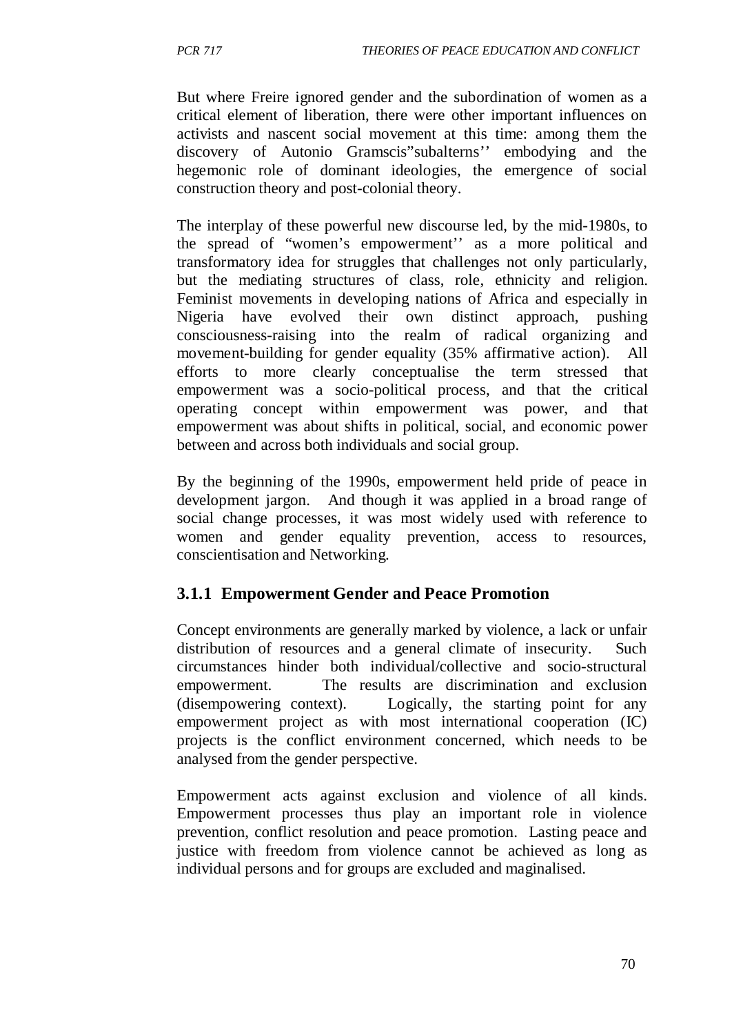But where Freire ignored gender and the subordination of women as a critical element of liberation, there were other important influences on activists and nascent social movement at this time: among them the discovery of Autonio Gramscis"subalterns'' embodying and the hegemonic role of dominant ideologies, the emergence of social construction theory and post-colonial theory.

The interplay of these powerful new discourse led, by the mid-1980s, to the spread of "women's empowerment'' as a more political and transformatory idea for struggles that challenges not only particularly, but the mediating structures of class, role, ethnicity and religion. Feminist movements in developing nations of Africa and especially in Nigeria have evolved their own distinct approach, pushing consciousness-raising into the realm of radical organizing and movement-building for gender equality (35% affirmative action). All efforts to more clearly conceptualise the term stressed that empowerment was a socio-political process, and that the critical operating concept within empowerment was power, and that empowerment was about shifts in political, social, and economic power between and across both individuals and social group.

By the beginning of the 1990s, empowerment held pride of peace in development jargon. And though it was applied in a broad range of social change processes, it was most widely used with reference to women and gender equality prevention, access to resources, conscientisation and Networking.

### 3.1.1 Empowerment Gender and Peace Promotion

Concept environments are generally marked by violence, a lack or unfair distribution of resources and a general climate of insecurity. Such circumstances hinder both individual/collective and socio-structural empowerment. The results are discrimination and exclusion (disempowering context). Logically, the starting point for any empowerment project as with most international cooperation (IC) projects is the conflict environment concerned, which needs to be analysed from the gender perspective.

Empowerment acts against exclusion and violence of all kinds. Empowerment processes thus play an important role in violence prevention, conflict resolution and peace promotion. Lasting peace and justice with freedom from violence cannot be achieved as long as individual persons and for groups are excluded and maginalised.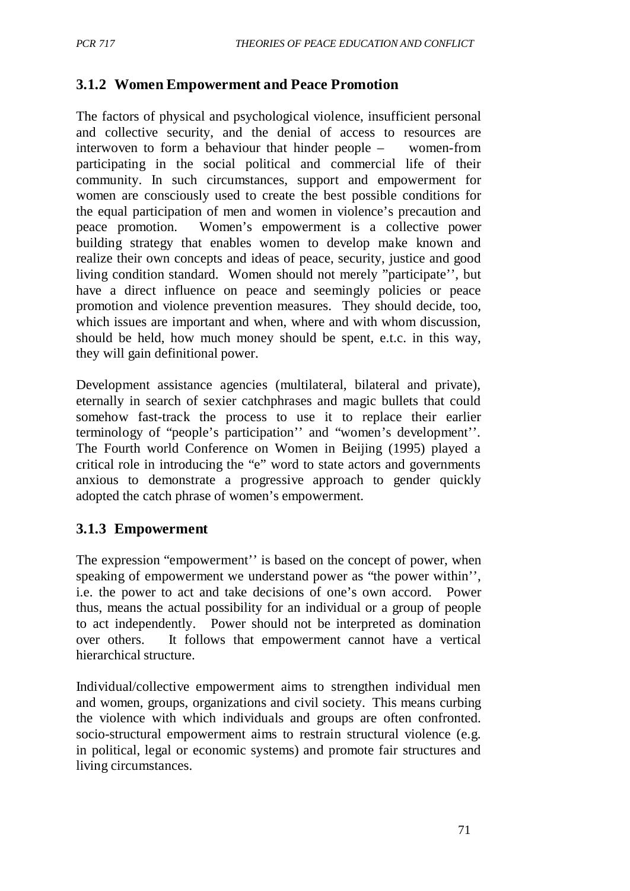### 3.1.2 Women Empowerment and Peace Promotion

The factors of physical and psychological violence, insufficient personal and collective security, and the denial of access to resources are interwoven to form a behaviour that hinder people – women-from participating in the social political and commercial life of their community. In such circumstances, support and empowerment for women are consciously used to create the best possible conditions for the equal participation of men and women in violence's precaution and peace promotion. Women's empowerment is a collective power building strategy that enables women to develop make known and realize their own concepts and ideas of peace, security, justice and good living condition standard. Women should not merely "participate'', but have a direct influence on peace and seemingly policies or peace promotion and violence prevention measures. They should decide, too, which issues are important and when, where and with whom discussion, should be held, how much money should be spent, e.t.c. in this way, they will gain definitional power.

Development assistance agencies (multilateral, bilateral and private), eternally in search of sexier catchphrases and magic bullets that could somehow fast-track the process to use it to replace their earlier terminology of "people's participation'' and "women's development''. The Fourth world Conference on Women in Beijing (1995) played a critical role in introducing the "e" word to state actors and governments anxious to demonstrate a progressive approach to gender quickly adopted the catch phrase of women's empowerment.

### 3.1.3 Empowerment

The expression "empowerment'' is based on the concept of power, when speaking of empowerment we understand power as "the power within'', i.e. the power to act and take decisions of one's own accord. Power thus, means the actual possibility for an individual or a group of people to act independently. Power should not be interpreted as domination over others. It follows that empowerment cannot have a vertical hierarchical structure.

Individual/collective empowerment aims to strengthen individual men and women, groups, organizations and civil society. This means curbing the violence with which individuals and groups are often confronted. socio-structural empowerment aims to restrain structural violence (e.g. in political, legal or economic systems) and promote fair structures and living circumstances.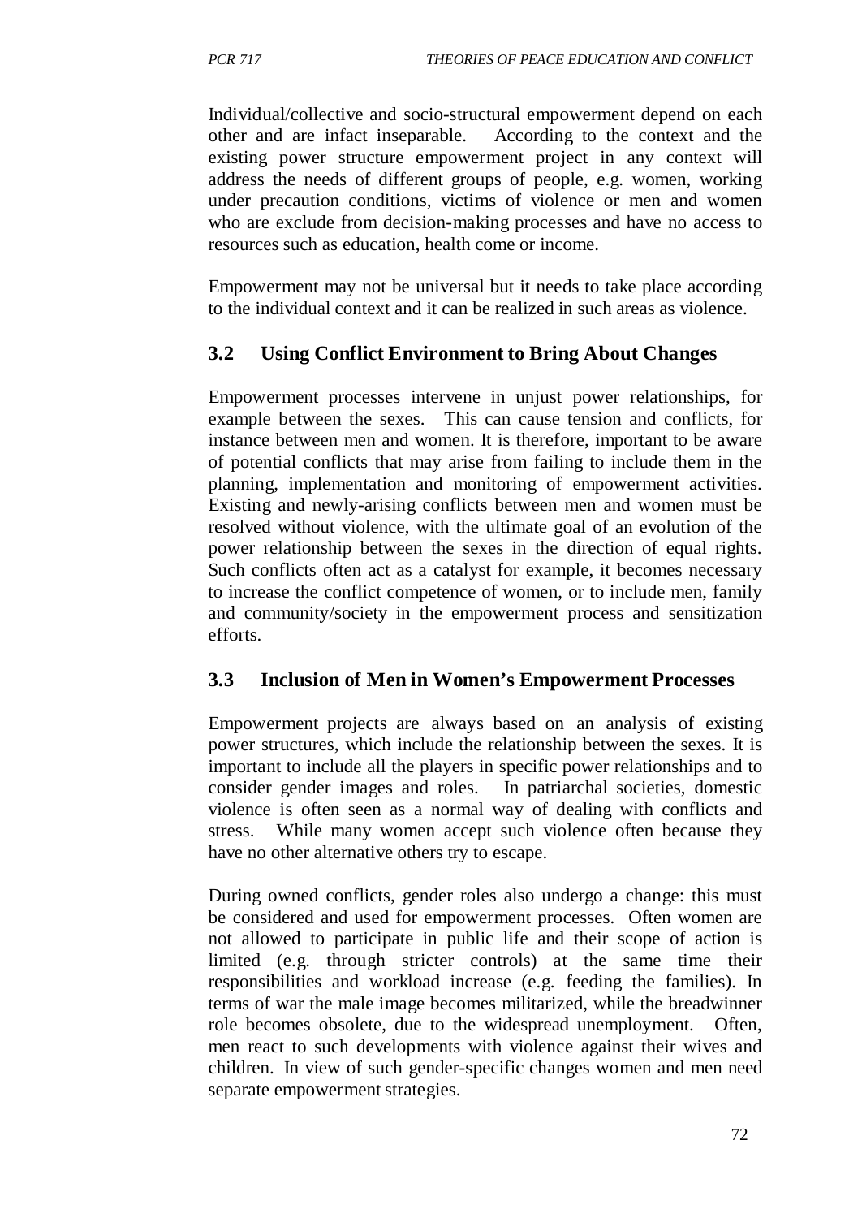Individual/collective and socio-structural empowerment depend on each other and are infact inseparable. According to the context and the existing power structure empowerment project in any context will address the needs of different groups of people, e.g. women, working under precaution conditions, victims of violence or men and women who are exclude from decision-making processes and have no access to resources such as education, health come or income.

Empowerment may not be universal but it needs to take place according to the individual context and it can be realized in such areas as violence.

## 3.2 Using Conflict Environment to Bring About Changes

Empowerment processes intervene in unjust power relationships, for example between the sexes. This can cause tension and conflicts, for instance between men and women. It is therefore, important to be aware of potential conflicts that may arise from failing to include them in the planning, implementation and monitoring of empowerment activities. Existing and newly-arising conflicts between men and women must be resolved without violence, with the ultimate goal of an evolution of the power relationship between the sexes in the direction of equal rights. Such conflicts often act as a catalyst for example, it becomes necessary to increase the conflict competence of women, or to include men, family and community/society in the empowerment process and sensitization efforts.

## 3.3 Inclusion of Men in Women's Empowerment Processes

Empowerment projects are always based on an analysis of existing power structures, which include the relationship between the sexes. It is important to include all the players in specific power relationships and to consider gender images and roles. In patriarchal societies, domestic violence is often seen as a normal way of dealing with conflicts and stress. While many women accept such violence often because they have no other alternative others try to escape.

During owned conflicts, gender roles also undergo a change: this must be considered and used for empowerment processes. Often women are not allowed to participate in public life and their scope of action is limited (e.g. through stricter controls) at the same time their responsibilities and workload increase (e.g. feeding the families). In terms of war the male image becomes militarized, while the breadwinner role becomes obsolete, due to the widespread unemployment. Often, men react to such developments with violence against their wives and children. In view of such gender-specific changes women and men need separate empowerment strategies.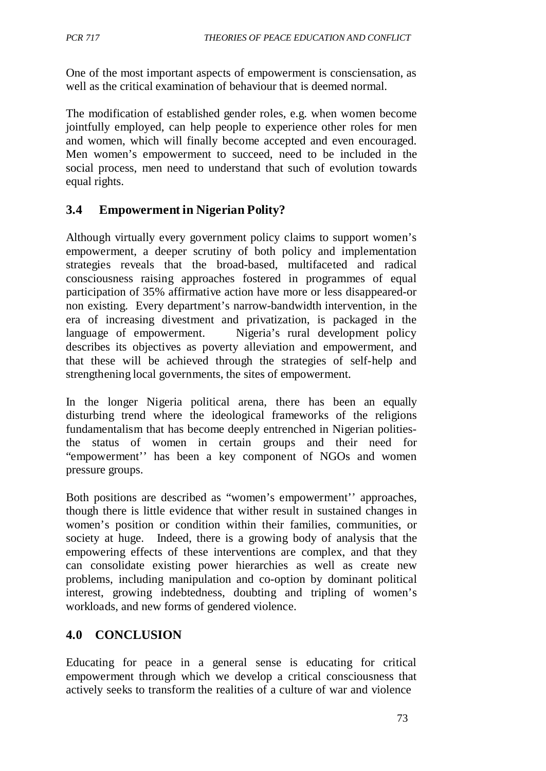One of the most important aspects of empowerment is consciensation, as well as the critical examination of behaviour that is deemed normal.

The modification of established gender roles, e.g. when women become jointfully employed, can help people to experience other roles for men and women, which will finally become accepted and even encouraged. Men women's empowerment to succeed, need to be included in the social process, men need to understand that such of evolution towards equal rights.

## 3.4 Empowerment in Nigerian Polity?

Although virtually every government policy claims to support women's empowerment, a deeper scrutiny of both policy and implementation strategies reveals that the broad-based, multifaceted and radical consciousness raising approaches fostered in programmes of equal participation of 35% affirmative action have more or less disappeared-or non existing. Every department's narrow-bandwidth intervention, in the era of increasing divestment and privatization, is packaged in the language of empowerment. Nigeria's rural development policy describes its objectives as poverty alleviation and empowerment, and that these will be achieved through the strategies of self-help and strengthening local governments, the sites of empowerment.

In the longer Nigeria political arena, there has been an equally disturbing trend where the ideological frameworks of the religions fundamentalism that has become deeply entrenched in Nigerian polities-the status of women in certain groups and their need for "empowerment'' has been a key component of NGOs and women pressure groups.

Both positions are described as "women's empowerment'' approaches, though there is little evidence that wither result in sustained changes in women's position or condition within their families, communities, or society at huge. Indeed, there is a growing body of analysis that the empowering effects of these interventions are complex, and that they can consolidate existing power hierarchies as well as create new problems, including manipulation and co-option by dominant political interest, growing indebtedness, doubting and tripling of women's workloads, and new forms of gendered violence.

# 4.0 CONCLUSION

Educating for peace in a general sense is educating for critical empowerment through which we develop a critical consciousness that actively seeks to transform the realities of a culture of war and violence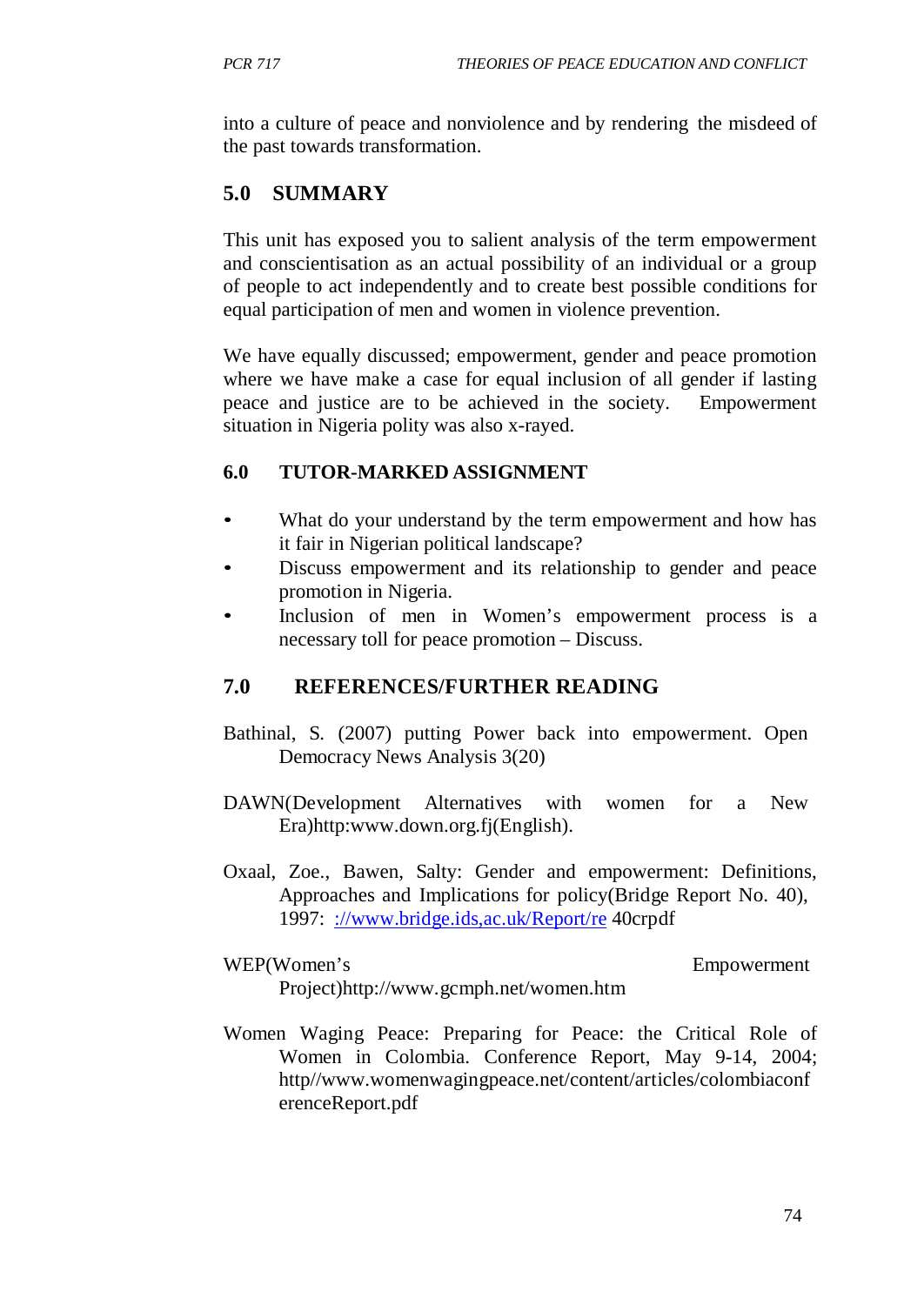into a culture of peace and nonviolence and by rendering the misdeed of the past towards transformation.

## 5.0 SUMMARY

This unit has exposed you to salient analysis of the term empowerment and conscientisation as an actual possibility of an individual or a group of people to act independently and to create best possible conditions for equal participation of men and women in violence prevention.

We have equally discussed; empowerment, gender and peace promotion where we have make a case for equal inclusion of all gender if lasting peace and justice are to be achieved in the society. Empowerment situation in Nigeria polity was also x-rayed.

### 6.0 TUTOR-MARKED ASSIGNMENT

- What do your understand by the term empowerment and how has it fair in Nigerian political landscape?
- Discuss empowerment and its relationship to gender and peace promotion in Nigeria.
- Inclusion of men in Women's empowerment process is a necessary toll for peace promotion – Discuss.

## 7.0 REFERENCES/FURTHER READING

Bathinal, S. (2007) putting Power back into empowerment. Open Democracy News Analysis 3(20)

DAWN(Development Alternatives with women for a New Era)http:www.down.org.fj(English).

Oxaal, Zoe., Bawen, Salty: Gender and empowerment: Definitions, Approaches and Implications for policy(Bridge Report No. 40), 1997: ://www.bridge.ids,ac.uk/Report/re 40crpdf

WEP(Women's Empowerment Project)http://www.gcmph.net/women.htm

Women Waging Peace: Preparing for Peace: the Critical Role of Women in Colombia. Conference Report, May 9-14, 2004; http//www.womenwagingpeace.net/content/articles/colombiaconferenceReport.pdf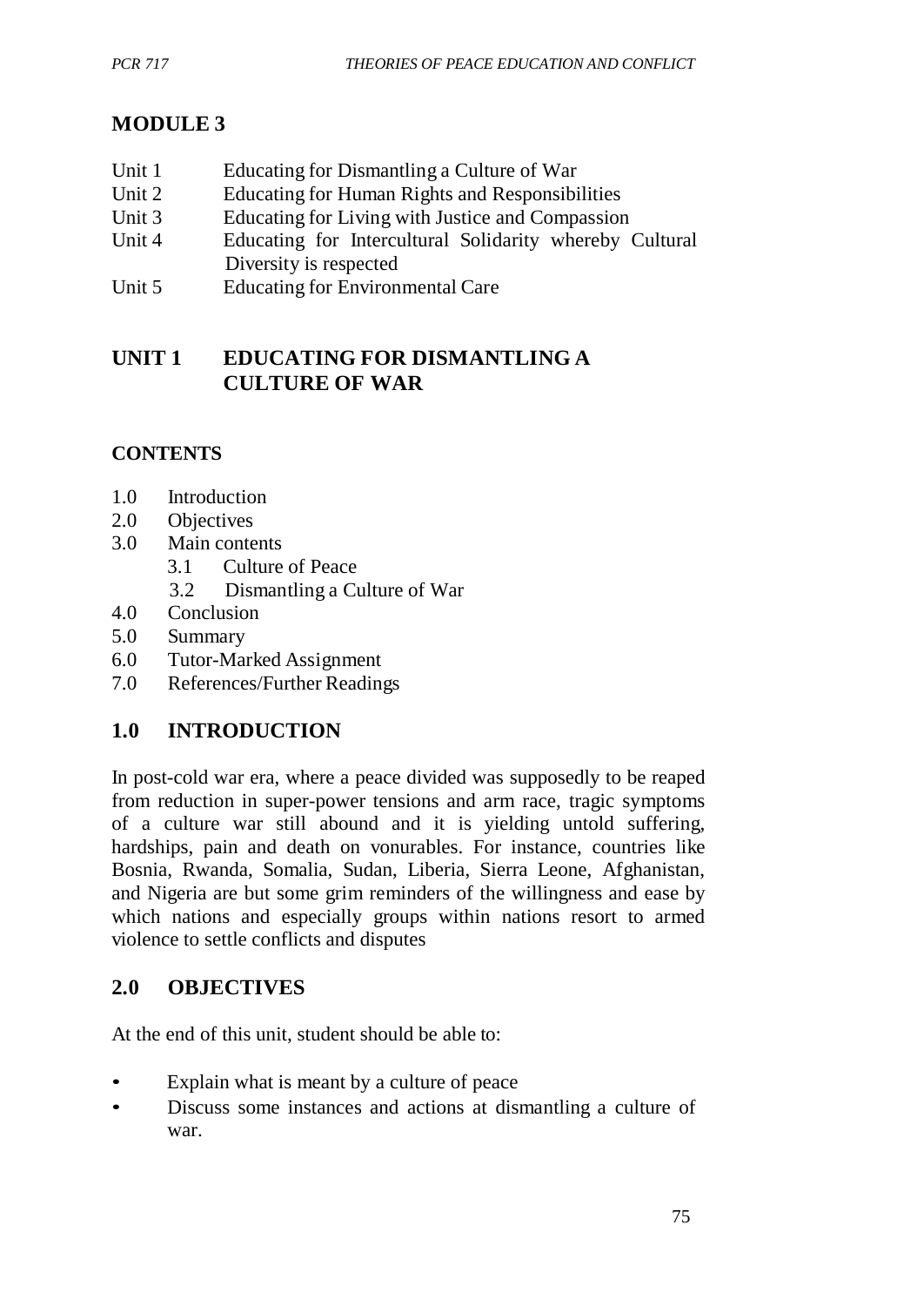# MODULE 3

Unit 1 Educating for Dismantling a Culture of War
Unit 2 Educating for Human Rights and Responsibilities
Unit 3 Educating for Living with Justice and Compassion
Unit 4 Educating for Intercultural Solidarity whereby Cultural Diversity is respected
Unit 5 Educating for Environmental Care

## UNIT 1 EDUCATING FOR DISMANTLING A CULTURE OF WAR

### CONTENTS

1.0 Introduction
2.0 Objectives
3.0 Main contents
 3.1 Culture of Peace
 3.2 Dismantling a Culture of War
4.0 Conclusion
5.0 Summary
6.0 Tutor-Marked Assignment
7.0 References/Further Readings

## 1.0 INTRODUCTION

In post-cold war era, where a peace divided was supposedly to be reaped from reduction in super-power tensions and arm race, tragic symptoms of a culture war still abound and it is yielding untold suffering, hardships, pain and death on vonurables. For instance, countries like Bosnia, Rwanda, Somalia, Sudan, Liberia, Sierra Leone, Afghanistan, and Nigeria are but some grim reminders of the willingness and ease by which nations and especially groups within nations resort to armed violence to settle conflicts and disputes

## 2.0 OBJECTIVES

At the end of this unit, student should be able to:

- Explain what is meant by a culture of peace
- Discuss some instances and actions at dismantling a culture of war.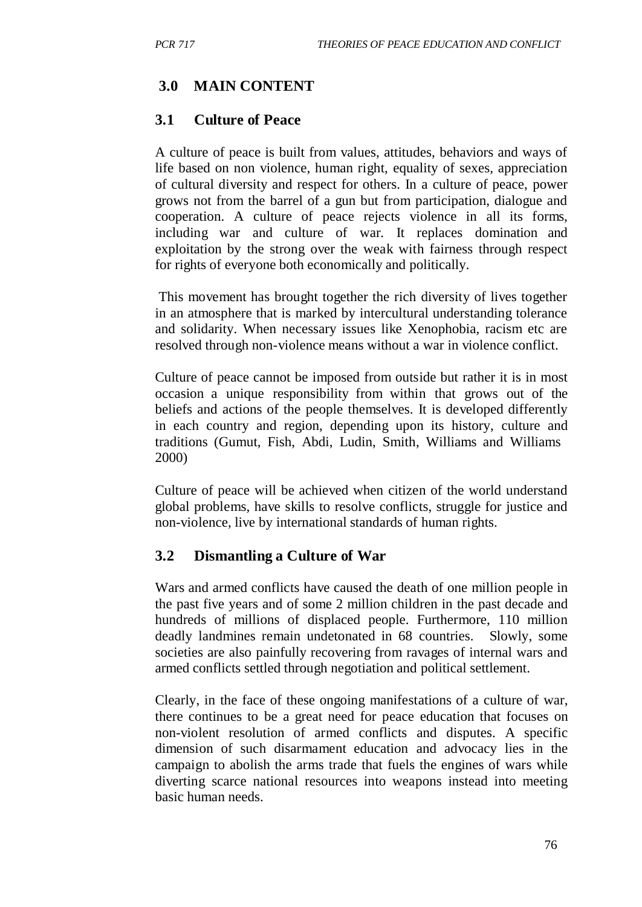## 3.0 MAIN CONTENT

### 3.1 Culture of Peace

A culture of peace is built from values, attitudes, behaviors and ways of life based on non violence, human right, equality of sexes, appreciation of cultural diversity and respect for others. In a culture of peace, power grows not from the barrel of a gun but from participation, dialogue and cooperation. A culture of peace rejects violence in all its forms, including war and culture of war. It replaces domination and exploitation by the strong over the weak with fairness through respect for rights of everyone both economically and politically.

This movement has brought together the rich diversity of lives together in an atmosphere that is marked by intercultural understanding tolerance and solidarity. When necessary issues like Xenophobia, racism etc are resolved through non-violence means without a war in violence conflict.

Culture of peace cannot be imposed from outside but rather it is in most occasion a unique responsibility from within that grows out of the beliefs and actions of the people themselves. It is developed differently in each country and region, depending upon its history, culture and traditions (Gumut, Fish, Abdi, Ludin, Smith, Williams and Williams 2000)

Culture of peace will be achieved when citizen of the world understand global problems, have skills to resolve conflicts, struggle for justice and non-violence, live by international standards of human rights.

### 3.2 Dismantling a Culture of War

Wars and armed conflicts have caused the death of one million people in the past five years and of some 2 million children in the past decade and hundreds of millions of displaced people. Furthermore, 110 million deadly landmines remain undetonated in 68 countries. Slowly, some societies are also painfully recovering from ravages of internal wars and armed conflicts settled through negotiation and political settlement.

Clearly, in the face of these ongoing manifestations of a culture of war, there continues to be a great need for peace education that focuses on non-violent resolution of armed conflicts and disputes. A specific dimension of such disarmament education and advocacy lies in the campaign to abolish the arms trade that fuels the engines of wars while diverting scarce national resources into weapons instead into meeting basic human needs.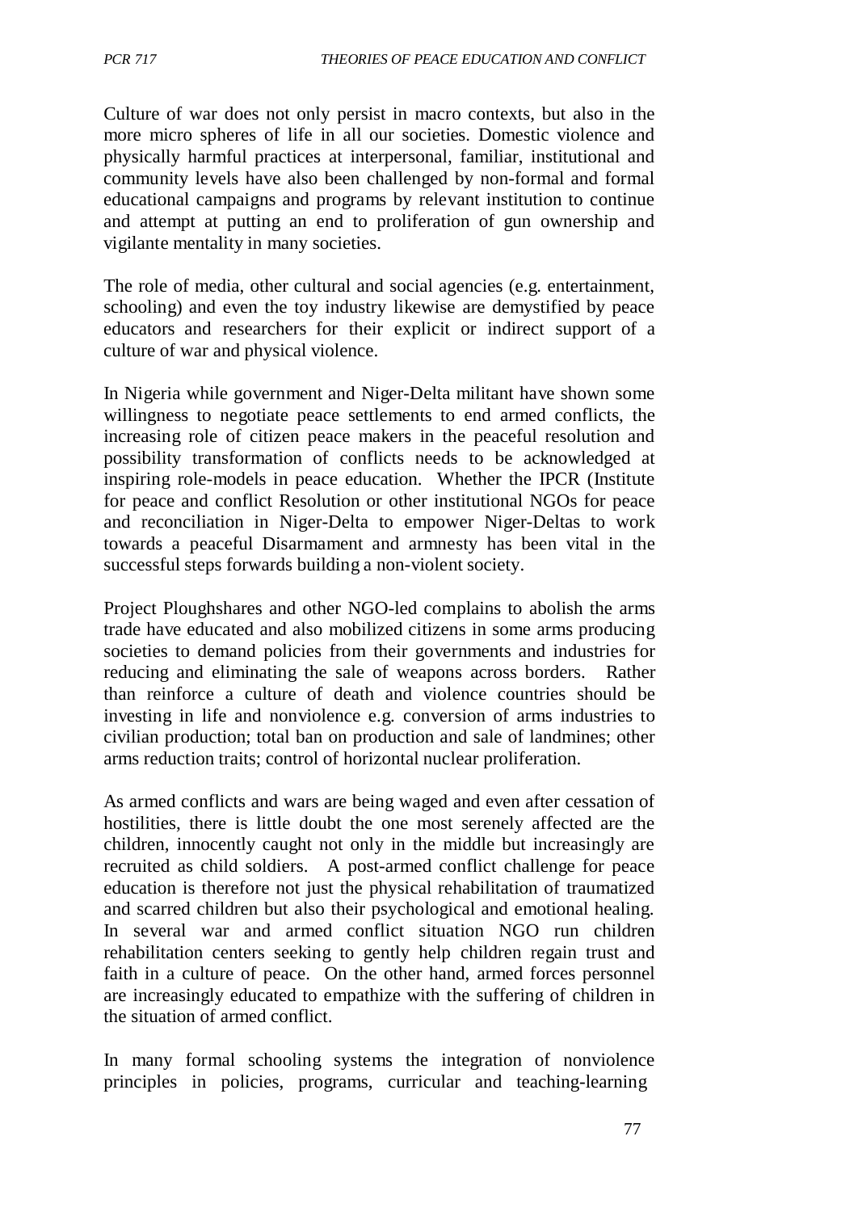Culture of war does not only persist in macro contexts, but also in the more micro spheres of life in all our societies. Domestic violence and physically harmful practices at interpersonal, familiar, institutional and community levels have also been challenged by non-formal and formal educational campaigns and programs by relevant institution to continue and attempt at putting an end to proliferation of gun ownership and vigilante mentality in many societies.

The role of media, other cultural and social agencies (e.g. entertainment, schooling) and even the toy industry likewise are demystified by peace educators and researchers for their explicit or indirect support of a culture of war and physical violence.

In Nigeria while government and Niger-Delta militant have shown some willingness to negotiate peace settlements to end armed conflicts, the increasing role of citizen peace makers in the peaceful resolution and possibility transformation of conflicts needs to be acknowledged at inspiring role-models in peace education. Whether the IPCR (Institute for peace and conflict Resolution or other institutional NGOs for peace and reconciliation in Niger-Delta to empower Niger-Deltas to work towards a peaceful Disarmament and armnesty has been vital in the successful steps forwards building a non-violent society.

Project Ploughshares and other NGO-led complains to abolish the arms trade have educated and also mobilized citizens in some arms producing societies to demand policies from their governments and industries for reducing and eliminating the sale of weapons across borders. Rather than reinforce a culture of death and violence countries should be investing in life and nonviolence e.g. conversion of arms industries to civilian production; total ban on production and sale of landmines; other arms reduction traits; control of horizontal nuclear proliferation.

As armed conflicts and wars are being waged and even after cessation of hostilities, there is little doubt the one most serenely affected are the children, innocently caught not only in the middle but increasingly are recruited as child soldiers. A post-armed conflict challenge for peace education is therefore not just the physical rehabilitation of traumatized and scarred children but also their psychological and emotional healing. In several war and armed conflict situation NGO run children rehabilitation centers seeking to gently help children regain trust and faith in a culture of peace. On the other hand, armed forces personnel are increasingly educated to empathize with the suffering of children in the situation of armed conflict.

In many formal schooling systems the integration of nonviolence principles in policies, programs, curricular and teaching-learning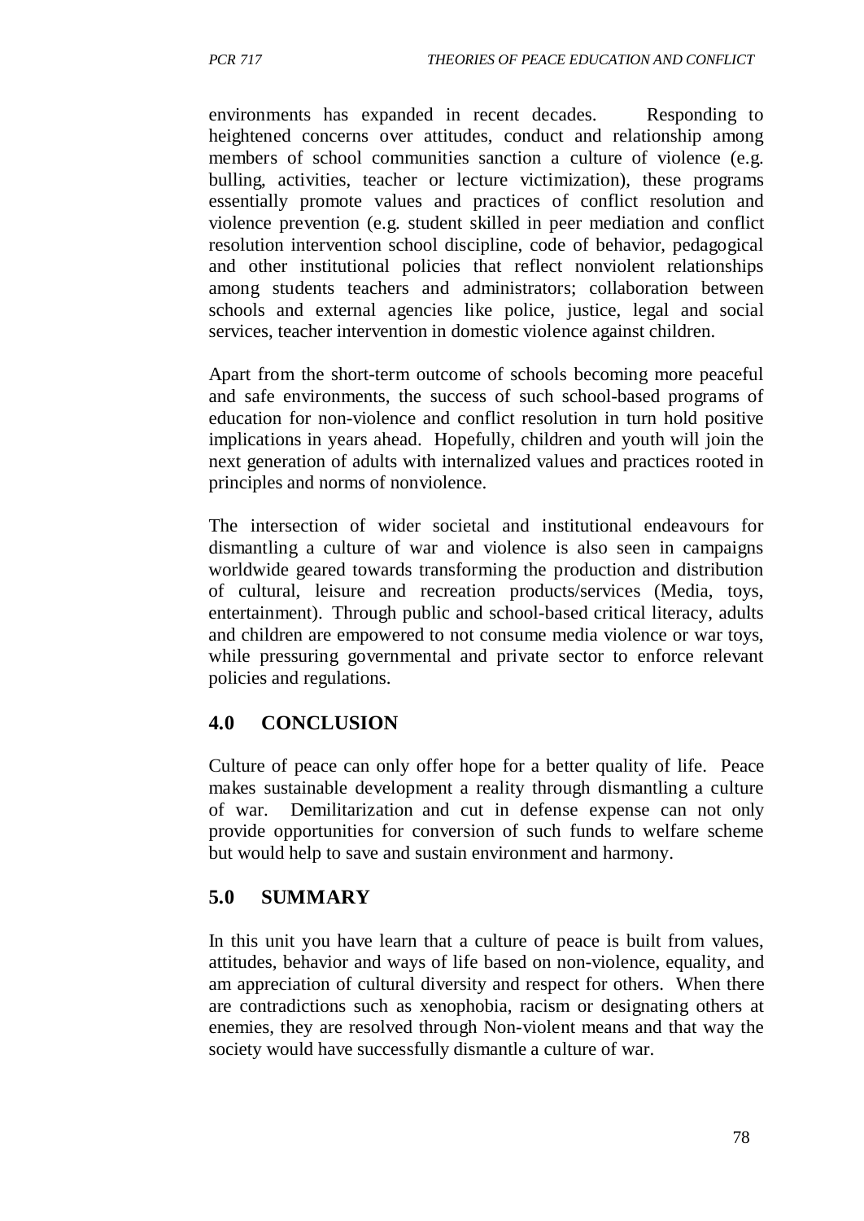environments has expanded in recent decades. Responding to heightened concerns over attitudes, conduct and relationship among members of school communities sanction a culture of violence (e.g. bulling, activities, teacher or lecture victimization), these programs essentially promote values and practices of conflict resolution and violence prevention (e.g. student skilled in peer mediation and conflict resolution intervention school discipline, code of behavior, pedagogical and other institutional policies that reflect nonviolent relationships among students teachers and administrators; collaboration between schools and external agencies like police, justice, legal and social services, teacher intervention in domestic violence against children.

Apart from the short-term outcome of schools becoming more peaceful and safe environments, the success of such school-based programs of education for non-violence and conflict resolution in turn hold positive implications in years ahead. Hopefully, children and youth will join the next generation of adults with internalized values and practices rooted in principles and norms of nonviolence.

The intersection of wider societal and institutional endeavours for dismantling a culture of war and violence is also seen in campaigns worldwide geared towards transforming the production and distribution of cultural, leisure and recreation products/services (Media, toys, entertainment). Through public and school-based critical literacy, adults and children are empowered to not consume media violence or war toys, while pressuring governmental and private sector to enforce relevant policies and regulations.

## 4.0 CONCLUSION

Culture of peace can only offer hope for a better quality of life. Peace makes sustainable development a reality through dismantling a culture of war. Demilitarization and cut in defense expense can not only provide opportunities for conversion of such funds to welfare scheme but would help to save and sustain environment and harmony.

## 5.0 SUMMARY

In this unit you have learn that a culture of peace is built from values, attitudes, behavior and ways of life based on non-violence, equality, and am appreciation of cultural diversity and respect for others. When there are contradictions such as xenophobia, racism or designating others at enemies, they are resolved through Non-violent means and that way the society would have successfully dismantle a culture of war.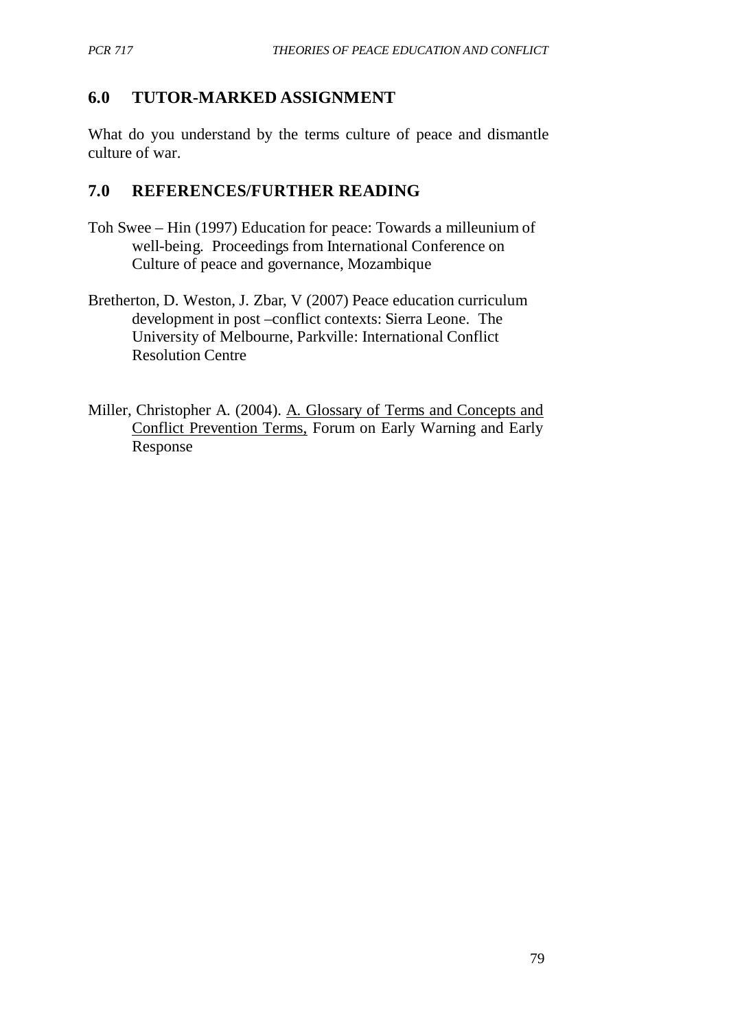## 6.0 TUTOR-MARKED ASSIGNMENT

What do you understand by the terms culture of peace and dismantle culture of war.

## 7.0 REFERENCES/FURTHER READING

Toh Swee – Hin (1997) Education for peace: Towards a milleunium of well-being. Proceedings from International Conference on Culture of peace and governance, Mozambique

Bretherton, D. Weston, J. Zbar, V (2007) Peace education curriculum development in post –conflict contexts: Sierra Leone. The University of Melbourne, Parkville: International Conflict Resolution Centre

Miller, Christopher A. (2004). A. Glossary of Terms and Concepts and Conflict Prevention Terms, Forum on Early Warning and Early Response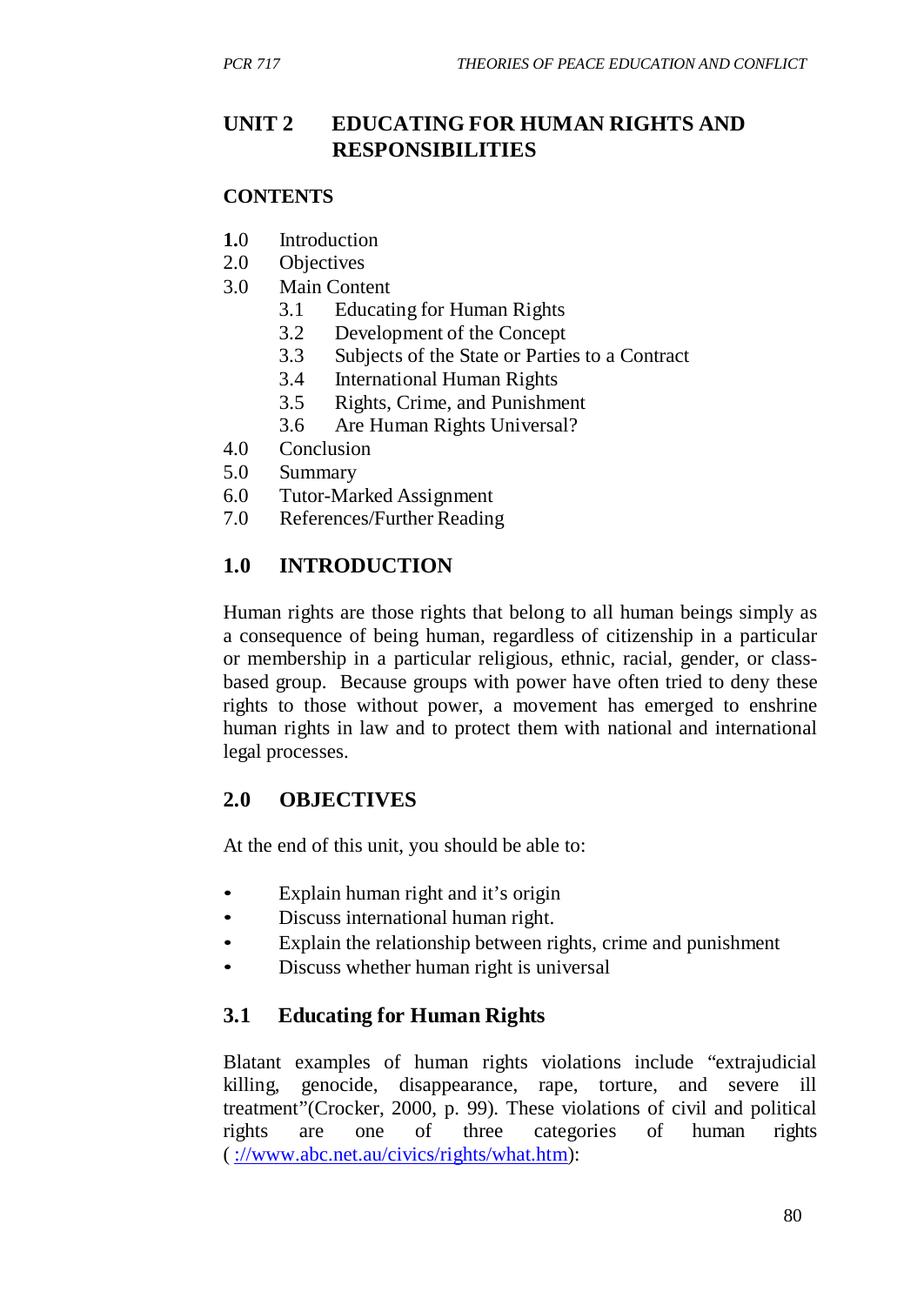## UNIT 2 EDUCATING FOR HUMAN RIGHTS AND RESPONSIBILITIES

### CONTENTS

- **1.**0 Introduction
- 2.0 Objectives
- 3.0 Main Content
  - 3.1 Educating for Human Rights
  - 3.2 Development of the Concept
  - 3.3 Subjects of the State or Parties to a Contract
  - 3.4 International Human Rights
  - 3.5 Rights, Crime, and Punishment
  - 3.6 Are Human Rights Universal?
- 4.0 Conclusion
- 5.0 Summary
- 6.0 Tutor-Marked Assignment
- 7.0 References/Further Reading

### 1.0 INTRODUCTION

Human rights are those rights that belong to all human beings simply as a consequence of being human, regardless of citizenship in a particular or membership in a particular religious, ethnic, racial, gender, or class-based group. Because groups with power have often tried to deny these rights to those without power, a movement has emerged to enshrine human rights in law and to protect them with national and international legal processes.

### 2.0 OBJECTIVES

At the end of this unit, you should be able to:

- Explain human right and it's origin
- Discuss international human right.
- Explain the relationship between rights, crime and punishment
- Discuss whether human right is universal

### 3.1 Educating for Human Rights

Blatant examples of human rights violations include "extrajudicial killing, genocide, disappearance, rape, torture, and severe ill treatment"(Crocker, 2000, p. 99). These violations of civil and political rights are one of three categories of human rights ( ://www.abc.net.au/civics/rights/what.htm):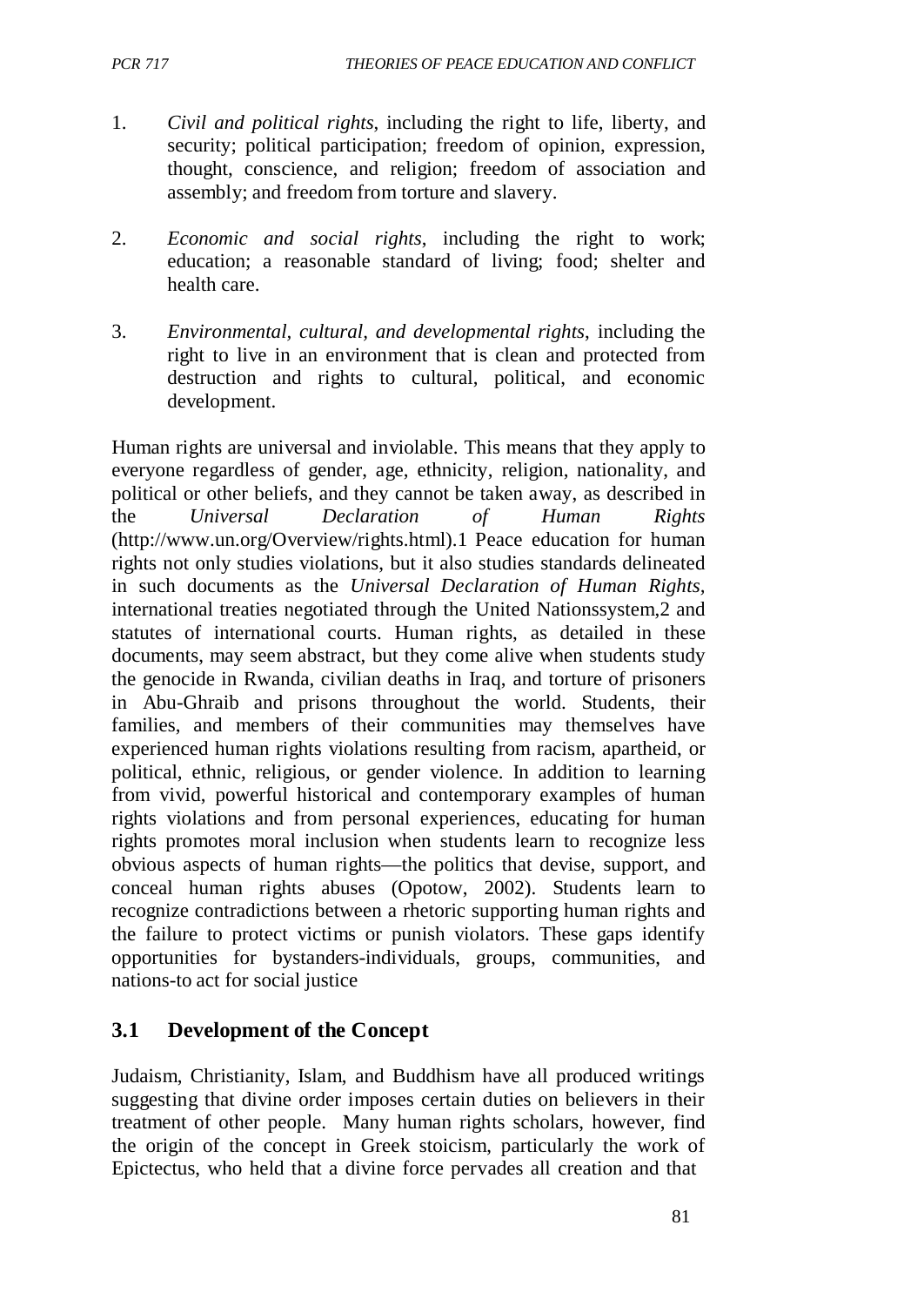1. *Civil and political rights*, including the right to life, liberty, and security; political participation; freedom of opinion, expression, thought, conscience, and religion; freedom of association and assembly; and freedom from torture and slavery.

2. *Economic and social rights*, including the right to work; education; a reasonable standard of living; food; shelter and health care.

3. *Environmental, cultural, and developmental rights*, including the right to live in an environment that is clean and protected from destruction and rights to cultural, political, and economic development.

Human rights are universal and inviolable. This means that they apply to everyone regardless of gender, age, ethnicity, religion, nationality, and political or other beliefs, and they cannot be taken away, as described in the *Universal Declaration of Human Rights* (http://www.un.org/Overview/rights.html).1 Peace education for human rights not only studies violations, but it also studies standards delineated in such documents as the *Universal Declaration of Human Rights,* international treaties negotiated through the United Nationssystem,2 and statutes of international courts. Human rights, as detailed in these documents, may seem abstract, but they come alive when students study the genocide in Rwanda, civilian deaths in Iraq, and torture of prisoners in Abu-Ghraib and prisons throughout the world. Students, their families, and members of their communities may themselves have experienced human rights violations resulting from racism, apartheid, or political, ethnic, religious, or gender violence. In addition to learning from vivid, powerful historical and contemporary examples of human rights violations and from personal experiences, educating for human rights promotes moral inclusion when students learn to recognize less obvious aspects of human rights—the politics that devise, support, and conceal human rights abuses (Opotow, 2002). Students learn to recognize contradictions between a rhetoric supporting human rights and the failure to protect victims or punish violators. These gaps identify opportunities for bystanders-individuals, groups, communities, and nations-to act for social justice

## 3.1 Development of the Concept

Judaism, Christianity, Islam, and Buddhism have all produced writings suggesting that divine order imposes certain duties on believers in their treatment of other people. Many human rights scholars, however, find the origin of the concept in Greek stoicism, particularly the work of Epictectus, who held that a divine force pervades all creation and that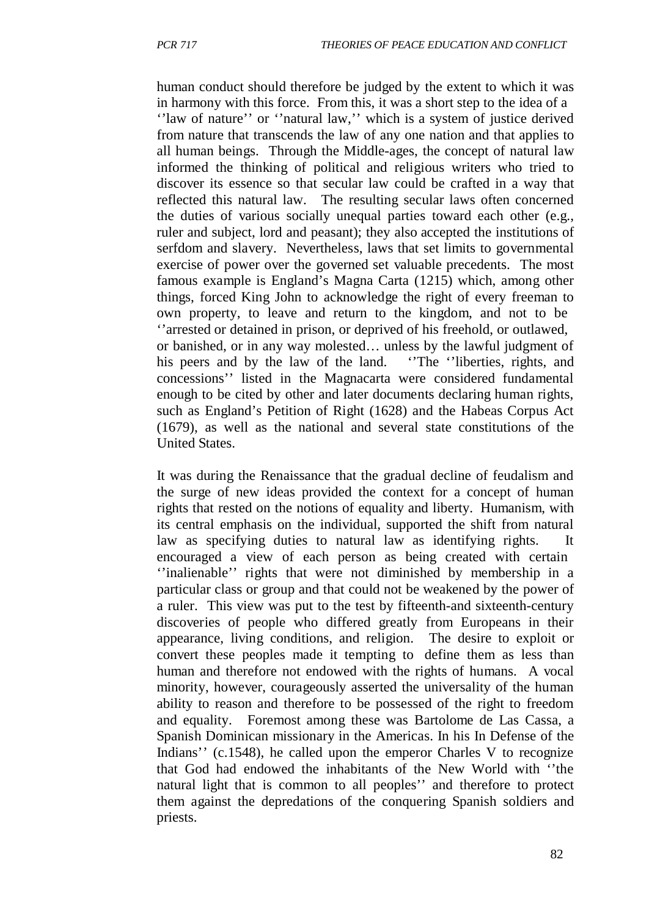human conduct should therefore be judged by the extent to which it was in harmony with this force. From this, it was a short step to the idea of a ''law of nature'' or ''natural law,'' which is a system of justice derived from nature that transcends the law of any one nation and that applies to all human beings. Through the Middle-ages, the concept of natural law informed the thinking of political and religious writers who tried to discover its essence so that secular law could be crafted in a way that reflected this natural law. The resulting secular laws often concerned the duties of various socially unequal parties toward each other (e.g., ruler and subject, lord and peasant); they also accepted the institutions of serfdom and slavery. Nevertheless, laws that set limits to governmental exercise of power over the governed set valuable precedents. The most famous example is England's Magna Carta (1215) which, among other things, forced King John to acknowledge the right of every freeman to own property, to leave and return to the kingdom, and not to be ''arrested or detained in prison, or deprived of his freehold, or outlawed, or banished, or in any way molested… unless by the lawful judgment of his peers and by the law of the land. ''The ''liberties, rights, and concessions'' listed in the Magnacarta were considered fundamental enough to be cited by other and later documents declaring human rights, such as England's Petition of Right (1628) and the Habeas Corpus Act (1679), as well as the national and several state constitutions of the United States.

It was during the Renaissance that the gradual decline of feudalism and the surge of new ideas provided the context for a concept of human rights that rested on the notions of equality and liberty. Humanism, with its central emphasis on the individual, supported the shift from natural law as specifying duties to natural law as identifying rights. It encouraged a view of each person as being created with certain ''inalienable'' rights that were not diminished by membership in a particular class or group and that could not be weakened by the power of a ruler. This view was put to the test by fifteenth-and sixteenth-century discoveries of people who differed greatly from Europeans in their appearance, living conditions, and religion. The desire to exploit or convert these peoples made it tempting to define them as less than human and therefore not endowed with the rights of humans. A vocal minority, however, courageously asserted the universality of the human ability to reason and therefore to be possessed of the right to freedom and equality. Foremost among these was Bartolome de Las Cassa, a Spanish Dominican missionary in the Americas. In his In Defense of the Indians'' (c.1548), he called upon the emperor Charles V to recognize that God had endowed the inhabitants of the New World with ''the natural light that is common to all peoples'' and therefore to protect them against the depredations of the conquering Spanish soldiers and priests.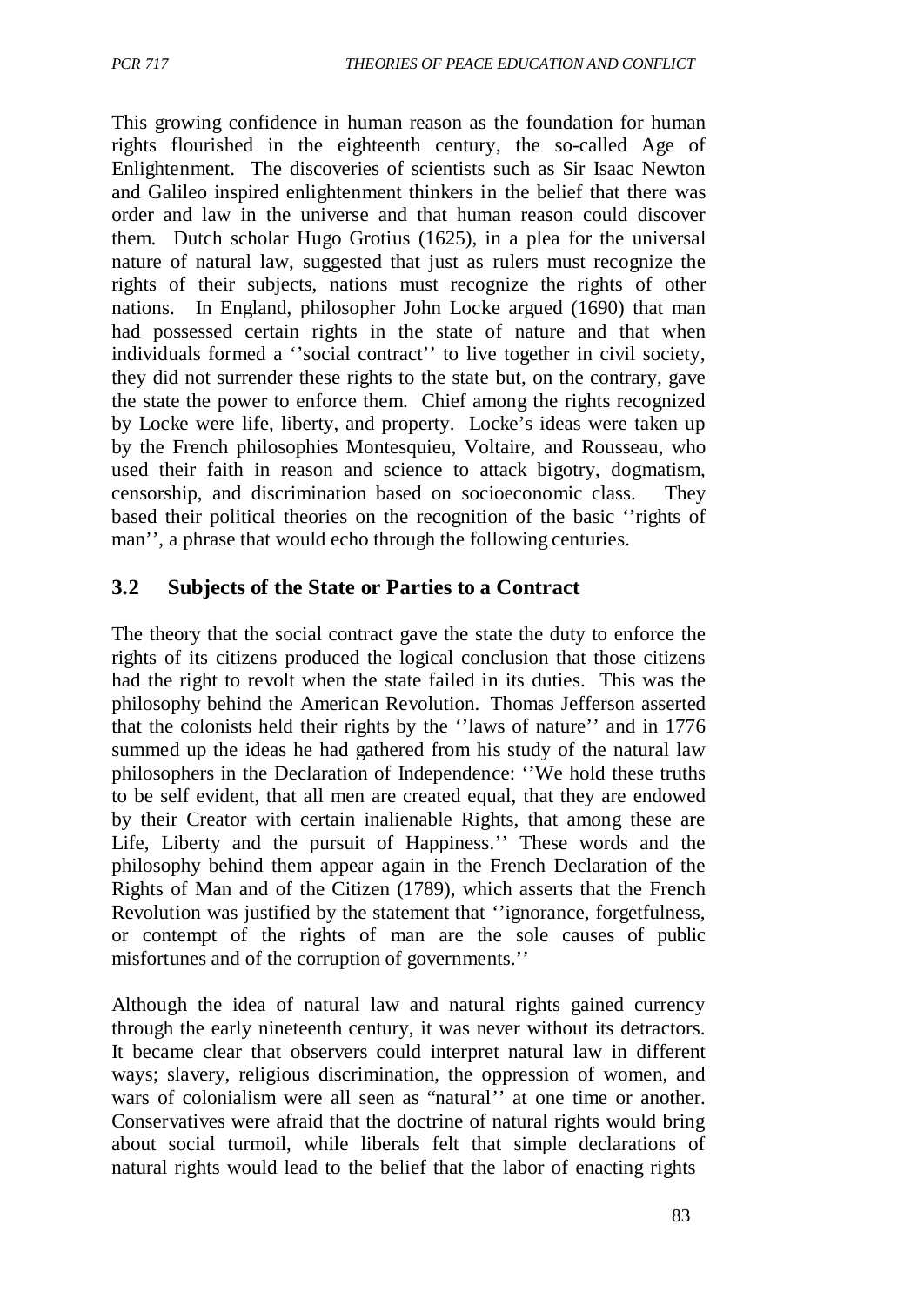This growing confidence in human reason as the foundation for human rights flourished in the eighteenth century, the so-called Age of Enlightenment. The discoveries of scientists such as Sir Isaac Newton and Galileo inspired enlightenment thinkers in the belief that there was order and law in the universe and that human reason could discover them. Dutch scholar Hugo Grotius (1625), in a plea for the universal nature of natural law, suggested that just as rulers must recognize the rights of their subjects, nations must recognize the rights of other nations. In England, philosopher John Locke argued (1690) that man had possessed certain rights in the state of nature and that when individuals formed a ''social contract'' to live together in civil society, they did not surrender these rights to the state but, on the contrary, gave the state the power to enforce them. Chief among the rights recognized by Locke were life, liberty, and property. Locke's ideas were taken up by the French philosophies Montesquieu, Voltaire, and Rousseau, who used their faith in reason and science to attack bigotry, dogmatism, censorship, and discrimination based on socioeconomic class. They based their political theories on the recognition of the basic ''rights of man'', a phrase that would echo through the following centuries.

## 3.2 Subjects of the State or Parties to a Contract

The theory that the social contract gave the state the duty to enforce the rights of its citizens produced the logical conclusion that those citizens had the right to revolt when the state failed in its duties. This was the philosophy behind the American Revolution. Thomas Jefferson asserted that the colonists held their rights by the ''laws of nature'' and in 1776 summed up the ideas he had gathered from his study of the natural law philosophers in the Declaration of Independence: ''We hold these truths to be self evident, that all men are created equal, that they are endowed by their Creator with certain inalienable Rights, that among these are Life, Liberty and the pursuit of Happiness.'' These words and the philosophy behind them appear again in the French Declaration of the Rights of Man and of the Citizen (1789), which asserts that the French Revolution was justified by the statement that ''ignorance, forgetfulness, or contempt of the rights of man are the sole causes of public misfortunes and of the corruption of governments.''

Although the idea of natural law and natural rights gained currency through the early nineteenth century, it was never without its detractors. It became clear that observers could interpret natural law in different ways; slavery, religious discrimination, the oppression of women, and wars of colonialism were all seen as "natural'' at one time or another. Conservatives were afraid that the doctrine of natural rights would bring about social turmoil, while liberals felt that simple declarations of natural rights would lead to the belief that the labor of enacting rights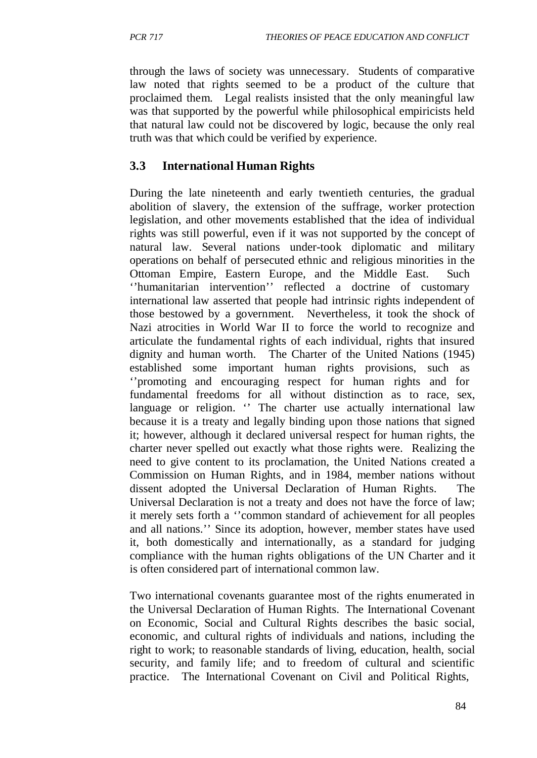through the laws of society was unnecessary. Students of comparative law noted that rights seemed to be a product of the culture that proclaimed them. Legal realists insisted that the only meaningful law was that supported by the powerful while philosophical empiricists held that natural law could not be discovered by logic, because the only real truth was that which could be verified by experience.

### 3.3 International Human Rights

During the late nineteenth and early twentieth centuries, the gradual abolition of slavery, the extension of the suffrage, worker protection legislation, and other movements established that the idea of individual rights was still powerful, even if it was not supported by the concept of natural law. Several nations under-took diplomatic and military operations on behalf of persecuted ethnic and religious minorities in the Ottoman Empire, Eastern Europe, and the Middle East. Such ''humanitarian intervention'' reflected a doctrine of customary international law asserted that people had intrinsic rights independent of those bestowed by a government. Nevertheless, it took the shock of Nazi atrocities in World War II to force the world to recognize and articulate the fundamental rights of each individual, rights that insured dignity and human worth. The Charter of the United Nations (1945) established some important human rights provisions, such as ''promoting and encouraging respect for human rights and for fundamental freedoms for all without distinction as to race, sex, language or religion. '' The charter use actually international law because it is a treaty and legally binding upon those nations that signed it; however, although it declared universal respect for human rights, the charter never spelled out exactly what those rights were. Realizing the need to give content to its proclamation, the United Nations created a Commission on Human Rights, and in 1984, member nations without dissent adopted the Universal Declaration of Human Rights. The Universal Declaration is not a treaty and does not have the force of law; it merely sets forth a ''common standard of achievement for all peoples and all nations.'' Since its adoption, however, member states have used it, both domestically and internationally, as a standard for judging compliance with the human rights obligations of the UN Charter and it is often considered part of international common law.

Two international covenants guarantee most of the rights enumerated in the Universal Declaration of Human Rights. The International Covenant on Economic, Social and Cultural Rights describes the basic social, economic, and cultural rights of individuals and nations, including the right to work; to reasonable standards of living, education, health, social security, and family life; and to freedom of cultural and scientific practice. The International Covenant on Civil and Political Rights,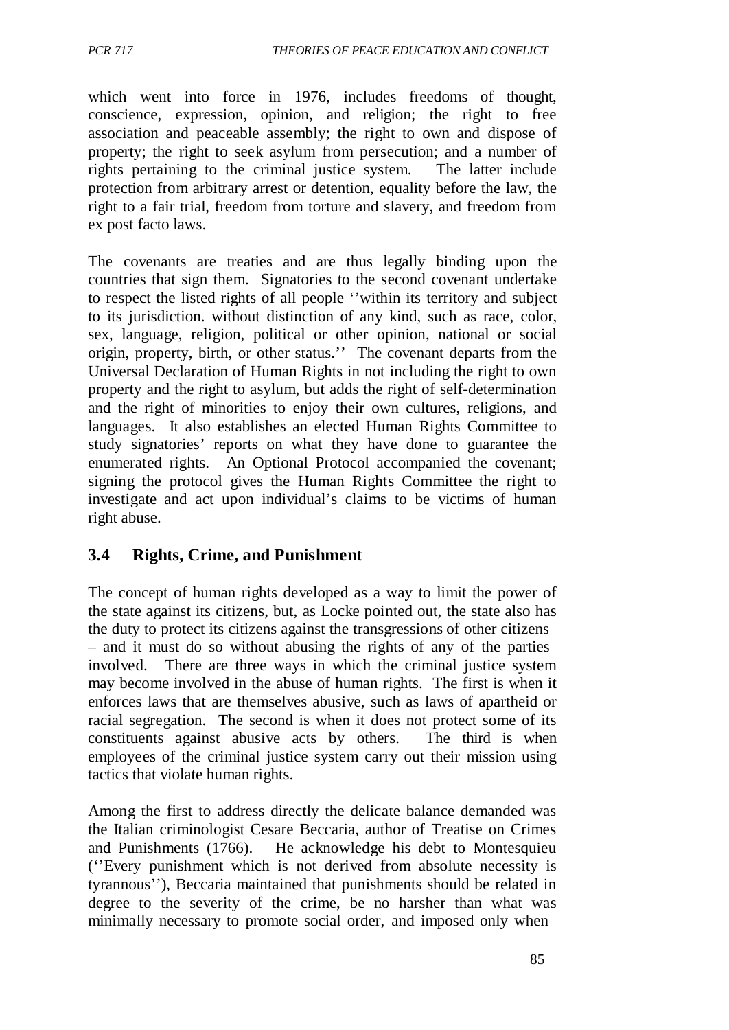which went into force in 1976, includes freedoms of thought, conscience, expression, opinion, and religion; the right to free association and peaceable assembly; the right to own and dispose of property; the right to seek asylum from persecution; and a number of rights pertaining to the criminal justice system. The latter include protection from arbitrary arrest or detention, equality before the law, the right to a fair trial, freedom from torture and slavery, and freedom from ex post facto laws.

The covenants are treaties and are thus legally binding upon the countries that sign them. Signatories to the second covenant undertake to respect the listed rights of all people ''within its territory and subject to its jurisdiction. without distinction of any kind, such as race, color, sex, language, religion, political or other opinion, national or social origin, property, birth, or other status.'' The covenant departs from the Universal Declaration of Human Rights in not including the right to own property and the right to asylum, but adds the right of self-determination and the right of minorities to enjoy their own cultures, religions, and languages. It also establishes an elected Human Rights Committee to study signatories' reports on what they have done to guarantee the enumerated rights. An Optional Protocol accompanied the covenant; signing the protocol gives the Human Rights Committee the right to investigate and act upon individual's claims to be victims of human right abuse.

## 3.4 Rights, Crime, and Punishment

The concept of human rights developed as a way to limit the power of the state against its citizens, but, as Locke pointed out, the state also has the duty to protect its citizens against the transgressions of other citizens – and it must do so without abusing the rights of any of the parties involved. There are three ways in which the criminal justice system may become involved in the abuse of human rights. The first is when it enforces laws that are themselves abusive, such as laws of apartheid or racial segregation. The second is when it does not protect some of its constituents against abusive acts by others. The third is when employees of the criminal justice system carry out their mission using tactics that violate human rights.

Among the first to address directly the delicate balance demanded was the Italian criminologist Cesare Beccaria, author of Treatise on Crimes and Punishments (1766). He acknowledge his debt to Montesquieu (''Every punishment which is not derived from absolute necessity is tyrannous''), Beccaria maintained that punishments should be related in degree to the severity of the crime, be no harsher than what was minimally necessary to promote social order, and imposed only when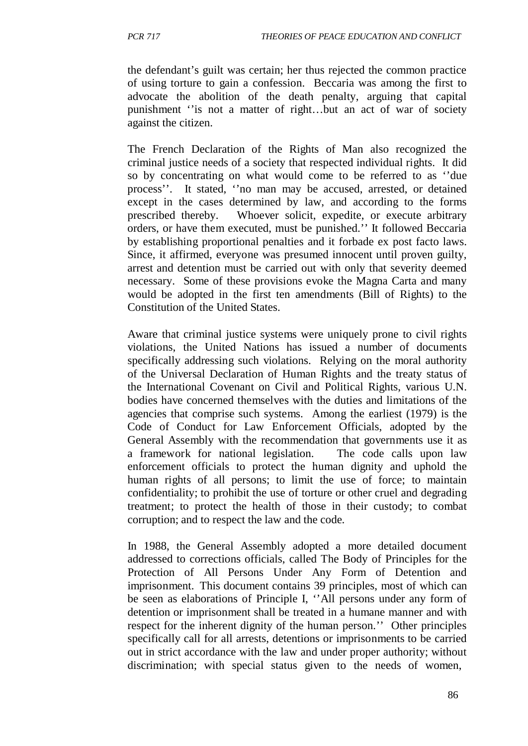the defendant's guilt was certain; her thus rejected the common practice of using torture to gain a confession. Beccaria was among the first to advocate the abolition of the death penalty, arguing that capital punishment ''is not a matter of right…but an act of war of society against the citizen.

The French Declaration of the Rights of Man also recognized the criminal justice needs of a society that respected individual rights. It did so by concentrating on what would come to be referred to as ''due process''. It stated, ''no man may be accused, arrested, or detained except in the cases determined by law, and according to the forms prescribed thereby. Whoever solicit, expedite, or execute arbitrary orders, or have them executed, must be punished.'' It followed Beccaria by establishing proportional penalties and it forbade ex post facto laws. Since, it affirmed, everyone was presumed innocent until proven guilty, arrest and detention must be carried out with only that severity deemed necessary. Some of these provisions evoke the Magna Carta and many would be adopted in the first ten amendments (Bill of Rights) to the Constitution of the United States.

Aware that criminal justice systems were uniquely prone to civil rights violations, the United Nations has issued a number of documents specifically addressing such violations. Relying on the moral authority of the Universal Declaration of Human Rights and the treaty status of the International Covenant on Civil and Political Rights, various U.N. bodies have concerned themselves with the duties and limitations of the agencies that comprise such systems. Among the earliest (1979) is the Code of Conduct for Law Enforcement Officials, adopted by the General Assembly with the recommendation that governments use it as a framework for national legislation. The code calls upon law enforcement officials to protect the human dignity and uphold the human rights of all persons; to limit the use of force; to maintain confidentiality; to prohibit the use of torture or other cruel and degrading treatment; to protect the health of those in their custody; to combat corruption; and to respect the law and the code.

In 1988, the General Assembly adopted a more detailed document addressed to corrections officials, called The Body of Principles for the Protection of All Persons Under Any Form of Detention and imprisonment. This document contains 39 principles, most of which can be seen as elaborations of Principle I, ''All persons under any form of detention or imprisonment shall be treated in a humane manner and with respect for the inherent dignity of the human person.'' Other principles specifically call for all arrests, detentions or imprisonments to be carried out in strict accordance with the law and under proper authority; without discrimination; with special status given to the needs of women,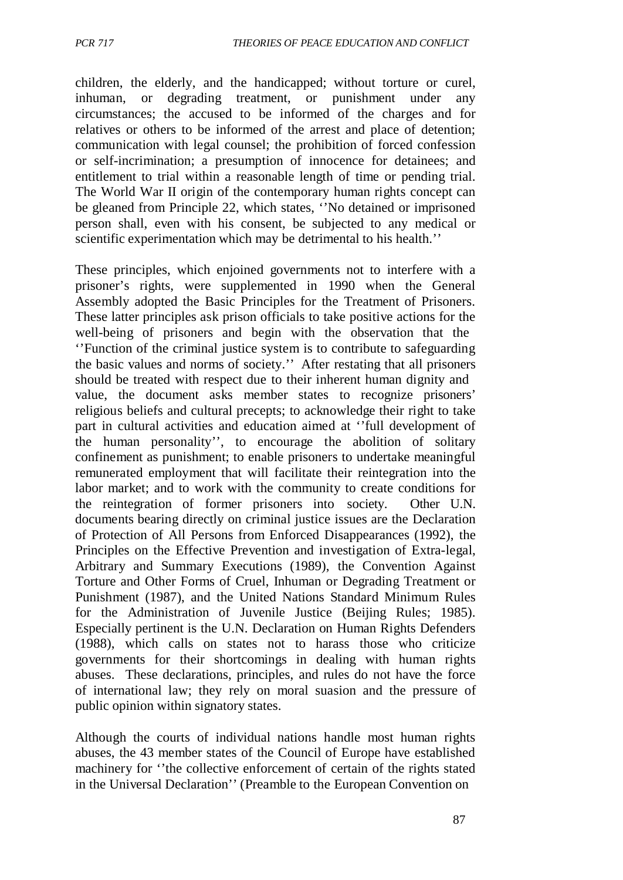children, the elderly, and the handicapped; without torture or curel, inhuman, or degrading treatment, or punishment under any circumstances; the accused to be informed of the charges and for relatives or others to be informed of the arrest and place of detention; communication with legal counsel; the prohibition of forced confession or self-incrimination; a presumption of innocence for detainees; and entitlement to trial within a reasonable length of time or pending trial. The World War II origin of the contemporary human rights concept can be gleaned from Principle 22, which states, ''No detained or imprisoned person shall, even with his consent, be subjected to any medical or scientific experimentation which may be detrimental to his health.''

These principles, which enjoined governments not to interfere with a prisoner's rights, were supplemented in 1990 when the General Assembly adopted the Basic Principles for the Treatment of Prisoners. These latter principles ask prison officials to take positive actions for the well-being of prisoners and begin with the observation that the ''Function of the criminal justice system is to contribute to safeguarding the basic values and norms of society.'' After restating that all prisoners should be treated with respect due to their inherent human dignity and value, the document asks member states to recognize prisoners' religious beliefs and cultural precepts; to acknowledge their right to take part in cultural activities and education aimed at ''full development of the human personality'', to encourage the abolition of solitary confinement as punishment; to enable prisoners to undertake meaningful remunerated employment that will facilitate their reintegration into the labor market; and to work with the community to create conditions for the reintegration of former prisoners into society. Other U.N. documents bearing directly on criminal justice issues are the Declaration of Protection of All Persons from Enforced Disappearances (1992), the Principles on the Effective Prevention and investigation of Extra-legal, Arbitrary and Summary Executions (1989), the Convention Against Torture and Other Forms of Cruel, Inhuman or Degrading Treatment or Punishment (1987), and the United Nations Standard Minimum Rules for the Administration of Juvenile Justice (Beijing Rules; 1985). Especially pertinent is the U.N. Declaration on Human Rights Defenders (1988), which calls on states not to harass those who criticize governments for their shortcomings in dealing with human rights abuses. These declarations, principles, and rules do not have the force of international law; they rely on moral suasion and the pressure of public opinion within signatory states.

Although the courts of individual nations handle most human rights abuses, the 43 member states of the Council of Europe have established machinery for ''the collective enforcement of certain of the rights stated in the Universal Declaration'' (Preamble to the European Convention on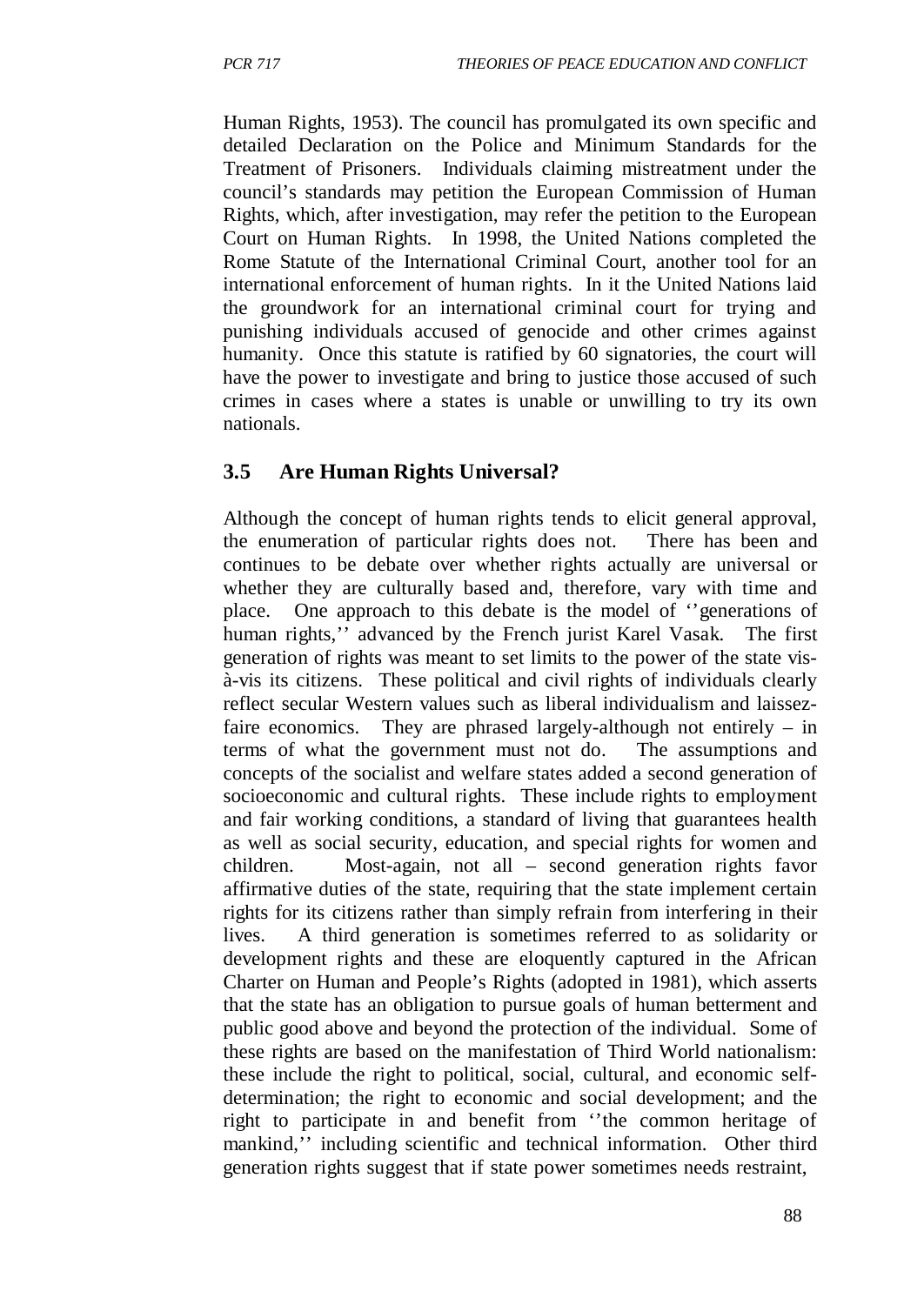Human Rights, 1953). The council has promulgated its own specific and detailed Declaration on the Police and Minimum Standards for the Treatment of Prisoners. Individuals claiming mistreatment under the council's standards may petition the European Commission of Human Rights, which, after investigation, may refer the petition to the European Court on Human Rights. In 1998, the United Nations completed the Rome Statute of the International Criminal Court, another tool for an international enforcement of human rights. In it the United Nations laid the groundwork for an international criminal court for trying and punishing individuals accused of genocide and other crimes against humanity. Once this statute is ratified by 60 signatories, the court will have the power to investigate and bring to justice those accused of such crimes in cases where a states is unable or unwilling to try its own nationals.

## 3.5 Are Human Rights Universal?

Although the concept of human rights tends to elicit general approval, the enumeration of particular rights does not. There has been and continues to be debate over whether rights actually are universal or whether they are culturally based and, therefore, vary with time and place. One approach to this debate is the model of ''generations of human rights,'' advanced by the French jurist Karel Vasak. The first generation of rights was meant to set limits to the power of the state vis-à-vis its citizens. These political and civil rights of individuals clearly reflect secular Western values such as liberal individualism and laissez-faire economics. They are phrased largely-although not entirely – in terms of what the government must not do. The assumptions and concepts of the socialist and welfare states added a second generation of socioeconomic and cultural rights. These include rights to employment and fair working conditions, a standard of living that guarantees health as well as social security, education, and special rights for women and children. Most-again, not all – second generation rights favor affirmative duties of the state, requiring that the state implement certain rights for its citizens rather than simply refrain from interfering in their lives. A third generation is sometimes referred to as solidarity or development rights and these are eloquently captured in the African Charter on Human and People's Rights (adopted in 1981), which asserts that the state has an obligation to pursue goals of human betterment and public good above and beyond the protection of the individual. Some of these rights are based on the manifestation of Third World nationalism: these include the right to political, social, cultural, and economic self-determination; the right to economic and social development; and the right to participate in and benefit from ''the common heritage of mankind,'' including scientific and technical information. Other third generation rights suggest that if state power sometimes needs restraint,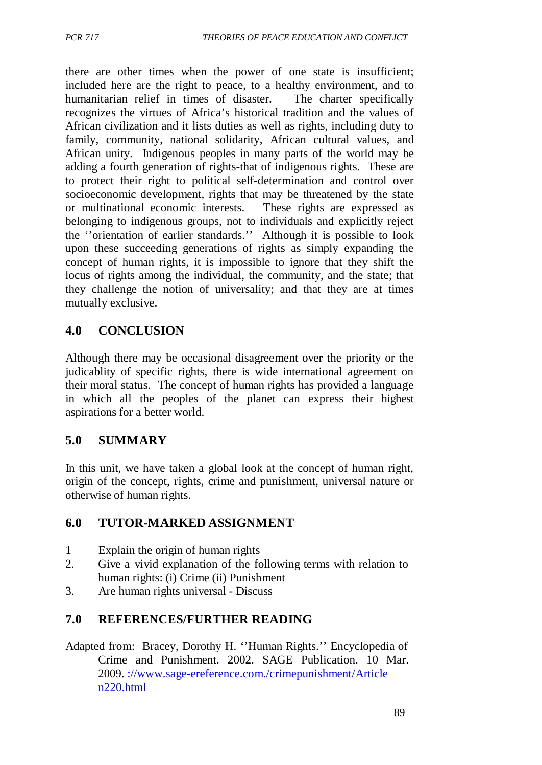there are other times when the power of one state is insufficient; included here are the right to peace, to a healthy environment, and to humanitarian relief in times of disaster. The charter specifically recognizes the virtues of Africa's historical tradition and the values of African civilization and it lists duties as well as rights, including duty to family, community, national solidarity, African cultural values, and African unity. Indigenous peoples in many parts of the world may be adding a fourth generation of rights-that of indigenous rights. These are to protect their right to political self-determination and control over socioeconomic development, rights that may be threatened by the state or multinational economic interests. These rights are expressed as belonging to indigenous groups, not to individuals and explicitly reject the ''orientation of earlier standards.'' Although it is possible to look upon these succeeding generations of rights as simply expanding the concept of human rights, it is impossible to ignore that they shift the locus of rights among the individual, the community, and the state; that they challenge the notion of universality; and that they are at times mutually exclusive.

## 4.0 CONCLUSION

Although there may be occasional disagreement over the priority or the judicablity of specific rights, there is wide international agreement on their moral status. The concept of human rights has provided a language in which all the peoples of the planet can express their highest aspirations for a better world.

## 5.0 SUMMARY

In this unit, we have taken a global look at the concept of human right, origin of the concept, rights, crime and punishment, universal nature or otherwise of human rights.

## 6.0 TUTOR-MARKED ASSIGNMENT

1 Explain the origin of human rights
2. Give a vivid explanation of the following terms with relation to human rights: (i) Crime (ii) Punishment
3. Are human rights universal - Discuss

## 7.0 REFERENCES/FURTHER READING

Adapted from: Bracey, Dorothy H. ''Human Rights.'' Encyclopedia of Crime and Punishment. 2002. SAGE Publication. 10 Mar. 2009. ://www.sage-ereference.com./crimepunishment/Article n220.html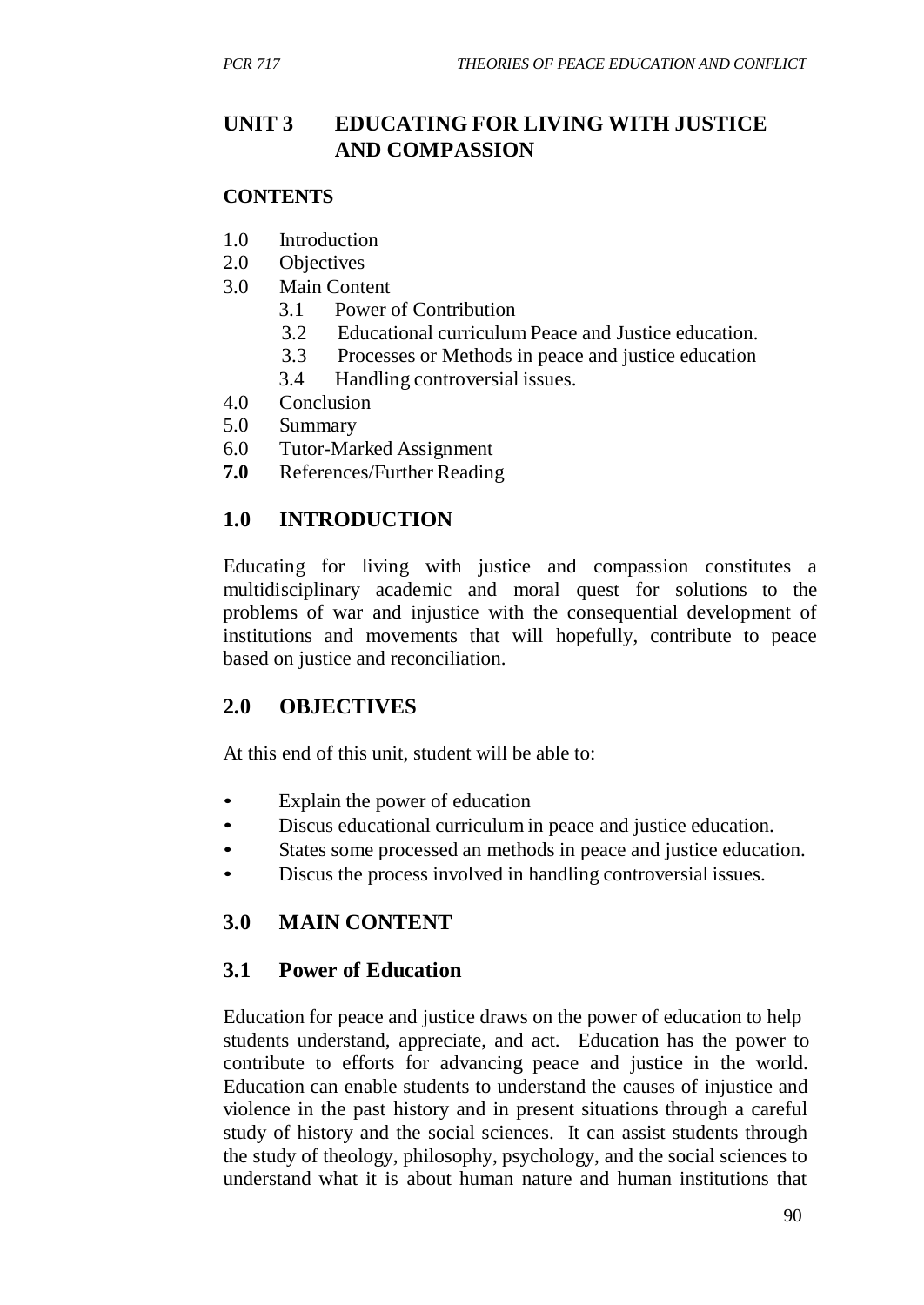## UNIT 3 EDUCATING FOR LIVING WITH JUSTICE AND COMPASSION

### CONTENTS

1.0 Introduction
2.0 Objectives
3.0 Main Content
  3.1 Power of Contribution
  3.2 Educational curriculum Peace and Justice education.
  3.3 Processes or Methods in peace and justice education
  3.4 Handling controversial issues.
4.0 Conclusion
5.0 Summary
6.0 Tutor-Marked Assignment
**7.0** References/Further Reading

### 1.0 INTRODUCTION

Educating for living with justice and compassion constitutes a multidisciplinary academic and moral quest for solutions to the problems of war and injustice with the consequential development of institutions and movements that will hopefully, contribute to peace based on justice and reconciliation.

### 2.0 OBJECTIVES

At this end of this unit, student will be able to:

- Explain the power of education
- Discus educational curriculum in peace and justice education.
- States some processed an methods in peace and justice education.
- Discus the process involved in handling controversial issues.

### 3.0 MAIN CONTENT

### 3.1 Power of Education

Education for peace and justice draws on the power of education to help students understand, appreciate, and act. Education has the power to contribute to efforts for advancing peace and justice in the world. Education can enable students to understand the causes of injustice and violence in the past history and in present situations through a careful study of history and the social sciences. It can assist students through the study of theology, philosophy, psychology, and the social sciences to understand what it is about human nature and human institutions that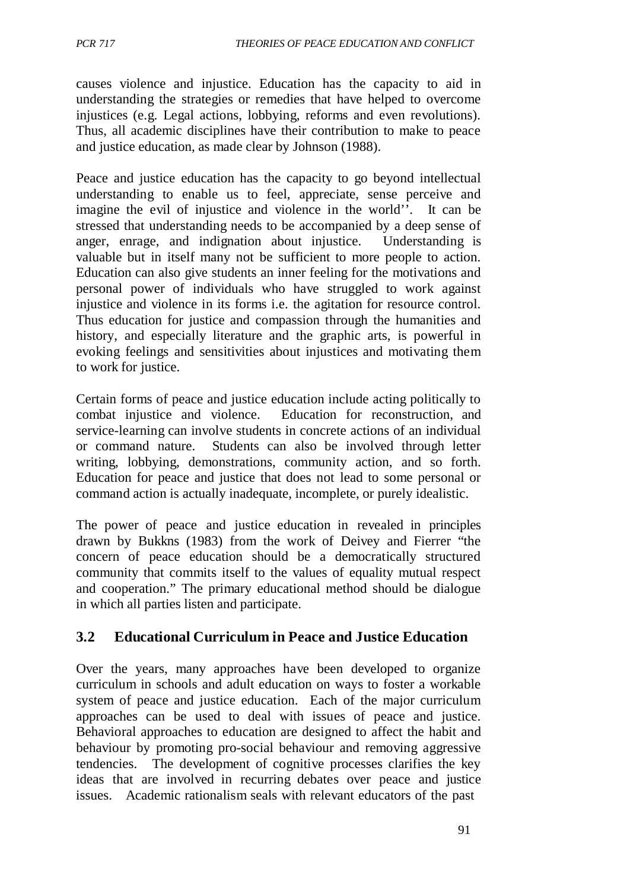causes violence and injustice. Education has the capacity to aid in understanding the strategies or remedies that have helped to overcome injustices (e.g. Legal actions, lobbying, reforms and even revolutions). Thus, all academic disciplines have their contribution to make to peace and justice education, as made clear by Johnson (1988).

Peace and justice education has the capacity to go beyond intellectual understanding to enable us to feel, appreciate, sense perceive and imagine the evil of injustice and violence in the world''. It can be stressed that understanding needs to be accompanied by a deep sense of anger, enrage, and indignation about injustice. Understanding is valuable but in itself many not be sufficient to more people to action. Education can also give students an inner feeling for the motivations and personal power of individuals who have struggled to work against injustice and violence in its forms i.e. the agitation for resource control. Thus education for justice and compassion through the humanities and history, and especially literature and the graphic arts, is powerful in evoking feelings and sensitivities about injustices and motivating them to work for justice.

Certain forms of peace and justice education include acting politically to combat injustice and violence. Education for reconstruction, and service-learning can involve students in concrete actions of an individual or command nature. Students can also be involved through letter writing, lobbying, demonstrations, community action, and so forth. Education for peace and justice that does not lead to some personal or command action is actually inadequate, incomplete, or purely idealistic.

The power of peace and justice education in revealed in principles drawn by Bukkns (1983) from the work of Deivey and Fierrer "the concern of peace education should be a democratically structured community that commits itself to the values of equality mutual respect and cooperation." The primary educational method should be dialogue in which all parties listen and participate.

## 3.2 Educational Curriculum in Peace and Justice Education

Over the years, many approaches have been developed to organize curriculum in schools and adult education on ways to foster a workable system of peace and justice education. Each of the major curriculum approaches can be used to deal with issues of peace and justice. Behavioral approaches to education are designed to affect the habit and behaviour by promoting pro-social behaviour and removing aggressive tendencies. The development of cognitive processes clarifies the key ideas that are involved in recurring debates over peace and justice issues. Academic rationalism seals with relevant educators of the past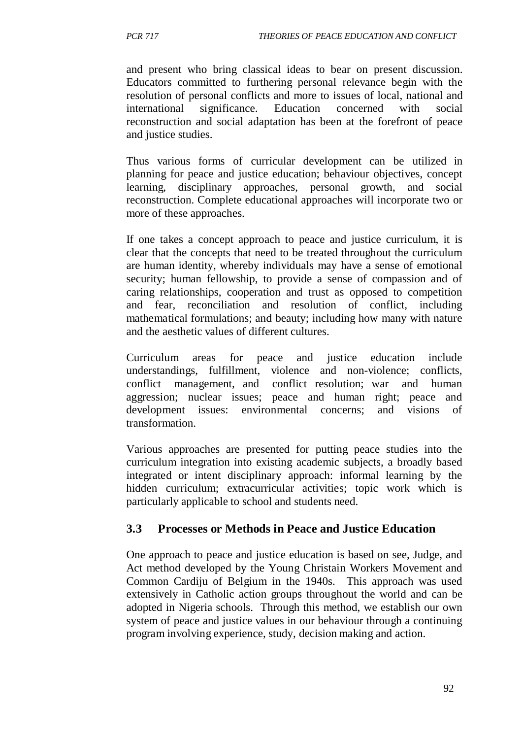and present who bring classical ideas to bear on present discussion. Educators committed to furthering personal relevance begin with the resolution of personal conflicts and more to issues of local, national and international significance. Education concerned with social reconstruction and social adaptation has been at the forefront of peace and justice studies.

Thus various forms of curricular development can be utilized in planning for peace and justice education; behaviour objectives, concept learning, disciplinary approaches, personal growth, and social reconstruction. Complete educational approaches will incorporate two or more of these approaches.

If one takes a concept approach to peace and justice curriculum, it is clear that the concepts that need to be treated throughout the curriculum are human identity, whereby individuals may have a sense of emotional security; human fellowship, to provide a sense of compassion and of caring relationships, cooperation and trust as opposed to competition and fear, reconciliation and resolution of conflict, including mathematical formulations; and beauty; including how many with nature and the aesthetic values of different cultures.

Curriculum areas for peace and justice education include understandings, fulfillment, violence and non-violence; conflicts, conflict management, and conflict resolution; war and human aggression; nuclear issues; peace and human right; peace and development issues: environmental concerns; and visions of transformation.

Various approaches are presented for putting peace studies into the curriculum integration into existing academic subjects, a broadly based integrated or intent disciplinary approach: informal learning by the hidden curriculum; extracurricular activities; topic work which is particularly applicable to school and students need.

### 3.3 Processes or Methods in Peace and Justice Education

One approach to peace and justice education is based on see, Judge, and Act method developed by the Young Christain Workers Movement and Common Cardiju of Belgium in the 1940s. This approach was used extensively in Catholic action groups throughout the world and can be adopted in Nigeria schools. Through this method, we establish our own system of peace and justice values in our behaviour through a continuing program involving experience, study, decision making and action.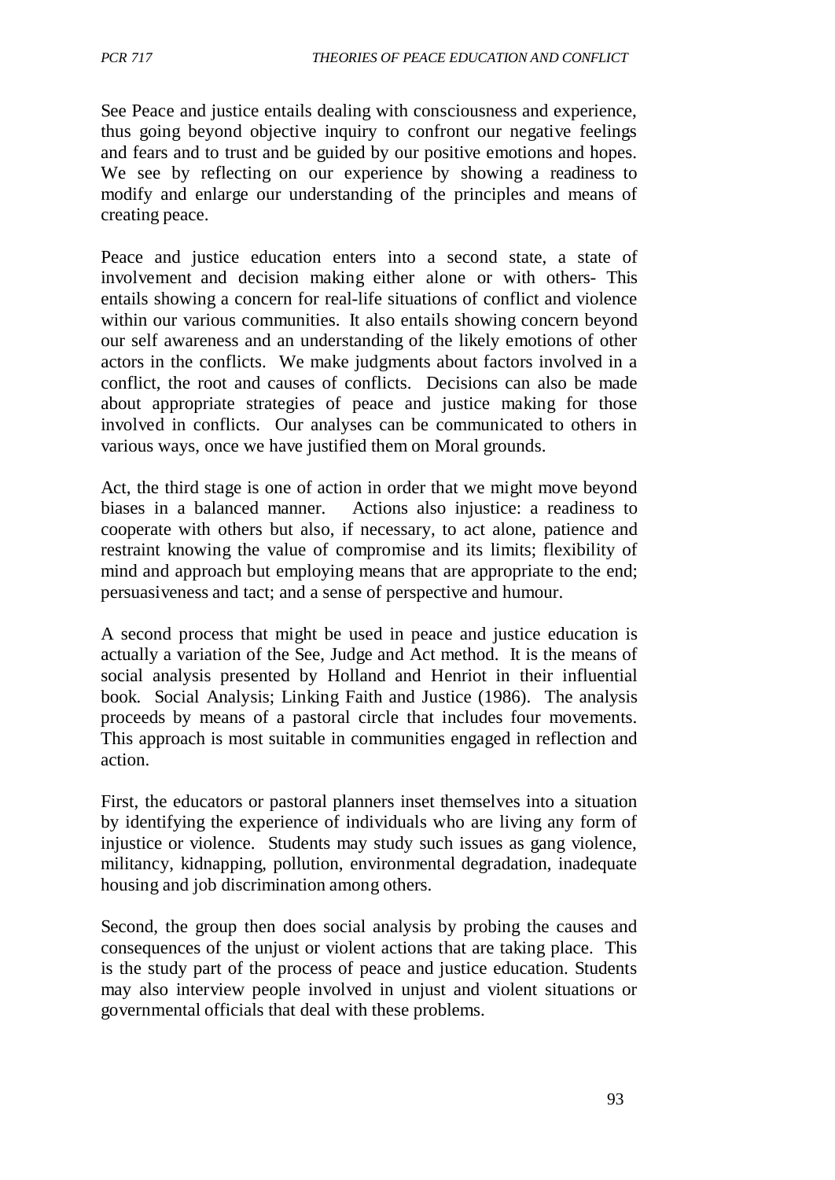See Peace and justice entails dealing with consciousness and experience, thus going beyond objective inquiry to confront our negative feelings and fears and to trust and be guided by our positive emotions and hopes. We see by reflecting on our experience by showing a readiness to modify and enlarge our understanding of the principles and means of creating peace.

Peace and justice education enters into a second state, a state of involvement and decision making either alone or with others- This entails showing a concern for real-life situations of conflict and violence within our various communities. It also entails showing concern beyond our self awareness and an understanding of the likely emotions of other actors in the conflicts. We make judgments about factors involved in a conflict, the root and causes of conflicts. Decisions can also be made about appropriate strategies of peace and justice making for those involved in conflicts. Our analyses can be communicated to others in various ways, once we have justified them on Moral grounds.

Act, the third stage is one of action in order that we might move beyond biases in a balanced manner. Actions also injustice: a readiness to cooperate with others but also, if necessary, to act alone, patience and restraint knowing the value of compromise and its limits; flexibility of mind and approach but employing means that are appropriate to the end; persuasiveness and tact; and a sense of perspective and humour.

A second process that might be used in peace and justice education is actually a variation of the See, Judge and Act method. It is the means of social analysis presented by Holland and Henriot in their influential book. Social Analysis; Linking Faith and Justice (1986). The analysis proceeds by means of a pastoral circle that includes four movements. This approach is most suitable in communities engaged in reflection and action.

First, the educators or pastoral planners inset themselves into a situation by identifying the experience of individuals who are living any form of injustice or violence. Students may study such issues as gang violence, militancy, kidnapping, pollution, environmental degradation, inadequate housing and job discrimination among others.

Second, the group then does social analysis by probing the causes and consequences of the unjust or violent actions that are taking place. This is the study part of the process of peace and justice education. Students may also interview people involved in unjust and violent situations or governmental officials that deal with these problems.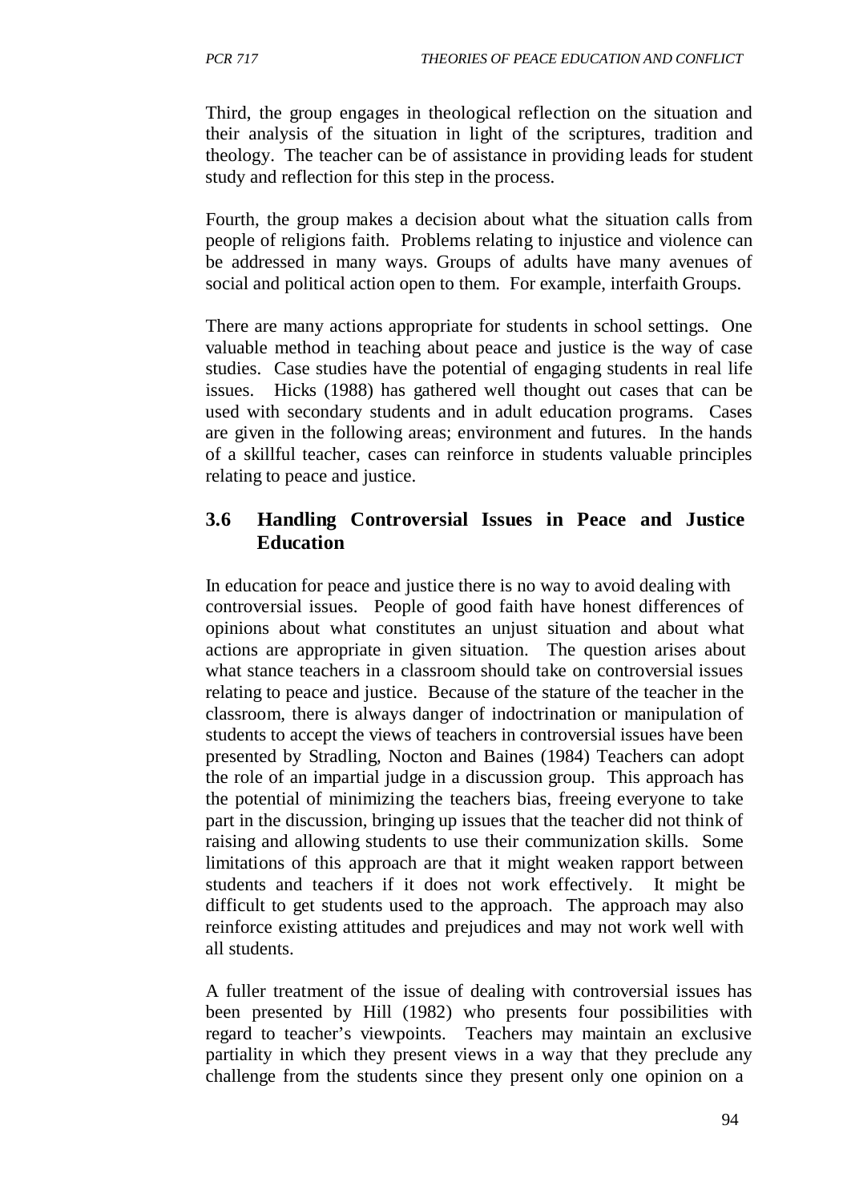Third, the group engages in theological reflection on the situation and their analysis of the situation in light of the scriptures, tradition and theology. The teacher can be of assistance in providing leads for student study and reflection for this step in the process.

Fourth, the group makes a decision about what the situation calls from people of religions faith. Problems relating to injustice and violence can be addressed in many ways. Groups of adults have many avenues of social and political action open to them. For example, interfaith Groups.

There are many actions appropriate for students in school settings. One valuable method in teaching about peace and justice is the way of case studies. Case studies have the potential of engaging students in real life issues. Hicks (1988) has gathered well thought out cases that can be used with secondary students and in adult education programs. Cases are given in the following areas; environment and futures. In the hands of a skillful teacher, cases can reinforce in students valuable principles relating to peace and justice.

## 3.6 Handling Controversial Issues in Peace and Justice Education

In education for peace and justice there is no way to avoid dealing with controversial issues. People of good faith have honest differences of opinions about what constitutes an unjust situation and about what actions are appropriate in given situation. The question arises about what stance teachers in a classroom should take on controversial issues relating to peace and justice. Because of the stature of the teacher in the classroom, there is always danger of indoctrination or manipulation of students to accept the views of teachers in controversial issues have been presented by Stradling, Nocton and Baines (1984) Teachers can adopt the role of an impartial judge in a discussion group. This approach has the potential of minimizing the teachers bias, freeing everyone to take part in the discussion, bringing up issues that the teacher did not think of raising and allowing students to use their communization skills. Some limitations of this approach are that it might weaken rapport between students and teachers if it does not work effectively. It might be difficult to get students used to the approach. The approach may also reinforce existing attitudes and prejudices and may not work well with all students.

A fuller treatment of the issue of dealing with controversial issues has been presented by Hill (1982) who presents four possibilities with regard to teacher's viewpoints. Teachers may maintain an exclusive partiality in which they present views in a way that they preclude any challenge from the students since they present only one opinion on a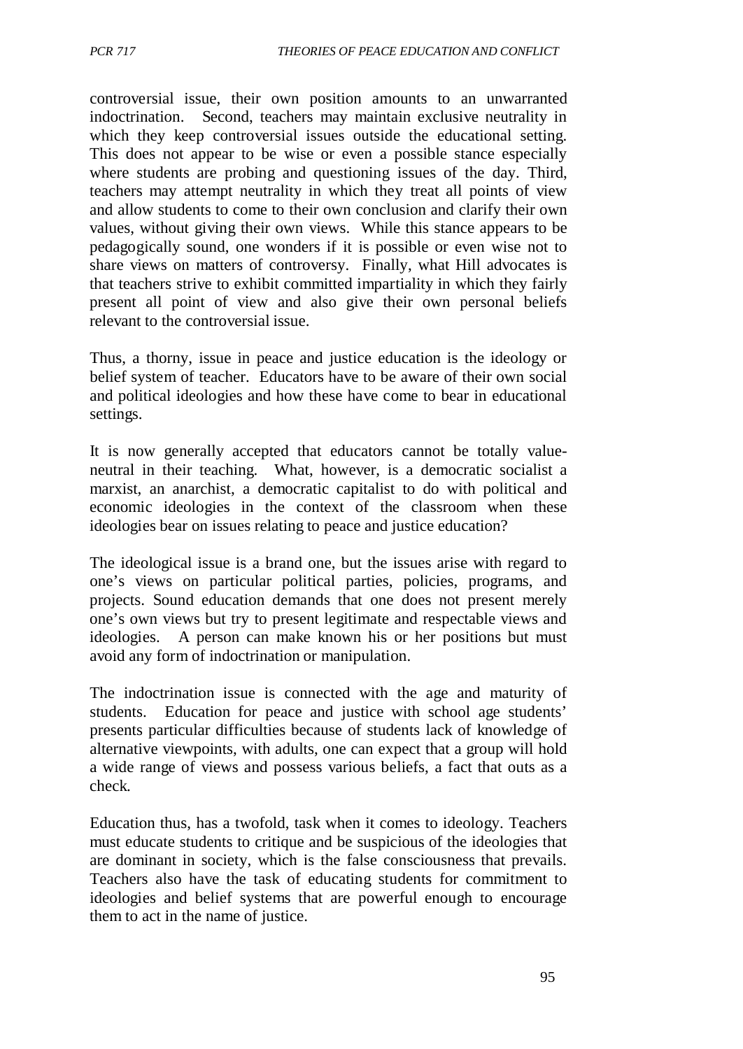controversial issue, their own position amounts to an unwarranted indoctrination. Second, teachers may maintain exclusive neutrality in which they keep controversial issues outside the educational setting. This does not appear to be wise or even a possible stance especially where students are probing and questioning issues of the day. Third, teachers may attempt neutrality in which they treat all points of view and allow students to come to their own conclusion and clarify their own values, without giving their own views. While this stance appears to be pedagogically sound, one wonders if it is possible or even wise not to share views on matters of controversy. Finally, what Hill advocates is that teachers strive to exhibit committed impartiality in which they fairly present all point of view and also give their own personal beliefs relevant to the controversial issue.

Thus, a thorny, issue in peace and justice education is the ideology or belief system of teacher. Educators have to be aware of their own social and political ideologies and how these have come to bear in educational settings.

It is now generally accepted that educators cannot be totally value-neutral in their teaching. What, however, is a democratic socialist a marxist, an anarchist, a democratic capitalist to do with political and economic ideologies in the context of the classroom when these ideologies bear on issues relating to peace and justice education?

The ideological issue is a brand one, but the issues arise with regard to one's views on particular political parties, policies, programs, and projects. Sound education demands that one does not present merely one's own views but try to present legitimate and respectable views and ideologies. A person can make known his or her positions but must avoid any form of indoctrination or manipulation.

The indoctrination issue is connected with the age and maturity of students. Education for peace and justice with school age students' presents particular difficulties because of students lack of knowledge of alternative viewpoints, with adults, one can expect that a group will hold a wide range of views and possess various beliefs, a fact that outs as a check.

Education thus, has a twofold, task when it comes to ideology. Teachers must educate students to critique and be suspicious of the ideologies that are dominant in society, which is the false consciousness that prevails. Teachers also have the task of educating students for commitment to ideologies and belief systems that are powerful enough to encourage them to act in the name of justice.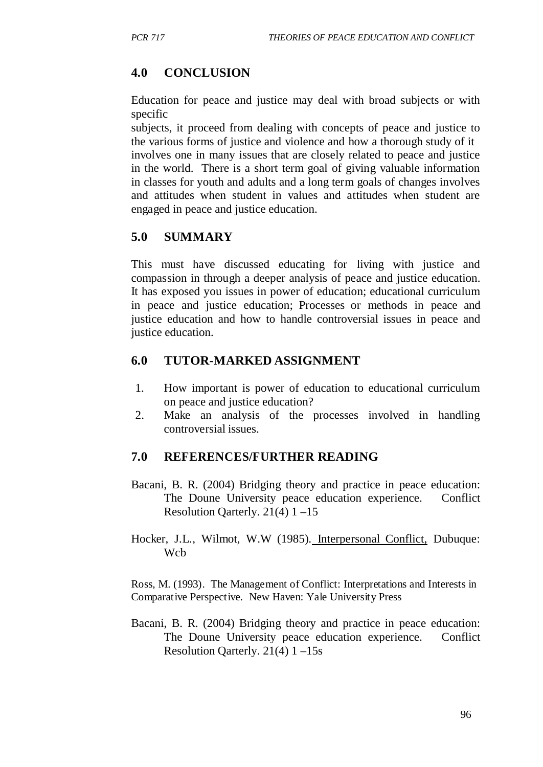## 4.0 CONCLUSION

Education for peace and justice may deal with broad subjects or with specific subjects, it proceed from dealing with concepts of peace and justice to the various forms of justice and violence and how a thorough study of it involves one in many issues that are closely related to peace and justice in the world. There is a short term goal of giving valuable information in classes for youth and adults and a long term goals of changes involves and attitudes when student in values and attitudes when student are engaged in peace and justice education.

## 5.0 SUMMARY

This must have discussed educating for living with justice and compassion in through a deeper analysis of peace and justice education. It has exposed you issues in power of education; educational curriculum in peace and justice education; Processes or methods in peace and justice education and how to handle controversial issues in peace and justice education.

## 6.0 TUTOR-MARKED ASSIGNMENT

1. How important is power of education to educational curriculum on peace and justice education?
2. Make an analysis of the processes involved in handling controversial issues.

## 7.0 REFERENCES/FURTHER READING

Bacani, B. R. (2004) Bridging theory and practice in peace education: The Doune University peace education experience. Conflict Resolution Qarterly. 21(4) 1 –15

Hocker, J.L., Wilmot, W.W (1985). Interpersonal Conflict, Dubuque: Wcb

Ross, M. (1993). The Management of Conflict: Interpretations and Interests in Comparative Perspective. New Haven: Yale University Press

Bacani, B. R. (2004) Bridging theory and practice in peace education: The Doune University peace education experience. Conflict Resolution Qarterly. 21(4) 1 –15s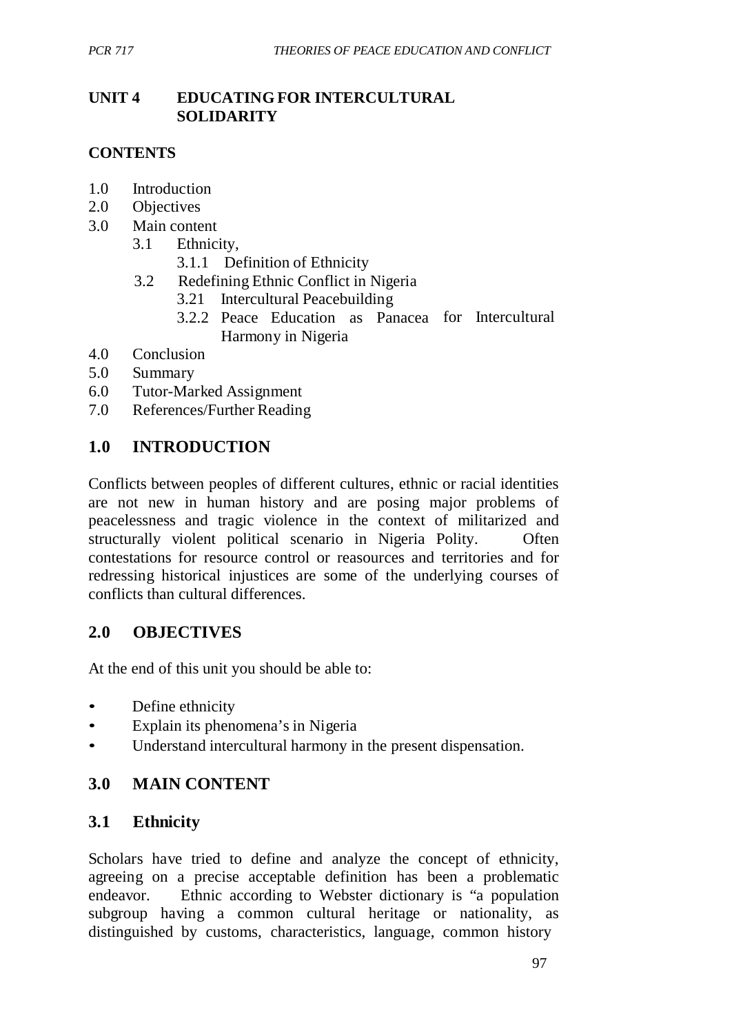## UNIT 4 EDUCATING FOR INTERCULTURAL SOLIDARITY

### CONTENTS

- 1.0 Introduction
- 2.0 Objectives
- 3.0 Main content
    - 3.1 Ethnicity,
        - 3.1.1 Definition of Ethnicity
    - 3.2 Redefining Ethnic Conflict in Nigeria
        - 3.21 Intercultural Peacebuilding
        - 3.2.2 Peace Education as Panacea for Intercultural Harmony in Nigeria
- 4.0 Conclusion
- 5.0 Summary
- 6.0 Tutor-Marked Assignment
- 7.0 References/Further Reading

## 1.0 INTRODUCTION

Conflicts between peoples of different cultures, ethnic or racial identities are not new in human history and are posing major problems of peacelessness and tragic violence in the context of militarized and structurally violent political scenario in Nigeria Polity. Often contestations for resource control or reasources and territories and for redressing historical injustices are some of the underlying courses of conflicts than cultural differences.

## 2.0 OBJECTIVES

At the end of this unit you should be able to:

- Define ethnicity
- Explain its phenomena's in Nigeria
- Understand intercultural harmony in the present dispensation.

## 3.0 MAIN CONTENT

### 3.1 Ethnicity

Scholars have tried to define and analyze the concept of ethnicity, agreeing on a precise acceptable definition has been a problematic endeavor. Ethnic according to Webster dictionary is "a population subgroup having a common cultural heritage or nationality, as distinguished by customs, characteristics, language, common history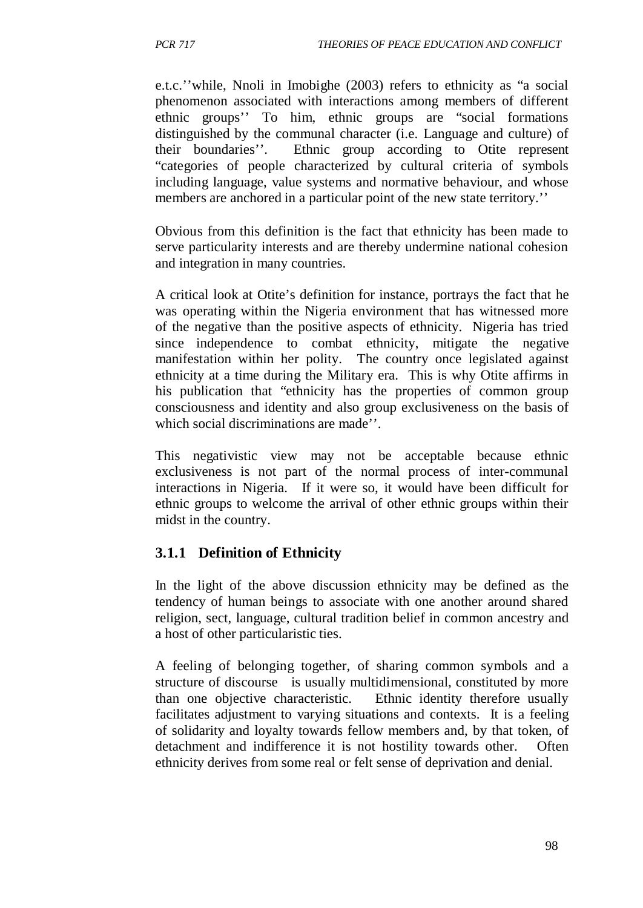e.t.c.''while, Nnoli in Imobighe (2003) refers to ethnicity as "a social phenomenon associated with interactions among members of different ethnic groups'' To him, ethnic groups are "social formations distinguished by the communal character (i.e. Language and culture) of their boundaries''. Ethnic group according to Otite represent "categories of people characterized by cultural criteria of symbols including language, value systems and normative behaviour, and whose members are anchored in a particular point of the new state territory.''

Obvious from this definition is the fact that ethnicity has been made to serve particularity interests and are thereby undermine national cohesion and integration in many countries.

A critical look at Otite's definition for instance, portrays the fact that he was operating within the Nigeria environment that has witnessed more of the negative than the positive aspects of ethnicity. Nigeria has tried since independence to combat ethnicity, mitigate the negative manifestation within her polity. The country once legislated against ethnicity at a time during the Military era. This is why Otite affirms in his publication that "ethnicity has the properties of common group consciousness and identity and also group exclusiveness on the basis of which social discriminations are made''.

This negativistic view may not be acceptable because ethnic exclusiveness is not part of the normal process of inter-communal interactions in Nigeria. If it were so, it would have been difficult for ethnic groups to welcome the arrival of other ethnic groups within their midst in the country.

### 3.1.1 Definition of Ethnicity

In the light of the above discussion ethnicity may be defined as the tendency of human beings to associate with one another around shared religion, sect, language, cultural tradition belief in common ancestry and a host of other particularistic ties.

A feeling of belonging together, of sharing common symbols and a structure of discourse is usually multidimensional, constituted by more than one objective characteristic. Ethnic identity therefore usually facilitates adjustment to varying situations and contexts. It is a feeling of solidarity and loyalty towards fellow members and, by that token, of detachment and indifference it is not hostility towards other. Often ethnicity derives from some real or felt sense of deprivation and denial.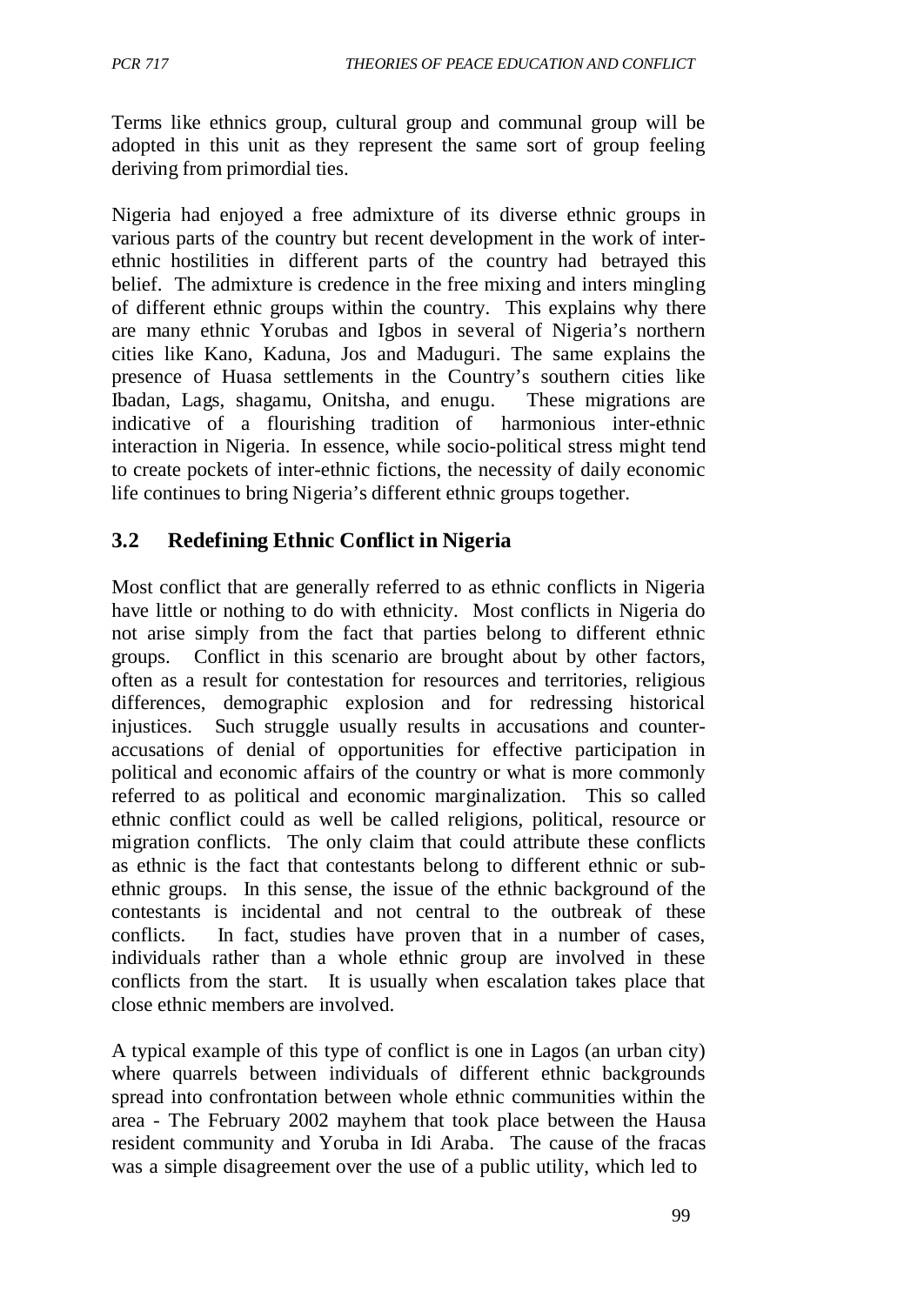Terms like ethnics group, cultural group and communal group will be adopted in this unit as they represent the same sort of group feeling deriving from primordial ties.

Nigeria had enjoyed a free admixture of its diverse ethnic groups in various parts of the country but recent development in the work of inter-ethnic hostilities in different parts of the country had betrayed this belief. The admixture is credence in the free mixing and inters mingling of different ethnic groups within the country. This explains why there are many ethnic Yorubas and Igbos in several of Nigeria's northern cities like Kano, Kaduna, Jos and Maduguri. The same explains the presence of Huasa settlements in the Country's southern cities like Ibadan, Lags, shagamu, Onitsha, and enugu. These migrations are indicative of a flourishing tradition of harmonious inter-ethnic interaction in Nigeria. In essence, while socio-political stress might tend to create pockets of inter-ethnic fictions, the necessity of daily economic life continues to bring Nigeria's different ethnic groups together.

## 3.2 Redefining Ethnic Conflict in Nigeria

Most conflict that are generally referred to as ethnic conflicts in Nigeria have little or nothing to do with ethnicity. Most conflicts in Nigeria do not arise simply from the fact that parties belong to different ethnic groups. Conflict in this scenario are brought about by other factors, often as a result for contestation for resources and territories, religious differences, demographic explosion and for redressing historical injustices. Such struggle usually results in accusations and counter-accusations of denial of opportunities for effective participation in political and economic affairs of the country or what is more commonly referred to as political and economic marginalization. This so called ethnic conflict could as well be called religions, political, resource or migration conflicts. The only claim that could attribute these conflicts as ethnic is the fact that contestants belong to different ethnic or sub-ethnic groups. In this sense, the issue of the ethnic background of the contestants is incidental and not central to the outbreak of these conflicts. In fact, studies have proven that in a number of cases, individuals rather than a whole ethnic group are involved in these conflicts from the start. It is usually when escalation takes place that close ethnic members are involved.

A typical example of this type of conflict is one in Lagos (an urban city) where quarrels between individuals of different ethnic backgrounds spread into confrontation between whole ethnic communities within the area - The February 2002 mayhem that took place between the Hausa resident community and Yoruba in Idi Araba. The cause of the fracas was a simple disagreement over the use of a public utility, which led to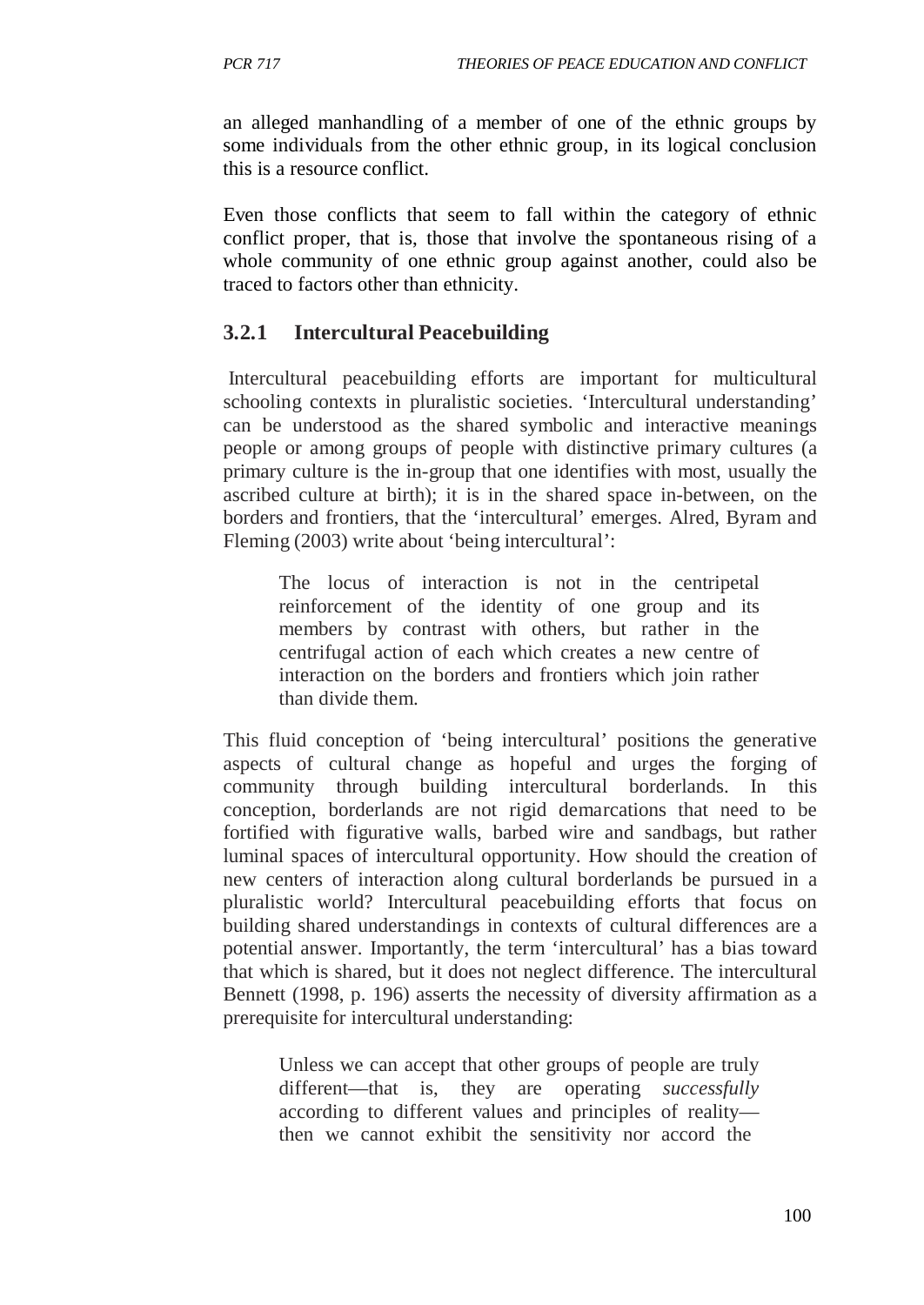an alleged manhandling of a member of one of the ethnic groups by some individuals from the other ethnic group, in its logical conclusion this is a resource conflict.

Even those conflicts that seem to fall within the category of ethnic conflict proper, that is, those that involve the spontaneous rising of a whole community of one ethnic group against another, could also be traced to factors other than ethnicity.

### 3.2.1 Intercultural Peacebuilding

Intercultural peacebuilding efforts are important for multicultural schooling contexts in pluralistic societies. 'Intercultural understanding' can be understood as the shared symbolic and interactive meanings people or among groups of people with distinctive primary cultures (a primary culture is the in-group that one identifies with most, usually the ascribed culture at birth); it is in the shared space in-between, on the borders and frontiers, that the 'intercultural' emerges. Alred, Byram and Fleming (2003) write about 'being intercultural':

> The locus of interaction is not in the centripetal reinforcement of the identity of one group and its members by contrast with others, but rather in the centrifugal action of each which creates a new centre of interaction on the borders and frontiers which join rather than divide them.

This fluid conception of 'being intercultural' positions the generative aspects of cultural change as hopeful and urges the forging of community through building intercultural borderlands. In this conception, borderlands are not rigid demarcations that need to be fortified with figurative walls, barbed wire and sandbags, but rather luminal spaces of intercultural opportunity. How should the creation of new centers of interaction along cultural borderlands be pursued in a pluralistic world? Intercultural peacebuilding efforts that focus on building shared understandings in contexts of cultural differences are a potential answer. Importantly, the term 'intercultural' has a bias toward that which is shared, but it does not neglect difference. The intercultural Bennett (1998, p. 196) asserts the necessity of diversity affirmation as a prerequisite for intercultural understanding:

> Unless we can accept that other groups of people are truly different—that is, they are operating *successfully* according to different values and principles of reality—then we cannot exhibit the sensitivity nor accord the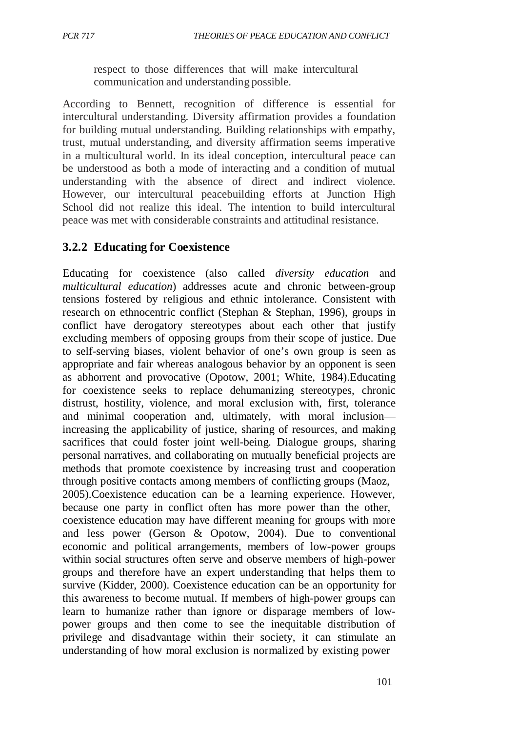respect to those differences that will make intercultural communication and understanding possible.

According to Bennett, recognition of difference is essential for intercultural understanding. Diversity affirmation provides a foundation for building mutual understanding. Building relationships with empathy, trust, mutual understanding, and diversity affirmation seems imperative in a multicultural world. In its ideal conception, intercultural peace can be understood as both a mode of interacting and a condition of mutual understanding with the absence of direct and indirect violence. However, our intercultural peacebuilding efforts at Junction High School did not realize this ideal. The intention to build intercultural peace was met with considerable constraints and attitudinal resistance.

### 3.2.2 Educating for Coexistence

Educating for coexistence (also called *diversity education* and *multicultural education*) addresses acute and chronic between-group tensions fostered by religious and ethnic intolerance. Consistent with research on ethnocentric conflict (Stephan & Stephan, 1996), groups in conflict have derogatory stereotypes about each other that justify excluding members of opposing groups from their scope of justice. Due to self-serving biases, violent behavior of one's own group is seen as appropriate and fair whereas analogous behavior by an opponent is seen as abhorrent and provocative (Opotow, 2001; White, 1984).Educating for coexistence seeks to replace dehumanizing stereotypes, chronic distrust, hostility, violence, and moral exclusion with, first, tolerance and minimal cooperation and, ultimately, with moral inclusion—increasing the applicability of justice, sharing of resources, and making sacrifices that could foster joint well-being. Dialogue groups, sharing personal narratives, and collaborating on mutually beneficial projects are methods that promote coexistence by increasing trust and cooperation through positive contacts among members of conflicting groups (Maoz, 2005).Coexistence education can be a learning experience. However, because one party in conflict often has more power than the other, coexistence education may have different meaning for groups with more and less power (Gerson & Opotow, 2004). Due to conventional economic and political arrangements, members of low-power groups within social structures often serve and observe members of high-power groups and therefore have an expert understanding that helps them to survive (Kidder, 2000). Coexistence education can be an opportunity for this awareness to become mutual. If members of high-power groups can learn to humanize rather than ignore or disparage members of low-power groups and then come to see the inequitable distribution of privilege and disadvantage within their society, it can stimulate an understanding of how moral exclusion is normalized by existing power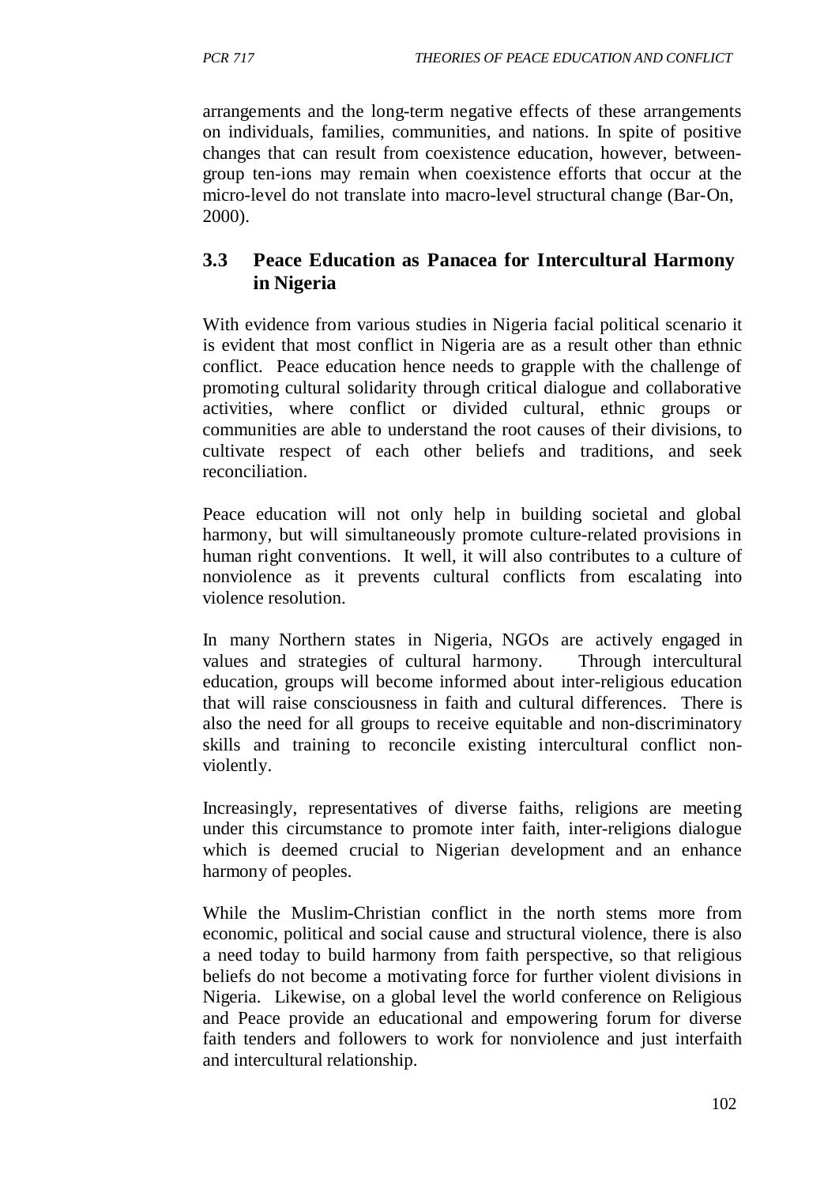arrangements and the long-term negative effects of these arrangements on individuals, families, communities, and nations. In spite of positive changes that can result from coexistence education, however, between-group ten-ions may remain when coexistence efforts that occur at the micro-level do not translate into macro-level structural change (Bar-On, 2000).

### 3.3 Peace Education as Panacea for Intercultural Harmony in Nigeria

With evidence from various studies in Nigeria facial political scenario it is evident that most conflict in Nigeria are as a result other than ethnic conflict. Peace education hence needs to grapple with the challenge of promoting cultural solidarity through critical dialogue and collaborative activities, where conflict or divided cultural, ethnic groups or communities are able to understand the root causes of their divisions, to cultivate respect of each other beliefs and traditions, and seek reconciliation.

Peace education will not only help in building societal and global harmony, but will simultaneously promote culture-related provisions in human right conventions. It well, it will also contributes to a culture of nonviolence as it prevents cultural conflicts from escalating into violence resolution.

In many Northern states in Nigeria, NGOs are actively engaged in values and strategies of cultural harmony. Through intercultural education, groups will become informed about inter-religious education that will raise consciousness in faith and cultural differences. There is also the need for all groups to receive equitable and non-discriminatory skills and training to reconcile existing intercultural conflict non-violently.

Increasingly, representatives of diverse faiths, religions are meeting under this circumstance to promote inter faith, inter-religions dialogue which is deemed crucial to Nigerian development and an enhance harmony of peoples.

While the Muslim-Christian conflict in the north stems more from economic, political and social cause and structural violence, there is also a need today to build harmony from faith perspective, so that religious beliefs do not become a motivating force for further violent divisions in Nigeria. Likewise, on a global level the world conference on Religious and Peace provide an educational and empowering forum for diverse faith tenders and followers to work for nonviolence and just interfaith and intercultural relationship.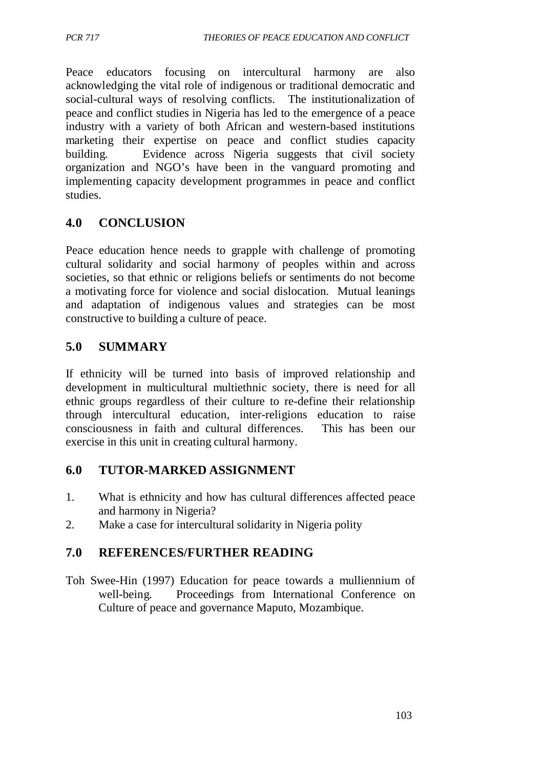Peace educators focusing on intercultural harmony are also acknowledging the vital role of indigenous or traditional democratic and social-cultural ways of resolving conflicts. The institutionalization of peace and conflict studies in Nigeria has led to the emergence of a peace industry with a variety of both African and western-based institutions marketing their expertise on peace and conflict studies capacity building. Evidence across Nigeria suggests that civil society organization and NGO's have been in the vanguard promoting and implementing capacity development programmes in peace and conflict studies.

## 4.0 CONCLUSION

Peace education hence needs to grapple with challenge of promoting cultural solidarity and social harmony of peoples within and across societies, so that ethnic or religions beliefs or sentiments do not become a motivating force for violence and social dislocation. Mutual leanings and adaptation of indigenous values and strategies can be most constructive to building a culture of peace.

## 5.0 SUMMARY

If ethnicity will be turned into basis of improved relationship and development in multicultural multiethnic society, there is need for all ethnic groups regardless of their culture to re-define their relationship through intercultural education, inter-religions education to raise consciousness in faith and cultural differences. This has been our exercise in this unit in creating cultural harmony.

## 6.0 TUTOR-MARKED ASSIGNMENT

1. What is ethnicity and how has cultural differences affected peace and harmony in Nigeria?
2. Make a case for intercultural solidarity in Nigeria polity

## 7.0 REFERENCES/FURTHER READING

Toh Swee-Hin (1997) Education for peace towards a mulliennium of well-being. Proceedings from International Conference on Culture of peace and governance Maputo, Mozambique.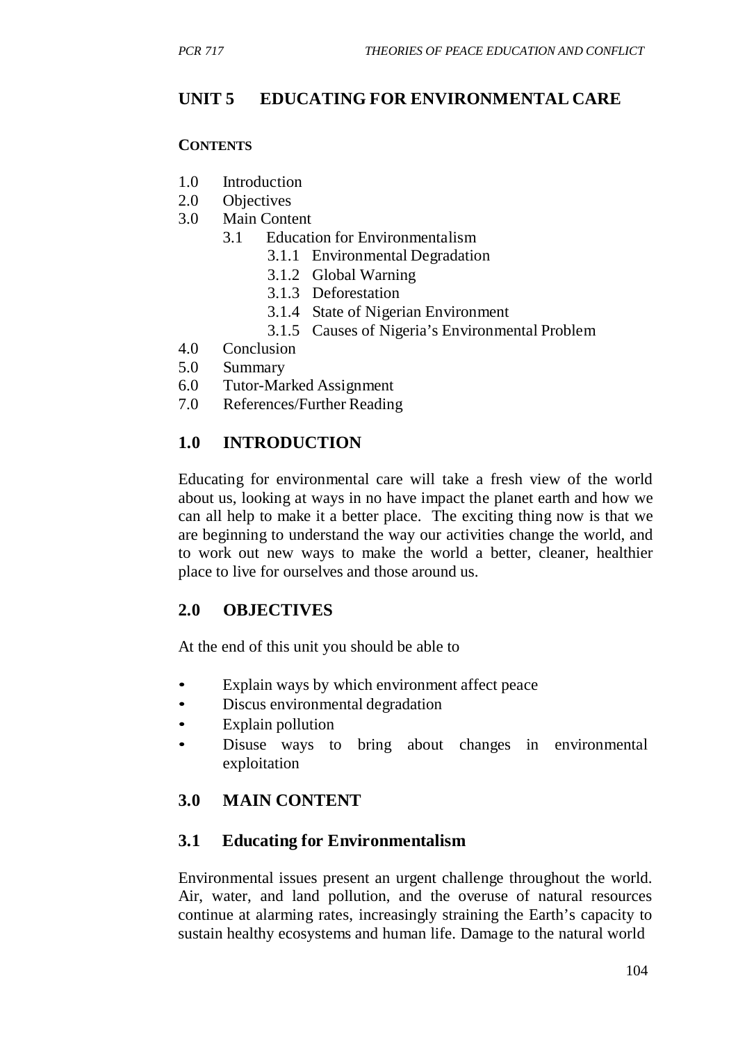## UNIT 5 EDUCATING FOR ENVIRONMENTAL CARE

**CONTENTS**

1.0 Introduction
2.0 Objectives
3.0 Main Content
    3.1 Education for Environmentalism
        3.1.1 Environmental Degradation
        3.1.2 Global Warning
        3.1.3 Deforestation
        3.1.4 State of Nigerian Environment
        3.1.5 Causes of Nigeria's Environmental Problem
4.0 Conclusion
5.0 Summary
6.0 Tutor-Marked Assignment
7.0 References/Further Reading

## 1.0 INTRODUCTION

Educating for environmental care will take a fresh view of the world about us, looking at ways in no have impact the planet earth and how we can all help to make it a better place. The exciting thing now is that we are beginning to understand the way our activities change the world, and to work out new ways to make the world a better, cleaner, healthier place to live for ourselves and those around us.

## 2.0 OBJECTIVES

At the end of this unit you should be able to

- Explain ways by which environment affect peace
- Discus environmental degradation
- Explain pollution
- Disuse ways to bring about changes in environmental exploitation

## 3.0 MAIN CONTENT

### 3.1 Educating for Environmentalism

Environmental issues present an urgent challenge throughout the world. Air, water, and land pollution, and the overuse of natural resources continue at alarming rates, increasingly straining the Earth's capacity to sustain healthy ecosystems and human life. Damage to the natural world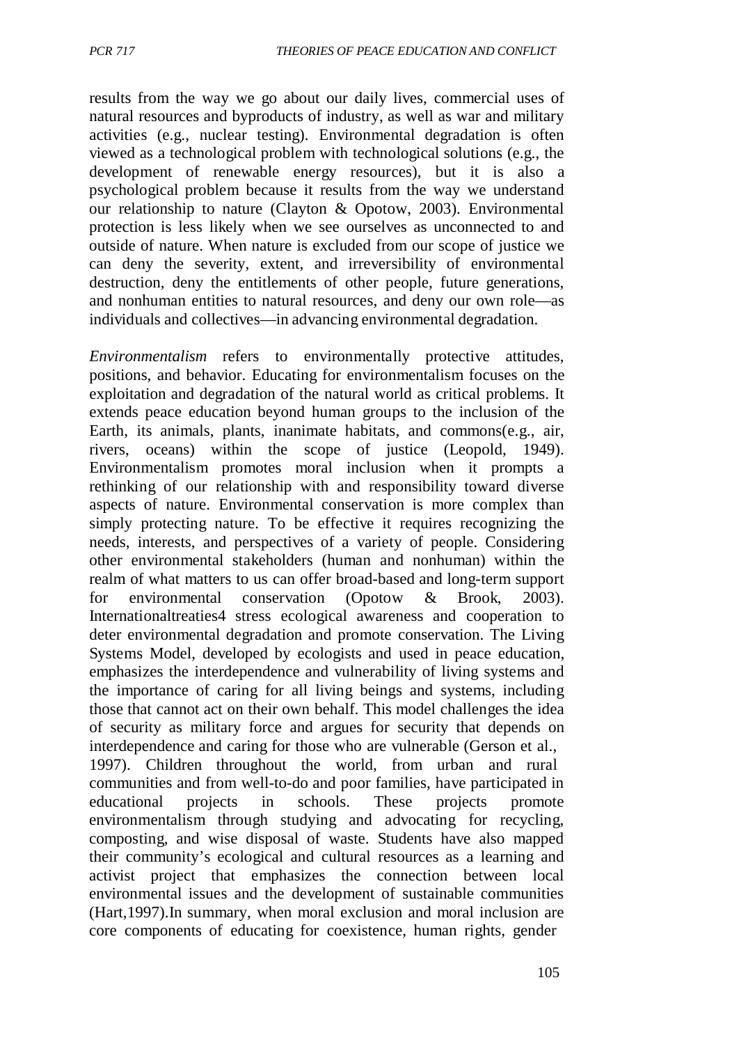results from the way we go about our daily lives, commercial uses of natural resources and byproducts of industry, as well as war and military activities (e.g., nuclear testing). Environmental degradation is often viewed as a technological problem with technological solutions (e.g., the development of renewable energy resources), but it is also a psychological problem because it results from the way we understand our relationship to nature (Clayton & Opotow, 2003). Environmental protection is less likely when we see ourselves as unconnected to and outside of nature. When nature is excluded from our scope of justice we can deny the severity, extent, and irreversibility of environmental destruction, deny the entitlements of other people, future generations, and nonhuman entities to natural resources, and deny our own role—as individuals and collectives—in advancing environmental degradation.

*Environmentalism* refers to environmentally protective attitudes, positions, and behavior. Educating for environmentalism focuses on the exploitation and degradation of the natural world as critical problems. It extends peace education beyond human groups to the inclusion of the Earth, its animals, plants, inanimate habitats, and commons(e.g., air, rivers, oceans) within the scope of justice (Leopold, 1949). Environmentalism promotes moral inclusion when it prompts a rethinking of our relationship with and responsibility toward diverse aspects of nature. Environmental conservation is more complex than simply protecting nature. To be effective it requires recognizing the needs, interests, and perspectives of a variety of people. Considering other environmental stakeholders (human and nonhuman) within the realm of what matters to us can offer broad-based and long-term support for environmental conservation (Opotow & Brook, 2003). Internationaltreaties4 stress ecological awareness and cooperation to deter environmental degradation and promote conservation. The Living Systems Model, developed by ecologists and used in peace education, emphasizes the interdependence and vulnerability of living systems and the importance of caring for all living beings and systems, including those that cannot act on their own behalf. This model challenges the idea of security as military force and argues for security that depends on interdependence and caring for those who are vulnerable (Gerson et al., 1997). Children throughout the world, from urban and rural communities and from well-to-do and poor families, have participated in educational projects in schools. These projects promote environmentalism through studying and advocating for recycling, composting, and wise disposal of waste. Students have also mapped their community's ecological and cultural resources as a learning and activist project that emphasizes the connection between local environmental issues and the development of sustainable communities (Hart,1997).In summary, when moral exclusion and moral inclusion are core components of educating for coexistence, human rights, gender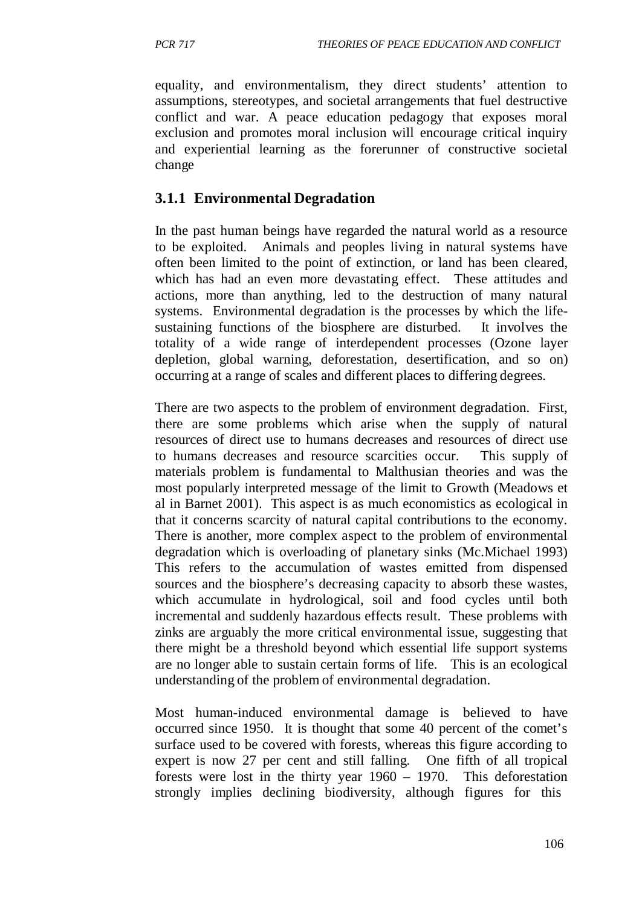equality, and environmentalism, they direct students' attention to assumptions, stereotypes, and societal arrangements that fuel destructive conflict and war. A peace education pedagogy that exposes moral exclusion and promotes moral inclusion will encourage critical inquiry and experiential learning as the forerunner of constructive societal change

### 3.1.1 Environmental Degradation

In the past human beings have regarded the natural world as a resource to be exploited. Animals and peoples living in natural systems have often been limited to the point of extinction, or land has been cleared, which has had an even more devastating effect. These attitudes and actions, more than anything, led to the destruction of many natural systems. Environmental degradation is the processes by which the life-sustaining functions of the biosphere are disturbed. It involves the totality of a wide range of interdependent processes (Ozone layer depletion, global warning, deforestation, desertification, and so on) occurring at a range of scales and different places to differing degrees.

There are two aspects to the problem of environment degradation. First, there are some problems which arise when the supply of natural resources of direct use to humans decreases and resources of direct use to humans decreases and resource scarcities occur. This supply of materials problem is fundamental to Malthusian theories and was the most popularly interpreted message of the limit to Growth (Meadows et al in Barnet 2001). This aspect is as much economistics as ecological in that it concerns scarcity of natural capital contributions to the economy. There is another, more complex aspect to the problem of environmental degradation which is overloading of planetary sinks (Mc.Michael 1993) This refers to the accumulation of wastes emitted from dispensed sources and the biosphere's decreasing capacity to absorb these wastes, which accumulate in hydrological, soil and food cycles until both incremental and suddenly hazardous effects result. These problems with zinks are arguably the more critical environmental issue, suggesting that there might be a threshold beyond which essential life support systems are no longer able to sustain certain forms of life. This is an ecological understanding of the problem of environmental degradation.

Most human-induced environmental damage is believed to have occurred since 1950. It is thought that some 40 percent of the comet's surface used to be covered with forests, whereas this figure according to expert is now 27 per cent and still falling. One fifth of all tropical forests were lost in the thirty year 1960 – 1970. This deforestation strongly implies declining biodiversity, although figures for this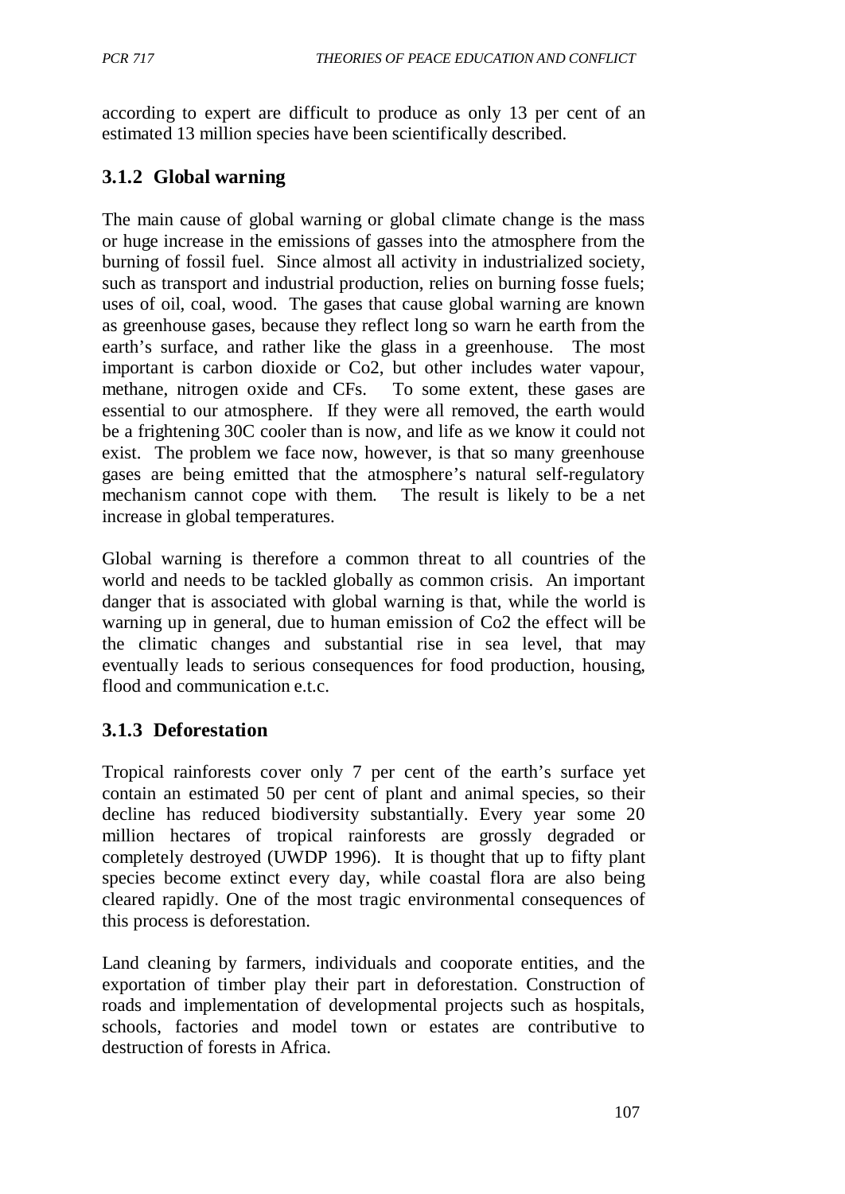according to expert are difficult to produce as only 13 per cent of an estimated 13 million species have been scientifically described.

### 3.1.2 Global warning

The main cause of global warning or global climate change is the mass or huge increase in the emissions of gasses into the atmosphere from the burning of fossil fuel. Since almost all activity in industrialized society, such as transport and industrial production, relies on burning fosse fuels; uses of oil, coal, wood. The gases that cause global warning are known as greenhouse gases, because they reflect long so warn he earth from the earth's surface, and rather like the glass in a greenhouse. The most important is carbon dioxide or Co2, but other includes water vapour, methane, nitrogen oxide and CFs. To some extent, these gases are essential to our atmosphere. If they were all removed, the earth would be a frightening 30C cooler than is now, and life as we know it could not exist. The problem we face now, however, is that so many greenhouse gases are being emitted that the atmosphere's natural self-regulatory mechanism cannot cope with them. The result is likely to be a net increase in global temperatures.

Global warning is therefore a common threat to all countries of the world and needs to be tackled globally as common crisis. An important danger that is associated with global warning is that, while the world is warning up in general, due to human emission of Co2 the effect will be the climatic changes and substantial rise in sea level, that may eventually leads to serious consequences for food production, housing, flood and communication e.t.c.

### 3.1.3 Deforestation

Tropical rainforests cover only 7 per cent of the earth's surface yet contain an estimated 50 per cent of plant and animal species, so their decline has reduced biodiversity substantially. Every year some 20 million hectares of tropical rainforests are grossly degraded or completely destroyed (UWDP 1996). It is thought that up to fifty plant species become extinct every day, while coastal flora are also being cleared rapidly. One of the most tragic environmental consequences of this process is deforestation.

Land cleaning by farmers, individuals and cooporate entities, and the exportation of timber play their part in deforestation. Construction of roads and implementation of developmental projects such as hospitals, schools, factories and model town or estates are contributive to destruction of forests in Africa.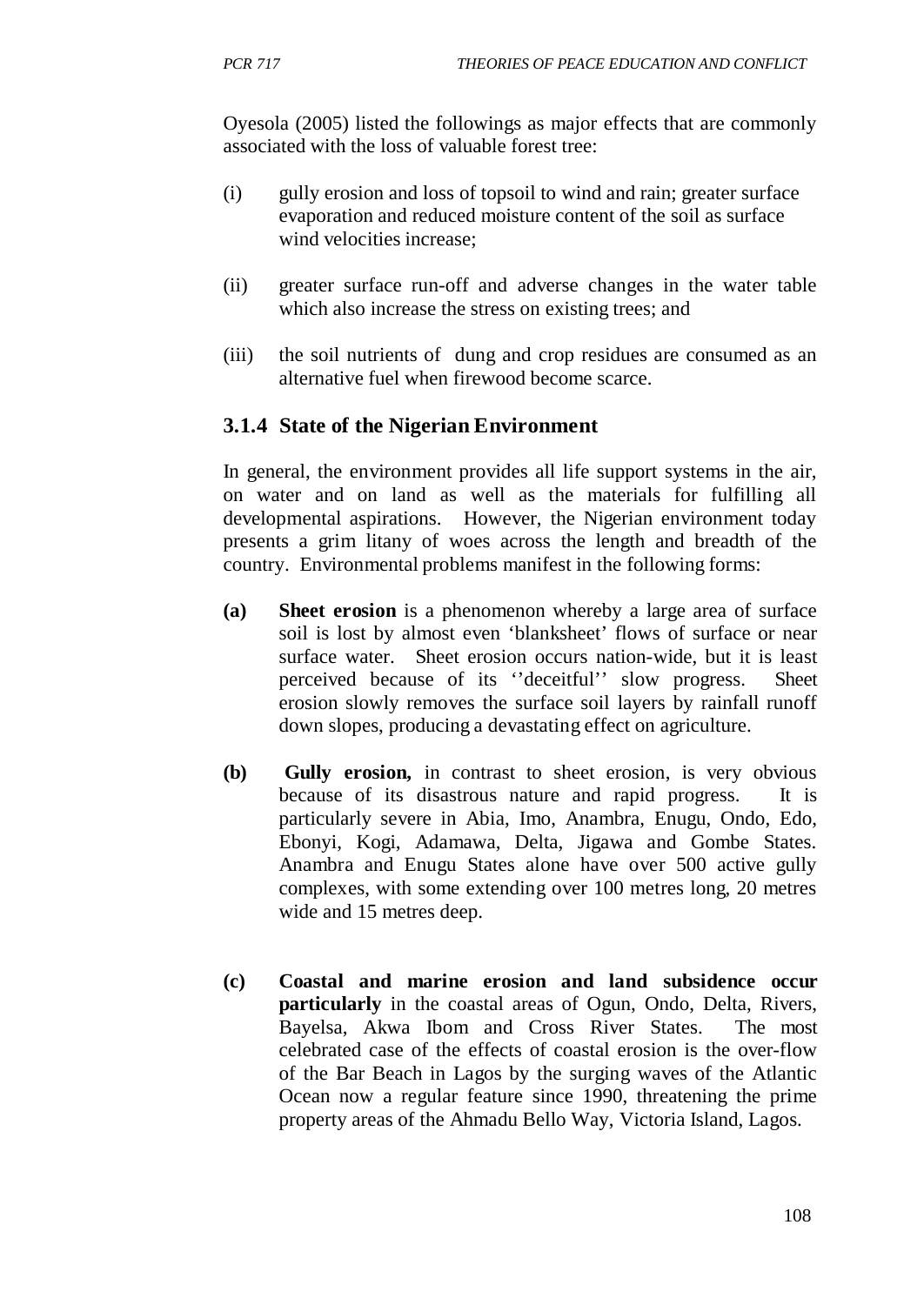Oyesola (2005) listed the followings as major effects that are commonly associated with the loss of valuable forest tree:

(i) gully erosion and loss of topsoil to wind and rain; greater surface evaporation and reduced moisture content of the soil as surface wind velocities increase;

(ii) greater surface run-off and adverse changes in the water table which also increase the stress on existing trees; and

(iii) the soil nutrients of dung and crop residues are consumed as an alternative fuel when firewood become scarce.

### 3.1.4 State of the Nigerian Environment

In general, the environment provides all life support systems in the air, on water and on land as well as the materials for fulfilling all developmental aspirations. However, the Nigerian environment today presents a grim litany of woes across the length and breadth of the country. Environmental problems manifest in the following forms:

**(a)** **Sheet erosion** is a phenomenon whereby a large area of surface soil is lost by almost even 'blanksheet' flows of surface or near surface water. Sheet erosion occurs nation-wide, but it is least perceived because of its ''deceitful'' slow progress. Sheet erosion slowly removes the surface soil layers by rainfall runoff down slopes, producing a devastating effect on agriculture.

**(b)** **Gully erosion,** in contrast to sheet erosion, is very obvious because of its disastrous nature and rapid progress. It is particularly severe in Abia, Imo, Anambra, Enugu, Ondo, Edo, Ebonyi, Kogi, Adamawa, Delta, Jigawa and Gombe States. Anambra and Enugu States alone have over 500 active gully complexes, with some extending over 100 metres long, 20 metres wide and 15 metres deep.

**(c)** **Coastal and marine erosion and land subsidence occur particularly** in the coastal areas of Ogun, Ondo, Delta, Rivers, Bayelsa, Akwa Ibom and Cross River States. The most celebrated case of the effects of coastal erosion is the over-flow of the Bar Beach in Lagos by the surging waves of the Atlantic Ocean now a regular feature since 1990, threatening the prime property areas of the Ahmadu Bello Way, Victoria Island, Lagos.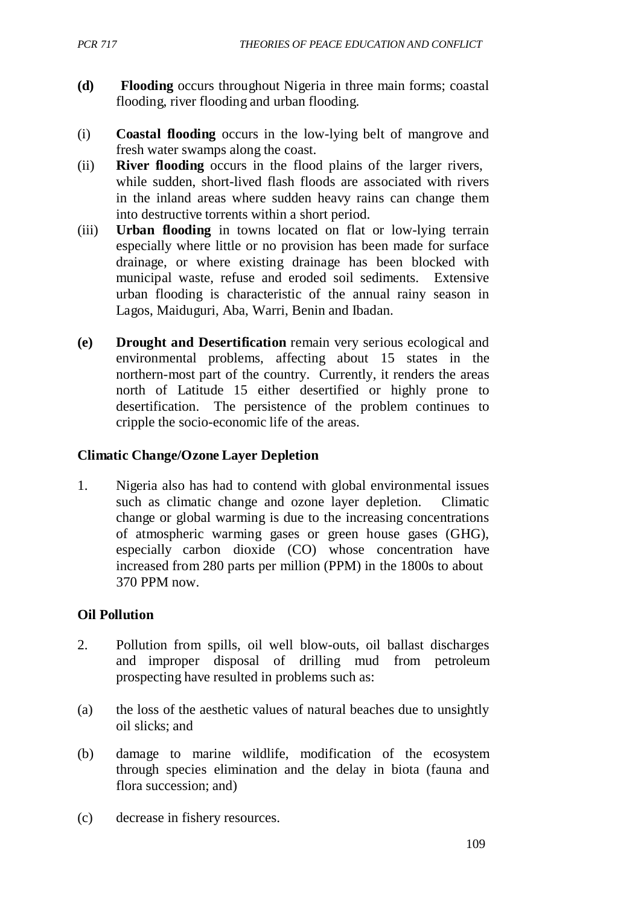**(d)** **Flooding** occurs throughout Nigeria in three main forms; coastal flooding, river flooding and urban flooding.

(i) **Coastal flooding** occurs in the low-lying belt of mangrove and fresh water swamps along the coast.

(ii) **River flooding** occurs in the flood plains of the larger rivers, while sudden, short-lived flash floods are associated with rivers in the inland areas where sudden heavy rains can change them into destructive torrents within a short period.

(iii) **Urban flooding** in towns located on flat or low-lying terrain especially where little or no provision has been made for surface drainage, or where existing drainage has been blocked with municipal waste, refuse and eroded soil sediments. Extensive urban flooding is characteristic of the annual rainy season in Lagos, Maiduguri, Aba, Warri, Benin and Ibadan.

**(e)** **Drought and Desertification** remain very serious ecological and environmental problems, affecting about 15 states in the northern-most part of the country. Currently, it renders the areas north of Latitude 15 either desertified or highly prone to desertification. The persistence of the problem continues to cripple the socio-economic life of the areas.

### Climatic Change/Ozone Layer Depletion

1. Nigeria also has had to contend with global environmental issues such as climatic change and ozone layer depletion. Climatic change or global warming is due to the increasing concentrations of atmospheric warming gases or green house gases (GHG), especially carbon dioxide (CO) whose concentration have increased from 280 parts per million (PPM) in the 1800s to about 370 PPM now.

### Oil Pollution

2. Pollution from spills, oil well blow-outs, oil ballast discharges and improper disposal of drilling mud from petroleum prospecting have resulted in problems such as:

(a) the loss of the aesthetic values of natural beaches due to unsightly oil slicks; and

(b) damage to marine wildlife, modification of the ecosystem through species elimination and the delay in biota (fauna and flora succession; and)

(c) decrease in fishery resources.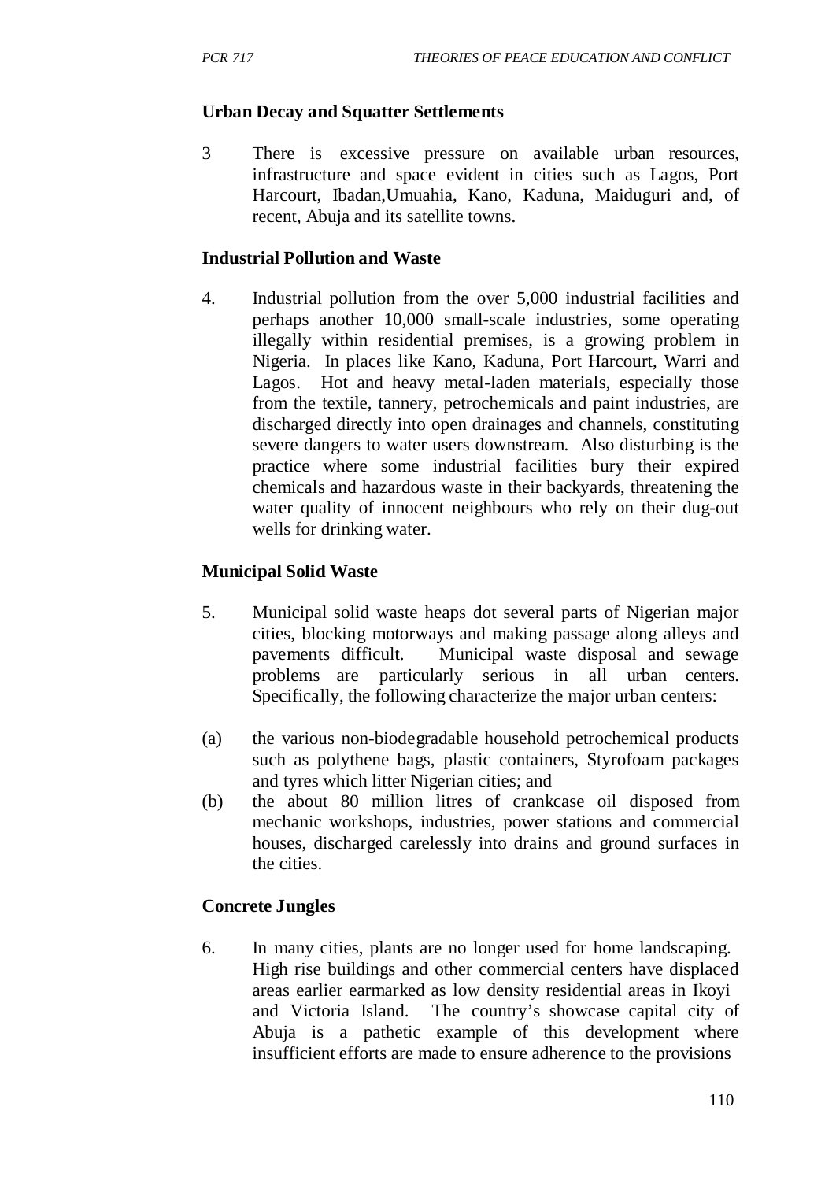**Urban Decay and Squatter Settlements**

3 There is excessive pressure on available urban resources, infrastructure and space evident in cities such as Lagos, Port Harcourt, Ibadan,Umuahia, Kano, Kaduna, Maiduguri and, of recent, Abuja and its satellite towns.

**Industrial Pollution and Waste**

4. Industrial pollution from the over 5,000 industrial facilities and perhaps another 10,000 small-scale industries, some operating illegally within residential premises, is a growing problem in Nigeria. In places like Kano, Kaduna, Port Harcourt, Warri and Lagos. Hot and heavy metal-laden materials, especially those from the textile, tannery, petrochemicals and paint industries, are discharged directly into open drainages and channels, constituting severe dangers to water users downstream. Also disturbing is the practice where some industrial facilities bury their expired chemicals and hazardous waste in their backyards, threatening the water quality of innocent neighbours who rely on their dug-out wells for drinking water.

**Municipal Solid Waste**

5. Municipal solid waste heaps dot several parts of Nigerian major cities, blocking motorways and making passage along alleys and pavements difficult. Municipal waste disposal and sewage problems are particularly serious in all urban centers. Specifically, the following characterize the major urban centers:

(a) the various non-biodegradable household petrochemical products such as polythene bags, plastic containers, Styrofoam packages and tyres which litter Nigerian cities; and

(b) the about 80 million litres of crankcase oil disposed from mechanic workshops, industries, power stations and commercial houses, discharged carelessly into drains and ground surfaces in the cities.

**Concrete Jungles**

6. In many cities, plants are no longer used for home landscaping. High rise buildings and other commercial centers have displaced areas earlier earmarked as low density residential areas in Ikoyi and Victoria Island. The country's showcase capital city of Abuja is a pathetic example of this development where insufficient efforts are made to ensure adherence to the provisions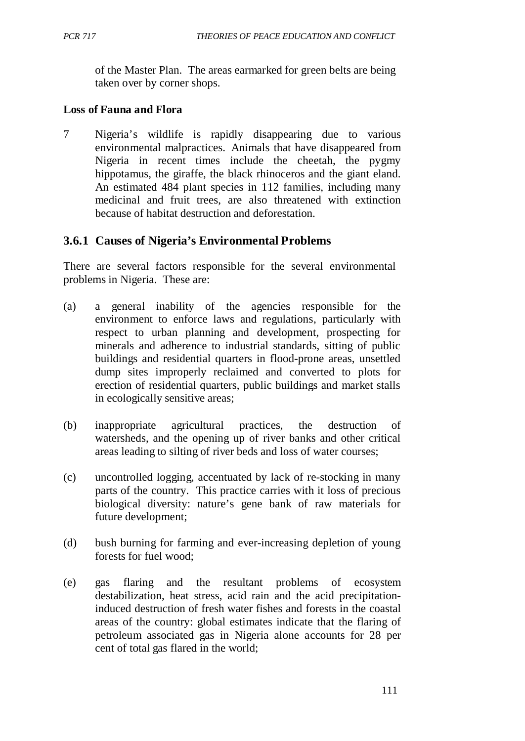of the Master Plan. The areas earmarked for green belts are being taken over by corner shops.

**Loss of Fauna and Flora**

7 Nigeria's wildlife is rapidly disappearing due to various environmental malpractices. Animals that have disappeared from Nigeria in recent times include the cheetah, the pygmy hippotamus, the giraffe, the black rhinoceros and the giant eland. An estimated 484 plant species in 112 families, including many medicinal and fruit trees, are also threatened with extinction because of habitat destruction and deforestation.

### 3.6.1 Causes of Nigeria's Environmental Problems

There are several factors responsible for the several environmental problems in Nigeria. These are:

(a) a general inability of the agencies responsible for the environment to enforce laws and regulations, particularly with respect to urban planning and development, prospecting for minerals and adherence to industrial standards, sitting of public buildings and residential quarters in flood-prone areas, unsettled dump sites improperly reclaimed and converted to plots for erection of residential quarters, public buildings and market stalls in ecologically sensitive areas;

(b) inappropriate agricultural practices, the destruction of watersheds, and the opening up of river banks and other critical areas leading to silting of river beds and loss of water courses;

(c) uncontrolled logging, accentuated by lack of re-stocking in many parts of the country. This practice carries with it loss of precious biological diversity: nature's gene bank of raw materials for future development;

(d) bush burning for farming and ever-increasing depletion of young forests for fuel wood;

(e) gas flaring and the resultant problems of ecosystem destabilization, heat stress, acid rain and the acid precipitation-induced destruction of fresh water fishes and forests in the coastal areas of the country: global estimates indicate that the flaring of petroleum associated gas in Nigeria alone accounts for 28 per cent of total gas flared in the world;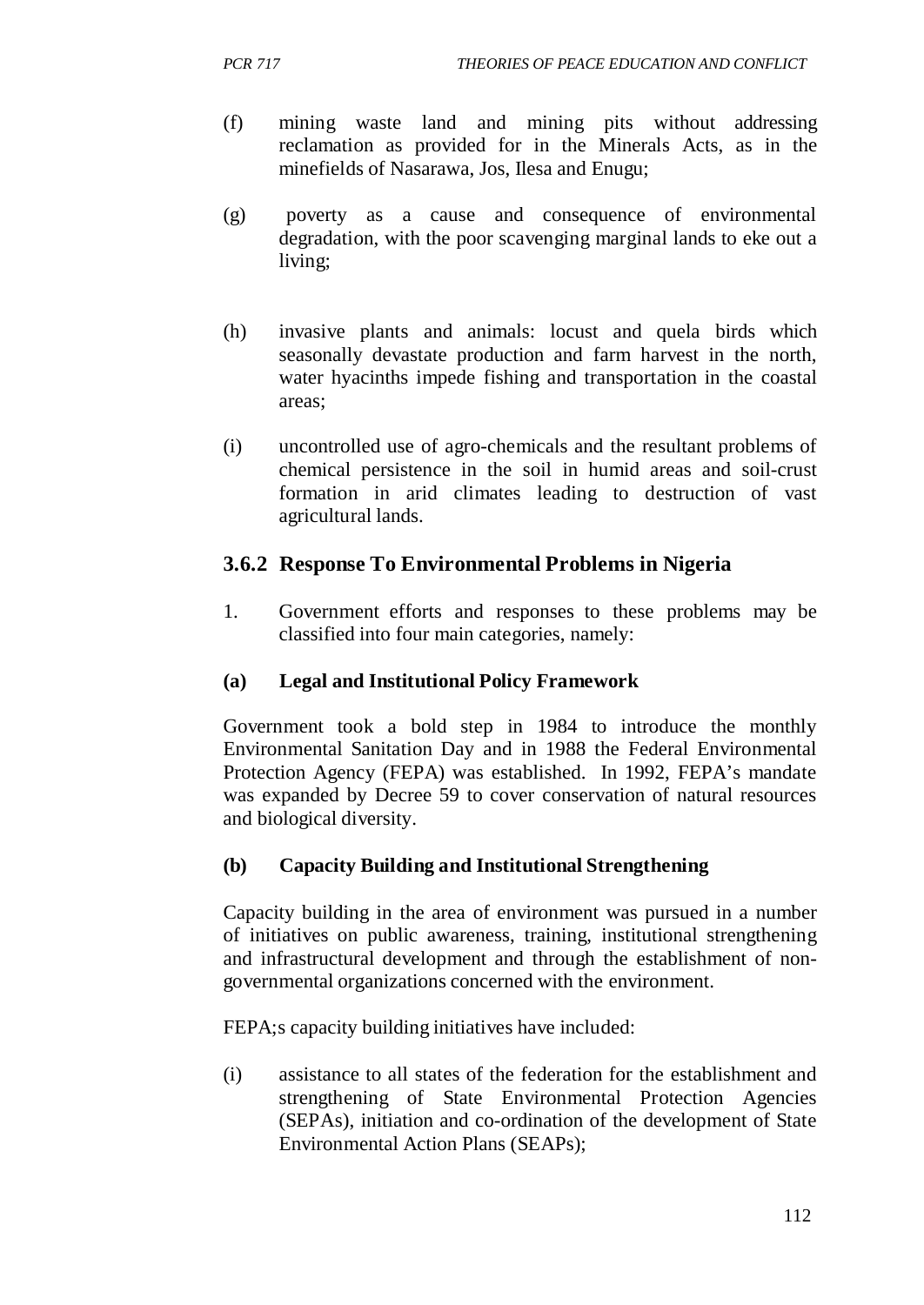(f) mining waste land and mining pits without addressing reclamation as provided for in the Minerals Acts, as in the minefields of Nasarawa, Jos, Ilesa and Enugu;

(g) poverty as a cause and consequence of environmental degradation, with the poor scavenging marginal lands to eke out a living;

(h) invasive plants and animals: locust and quela birds which seasonally devastate production and farm harvest in the north, water hyacinths impede fishing and transportation in the coastal areas;

(i) uncontrolled use of agro-chemicals and the resultant problems of chemical persistence in the soil in humid areas and soil-crust formation in arid climates leading to destruction of vast agricultural lands.

### 3.6.2 Response To Environmental Problems in Nigeria

1. Government efforts and responses to these problems may be classified into four main categories, namely:

**(a) Legal and Institutional Policy Framework**

Government took a bold step in 1984 to introduce the monthly Environmental Sanitation Day and in 1988 the Federal Environmental Protection Agency (FEPA) was established. In 1992, FEPA's mandate was expanded by Decree 59 to cover conservation of natural resources and biological diversity.

**(b) Capacity Building and Institutional Strengthening**

Capacity building in the area of environment was pursued in a number of initiatives on public awareness, training, institutional strengthening and infrastructural development and through the establishment of non-governmental organizations concerned with the environment.

FEPA;s capacity building initiatives have included:

(i) assistance to all states of the federation for the establishment and strengthening of State Environmental Protection Agencies (SEPAs), initiation and co-ordination of the development of State Environmental Action Plans (SEAPs);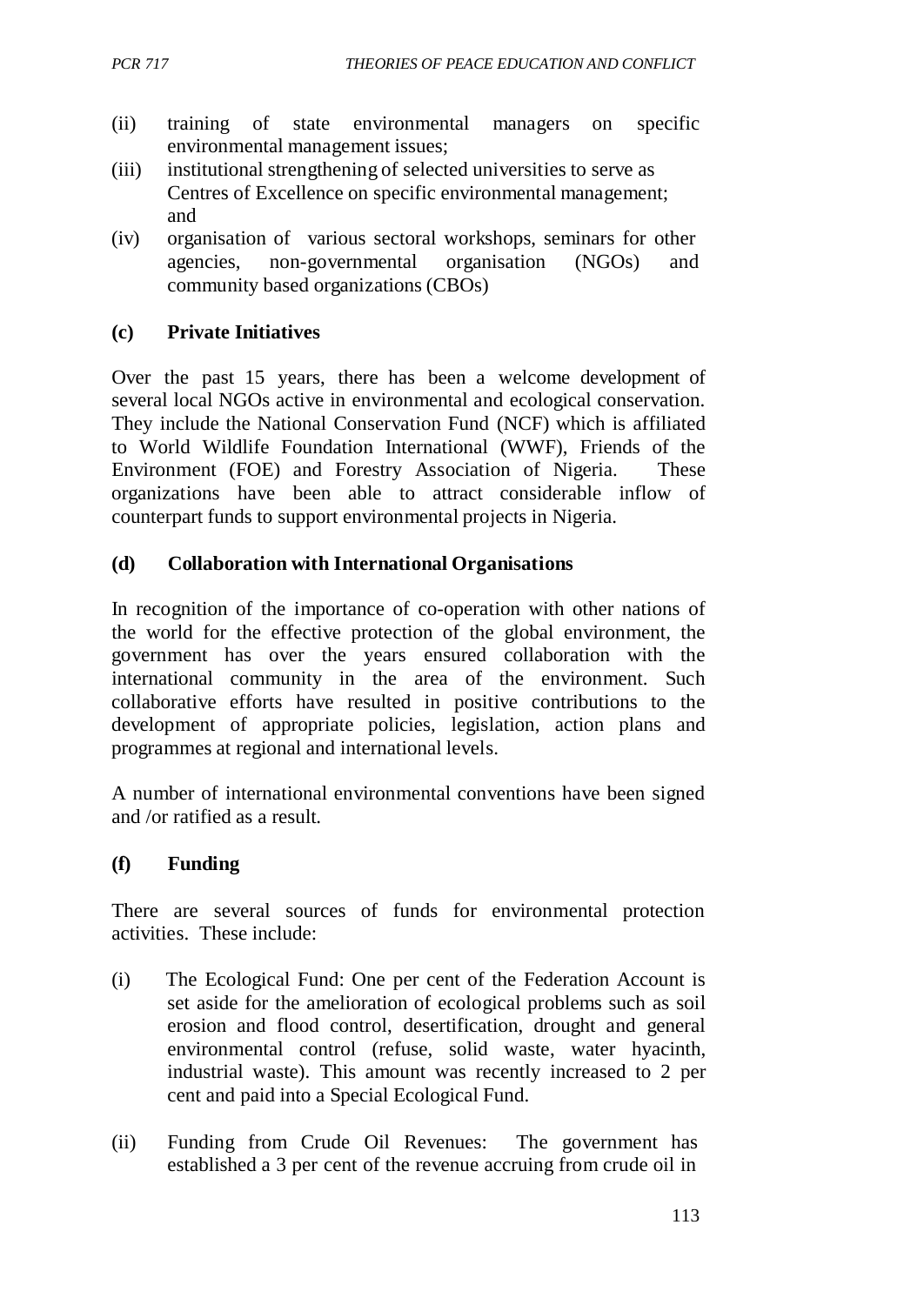(ii) training of state environmental managers on specific environmental management issues;
(iii) institutional strengthening of selected universities to serve as Centres of Excellence on specific environmental management; and
(iv) organisation of various sectoral workshops, seminars for other agencies, non-governmental organisation (NGOs) and community based organizations (CBOs)

**(c) Private Initiatives**

Over the past 15 years, there has been a welcome development of several local NGOs active in environmental and ecological conservation. They include the National Conservation Fund (NCF) which is affiliated to World Wildlife Foundation International (WWF), Friends of the Environment (FOE) and Forestry Association of Nigeria. These organizations have been able to attract considerable inflow of counterpart funds to support environmental projects in Nigeria.

**(d) Collaboration with International Organisations**

In recognition of the importance of co-operation with other nations of the world for the effective protection of the global environment, the government has over the years ensured collaboration with the international community in the area of the environment. Such collaborative efforts have resulted in positive contributions to the development of appropriate policies, legislation, action plans and programmes at regional and international levels.

A number of international environmental conventions have been signed and /or ratified as a result.

**(f) Funding**

There are several sources of funds for environmental protection activities. These include:

(i) The Ecological Fund: One per cent of the Federation Account is set aside for the amelioration of ecological problems such as soil erosion and flood control, desertification, drought and general environmental control (refuse, solid waste, water hyacinth, industrial waste). This amount was recently increased to 2 per cent and paid into a Special Ecological Fund.

(ii) Funding from Crude Oil Revenues: The government has established a 3 per cent of the revenue accruing from crude oil in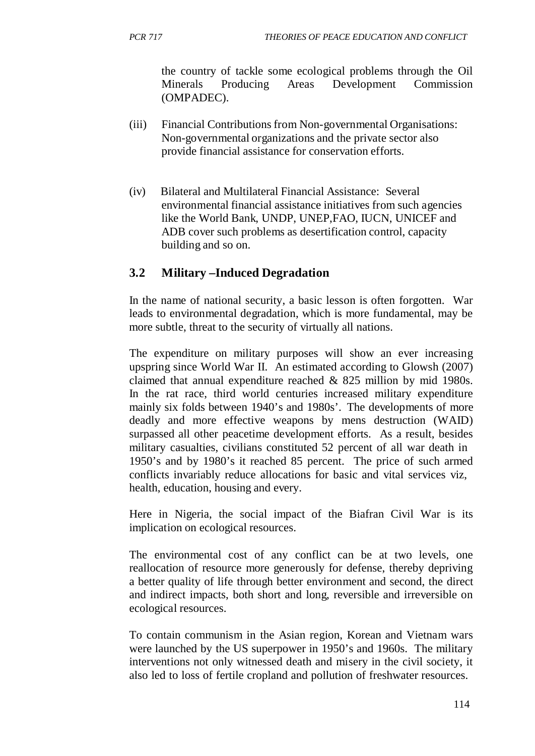the country of tackle some ecological problems through the Oil Minerals Producing Areas Development Commission (OMPADEC).

(iii) Financial Contributions from Non-governmental Organisations: Non-governmental organizations and the private sector also provide financial assistance for conservation efforts.

(iv) Bilateral and Multilateral Financial Assistance: Several environmental financial assistance initiatives from such agencies like the World Bank, UNDP, UNEP,FAO, IUCN, UNICEF and ADB cover such problems as desertification control, capacity building and so on.

## 3.2 Military –Induced Degradation

In the name of national security, a basic lesson is often forgotten. War leads to environmental degradation, which is more fundamental, may be more subtle, threat to the security of virtually all nations.

The expenditure on military purposes will show an ever increasing upspring since World War II. An estimated according to Glowsh (2007) claimed that annual expenditure reached & 825 million by mid 1980s. In the rat race, third world centuries increased military expenditure mainly six folds between 1940's and 1980s'. The developments of more deadly and more effective weapons by mens destruction (WAID) surpassed all other peacetime development efforts. As a result, besides military casualties, civilians constituted 52 percent of all war death in 1950's and by 1980's it reached 85 percent. The price of such armed conflicts invariably reduce allocations for basic and vital services viz, health, education, housing and every.

Here in Nigeria, the social impact of the Biafran Civil War is its implication on ecological resources.

The environmental cost of any conflict can be at two levels, one reallocation of resource more generously for defense, thereby depriving a better quality of life through better environment and second, the direct and indirect impacts, both short and long, reversible and irreversible on ecological resources.

To contain communism in the Asian region, Korean and Vietnam wars were launched by the US superpower in 1950's and 1960s. The military interventions not only witnessed death and misery in the civil society, it also led to loss of fertile cropland and pollution of freshwater resources.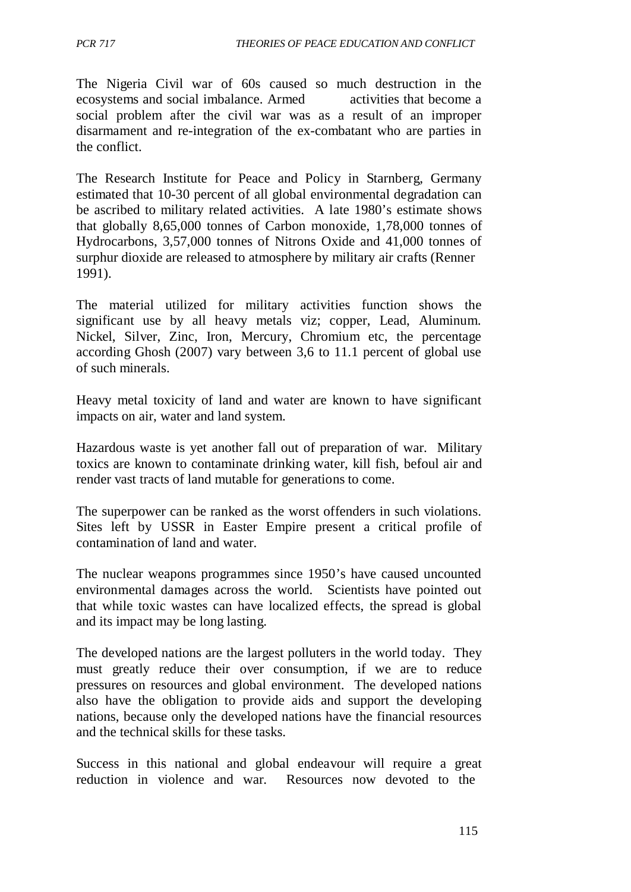The Nigeria Civil war of 60s caused so much destruction in the ecosystems and social imbalance. Armed activities that become a social problem after the civil war was as a result of an improper disarmament and re-integration of the ex-combatant who are parties in the conflict.

The Research Institute for Peace and Policy in Starnberg, Germany estimated that 10-30 percent of all global environmental degradation can be ascribed to military related activities. A late 1980's estimate shows that globally 8,65,000 tonnes of Carbon monoxide, 1,78,000 tonnes of Hydrocarbons, 3,57,000 tonnes of Nitrons Oxide and 41,000 tonnes of surphur dioxide are released to atmosphere by military air crafts (Renner 1991).

The material utilized for military activities function shows the significant use by all heavy metals viz; copper, Lead, Aluminum. Nickel, Silver, Zinc, Iron, Mercury, Chromium etc, the percentage according Ghosh (2007) vary between 3,6 to 11.1 percent of global use of such minerals.

Heavy metal toxicity of land and water are known to have significant impacts on air, water and land system.

Hazardous waste is yet another fall out of preparation of war. Military toxics are known to contaminate drinking water, kill fish, befoul air and render vast tracts of land mutable for generations to come.

The superpower can be ranked as the worst offenders in such violations. Sites left by USSR in Easter Empire present a critical profile of contamination of land and water.

The nuclear weapons programmes since 1950's have caused uncounted environmental damages across the world. Scientists have pointed out that while toxic wastes can have localized effects, the spread is global and its impact may be long lasting.

The developed nations are the largest polluters in the world today. They must greatly reduce their over consumption, if we are to reduce pressures on resources and global environment. The developed nations also have the obligation to provide aids and support the developing nations, because only the developed nations have the financial resources and the technical skills for these tasks.

Success in this national and global endeavour will require a great reduction in violence and war. Resources now devoted to the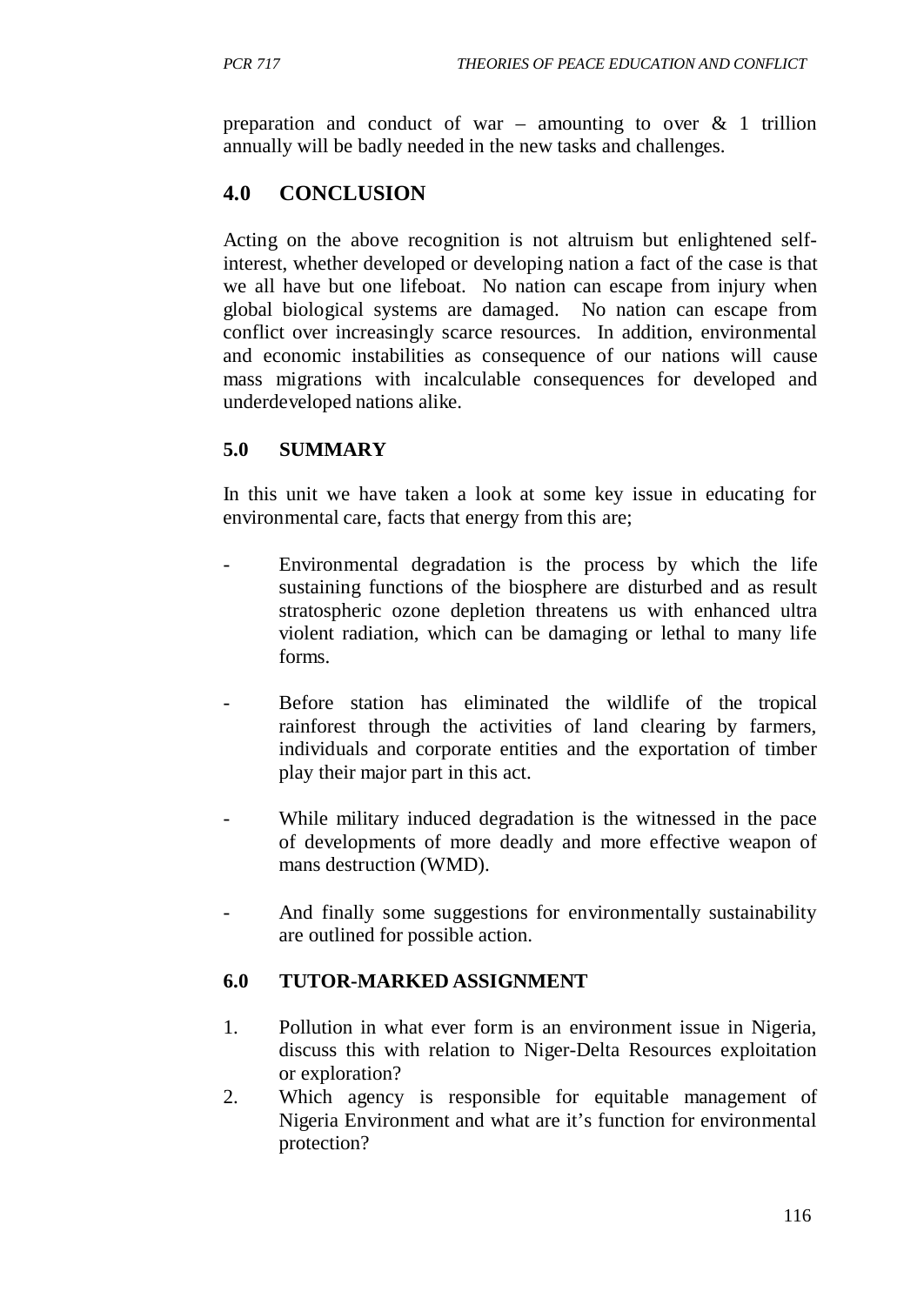preparation and conduct of war – amounting to over & 1 trillion annually will be badly needed in the new tasks and challenges.

## 4.0 CONCLUSION

Acting on the above recognition is not altruism but enlightened self-interest, whether developed or developing nation a fact of the case is that we all have but one lifeboat. No nation can escape from injury when global biological systems are damaged. No nation can escape from conflict over increasingly scarce resources. In addition, environmental and economic instabilities as consequence of our nations will cause mass migrations with incalculable consequences for developed and underdeveloped nations alike.

### 5.0 SUMMARY

In this unit we have taken a look at some key issue in educating for environmental care, facts that energy from this are;

- Environmental degradation is the process by which the life sustaining functions of the biosphere are disturbed and as result stratospheric ozone depletion threatens us with enhanced ultra violent radiation, which can be damaging or lethal to many life forms.
- Before station has eliminated the wildlife of the tropical rainforest through the activities of land clearing by farmers, individuals and corporate entities and the exportation of timber play their major part in this act.
- While military induced degradation is the witnessed in the pace of developments of more deadly and more effective weapon of mans destruction (WMD).
- And finally some suggestions for environmentally sustainability are outlined for possible action.

### 6.0 TUTOR-MARKED ASSIGNMENT

1. Pollution in what ever form is an environment issue in Nigeria, discuss this with relation to Niger-Delta Resources exploitation or exploration?
2. Which agency is responsible for equitable management of Nigeria Environment and what are it's function for environmental protection?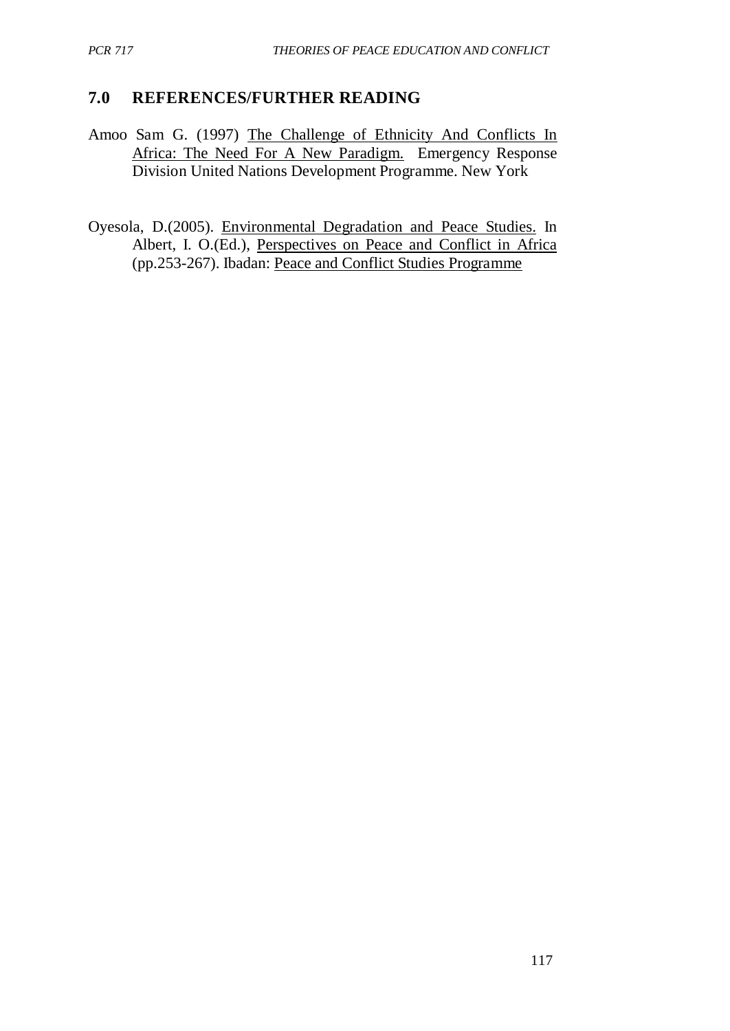## 7.0 REFERENCES/FURTHER READING

Amoo Sam G. (1997) The Challenge of Ethnicity And Conflicts In Africa: The Need For A New Paradigm. Emergency Response Division United Nations Development Programme. New York

Oyesola, D.(2005). Environmental Degradation and Peace Studies. In Albert, I. O.(Ed.), Perspectives on Peace and Conflict in Africa (pp.253-267). Ibadan: Peace and Conflict Studies Programme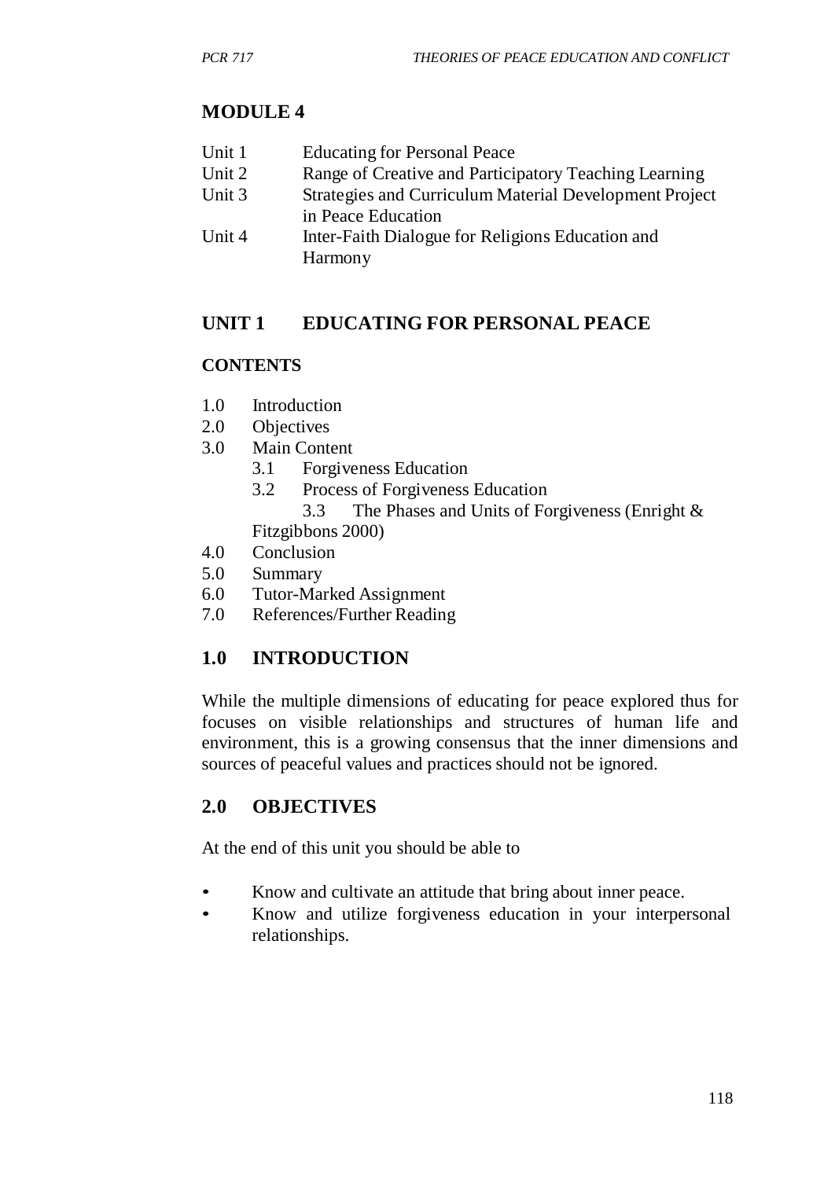## MODULE 4

| | |
|---|---|
| Unit 1 | Educating for Personal Peace |
| Unit 2 | Range of Creative and Participatory Teaching Learning |
| Unit 3 | Strategies and Curriculum Material Development Project in Peace Education |
| Unit 4 | Inter-Faith Dialogue for Religions Education and Harmony |

## UNIT 1 EDUCATING FOR PERSONAL PEACE

### CONTENTS

1.0 Introduction
2.0 Objectives
3.0 Main Content
  3.1 Forgiveness Education
  3.2 Process of Forgiveness Education
  3.3 The Phases and Units of Forgiveness (Enright & Fitzgibbons 2000)
4.0 Conclusion
5.0 Summary
6.0 Tutor-Marked Assignment
7.0 References/Further Reading

### 1.0 INTRODUCTION

While the multiple dimensions of educating for peace explored thus for focuses on visible relationships and structures of human life and environment, this is a growing consensus that the inner dimensions and sources of peaceful values and practices should not be ignored.

### 2.0 OBJECTIVES

At the end of this unit you should be able to

- Know and cultivate an attitude that bring about inner peace.
- Know and utilize forgiveness education in your interpersonal relationships.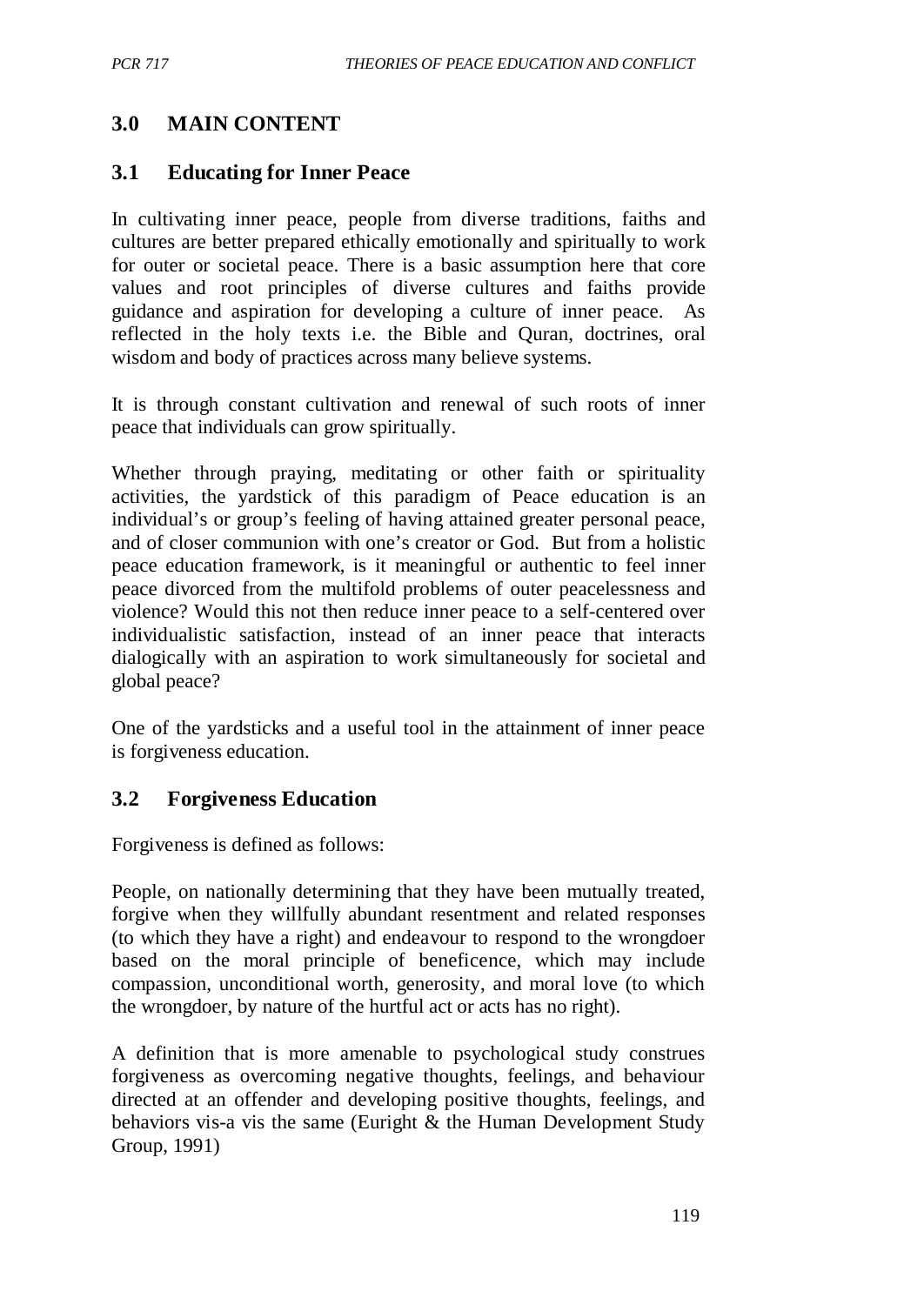## 3.0 MAIN CONTENT

### 3.1 Educating for Inner Peace

In cultivating inner peace, people from diverse traditions, faiths and cultures are better prepared ethically emotionally and spiritually to work for outer or societal peace. There is a basic assumption here that core values and root principles of diverse cultures and faiths provide guidance and aspiration for developing a culture of inner peace. As reflected in the holy texts i.e. the Bible and Quran, doctrines, oral wisdom and body of practices across many believe systems.

It is through constant cultivation and renewal of such roots of inner peace that individuals can grow spiritually.

Whether through praying, meditating or other faith or spirituality activities, the yardstick of this paradigm of Peace education is an individual's or group's feeling of having attained greater personal peace, and of closer communion with one's creator or God. But from a holistic peace education framework, is it meaningful or authentic to feel inner peace divorced from the multifold problems of outer peacelessness and violence? Would this not then reduce inner peace to a self-centered over individualistic satisfaction, instead of an inner peace that interacts dialogically with an aspiration to work simultaneously for societal and global peace?

One of the yardsticks and a useful tool in the attainment of inner peace is forgiveness education.

### 3.2 Forgiveness Education

Forgiveness is defined as follows:

People, on nationally determining that they have been mutually treated, forgive when they willfully abundant resentment and related responses (to which they have a right) and endeavour to respond to the wrongdoer based on the moral principle of beneficence, which may include compassion, unconditional worth, generosity, and moral love (to which the wrongdoer, by nature of the hurtful act or acts has no right).

A definition that is more amenable to psychological study construes forgiveness as overcoming negative thoughts, feelings, and behaviour directed at an offender and developing positive thoughts, feelings, and behaviors vis-a vis the same (Euright & the Human Development Study Group, 1991)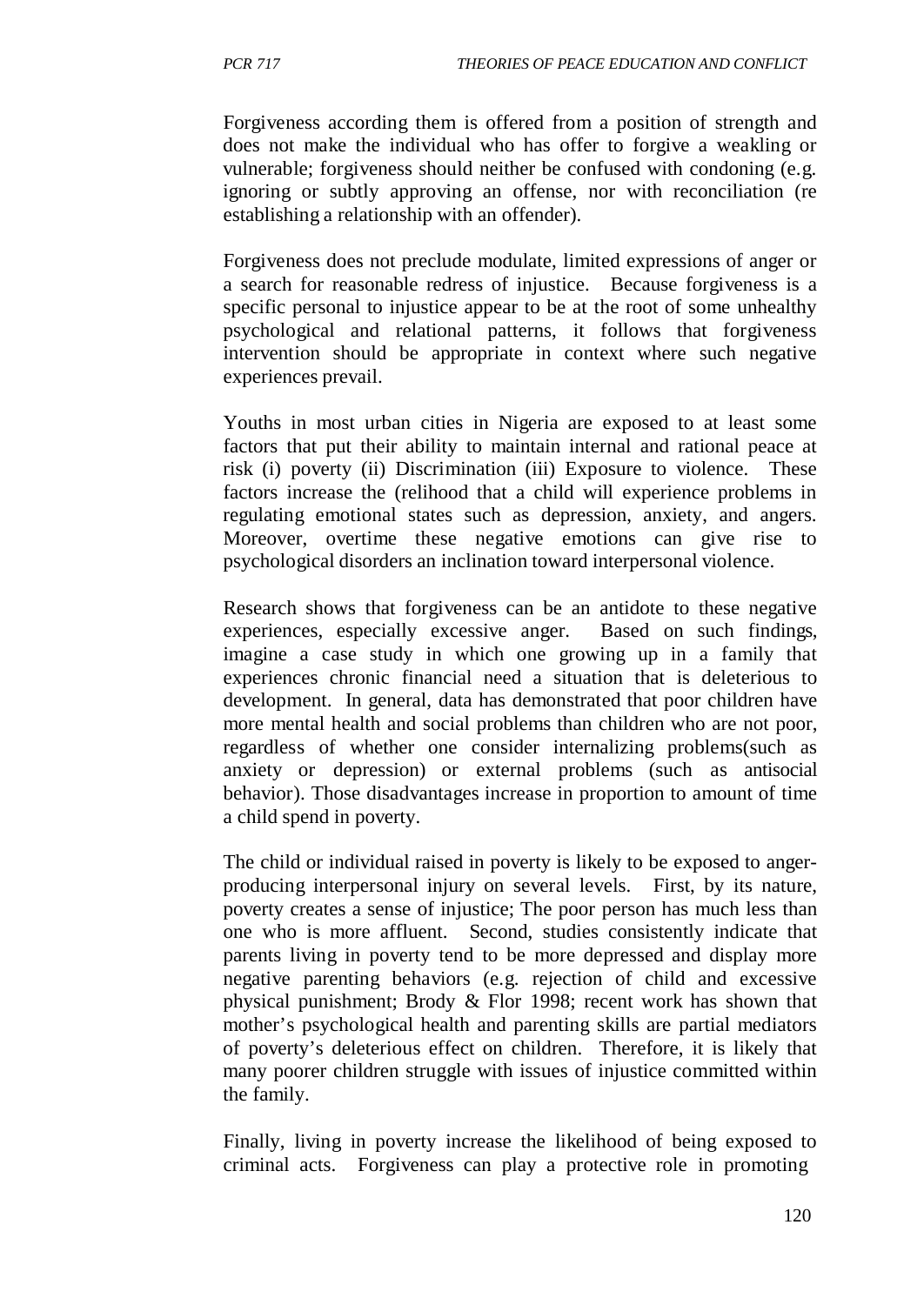Forgiveness according them is offered from a position of strength and does not make the individual who has offer to forgive a weakling or vulnerable; forgiveness should neither be confused with condoning (e.g. ignoring or subtly approving an offense, nor with reconciliation (re establishing a relationship with an offender).

Forgiveness does not preclude modulate, limited expressions of anger or a search for reasonable redress of injustice. Because forgiveness is a specific personal to injustice appear to be at the root of some unhealthy psychological and relational patterns, it follows that forgiveness intervention should be appropriate in context where such negative experiences prevail.

Youths in most urban cities in Nigeria are exposed to at least some factors that put their ability to maintain internal and rational peace at risk (i) poverty (ii) Discrimination (iii) Exposure to violence. These factors increase the (relihood that a child will experience problems in regulating emotional states such as depression, anxiety, and angers. Moreover, overtime these negative emotions can give rise to psychological disorders an inclination toward interpersonal violence.

Research shows that forgiveness can be an antidote to these negative experiences, especially excessive anger. Based on such findings, imagine a case study in which one growing up in a family that experiences chronic financial need a situation that is deleterious to development. In general, data has demonstrated that poor children have more mental health and social problems than children who are not poor, regardless of whether one consider internalizing problems(such as anxiety or depression) or external problems (such as antisocial behavior). Those disadvantages increase in proportion to amount of time a child spend in poverty.

The child or individual raised in poverty is likely to be exposed to anger-producing interpersonal injury on several levels. First, by its nature, poverty creates a sense of injustice; The poor person has much less than one who is more affluent. Second, studies consistently indicate that parents living in poverty tend to be more depressed and display more negative parenting behaviors (e.g. rejection of child and excessive physical punishment; Brody & Flor 1998; recent work has shown that mother's psychological health and parenting skills are partial mediators of poverty's deleterious effect on children. Therefore, it is likely that many poorer children struggle with issues of injustice committed within the family.

Finally, living in poverty increase the likelihood of being exposed to criminal acts. Forgiveness can play a protective role in promoting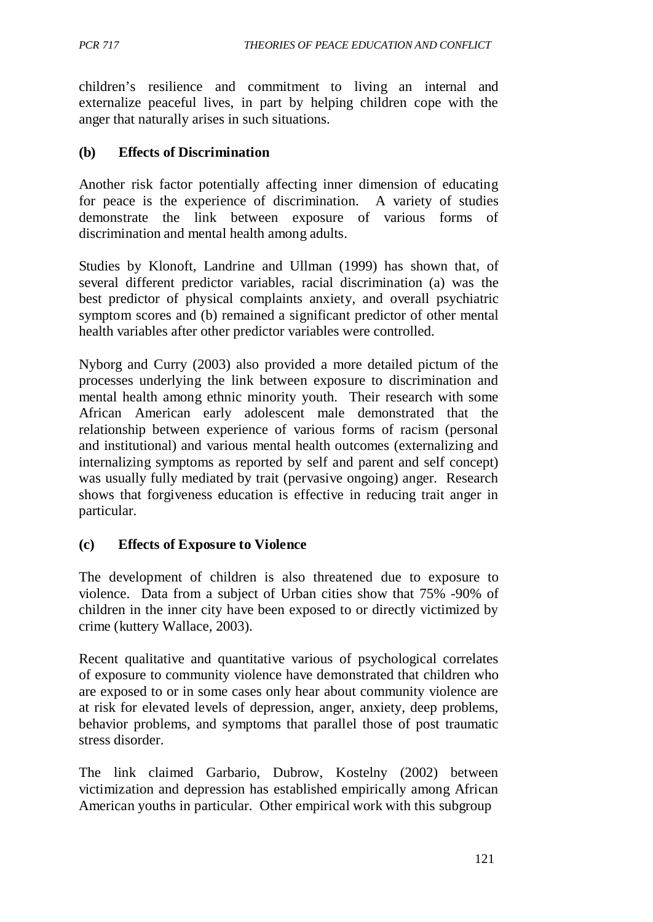children's resilience and commitment to living an internal and externalize peaceful lives, in part by helping children cope with the anger that naturally arises in such situations.

**(b) Effects of Discrimination**

Another risk factor potentially affecting inner dimension of educating for peace is the experience of discrimination. A variety of studies demonstrate the link between exposure of various forms of discrimination and mental health among adults.

Studies by Klonoft, Landrine and Ullman (1999) has shown that, of several different predictor variables, racial discrimination (a) was the best predictor of physical complaints anxiety, and overall psychiatric symptom scores and (b) remained a significant predictor of other mental health variables after other predictor variables were controlled.

Nyborg and Curry (2003) also provided a more detailed pictum of the processes underlying the link between exposure to discrimination and mental health among ethnic minority youth. Their research with some African American early adolescent male demonstrated that the relationship between experience of various forms of racism (personal and institutional) and various mental health outcomes (externalizing and internalizing symptoms as reported by self and parent and self concept) was usually fully mediated by trait (pervasive ongoing) anger. Research shows that forgiveness education is effective in reducing trait anger in particular.

**(c) Effects of Exposure to Violence**

The development of children is also threatened due to exposure to violence. Data from a subject of Urban cities show that 75% -90% of children in the inner city have been exposed to or directly victimized by crime (kuttery Wallace, 2003).

Recent qualitative and quantitative various of psychological correlates of exposure to community violence have demonstrated that children who are exposed to or in some cases only hear about community violence are at risk for elevated levels of depression, anger, anxiety, deep problems, behavior problems, and symptoms that parallel those of post traumatic stress disorder.

The link claimed Garbario, Dubrow, Kostelny (2002) between victimization and depression has established empirically among African American youths in particular. Other empirical work with this subgroup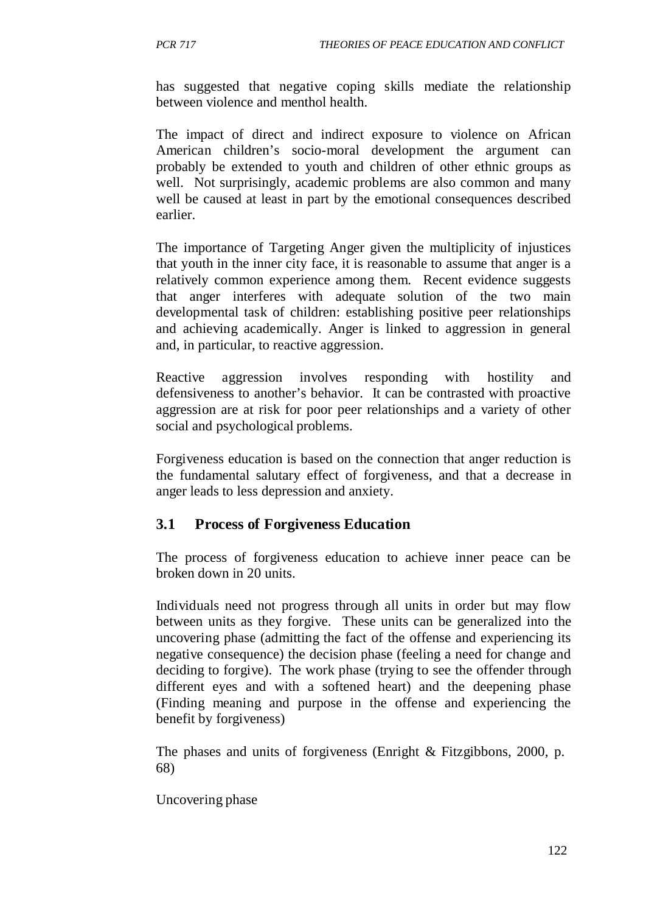has suggested that negative coping skills mediate the relationship between violence and menthol health.

The impact of direct and indirect exposure to violence on African American children's socio-moral development the argument can probably be extended to youth and children of other ethnic groups as well. Not surprisingly, academic problems are also common and many well be caused at least in part by the emotional consequences described earlier.

The importance of Targeting Anger given the multiplicity of injustices that youth in the inner city face, it is reasonable to assume that anger is a relatively common experience among them. Recent evidence suggests that anger interferes with adequate solution of the two main developmental task of children: establishing positive peer relationships and achieving academically. Anger is linked to aggression in general and, in particular, to reactive aggression.

Reactive aggression involves responding with hostility and defensiveness to another's behavior. It can be contrasted with proactive aggression are at risk for poor peer relationships and a variety of other social and psychological problems.

Forgiveness education is based on the connection that anger reduction is the fundamental salutary effect of forgiveness, and that a decrease in anger leads to less depression and anxiety.

### 3.1 Process of Forgiveness Education

The process of forgiveness education to achieve inner peace can be broken down in 20 units.

Individuals need not progress through all units in order but may flow between units as they forgive. These units can be generalized into the uncovering phase (admitting the fact of the offense and experiencing its negative consequence) the decision phase (feeling a need for change and deciding to forgive). The work phase (trying to see the offender through different eyes and with a softened heart) and the deepening phase (Finding meaning and purpose in the offense and experiencing the benefit by forgiveness)

The phases and units of forgiveness (Enright & Fitzgibbons, 2000, p. 68)

Uncovering phase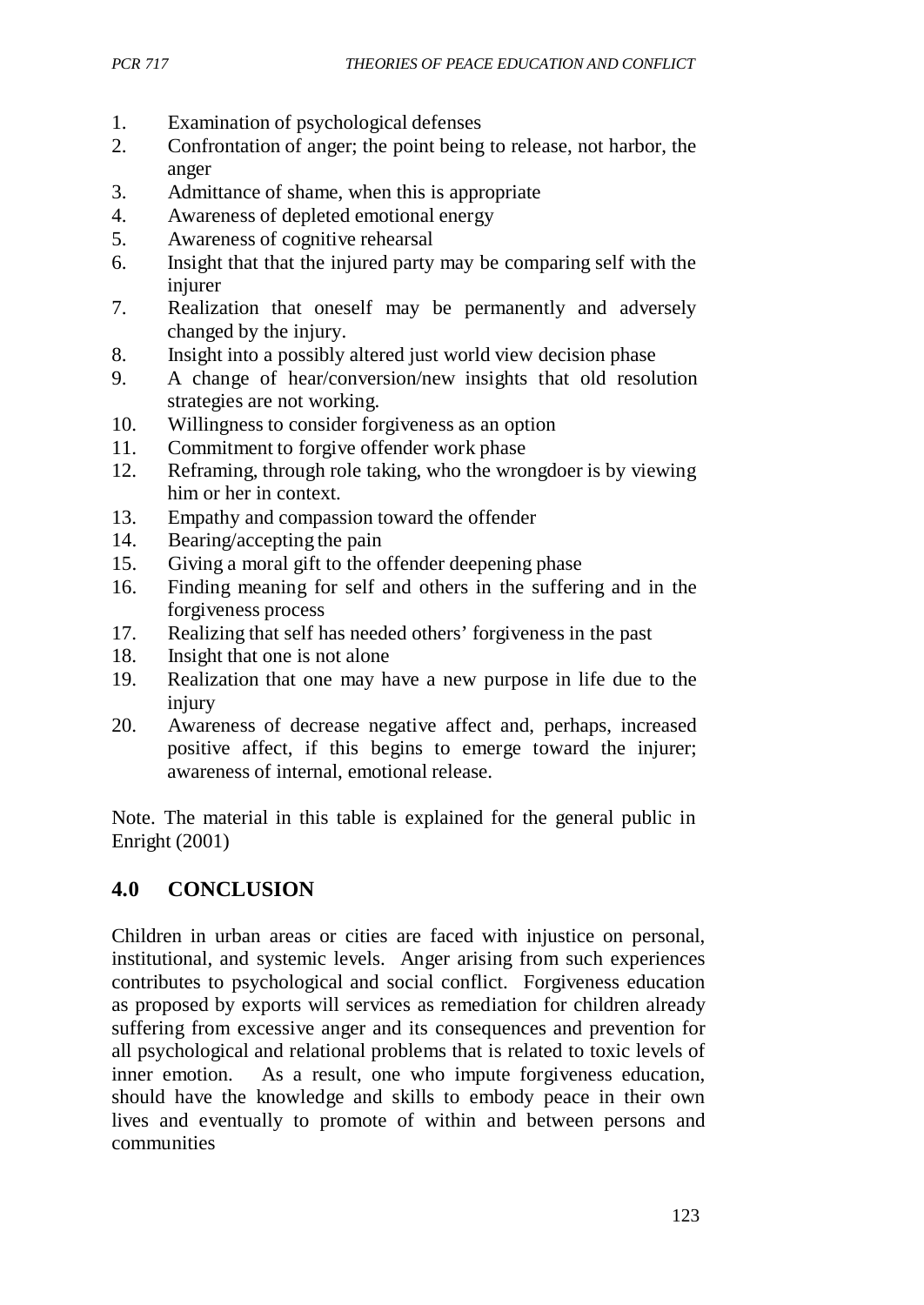1. Examination of psychological defenses
2. Confrontation of anger; the point being to release, not harbor, the anger
3. Admittance of shame, when this is appropriate
4. Awareness of depleted emotional energy
5. Awareness of cognitive rehearsal
6. Insight that that the injured party may be comparing self with the injurer
7. Realization that oneself may be permanently and adversely changed by the injury.
8. Insight into a possibly altered just world view decision phase
9. A change of hear/conversion/new insights that old resolution strategies are not working.
10. Willingness to consider forgiveness as an option
11. Commitment to forgive offender work phase
12. Reframing, through role taking, who the wrongdoer is by viewing him or her in context.
13. Empathy and compassion toward the offender
14. Bearing/accepting the pain
15. Giving a moral gift to the offender deepening phase
16. Finding meaning for self and others in the suffering and in the forgiveness process
17. Realizing that self has needed others' forgiveness in the past
18. Insight that one is not alone
19. Realization that one may have a new purpose in life due to the injury
20. Awareness of decrease negative affect and, perhaps, increased positive affect, if this begins to emerge toward the injurer; awareness of internal, emotional release.

Note. The material in this table is explained for the general public in Enright (2001)

## 4.0 CONCLUSION

Children in urban areas or cities are faced with injustice on personal, institutional, and systemic levels. Anger arising from such experiences contributes to psychological and social conflict. Forgiveness education as proposed by exports will services as remediation for children already suffering from excessive anger and its consequences and prevention for all psychological and relational problems that is related to toxic levels of inner emotion. As a result, one who impute forgiveness education, should have the knowledge and skills to embody peace in their own lives and eventually to promote of within and between persons and communities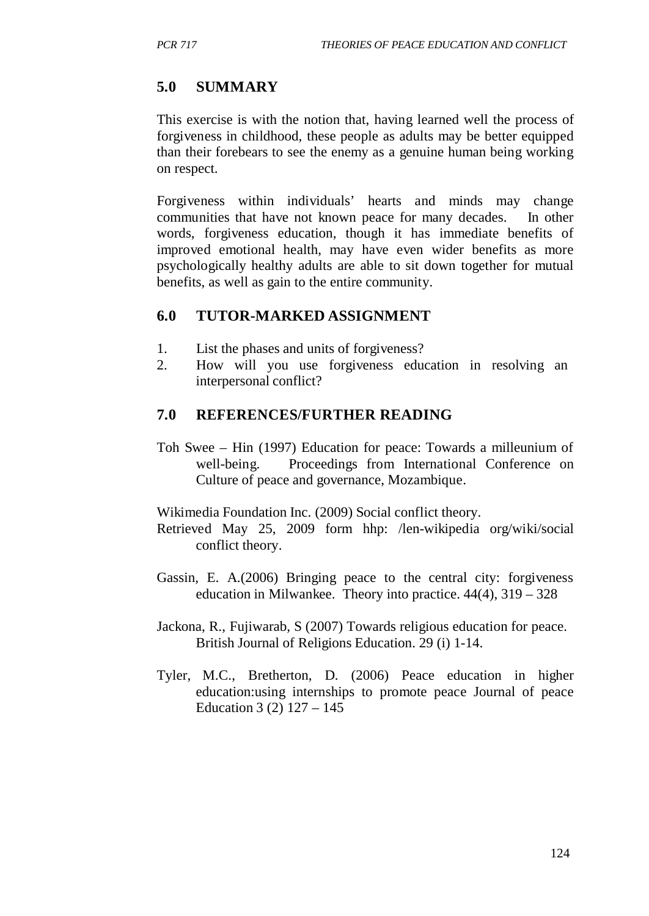## 5.0 SUMMARY

This exercise is with the notion that, having learned well the process of forgiveness in childhood, these people as adults may be better equipped than their forebears to see the enemy as a genuine human being working on respect.

Forgiveness within individuals' hearts and minds may change communities that have not known peace for many decades. In other words, forgiveness education, though it has immediate benefits of improved emotional health, may have even wider benefits as more psychologically healthy adults are able to sit down together for mutual benefits, as well as gain to the entire community.

## 6.0 TUTOR-MARKED ASSIGNMENT

1. List the phases and units of forgiveness?
2. How will you use forgiveness education in resolving an interpersonal conflict?

## 7.0 REFERENCES/FURTHER READING

Toh Swee – Hin (1997) Education for peace: Towards a milleunium of well-being. Proceedings from International Conference on Culture of peace and governance, Mozambique.

Wikimedia Foundation Inc. (2009) Social conflict theory.
Retrieved May 25, 2009 form hhp: /len-wikipedia org/wiki/social conflict theory.

Gassin, E. A.(2006) Bringing peace to the central city: forgiveness education in Milwankee. Theory into practice. 44(4), 319 – 328

Jackona, R., Fujiwarab, S (2007) Towards religious education for peace. British Journal of Religions Education. 29 (i) 1-14.

Tyler, M.C., Bretherton, D. (2006) Peace education in higher education:using internships to promote peace Journal of peace Education 3 (2) 127 – 145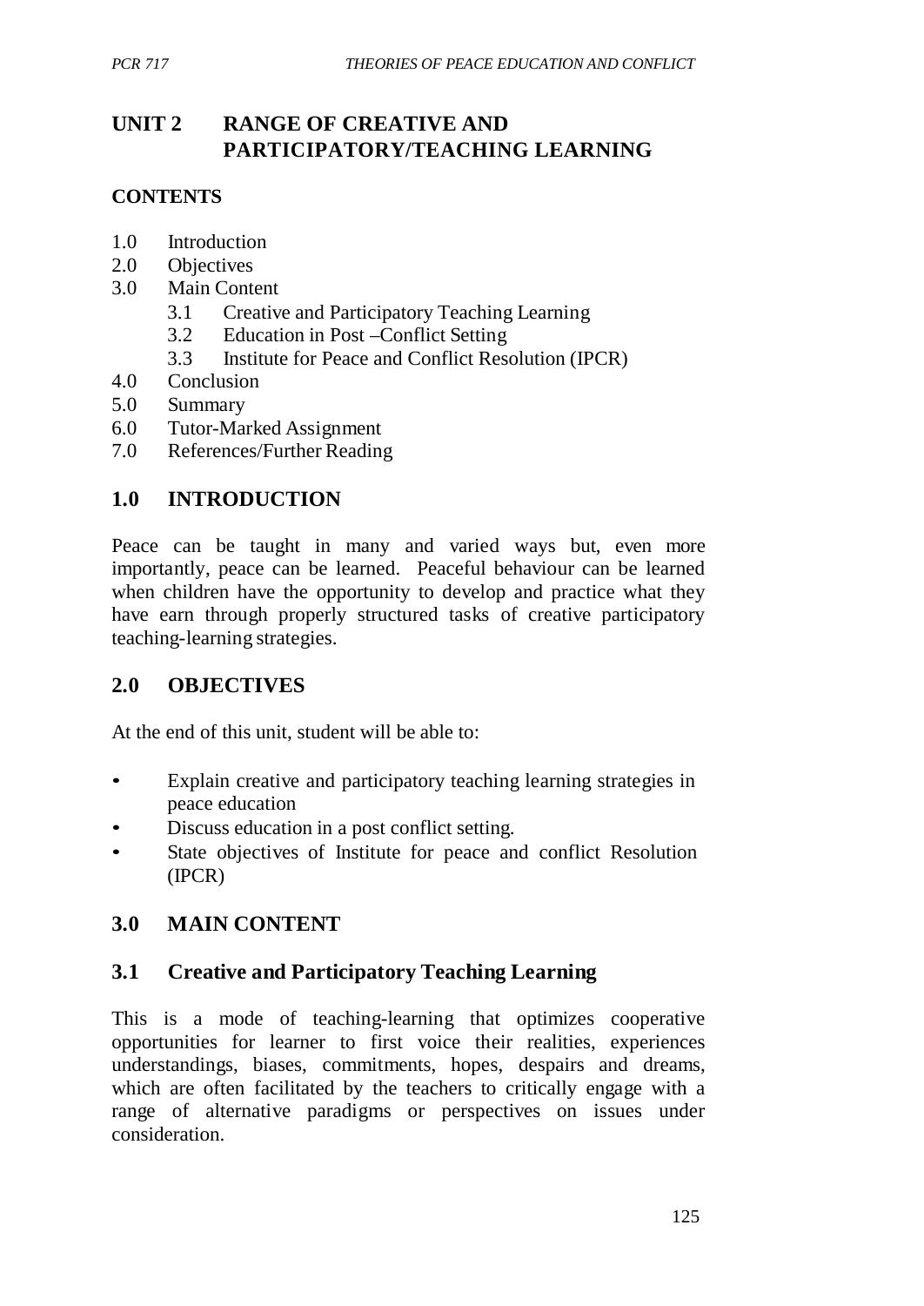## UNIT 2 RANGE OF CREATIVE AND PARTICIPATORY/TEACHING LEARNING

**CONTENTS**

1.0 Introduction
2.0 Objectives
3.0 Main Content
    3.1 Creative and Participatory Teaching Learning
    3.2 Education in Post –Conflict Setting
    3.3 Institute for Peace and Conflict Resolution (IPCR)
4.0 Conclusion
5.0 Summary
6.0 Tutor-Marked Assignment
7.0 References/Further Reading

### 1.0 INTRODUCTION

Peace can be taught in many and varied ways but, even more importantly, peace can be learned. Peaceful behaviour can be learned when children have the opportunity to develop and practice what they have earn through properly structured tasks of creative participatory teaching-learning strategies.

### 2.0 OBJECTIVES

At the end of this unit, student will be able to:

- Explain creative and participatory teaching learning strategies in peace education
- Discuss education in a post conflict setting.
- State objectives of Institute for peace and conflict Resolution (IPCR)

### 3.0 MAIN CONTENT

### 3.1 Creative and Participatory Teaching Learning

This is a mode of teaching-learning that optimizes cooperative opportunities for learner to first voice their realities, experiences understandings, biases, commitments, hopes, despairs and dreams, which are often facilitated by the teachers to critically engage with a range of alternative paradigms or perspectives on issues under consideration.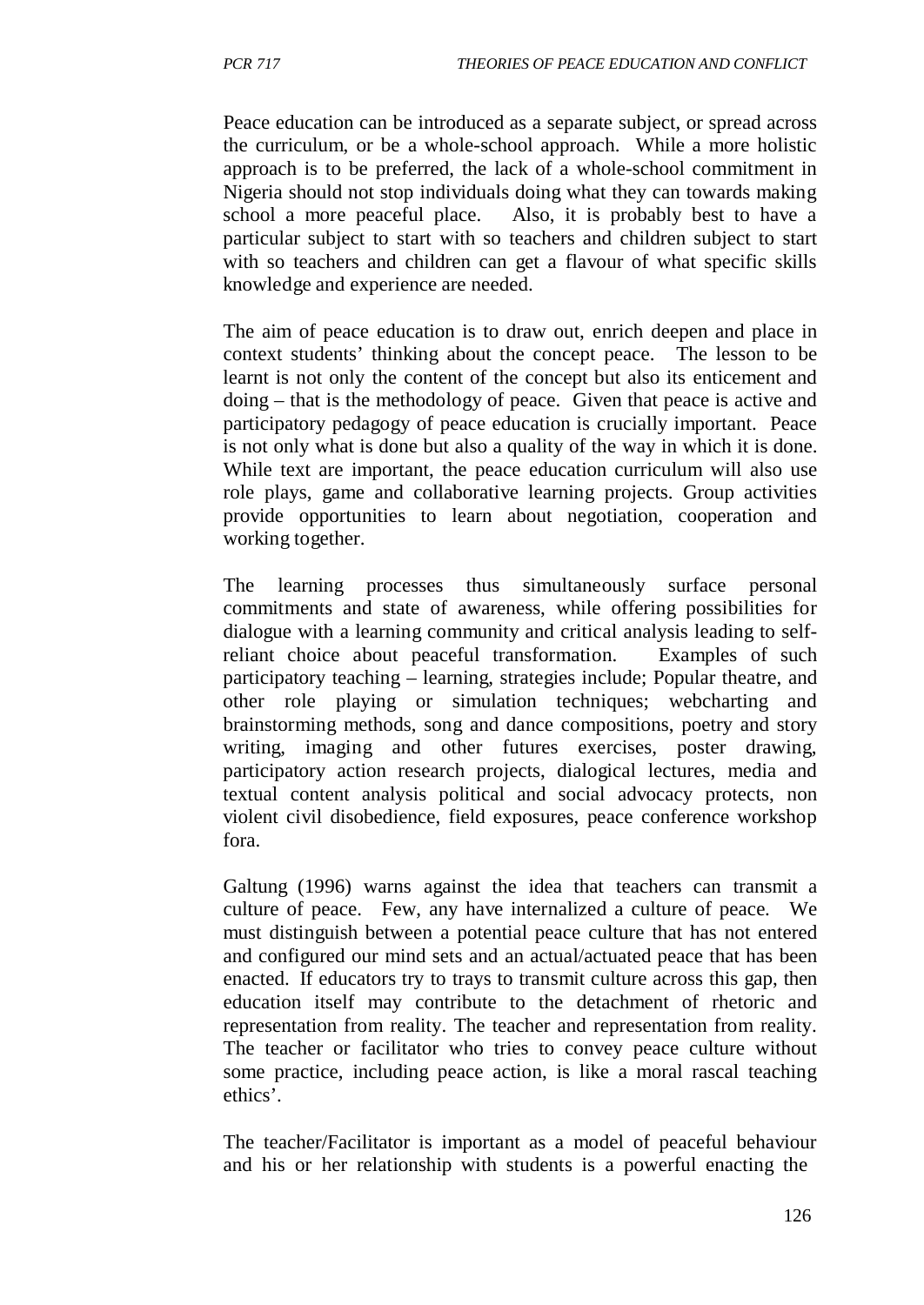Peace education can be introduced as a separate subject, or spread across the curriculum, or be a whole-school approach. While a more holistic approach is to be preferred, the lack of a whole-school commitment in Nigeria should not stop individuals doing what they can towards making school a more peaceful place. Also, it is probably best to have a particular subject to start with so teachers and children subject to start with so teachers and children can get a flavour of what specific skills knowledge and experience are needed.

The aim of peace education is to draw out, enrich deepen and place in context students' thinking about the concept peace. The lesson to be learnt is not only the content of the concept but also its enticement and doing – that is the methodology of peace. Given that peace is active and participatory pedagogy of peace education is crucially important. Peace is not only what is done but also a quality of the way in which it is done. While text are important, the peace education curriculum will also use role plays, game and collaborative learning projects. Group activities provide opportunities to learn about negotiation, cooperation and working together.

The learning processes thus simultaneously surface personal commitments and state of awareness, while offering possibilities for dialogue with a learning community and critical analysis leading to self-reliant choice about peaceful transformation. Examples of such participatory teaching – learning, strategies include; Popular theatre, and other role playing or simulation techniques; webcharting and brainstorming methods, song and dance compositions, poetry and story writing, imaging and other futures exercises, poster drawing, participatory action research projects, dialogical lectures, media and textual content analysis political and social advocacy protects, non violent civil disobedience, field exposures, peace conference workshop fora.

Galtung (1996) warns against the idea that teachers can transmit a culture of peace. Few, any have internalized a culture of peace. We must distinguish between a potential peace culture that has not entered and configured our mind sets and an actual/actuated peace that has been enacted. If educators try to trays to transmit culture across this gap, then education itself may contribute to the detachment of rhetoric and representation from reality. The teacher and representation from reality. The teacher or facilitator who tries to convey peace culture without some practice, including peace action, is like a moral rascal teaching ethics'.

The teacher/Facilitator is important as a model of peaceful behaviour and his or her relationship with students is a powerful enacting the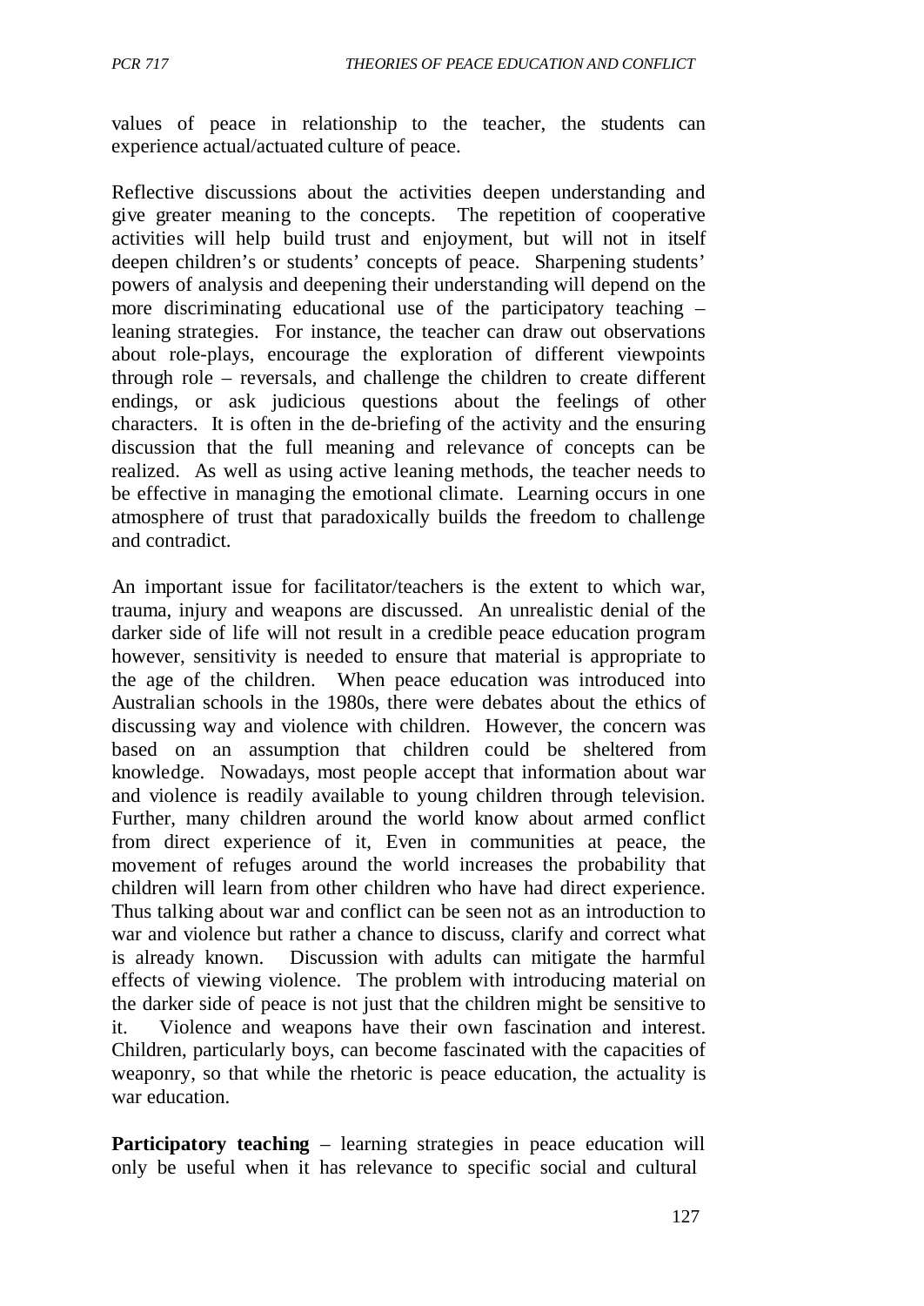values of peace in relationship to the teacher, the students can experience actual/actuated culture of peace.

Reflective discussions about the activities deepen understanding and give greater meaning to the concepts. The repetition of cooperative activities will help build trust and enjoyment, but will not in itself deepen children's or students' concepts of peace. Sharpening students' powers of analysis and deepening their understanding will depend on the more discriminating educational use of the participatory teaching – leaning strategies. For instance, the teacher can draw out observations about role-plays, encourage the exploration of different viewpoints through role – reversals, and challenge the children to create different endings, or ask judicious questions about the feelings of other characters. It is often in the de-briefing of the activity and the ensuring discussion that the full meaning and relevance of concepts can be realized. As well as using active leaning methods, the teacher needs to be effective in managing the emotional climate. Learning occurs in one atmosphere of trust that paradoxically builds the freedom to challenge and contradict.

An important issue for facilitator/teachers is the extent to which war, trauma, injury and weapons are discussed. An unrealistic denial of the darker side of life will not result in a credible peace education program however, sensitivity is needed to ensure that material is appropriate to the age of the children. When peace education was introduced into Australian schools in the 1980s, there were debates about the ethics of discussing way and violence with children. However, the concern was based on an assumption that children could be sheltered from knowledge. Nowadays, most people accept that information about war and violence is readily available to young children through television. Further, many children around the world know about armed conflict from direct experience of it, Even in communities at peace, the movement of refuges around the world increases the probability that children will learn from other children who have had direct experience. Thus talking about war and conflict can be seen not as an introduction to war and violence but rather a chance to discuss, clarify and correct what is already known. Discussion with adults can mitigate the harmful effects of viewing violence. The problem with introducing material on the darker side of peace is not just that the children might be sensitive to it. Violence and weapons have their own fascination and interest. Children, particularly boys, can become fascinated with the capacities of weaponry, so that while the rhetoric is peace education, the actuality is war education.

**Participatory teaching** – learning strategies in peace education will only be useful when it has relevance to specific social and cultural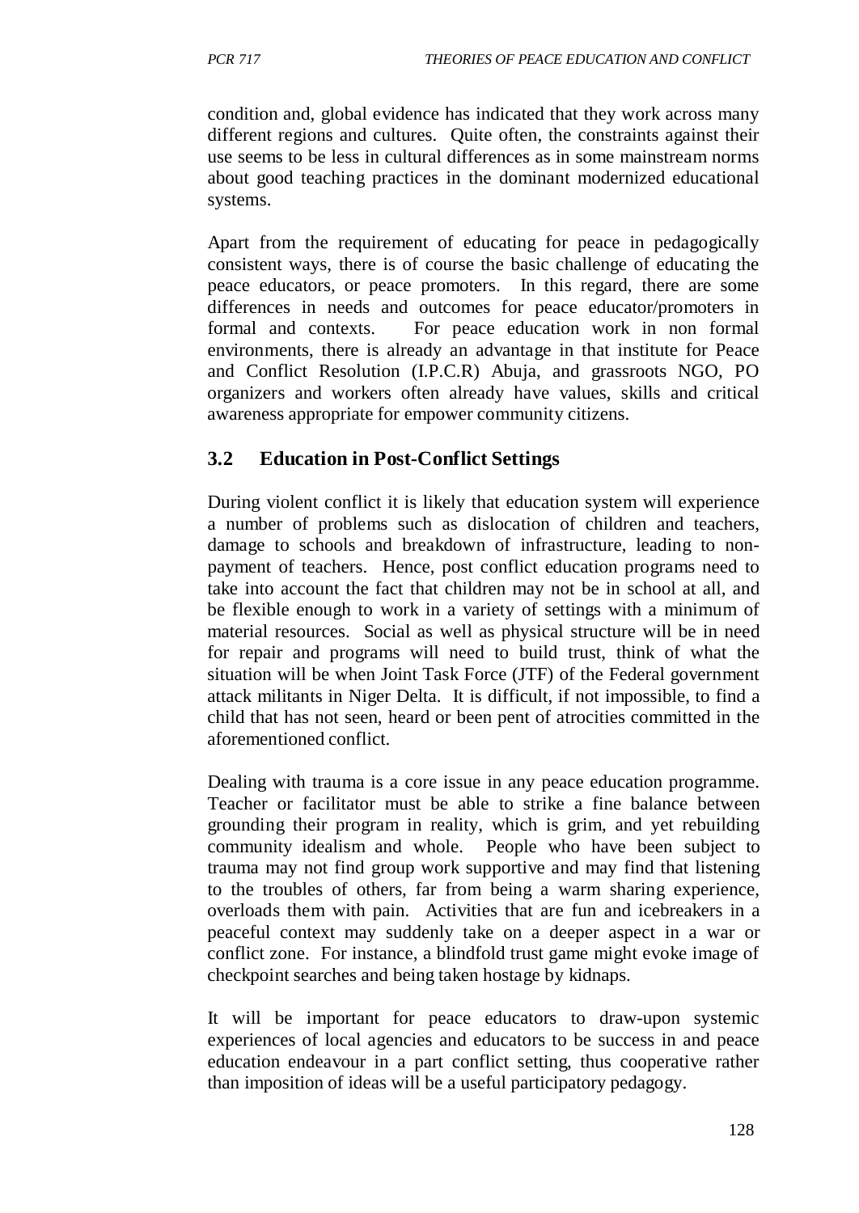condition and, global evidence has indicated that they work across many different regions and cultures. Quite often, the constraints against their use seems to be less in cultural differences as in some mainstream norms about good teaching practices in the dominant modernized educational systems.

Apart from the requirement of educating for peace in pedagogically consistent ways, there is of course the basic challenge of educating the peace educators, or peace promoters. In this regard, there are some differences in needs and outcomes for peace educator/promoters in formal and contexts. For peace education work in non formal environments, there is already an advantage in that institute for Peace and Conflict Resolution (I.P.C.R) Abuja, and grassroots NGO, PO organizers and workers often already have values, skills and critical awareness appropriate for empower community citizens.

## 3.2 Education in Post-Conflict Settings

During violent conflict it is likely that education system will experience a number of problems such as dislocation of children and teachers, damage to schools and breakdown of infrastructure, leading to non-payment of teachers. Hence, post conflict education programs need to take into account the fact that children may not be in school at all, and be flexible enough to work in a variety of settings with a minimum of material resources. Social as well as physical structure will be in need for repair and programs will need to build trust, think of what the situation will be when Joint Task Force (JTF) of the Federal government attack militants in Niger Delta. It is difficult, if not impossible, to find a child that has not seen, heard or been pent of atrocities committed in the aforementioned conflict.

Dealing with trauma is a core issue in any peace education programme. Teacher or facilitator must be able to strike a fine balance between grounding their program in reality, which is grim, and yet rebuilding community idealism and whole. People who have been subject to trauma may not find group work supportive and may find that listening to the troubles of others, far from being a warm sharing experience, overloads them with pain. Activities that are fun and icebreakers in a peaceful context may suddenly take on a deeper aspect in a war or conflict zone. For instance, a blindfold trust game might evoke image of checkpoint searches and being taken hostage by kidnaps.

It will be important for peace educators to draw-upon systemic experiences of local agencies and educators to be success in and peace education endeavour in a part conflict setting, thus cooperative rather than imposition of ideas will be a useful participatory pedagogy.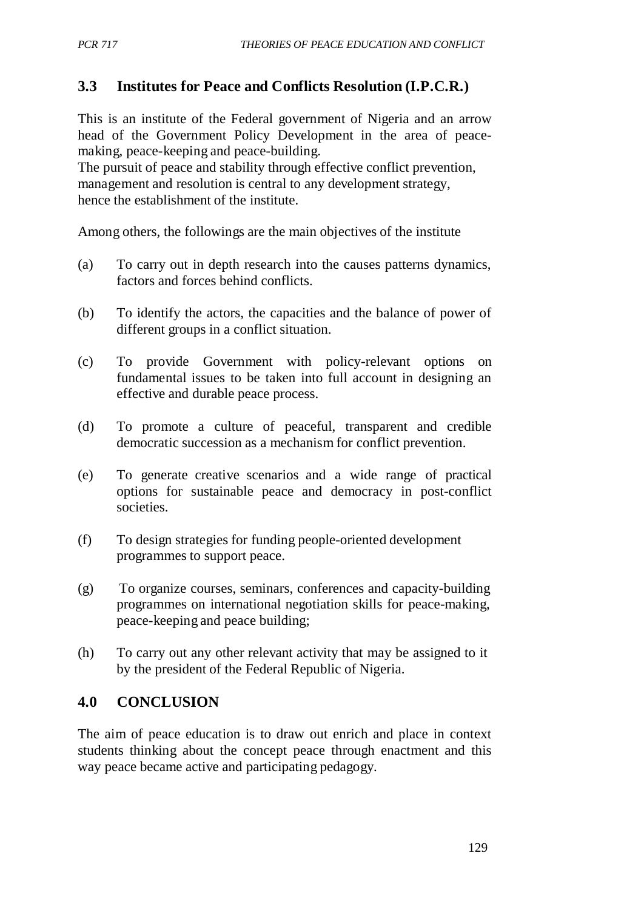## 3.3 Institutes for Peace and Conflicts Resolution (I.P.C.R.)

This is an institute of the Federal government of Nigeria and an arrow head of the Government Policy Development in the area of peace-making, peace-keeping and peace-building.
The pursuit of peace and stability through effective conflict prevention, management and resolution is central to any development strategy, hence the establishment of the institute.

Among others, the followings are the main objectives of the institute

(a) To carry out in depth research into the causes patterns dynamics, factors and forces behind conflicts.

(b) To identify the actors, the capacities and the balance of power of different groups in a conflict situation.

(c) To provide Government with policy-relevant options on fundamental issues to be taken into full account in designing an effective and durable peace process.

(d) To promote a culture of peaceful, transparent and credible democratic succession as a mechanism for conflict prevention.

(e) To generate creative scenarios and a wide range of practical options for sustainable peace and democracy in post-conflict societies.

(f) To design strategies for funding people-oriented development programmes to support peace.

(g) To organize courses, seminars, conferences and capacity-building programmes on international negotiation skills for peace-making, peace-keeping and peace building;

(h) To carry out any other relevant activity that may be assigned to it by the president of the Federal Republic of Nigeria.

## 4.0 CONCLUSION

The aim of peace education is to draw out enrich and place in context students thinking about the concept peace through enactment and this way peace became active and participating pedagogy.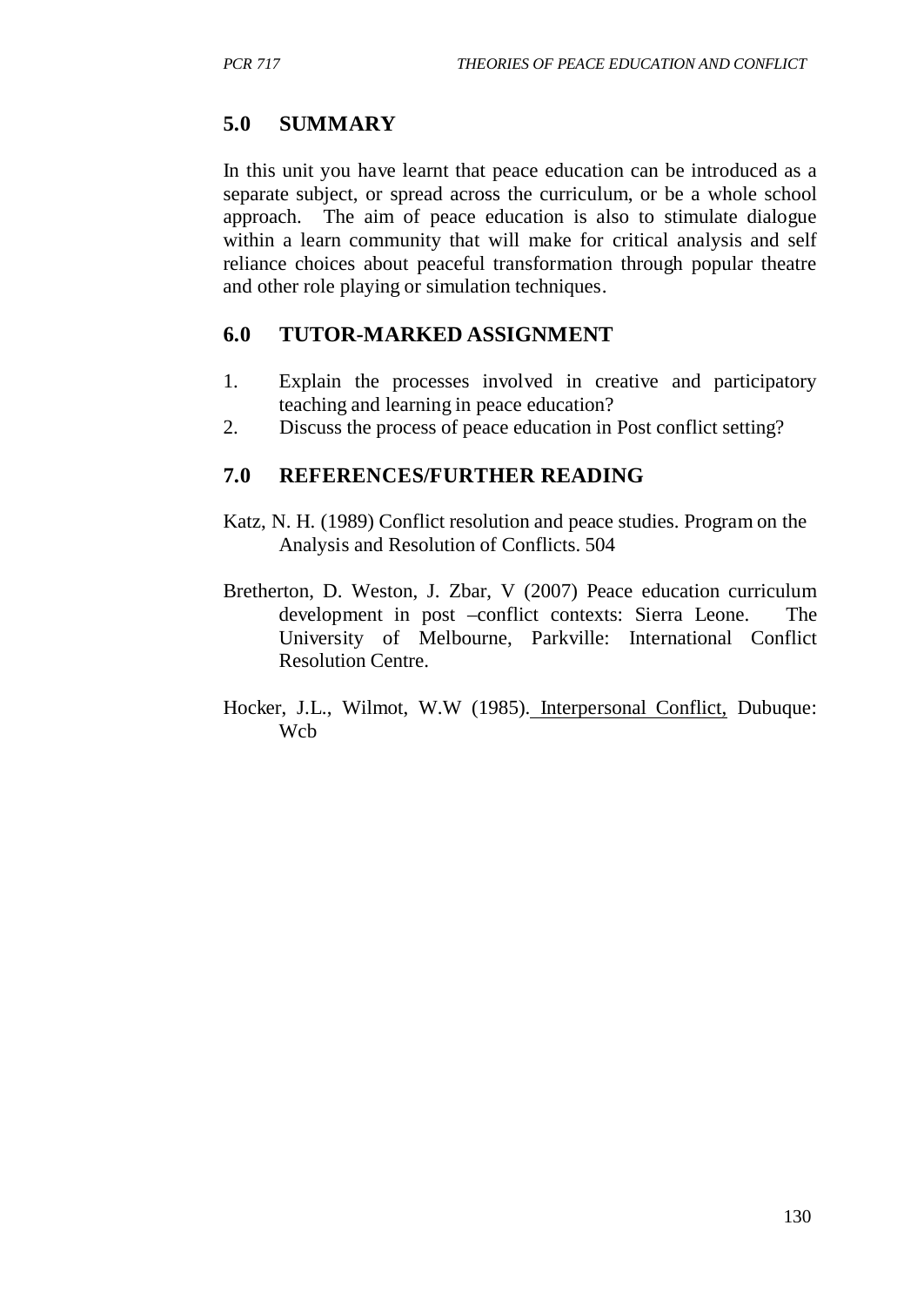## 5.0 SUMMARY

In this unit you have learnt that peace education can be introduced as a separate subject, or spread across the curriculum, or be a whole school approach. The aim of peace education is also to stimulate dialogue within a learn community that will make for critical analysis and self reliance choices about peaceful transformation through popular theatre and other role playing or simulation techniques.

## 6.0 TUTOR-MARKED ASSIGNMENT

1. Explain the processes involved in creative and participatory teaching and learning in peace education?
2. Discuss the process of peace education in Post conflict setting?

## 7.0 REFERENCES/FURTHER READING

Katz, N. H. (1989) Conflict resolution and peace studies. Program on the Analysis and Resolution of Conflicts. 504

Bretherton, D. Weston, J. Zbar, V (2007) Peace education curriculum development in post –conflict contexts: Sierra Leone. The University of Melbourne, Parkville: International Conflict Resolution Centre.

Hocker, J.L., Wilmot, W.W (1985). Interpersonal Conflict, Dubuque: Wcb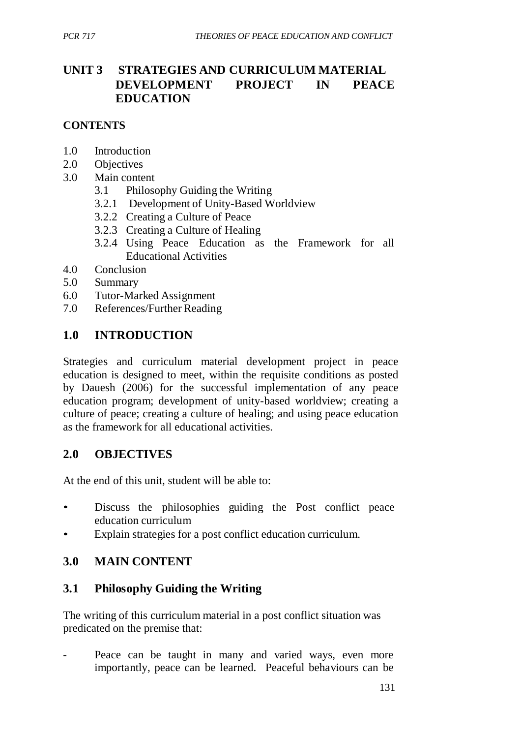## UNIT 3 STRATEGIES AND CURRICULUM MATERIAL DEVELOPMENT PROJECT IN PEACE EDUCATION

### CONTENTS

1.0 Introduction
2.0 Objectives
3.0 Main content
  3.1 Philosophy Guiding the Writing
  3.2.1 Development of Unity-Based Worldview
  3.2.2 Creating a Culture of Peace
  3.2.3 Creating a Culture of Healing
  3.2.4 Using Peace Education as the Framework for all Educational Activities
4.0 Conclusion
5.0 Summary
6.0 Tutor-Marked Assignment
7.0 References/Further Reading

### 1.0 INTRODUCTION

Strategies and curriculum material development project in peace education is designed to meet, within the requisite conditions as posted by Dauesh (2006) for the successful implementation of any peace education program; development of unity-based worldview; creating a culture of peace; creating a culture of healing; and using peace education as the framework for all educational activities.

### 2.0 OBJECTIVES

At the end of this unit, student will be able to:

- Discuss the philosophies guiding the Post conflict peace education curriculum
- Explain strategies for a post conflict education curriculum.

### 3.0 MAIN CONTENT

### 3.1 Philosophy Guiding the Writing

The writing of this curriculum material in a post conflict situation was predicated on the premise that:

- Peace can be taught in many and varied ways, even more importantly, peace can be learned. Peaceful behaviours can be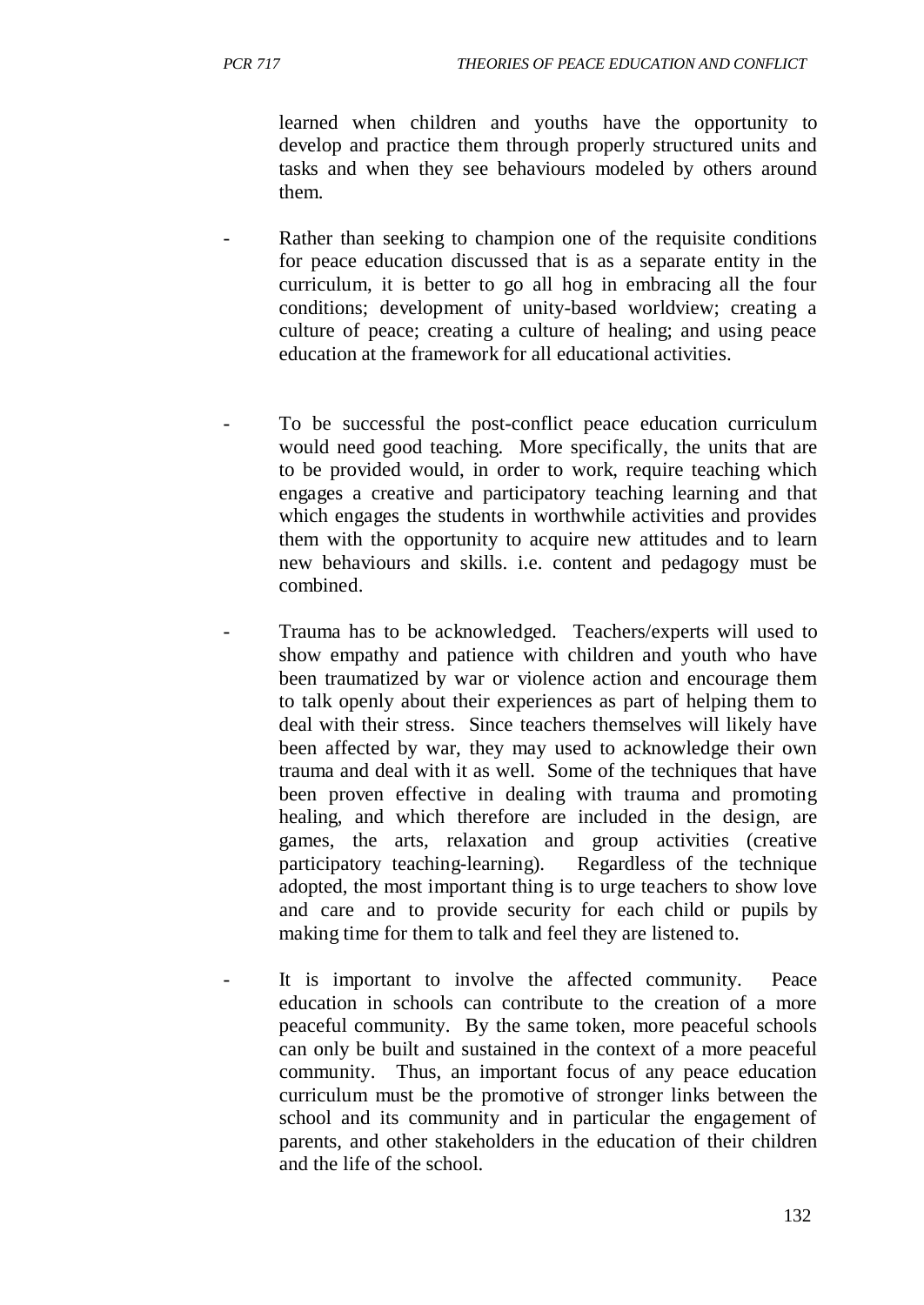learned when children and youths have the opportunity to develop and practice them through properly structured units and tasks and when they see behaviours modeled by others around them.

- Rather than seeking to champion one of the requisite conditions for peace education discussed that is as a separate entity in the curriculum, it is better to go all hog in embracing all the four conditions; development of unity-based worldview; creating a culture of peace; creating a culture of healing; and using peace education at the framework for all educational activities.

- To be successful the post-conflict peace education curriculum would need good teaching. More specifically, the units that are to be provided would, in order to work, require teaching which engages a creative and participatory teaching learning and that which engages the students in worthwhile activities and provides them with the opportunity to acquire new attitudes and to learn new behaviours and skills. i.e. content and pedagogy must be combined.

- Trauma has to be acknowledged. Teachers/experts will used to show empathy and patience with children and youth who have been traumatized by war or violence action and encourage them to talk openly about their experiences as part of helping them to deal with their stress. Since teachers themselves will likely have been affected by war, they may used to acknowledge their own trauma and deal with it as well. Some of the techniques that have been proven effective in dealing with trauma and promoting healing, and which therefore are included in the design, are games, the arts, relaxation and group activities (creative participatory teaching-learning). Regardless of the technique adopted, the most important thing is to urge teachers to show love and care and to provide security for each child or pupils by making time for them to talk and feel they are listened to.

- It is important to involve the affected community. Peace education in schools can contribute to the creation of a more peaceful community. By the same token, more peaceful schools can only be built and sustained in the context of a more peaceful community. Thus, an important focus of any peace education curriculum must be the promotive of stronger links between the school and its community and in particular the engagement of parents, and other stakeholders in the education of their children and the life of the school.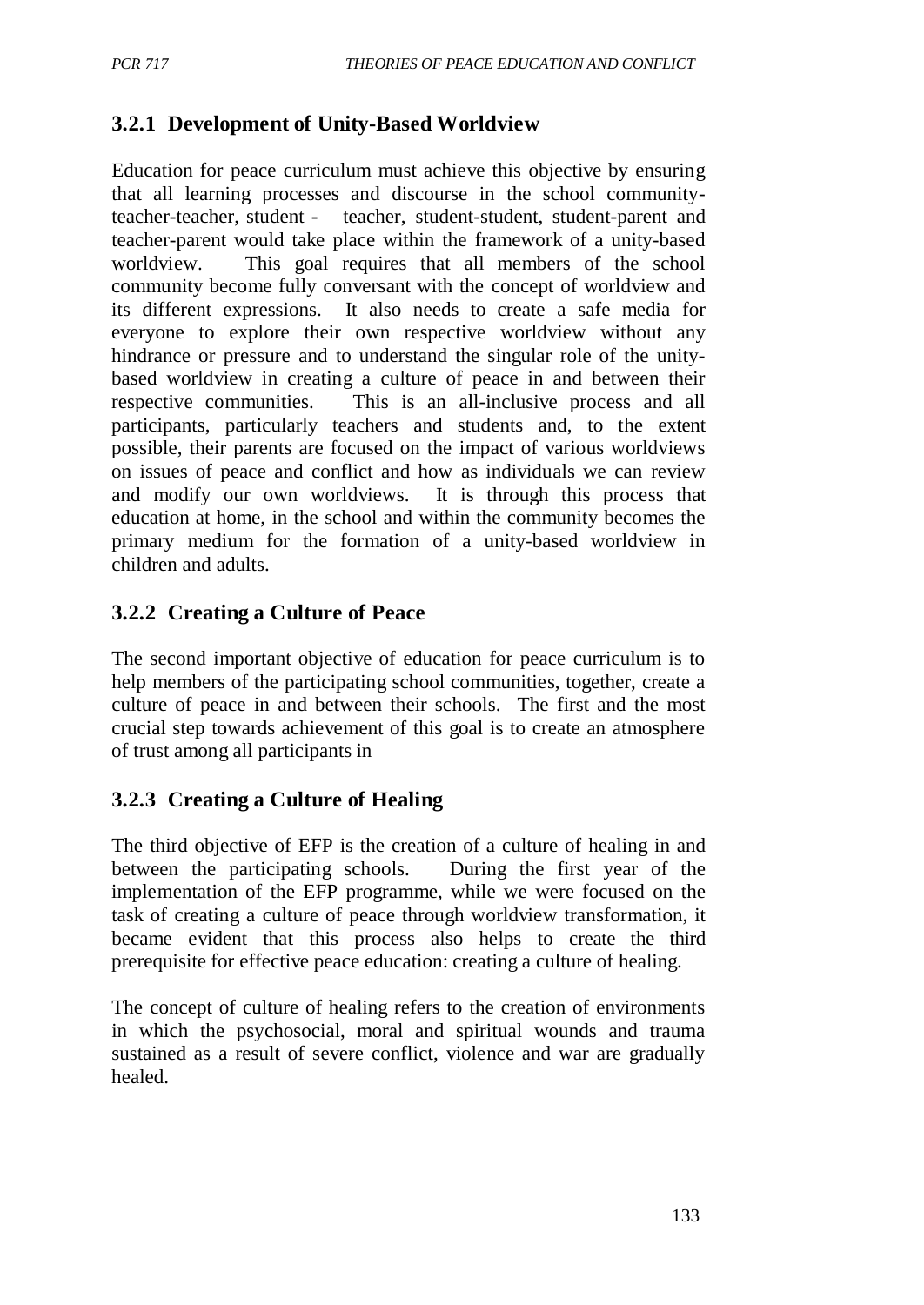### 3.2.1 Development of Unity-Based Worldview

Education for peace curriculum must achieve this objective by ensuring that all learning processes and discourse in the school community-teacher-teacher, student - teacher, student-student, student-parent and teacher-parent would take place within the framework of a unity-based worldview. This goal requires that all members of the school community become fully conversant with the concept of worldview and its different expressions. It also needs to create a safe media for everyone to explore their own respective worldview without any hindrance or pressure and to understand the singular role of the unity-based worldview in creating a culture of peace in and between their respective communities. This is an all-inclusive process and all participants, particularly teachers and students and, to the extent possible, their parents are focused on the impact of various worldviews on issues of peace and conflict and how as individuals we can review and modify our own worldviews. It is through this process that education at home, in the school and within the community becomes the primary medium for the formation of a unity-based worldview in children and adults.

### 3.2.2 Creating a Culture of Peace

The second important objective of education for peace curriculum is to help members of the participating school communities, together, create a culture of peace in and between their schools. The first and the most crucial step towards achievement of this goal is to create an atmosphere of trust among all participants in

### 3.2.3 Creating a Culture of Healing

The third objective of EFP is the creation of a culture of healing in and between the participating schools. During the first year of the implementation of the EFP programme, while we were focused on the task of creating a culture of peace through worldview transformation, it became evident that this process also helps to create the third prerequisite for effective peace education: creating a culture of healing.

The concept of culture of healing refers to the creation of environments in which the psychosocial, moral and spiritual wounds and trauma sustained as a result of severe conflict, violence and war are gradually healed.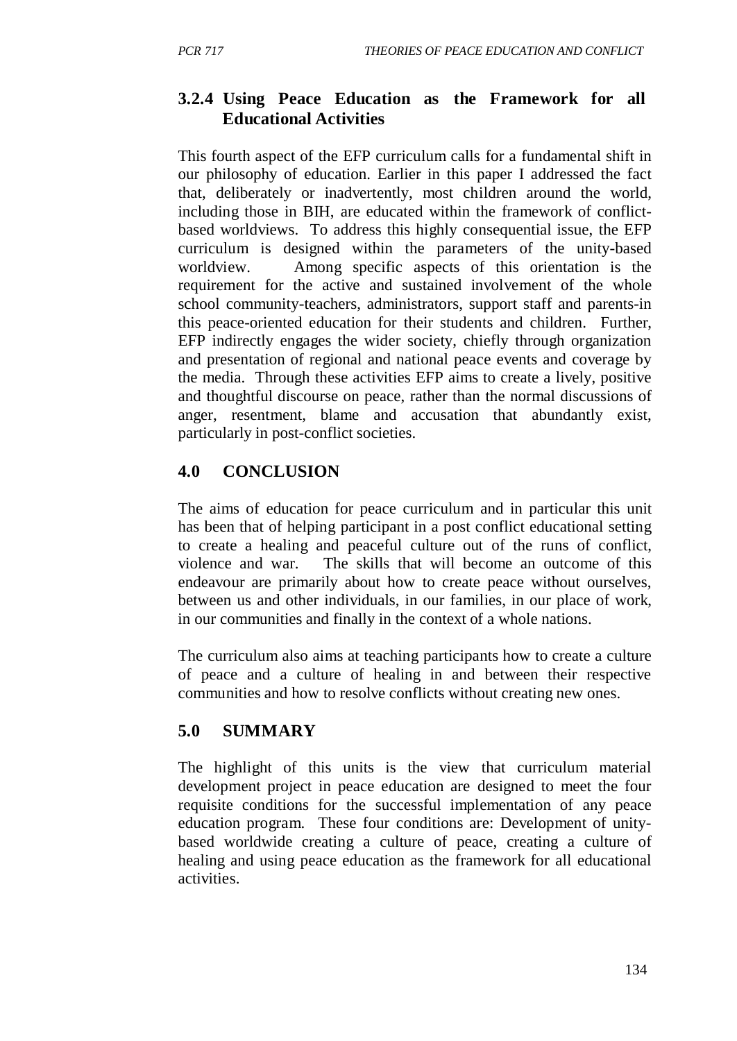### 3.2.4 Using Peace Education as the Framework for all Educational Activities

This fourth aspect of the EFP curriculum calls for a fundamental shift in our philosophy of education. Earlier in this paper I addressed the fact that, deliberately or inadvertently, most children around the world, including those in BIH, are educated within the framework of conflict-based worldviews. To address this highly consequential issue, the EFP curriculum is designed within the parameters of the unity-based worldview. Among specific aspects of this orientation is the requirement for the active and sustained involvement of the whole school community-teachers, administrators, support staff and parents-in this peace-oriented education for their students and children. Further, EFP indirectly engages the wider society, chiefly through organization and presentation of regional and national peace events and coverage by the media. Through these activities EFP aims to create a lively, positive and thoughtful discourse on peace, rather than the normal discussions of anger, resentment, blame and accusation that abundantly exist, particularly in post-conflict societies.

## 4.0 CONCLUSION

The aims of education for peace curriculum and in particular this unit has been that of helping participant in a post conflict educational setting to create a healing and peaceful culture out of the runs of conflict, violence and war. The skills that will become an outcome of this endeavour are primarily about how to create peace without ourselves, between us and other individuals, in our families, in our place of work, in our communities and finally in the context of a whole nations.

The curriculum also aims at teaching participants how to create a culture of peace and a culture of healing in and between their respective communities and how to resolve conflicts without creating new ones.

## 5.0 SUMMARY

The highlight of this units is the view that curriculum material development project in peace education are designed to meet the four requisite conditions for the successful implementation of any peace education program. These four conditions are: Development of unity-based worldwide creating a culture of peace, creating a culture of healing and using peace education as the framework for all educational activities.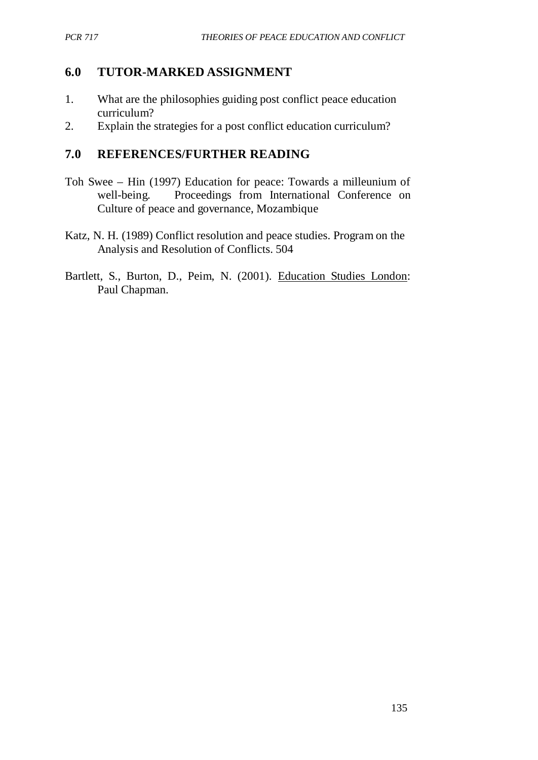## 6.0 TUTOR-MARKED ASSIGNMENT

1. What are the philosophies guiding post conflict peace education curriculum?
2. Explain the strategies for a post conflict education curriculum?

## 7.0 REFERENCES/FURTHER READING

Toh Swee – Hin (1997) Education for peace: Towards a milleunium of well-being. Proceedings from International Conference on Culture of peace and governance, Mozambique

Katz, N. H. (1989) Conflict resolution and peace studies. Program on the Analysis and Resolution of Conflicts. 504

Bartlett, S., Burton, D., Peim, N. (2001). Education Studies London: Paul Chapman.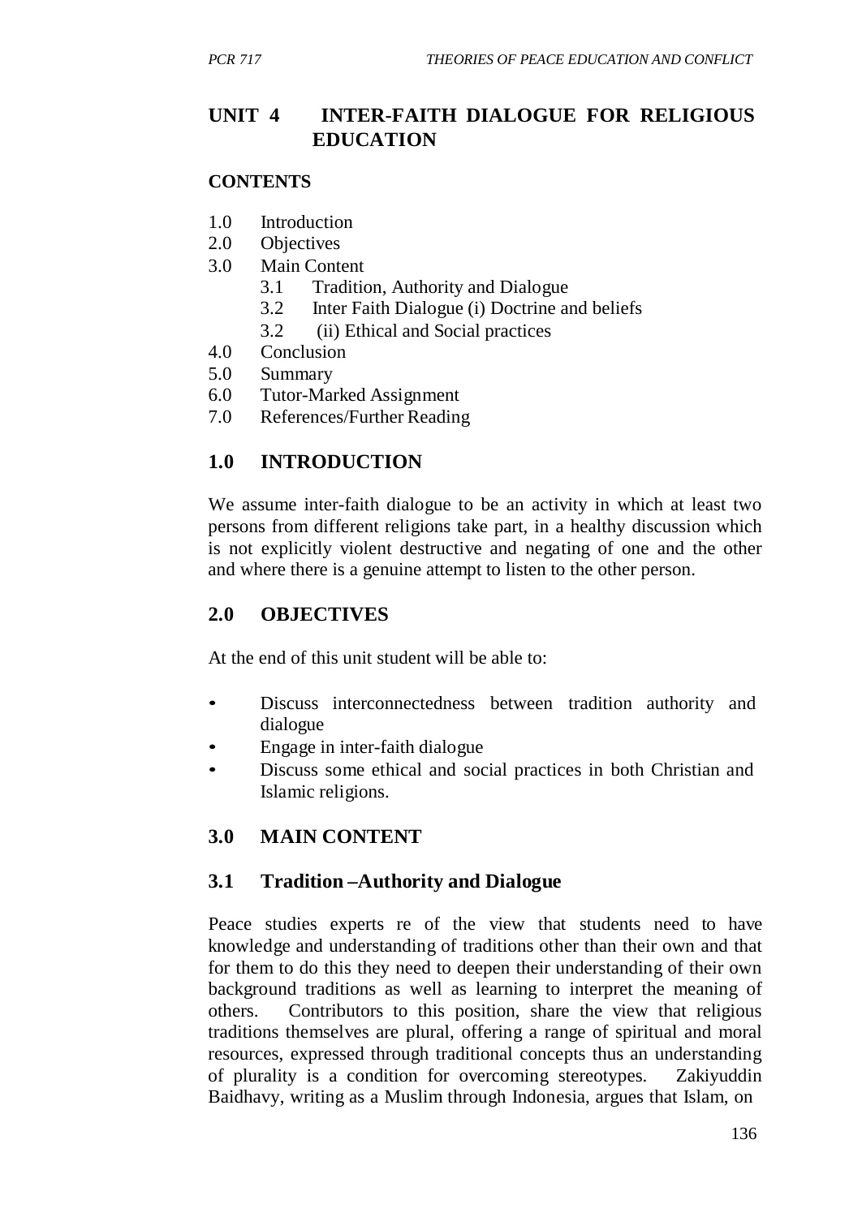## UNIT 4 INTER-FAITH DIALOGUE FOR RELIGIOUS EDUCATION

**CONTENTS**

1.0 Introduction
2.0 Objectives
3.0 Main Content
    3.1 Tradition, Authority and Dialogue
    3.2 Inter Faith Dialogue (i) Doctrine and beliefs
    3.2 (ii) Ethical and Social practices
4.0 Conclusion
5.0 Summary
6.0 Tutor-Marked Assignment
7.0 References/Further Reading

## 1.0 INTRODUCTION

We assume inter-faith dialogue to be an activity in which at least two persons from different religions take part, in a healthy discussion which is not explicitly violent destructive and negating of one and the other and where there is a genuine attempt to listen to the other person.

## 2.0 OBJECTIVES

At the end of this unit student will be able to:

- Discuss interconnectedness between tradition authority and dialogue
- Engage in inter-faith dialogue
- Discuss some ethical and social practices in both Christian and Islamic religions.

## 3.0 MAIN CONTENT

### 3.1 Tradition –Authority and Dialogue

Peace studies experts re of the view that students need to have knowledge and understanding of traditions other than their own and that for them to do this they need to deepen their understanding of their own background traditions as well as learning to interpret the meaning of others. Contributors to this position, share the view that religious traditions themselves are plural, offering a range of spiritual and moral resources, expressed through traditional concepts thus an understanding of plurality is a condition for overcoming stereotypes. Zakiyuddin Baidhavy, writing as a Muslim through Indonesia, argues that Islam, on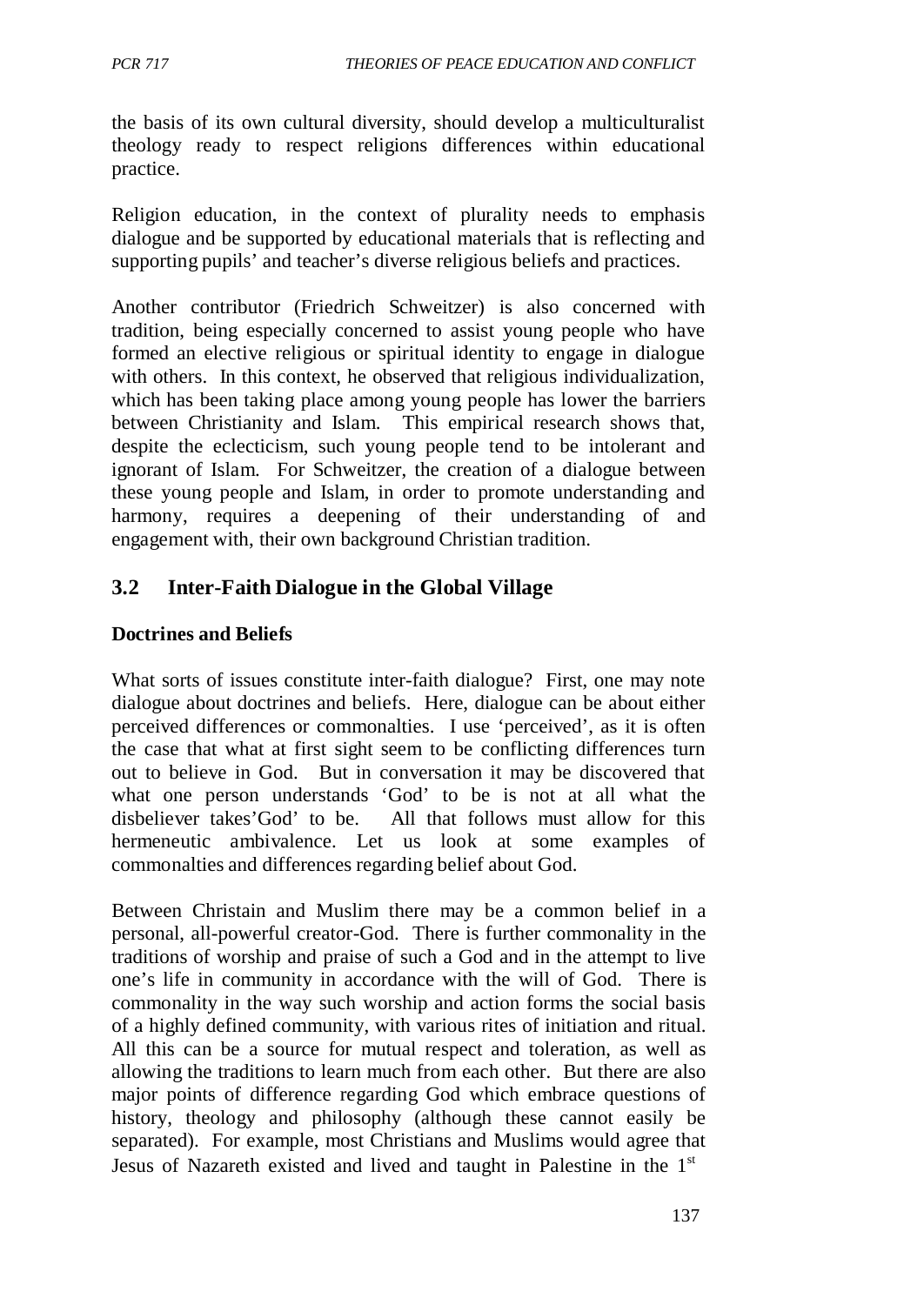the basis of its own cultural diversity, should develop a multiculturalist theology ready to respect religions differences within educational practice.

Religion education, in the context of plurality needs to emphasis dialogue and be supported by educational materials that is reflecting and supporting pupils' and teacher's diverse religious beliefs and practices.

Another contributor (Friedrich Schweitzer) is also concerned with tradition, being especially concerned to assist young people who have formed an elective religious or spiritual identity to engage in dialogue with others. In this context, he observed that religious individualization, which has been taking place among young people has lower the barriers between Christianity and Islam. This empirical research shows that, despite the eclecticism, such young people tend to be intolerant and ignorant of Islam. For Schweitzer, the creation of a dialogue between these young people and Islam, in order to promote understanding and harmony, requires a deepening of their understanding of and engagement with, their own background Christian tradition.

## 3.2 Inter-Faith Dialogue in the Global Village

**Doctrines and Beliefs**

What sorts of issues constitute inter-faith dialogue? First, one may note dialogue about doctrines and beliefs. Here, dialogue can be about either perceived differences or commonalties. I use 'perceived', as it is often the case that what at first sight seem to be conflicting differences turn out to believe in God. But in conversation it may be discovered that what one person understands 'God' to be is not at all what the disbeliever takes'God' to be. All that follows must allow for this hermeneutic ambivalence. Let us look at some examples of commonalties and differences regarding belief about God.

Between Christain and Muslim there may be a common belief in a personal, all-powerful creator-God. There is further commonality in the traditions of worship and praise of such a God and in the attempt to live one's life in community in accordance with the will of God. There is commonality in the way such worship and action forms the social basis of a highly defined community, with various rites of initiation and ritual. All this can be a source for mutual respect and toleration, as well as allowing the traditions to learn much from each other. But there are also major points of difference regarding God which embrace questions of history, theology and philosophy (although these cannot easily be separated). For example, most Christians and Muslims would agree that Jesus of Nazareth existed and lived and taught in Palestine in the 1st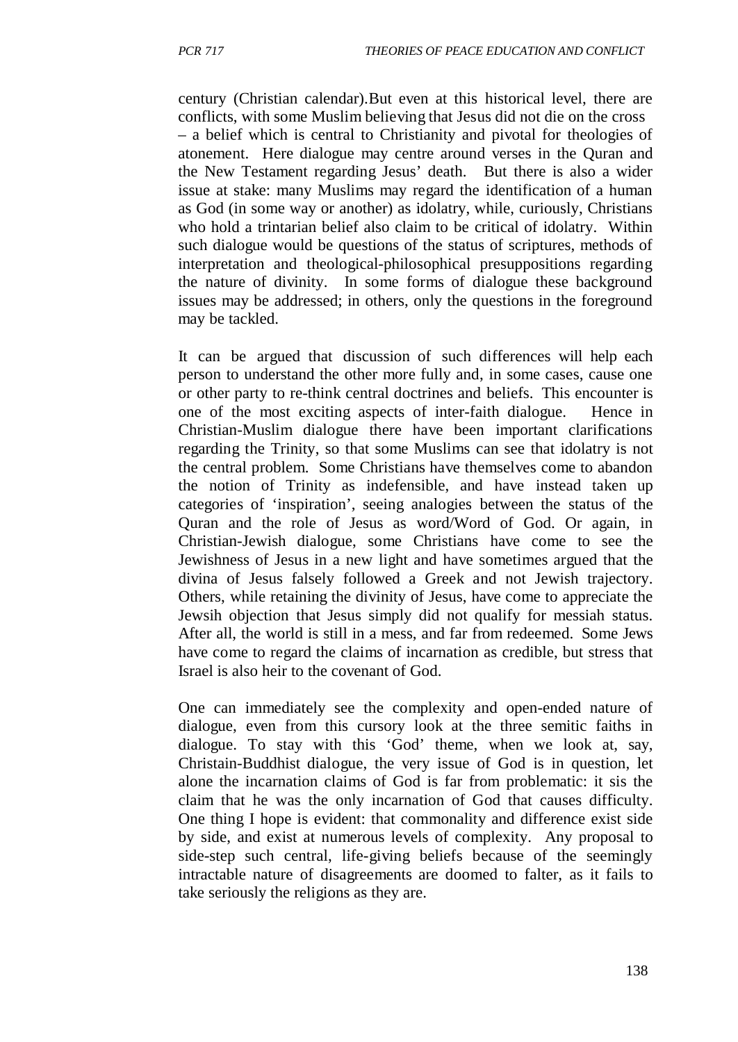century (Christian calendar).But even at this historical level, there are conflicts, with some Muslim believing that Jesus did not die on the cross – a belief which is central to Christianity and pivotal for theologies of atonement. Here dialogue may centre around verses in the Quran and the New Testament regarding Jesus' death. But there is also a wider issue at stake: many Muslims may regard the identification of a human as God (in some way or another) as idolatry, while, curiously, Christians who hold a trintarian belief also claim to be critical of idolatry. Within such dialogue would be questions of the status of scriptures, methods of interpretation and theological-philosophical presuppositions regarding the nature of divinity. In some forms of dialogue these background issues may be addressed; in others, only the questions in the foreground may be tackled.

It can be argued that discussion of such differences will help each person to understand the other more fully and, in some cases, cause one or other party to re-think central doctrines and beliefs. This encounter is one of the most exciting aspects of inter-faith dialogue. Hence in Christian-Muslim dialogue there have been important clarifications regarding the Trinity, so that some Muslims can see that idolatry is not the central problem. Some Christians have themselves come to abandon the notion of Trinity as indefensible, and have instead taken up categories of 'inspiration', seeing analogies between the status of the Quran and the role of Jesus as word/Word of God. Or again, in Christian-Jewish dialogue, some Christians have come to see the Jewishness of Jesus in a new light and have sometimes argued that the divina of Jesus falsely followed a Greek and not Jewish trajectory. Others, while retaining the divinity of Jesus, have come to appreciate the Jewsih objection that Jesus simply did not qualify for messiah status. After all, the world is still in a mess, and far from redeemed. Some Jews have come to regard the claims of incarnation as credible, but stress that Israel is also heir to the covenant of God.

One can immediately see the complexity and open-ended nature of dialogue, even from this cursory look at the three semitic faiths in dialogue. To stay with this 'God' theme, when we look at, say, Christain-Buddhist dialogue, the very issue of God is in question, let alone the incarnation claims of God is far from problematic: it sis the claim that he was the only incarnation of God that causes difficulty. One thing I hope is evident: that commonality and difference exist side by side, and exist at numerous levels of complexity. Any proposal to side-step such central, life-giving beliefs because of the seemingly intractable nature of disagreements are doomed to falter, as it fails to take seriously the religions as they are.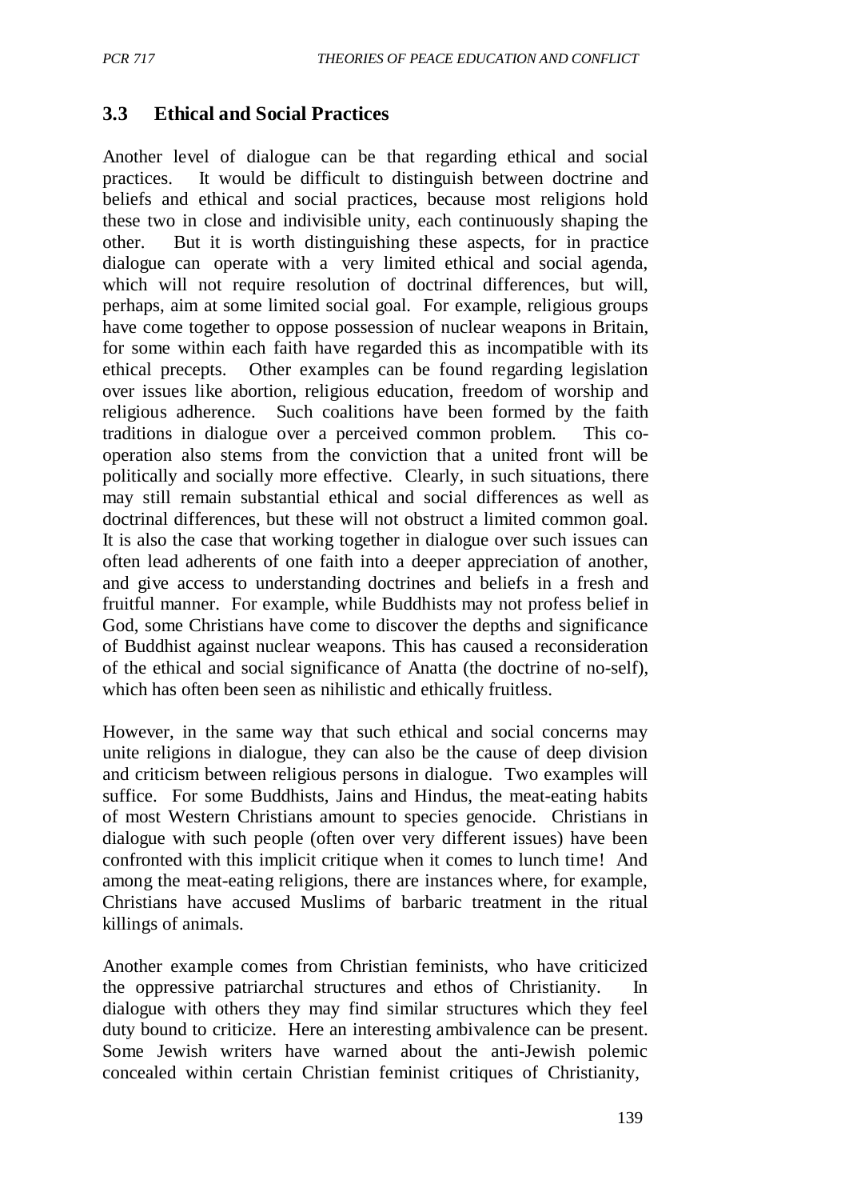### 3.3 Ethical and Social Practices

Another level of dialogue can be that regarding ethical and social practices. It would be difficult to distinguish between doctrine and beliefs and ethical and social practices, because most religions hold these two in close and indivisible unity, each continuously shaping the other. But it is worth distinguishing these aspects, for in practice dialogue can operate with a very limited ethical and social agenda, which will not require resolution of doctrinal differences, but will, perhaps, aim at some limited social goal. For example, religious groups have come together to oppose possession of nuclear weapons in Britain, for some within each faith have regarded this as incompatible with its ethical precepts. Other examples can be found regarding legislation over issues like abortion, religious education, freedom of worship and religious adherence. Such coalitions have been formed by the faith traditions in dialogue over a perceived common problem. This co-operation also stems from the conviction that a united front will be politically and socially more effective. Clearly, in such situations, there may still remain substantial ethical and social differences as well as doctrinal differences, but these will not obstruct a limited common goal. It is also the case that working together in dialogue over such issues can often lead adherents of one faith into a deeper appreciation of another, and give access to understanding doctrines and beliefs in a fresh and fruitful manner. For example, while Buddhists may not profess belief in God, some Christians have come to discover the depths and significance of Buddhist against nuclear weapons. This has caused a reconsideration of the ethical and social significance of Anatta (the doctrine of no-self), which has often been seen as nihilistic and ethically fruitless.

However, in the same way that such ethical and social concerns may unite religions in dialogue, they can also be the cause of deep division and criticism between religious persons in dialogue. Two examples will suffice. For some Buddhists, Jains and Hindus, the meat-eating habits of most Western Christians amount to species genocide. Christians in dialogue with such people (often over very different issues) have been confronted with this implicit critique when it comes to lunch time! And among the meat-eating religions, there are instances where, for example, Christians have accused Muslims of barbaric treatment in the ritual killings of animals.

Another example comes from Christian feminists, who have criticized the oppressive patriarchal structures and ethos of Christianity. In dialogue with others they may find similar structures which they feel duty bound to criticize. Here an interesting ambivalence can be present. Some Jewish writers have warned about the anti-Jewish polemic concealed within certain Christian feminist critiques of Christianity,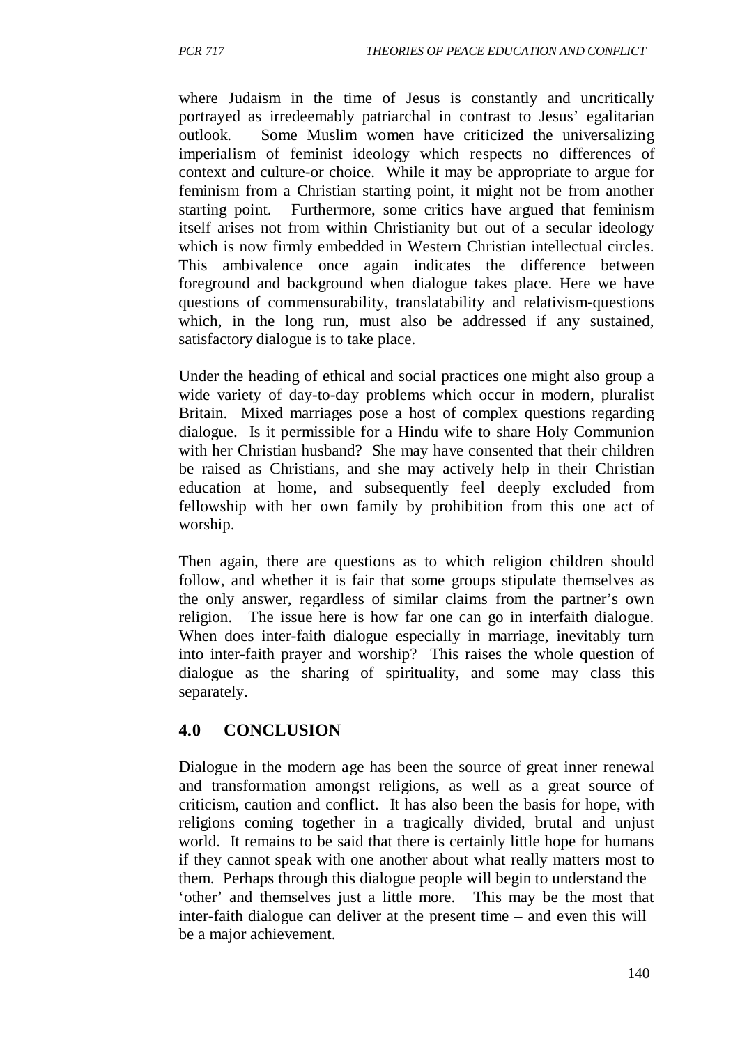where Judaism in the time of Jesus is constantly and uncritically portrayed as irredeemably patriarchal in contrast to Jesus' egalitarian outlook. Some Muslim women have criticized the universalizing imperialism of feminist ideology which respects no differences of context and culture-or choice. While it may be appropriate to argue for feminism from a Christian starting point, it might not be from another starting point. Furthermore, some critics have argued that feminism itself arises not from within Christianity but out of a secular ideology which is now firmly embedded in Western Christian intellectual circles. This ambivalence once again indicates the difference between foreground and background when dialogue takes place. Here we have questions of commensurability, translatability and relativism-questions which, in the long run, must also be addressed if any sustained, satisfactory dialogue is to take place.

Under the heading of ethical and social practices one might also group a wide variety of day-to-day problems which occur in modern, pluralist Britain. Mixed marriages pose a host of complex questions regarding dialogue. Is it permissible for a Hindu wife to share Holy Communion with her Christian husband? She may have consented that their children be raised as Christians, and she may actively help in their Christian education at home, and subsequently feel deeply excluded from fellowship with her own family by prohibition from this one act of worship.

Then again, there are questions as to which religion children should follow, and whether it is fair that some groups stipulate themselves as the only answer, regardless of similar claims from the partner's own religion. The issue here is how far one can go in interfaith dialogue. When does inter-faith dialogue especially in marriage, inevitably turn into inter-faith prayer and worship? This raises the whole question of dialogue as the sharing of spirituality, and some may class this separately.

## 4.0 CONCLUSION

Dialogue in the modern age has been the source of great inner renewal and transformation amongst religions, as well as a great source of criticism, caution and conflict. It has also been the basis for hope, with religions coming together in a tragically divided, brutal and unjust world. It remains to be said that there is certainly little hope for humans if they cannot speak with one another about what really matters most to them. Perhaps through this dialogue people will begin to understand the 'other' and themselves just a little more. This may be the most that inter-faith dialogue can deliver at the present time – and even this will be a major achievement.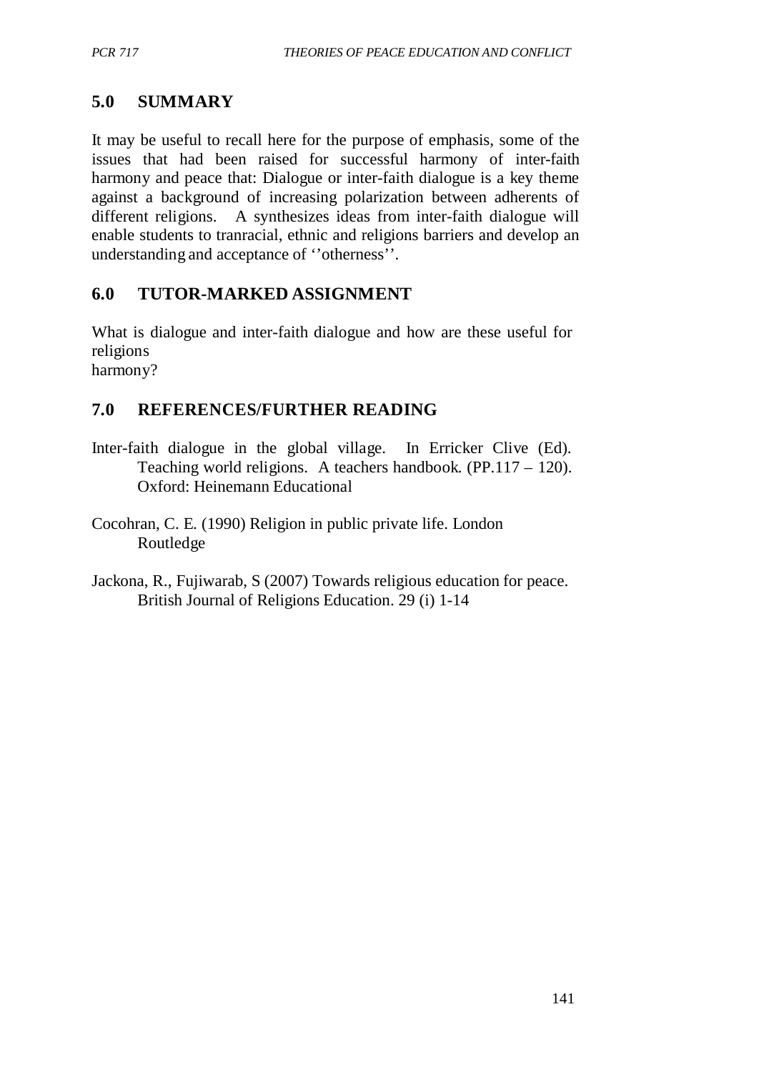## 5.0 SUMMARY

It may be useful to recall here for the purpose of emphasis, some of the issues that had been raised for successful harmony of inter-faith harmony and peace that: Dialogue or inter-faith dialogue is a key theme against a background of increasing polarization between adherents of different religions. A synthesizes ideas from inter-faith dialogue will enable students to tranracial, ethnic and religions barriers and develop an understanding and acceptance of ''otherness''.

## 6.0 TUTOR-MARKED ASSIGNMENT

What is dialogue and inter-faith dialogue and how are these useful for religions
harmony?

## 7.0 REFERENCES/FURTHER READING

Inter-faith dialogue in the global village. In Erricker Clive (Ed). Teaching world religions. A teachers handbook. (PP.117 – 120). Oxford: Heinemann Educational

Cocohran, C. E. (1990) Religion in public private life. London Routledge

Jackona, R., Fujiwarab, S (2007) Towards religious education for peace. British Journal of Religions Education. 29 (i) 1-14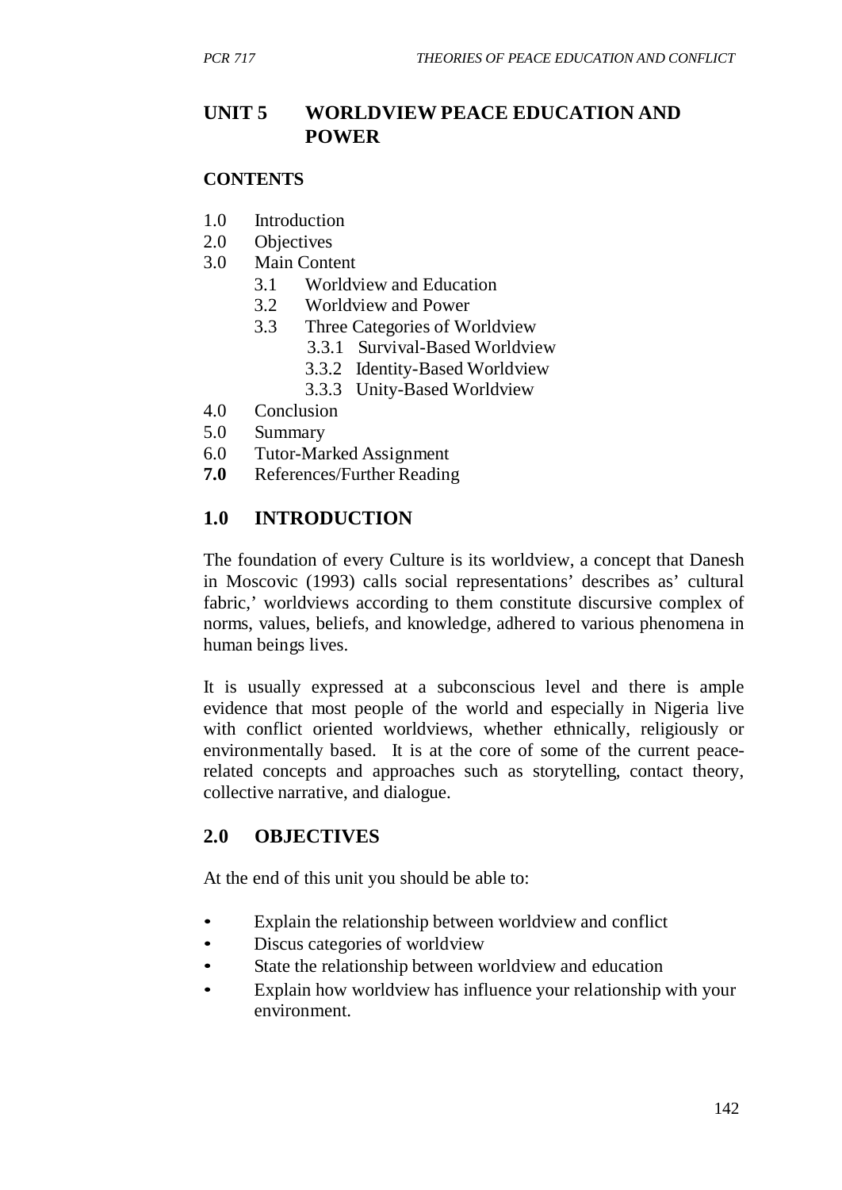# UNIT 5 WORLDVIEW PEACE EDUCATION AND POWER

## CONTENTS

1.0 Introduction
2.0 Objectives
3.0 Main Content
  3.1 Worldview and Education
  3.2 Worldview and Power
  3.3 Three Categories of Worldview
    3.3.1 Survival-Based Worldview
    3.3.2 Identity-Based Worldview
    3.3.3 Unity-Based Worldview
4.0 Conclusion
5.0 Summary
6.0 Tutor-Marked Assignment
**7.0** References/Further Reading

## 1.0 INTRODUCTION

The foundation of every Culture is its worldview, a concept that Danesh in Moscovic (1993) calls social representations' describes as' cultural fabric,' worldviews according to them constitute discursive complex of norms, values, beliefs, and knowledge, adhered to various phenomena in human beings lives.

It is usually expressed at a subconscious level and there is ample evidence that most people of the world and especially in Nigeria live with conflict oriented worldviews, whether ethnically, religiously or environmentally based. It is at the core of some of the current peace-related concepts and approaches such as storytelling, contact theory, collective narrative, and dialogue.

## 2.0 OBJECTIVES

At the end of this unit you should be able to:

- Explain the relationship between worldview and conflict
- Discus categories of worldview
- State the relationship between worldview and education
- Explain how worldview has influence your relationship with your environment.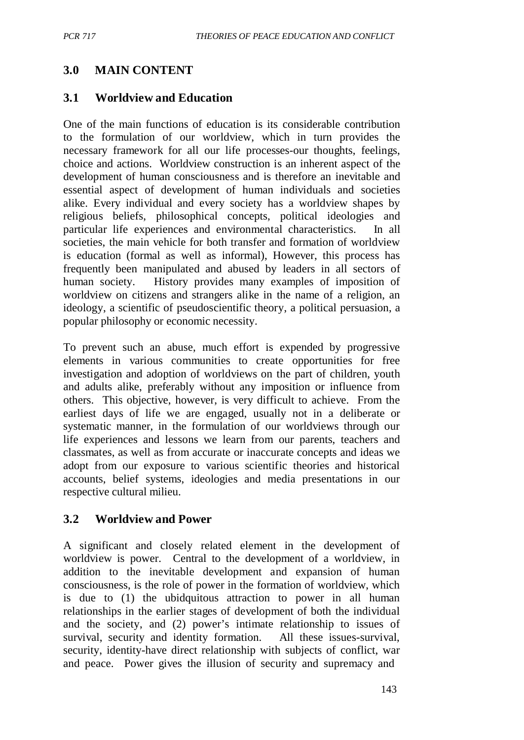## 3.0 MAIN CONTENT

### 3.1 Worldview and Education

One of the main functions of education is its considerable contribution to the formulation of our worldview, which in turn provides the necessary framework for all our life processes-our thoughts, feelings, choice and actions. Worldview construction is an inherent aspect of the development of human consciousness and is therefore an inevitable and essential aspect of development of human individuals and societies alike. Every individual and every society has a worldview shapes by religious beliefs, philosophical concepts, political ideologies and particular life experiences and environmental characteristics. In all societies, the main vehicle for both transfer and formation of worldview is education (formal as well as informal), However, this process has frequently been manipulated and abused by leaders in all sectors of human society. History provides many examples of imposition of worldview on citizens and strangers alike in the name of a religion, an ideology, a scientific of pseudoscientific theory, a political persuasion, a popular philosophy or economic necessity.

To prevent such an abuse, much effort is expended by progressive elements in various communities to create opportunities for free investigation and adoption of worldviews on the part of children, youth and adults alike, preferably without any imposition or influence from others. This objective, however, is very difficult to achieve. From the earliest days of life we are engaged, usually not in a deliberate or systematic manner, in the formulation of our worldviews through our life experiences and lessons we learn from our parents, teachers and classmates, as well as from accurate or inaccurate concepts and ideas we adopt from our exposure to various scientific theories and historical accounts, belief systems, ideologies and media presentations in our respective cultural milieu.

### 3.2 Worldview and Power

A significant and closely related element in the development of worldview is power. Central to the development of a worldview, in addition to the inevitable development and expansion of human consciousness, is the role of power in the formation of worldview, which is due to (1) the ubidquitous attraction to power in all human relationships in the earlier stages of development of both the individual and the society, and (2) power's intimate relationship to issues of survival, security and identity formation. All these issues-survival, security, identity-have direct relationship with subjects of conflict, war and peace. Power gives the illusion of security and supremacy and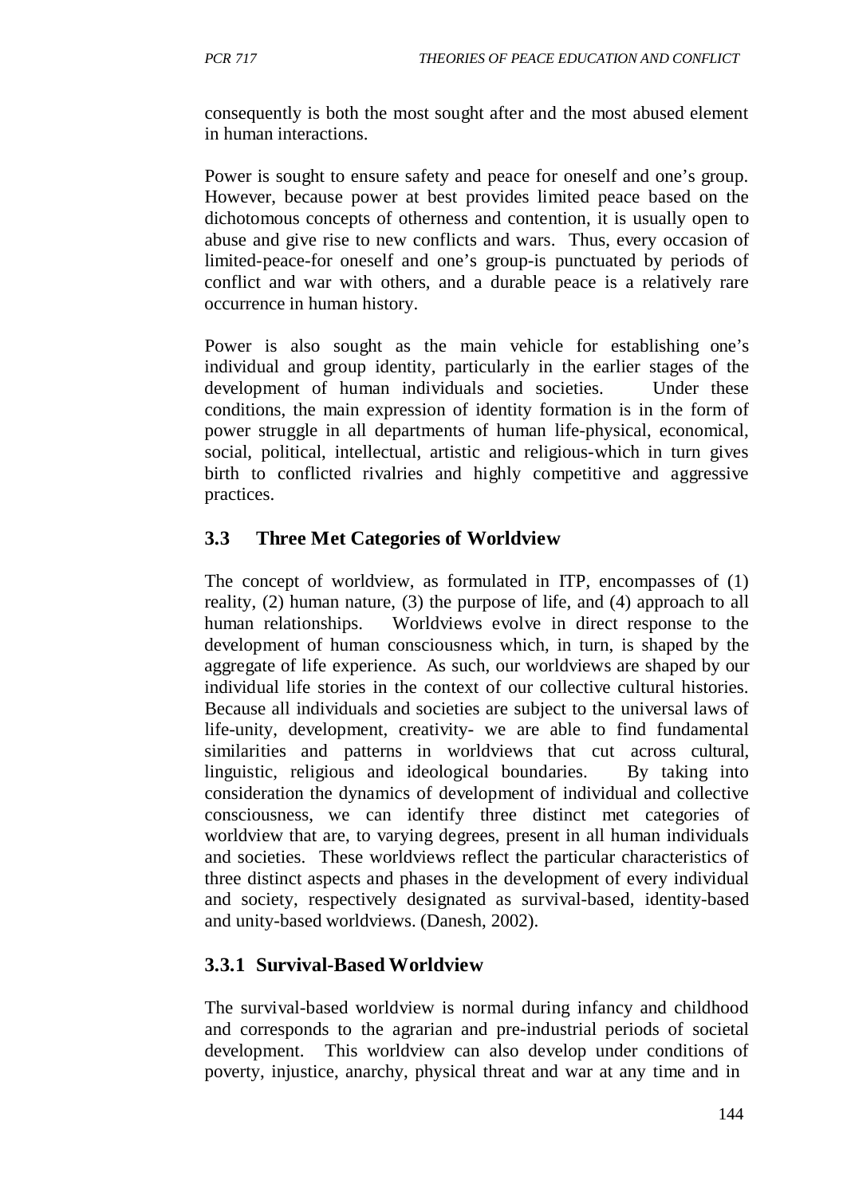consequently is both the most sought after and the most abused element in human interactions.

Power is sought to ensure safety and peace for oneself and one's group. However, because power at best provides limited peace based on the dichotomous concepts of otherness and contention, it is usually open to abuse and give rise to new conflicts and wars. Thus, every occasion of limited-peace-for oneself and one's group-is punctuated by periods of conflict and war with others, and a durable peace is a relatively rare occurrence in human history.

Power is also sought as the main vehicle for establishing one's individual and group identity, particularly in the earlier stages of the development of human individuals and societies. Under these conditions, the main expression of identity formation is in the form of power struggle in all departments of human life-physical, economical, social, political, intellectual, artistic and religious-which in turn gives birth to conflicted rivalries and highly competitive and aggressive practices.

## 3.3 Three Met Categories of Worldview

The concept of worldview, as formulated in ITP, encompasses of (1) reality, (2) human nature, (3) the purpose of life, and (4) approach to all human relationships. Worldviews evolve in direct response to the development of human consciousness which, in turn, is shaped by the aggregate of life experience. As such, our worldviews are shaped by our individual life stories in the context of our collective cultural histories. Because all individuals and societies are subject to the universal laws of life-unity, development, creativity- we are able to find fundamental similarities and patterns in worldviews that cut across cultural, linguistic, religious and ideological boundaries. By taking into consideration the dynamics of development of individual and collective consciousness, we can identify three distinct met categories of worldview that are, to varying degrees, present in all human individuals and societies. These worldviews reflect the particular characteristics of three distinct aspects and phases in the development of every individual and society, respectively designated as survival-based, identity-based and unity-based worldviews. (Danesh, 2002).

### 3.3.1 Survival-Based Worldview

The survival-based worldview is normal during infancy and childhood and corresponds to the agrarian and pre-industrial periods of societal development. This worldview can also develop under conditions of poverty, injustice, anarchy, physical threat and war at any time and in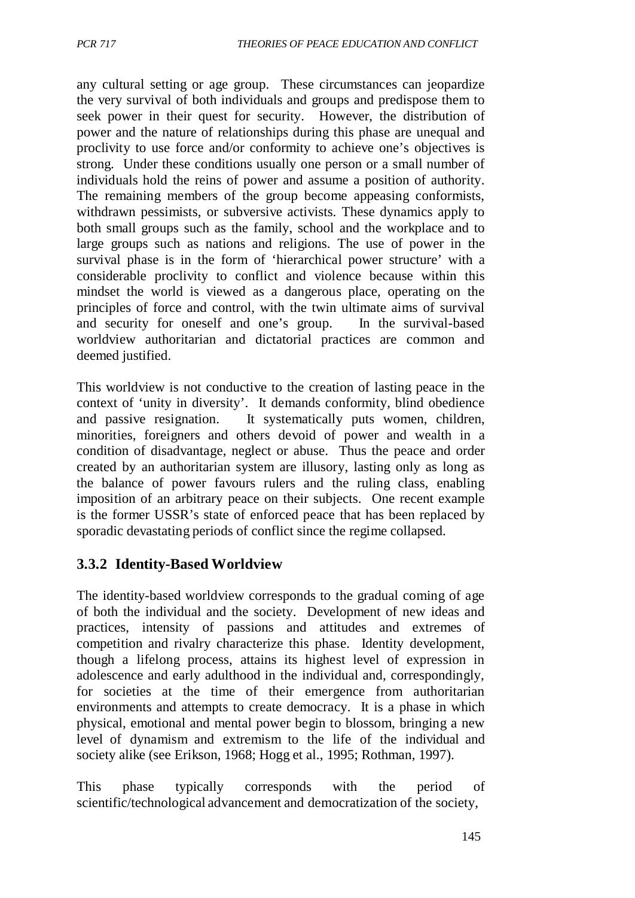any cultural setting or age group. These circumstances can jeopardize the very survival of both individuals and groups and predispose them to seek power in their quest for security. However, the distribution of power and the nature of relationships during this phase are unequal and proclivity to use force and/or conformity to achieve one's objectives is strong. Under these conditions usually one person or a small number of individuals hold the reins of power and assume a position of authority. The remaining members of the group become appeasing conformists, withdrawn pessimists, or subversive activists. These dynamics apply to both small groups such as the family, school and the workplace and to large groups such as nations and religions. The use of power in the survival phase is in the form of 'hierarchical power structure' with a considerable proclivity to conflict and violence because within this mindset the world is viewed as a dangerous place, operating on the principles of force and control, with the twin ultimate aims of survival and security for oneself and one's group. In the survival-based worldview authoritarian and dictatorial practices are common and deemed justified.

This worldview is not conductive to the creation of lasting peace in the context of 'unity in diversity'. It demands conformity, blind obedience and passive resignation. It systematically puts women, children, minorities, foreigners and others devoid of power and wealth in a condition of disadvantage, neglect or abuse. Thus the peace and order created by an authoritarian system are illusory, lasting only as long as the balance of power favours rulers and the ruling class, enabling imposition of an arbitrary peace on their subjects. One recent example is the former USSR's state of enforced peace that has been replaced by sporadic devastating periods of conflict since the regime collapsed.

### 3.3.2 Identity-Based Worldview

The identity-based worldview corresponds to the gradual coming of age of both the individual and the society. Development of new ideas and practices, intensity of passions and attitudes and extremes of competition and rivalry characterize this phase. Identity development, though a lifelong process, attains its highest level of expression in adolescence and early adulthood in the individual and, correspondingly, for societies at the time of their emergence from authoritarian environments and attempts to create democracy. It is a phase in which physical, emotional and mental power begin to blossom, bringing a new level of dynamism and extremism to the life of the individual and society alike (see Erikson, 1968; Hogg et al., 1995; Rothman, 1997).

This phase typically corresponds with the period of scientific/technological advancement and democratization of the society,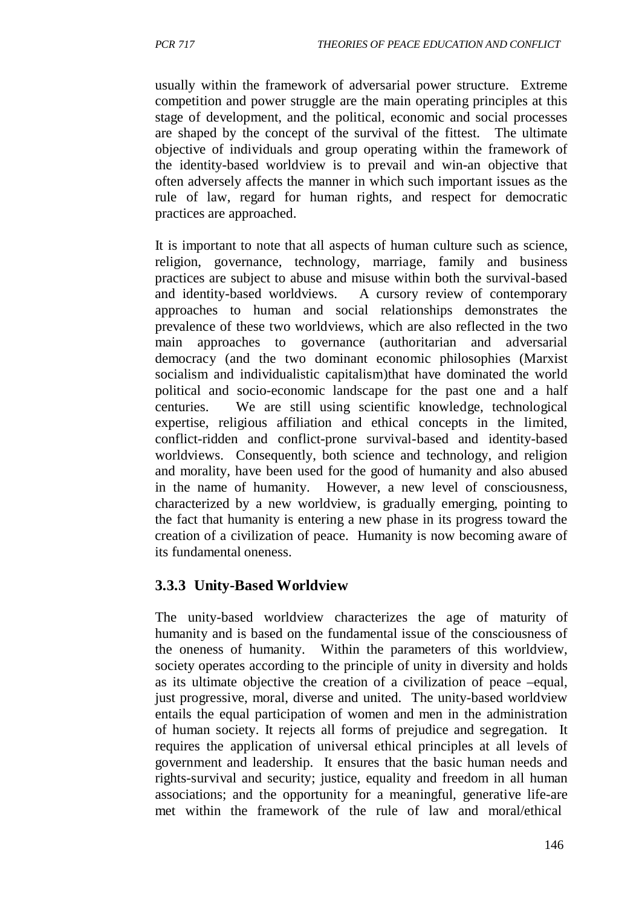usually within the framework of adversarial power structure. Extreme competition and power struggle are the main operating principles at this stage of development, and the political, economic and social processes are shaped by the concept of the survival of the fittest. The ultimate objective of individuals and group operating within the framework of the identity-based worldview is to prevail and win-an objective that often adversely affects the manner in which such important issues as the rule of law, regard for human rights, and respect for democratic practices are approached.

It is important to note that all aspects of human culture such as science, religion, governance, technology, marriage, family and business practices are subject to abuse and misuse within both the survival-based and identity-based worldviews. A cursory review of contemporary approaches to human and social relationships demonstrates the prevalence of these two worldviews, which are also reflected in the two main approaches to governance (authoritarian and adversarial democracy (and the two dominant economic philosophies (Marxist socialism and individualistic capitalism)that have dominated the world political and socio-economic landscape for the past one and a half centuries. We are still using scientific knowledge, technological expertise, religious affiliation and ethical concepts in the limited, conflict-ridden and conflict-prone survival-based and identity-based worldviews. Consequently, both science and technology, and religion and morality, have been used for the good of humanity and also abused in the name of humanity. However, a new level of consciousness, characterized by a new worldview, is gradually emerging, pointing to the fact that humanity is entering a new phase in its progress toward the creation of a civilization of peace. Humanity is now becoming aware of its fundamental oneness.

### 3.3.3 Unity-Based Worldview

The unity-based worldview characterizes the age of maturity of humanity and is based on the fundamental issue of the consciousness of the oneness of humanity. Within the parameters of this worldview, society operates according to the principle of unity in diversity and holds as its ultimate objective the creation of a civilization of peace –equal, just progressive, moral, diverse and united. The unity-based worldview entails the equal participation of women and men in the administration of human society. It rejects all forms of prejudice and segregation. It requires the application of universal ethical principles at all levels of government and leadership. It ensures that the basic human needs and rights-survival and security; justice, equality and freedom in all human associations; and the opportunity for a meaningful, generative life-are met within the framework of the rule of law and moral/ethical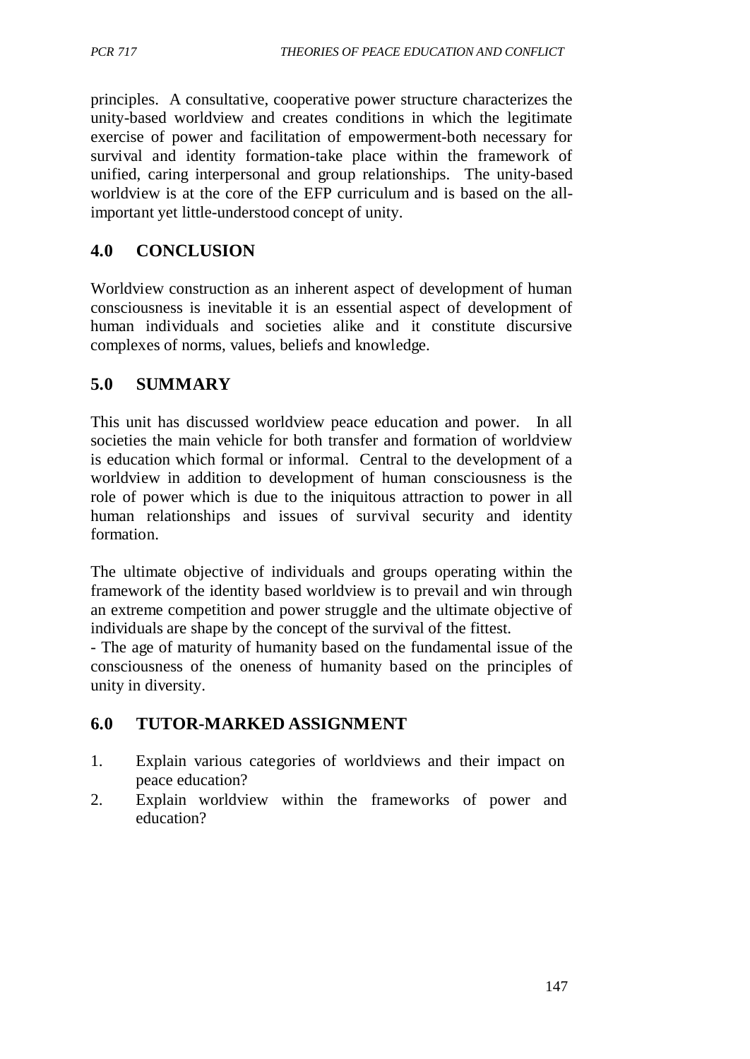principles. A consultative, cooperative power structure characterizes the unity-based worldview and creates conditions in which the legitimate exercise of power and facilitation of empowerment-both necessary for survival and identity formation-take place within the framework of unified, caring interpersonal and group relationships. The unity-based worldview is at the core of the EFP curriculum and is based on the all-important yet little-understood concept of unity.

## 4.0 CONCLUSION

Worldview construction as an inherent aspect of development of human consciousness is inevitable it is an essential aspect of development of human individuals and societies alike and it constitute discursive complexes of norms, values, beliefs and knowledge.

## 5.0 SUMMARY

This unit has discussed worldview peace education and power. In all societies the main vehicle for both transfer and formation of worldview is education which formal or informal. Central to the development of a worldview in addition to development of human consciousness is the role of power which is due to the iniquitous attraction to power in all human relationships and issues of survival security and identity formation.

The ultimate objective of individuals and groups operating within the framework of the identity based worldview is to prevail and win through an extreme competition and power struggle and the ultimate objective of individuals are shape by the concept of the survival of the fittest.

- The age of maturity of humanity based on the fundamental issue of the consciousness of the oneness of humanity based on the principles of unity in diversity.

## 6.0 TUTOR-MARKED ASSIGNMENT

1. Explain various categories of worldviews and their impact on peace education?
2. Explain worldview within the frameworks of power and education?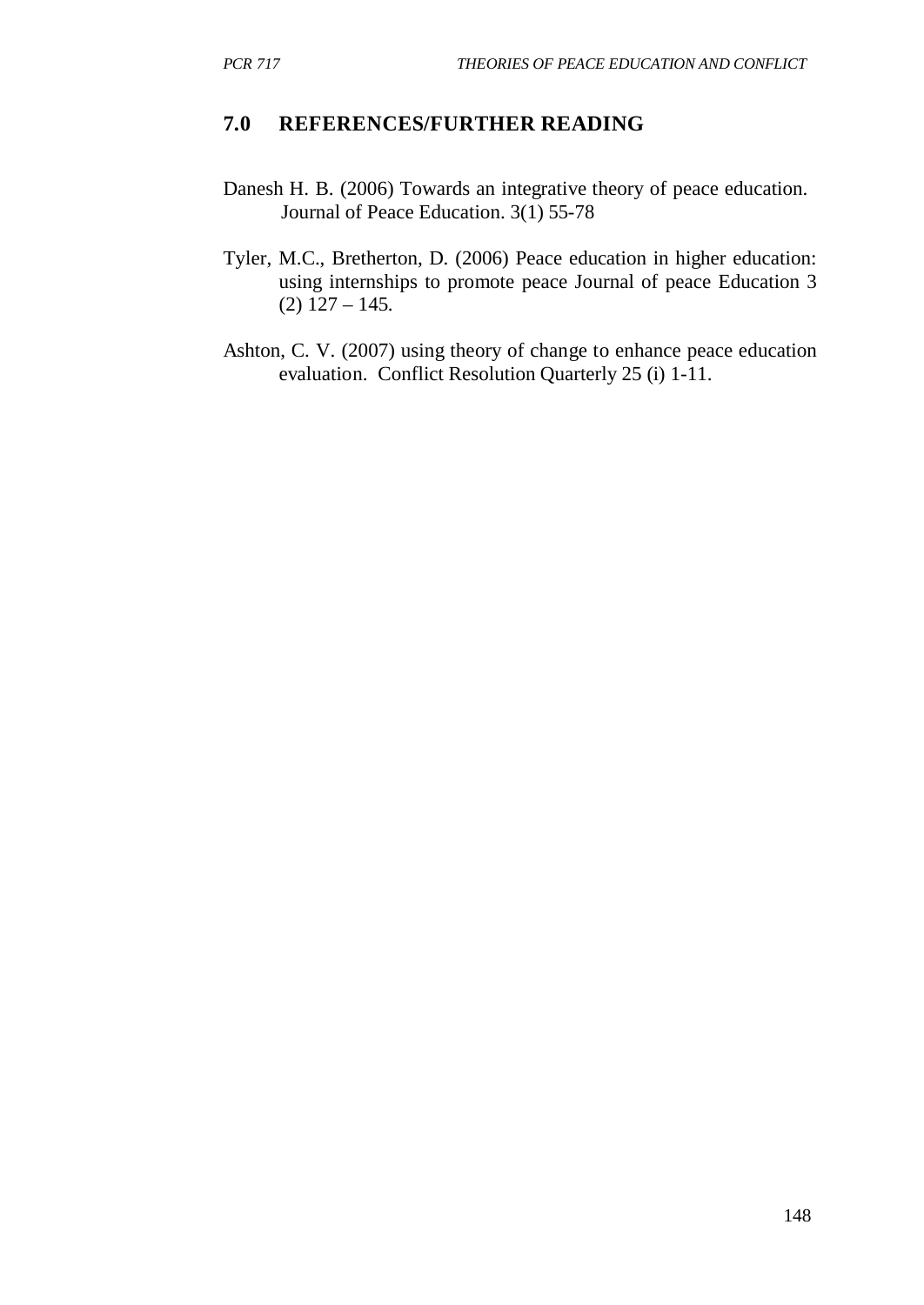## 7.0 REFERENCES/FURTHER READING

Danesh H. B. (2006) Towards an integrative theory of peace education. Journal of Peace Education. 3(1) 55-78

Tyler, M.C., Bretherton, D. (2006) Peace education in higher education: using internships to promote peace Journal of peace Education 3 (2) 127 – 145.

Ashton, C. V. (2007) using theory of change to enhance peace education evaluation. Conflict Resolution Quarterly 25 (i) 1-11.